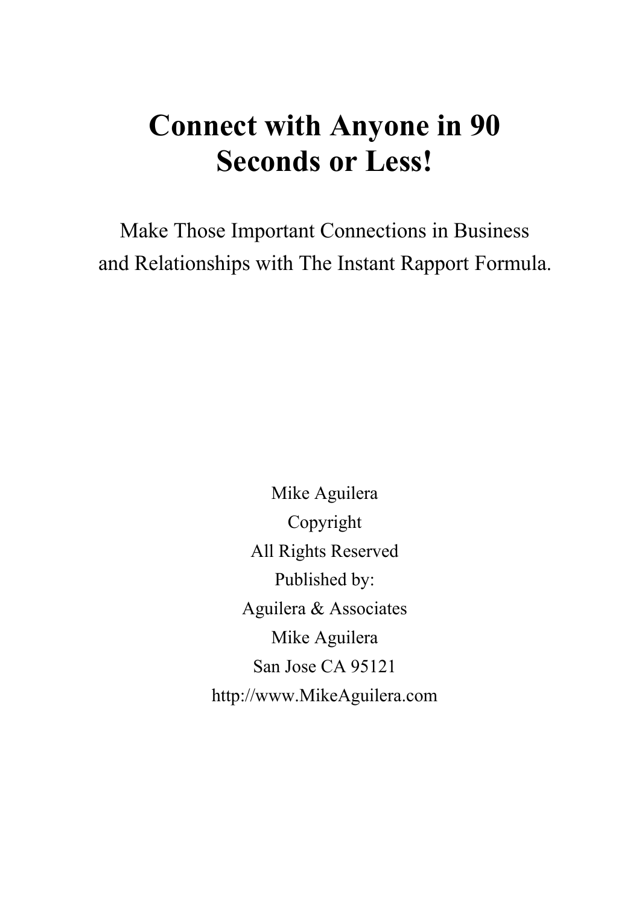# Connect with Anyone in 90 Seconds or Less!

Make Those Important Connections in Business and Relationships with The Instant Rapport Formula.

Mike Aguilera

Copyright

All Rights Reserved

Published by:

Aguilera & Associates

Mike Aguilera

San Jose CA 95121

http://www.MikeAguilera.com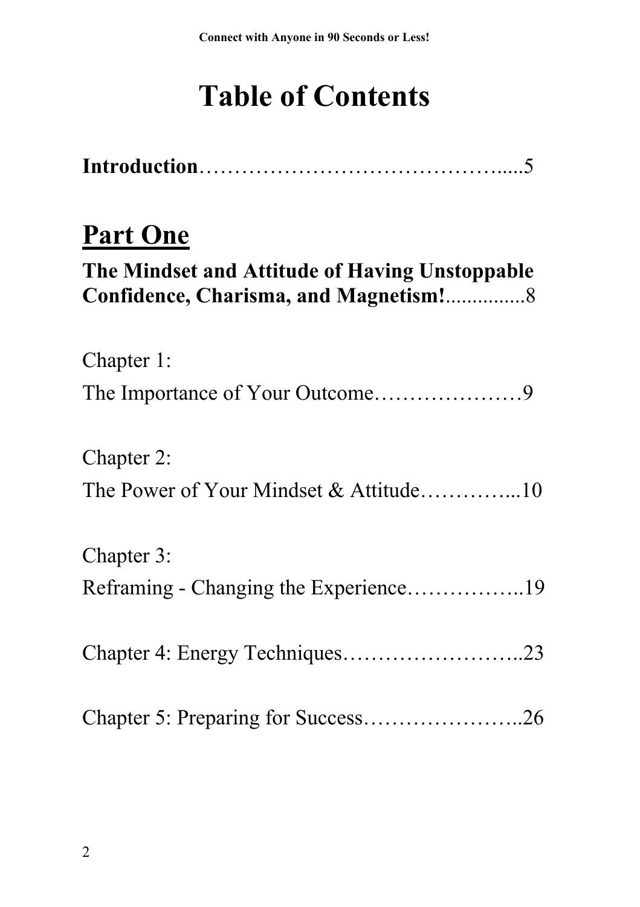# Table of Contents

**Introduction**……………………………………......5

## Part One

**The Mindset and Attitude of Having Unstoppable Confidence, Charisma, and Magnetism!**...............8

Chapter 1:
The Importance of Your Outcome…………………9

Chapter 2:
The Power of Your Mindset & Attitude…………...10

Chapter 3:
Reframing - Changing the Experience……………..19

Chapter 4: Energy Techniques……………………..23

Chapter 5: Preparing for Success…………………..26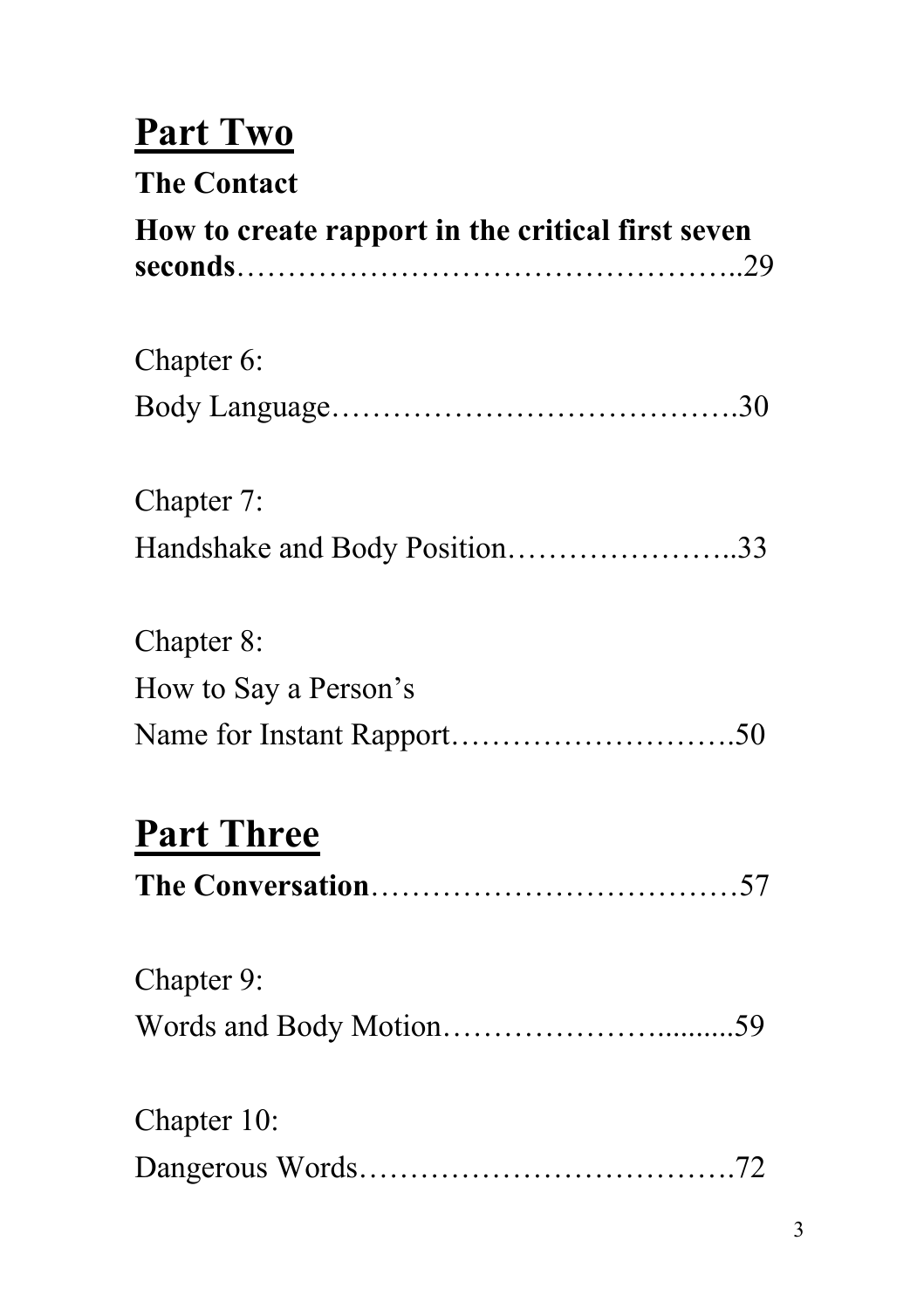## Part Two

**The Contact**

**How to create rapport in the critical first seven seconds**……………………………………………..29

Chapter 6:
Body Language………………………………….30

Chapter 7:
Handshake and Body Position…………………..33

Chapter 8:
How to Say a Person's
Name for Instant Rapport……………………….50

## Part Three

**The Conversation**………………………………57

Chapter 9:
Words and Body Motion………………….........59

Chapter 10:
Dangerous Words……………………………….72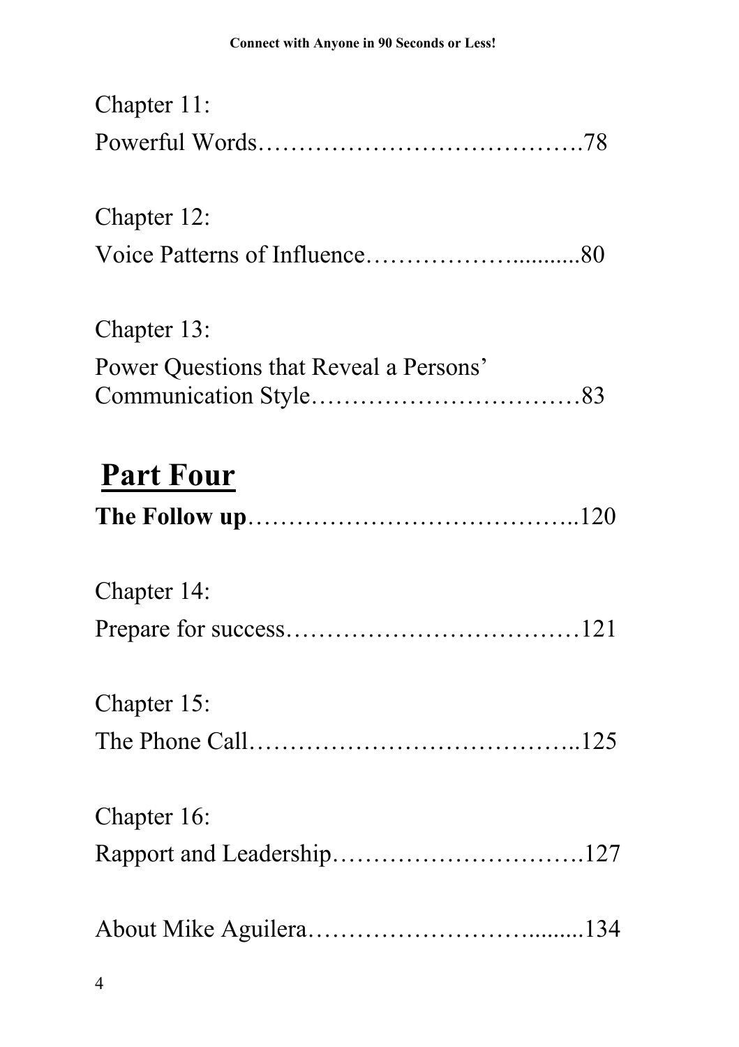Chapter 11:
Powerful Words……………………………….78

Chapter 12:
Voice Patterns of Influence……………..........80

Chapter 13:
Power Questions that Reveal a Persons' Communication Style……………………………83

## Part Four

**The Follow up**…………………………………..120

Chapter 14:
Prepare for success………………………………121

Chapter 15:
The Phone Call…………………………………..125

Chapter 16:
Rapport and Leadership………………………….127

About Mike Aguilera…………………….........134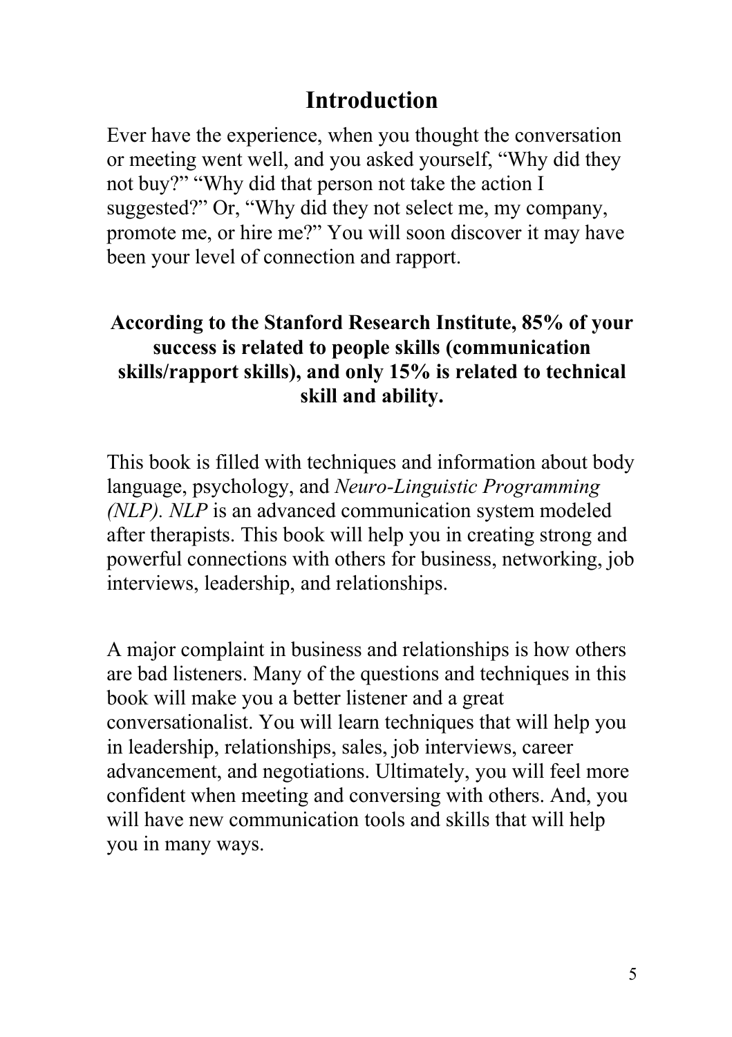# Introduction

Ever have the experience, when you thought the conversation or meeting went well, and you asked yourself, "Why did they not buy?" "Why did that person not take the action I suggested?" Or, "Why did they not select me, my company, promote me, or hire me?" You will soon discover it may have been your level of connection and rapport.

**According to the Stanford Research Institute, 85% of your success is related to people skills (communication skills/rapport skills), and only 15% is related to technical skill and ability.**

This book is filled with techniques and information about body language, psychology, and *Neuro-Linguistic Programming (NLP). NLP* is an advanced communication system modeled after therapists. This book will help you in creating strong and powerful connections with others for business, networking, job interviews, leadership, and relationships.

A major complaint in business and relationships is how others are bad listeners. Many of the questions and techniques in this book will make you a better listener and a great conversationalist. You will learn techniques that will help you in leadership, relationships, sales, job interviews, career advancement, and negotiations. Ultimately, you will feel more confident when meeting and conversing with others. And, you will have new communication tools and skills that will help you in many ways.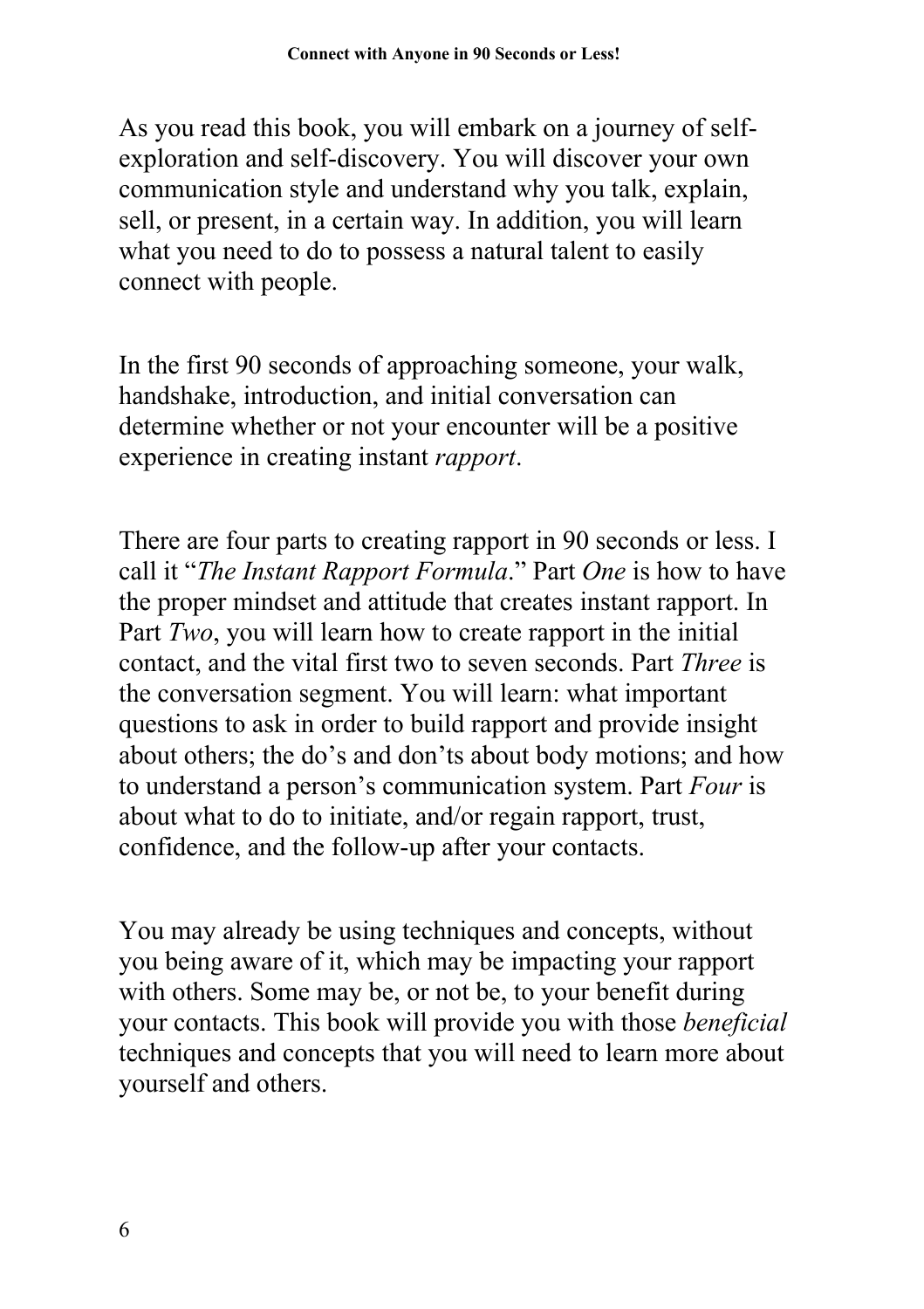As you read this book, you will embark on a journey of self-exploration and self-discovery. You will discover your own communication style and understand why you talk, explain, sell, or present, in a certain way. In addition, you will learn what you need to do to possess a natural talent to easily connect with people.

In the first 90 seconds of approaching someone, your walk, handshake, introduction, and initial conversation can determine whether or not your encounter will be a positive experience in creating instant *rapport*.

There are four parts to creating rapport in 90 seconds or less. I call it "*The Instant Rapport Formula*." Part *One* is how to have the proper mindset and attitude that creates instant rapport. In Part *Two*, you will learn how to create rapport in the initial contact, and the vital first two to seven seconds. Part *Three* is the conversation segment. You will learn: what important questions to ask in order to build rapport and provide insight about others; the do's and don'ts about body motions; and how to understand a person's communication system. Part *Four* is about what to do to initiate, and/or regain rapport, trust, confidence, and the follow-up after your contacts.

You may already be using techniques and concepts, without you being aware of it, which may be impacting your rapport with others. Some may be, or not be, to your benefit during your contacts. This book will provide you with those *beneficial* techniques and concepts that you will need to learn more about yourself and others.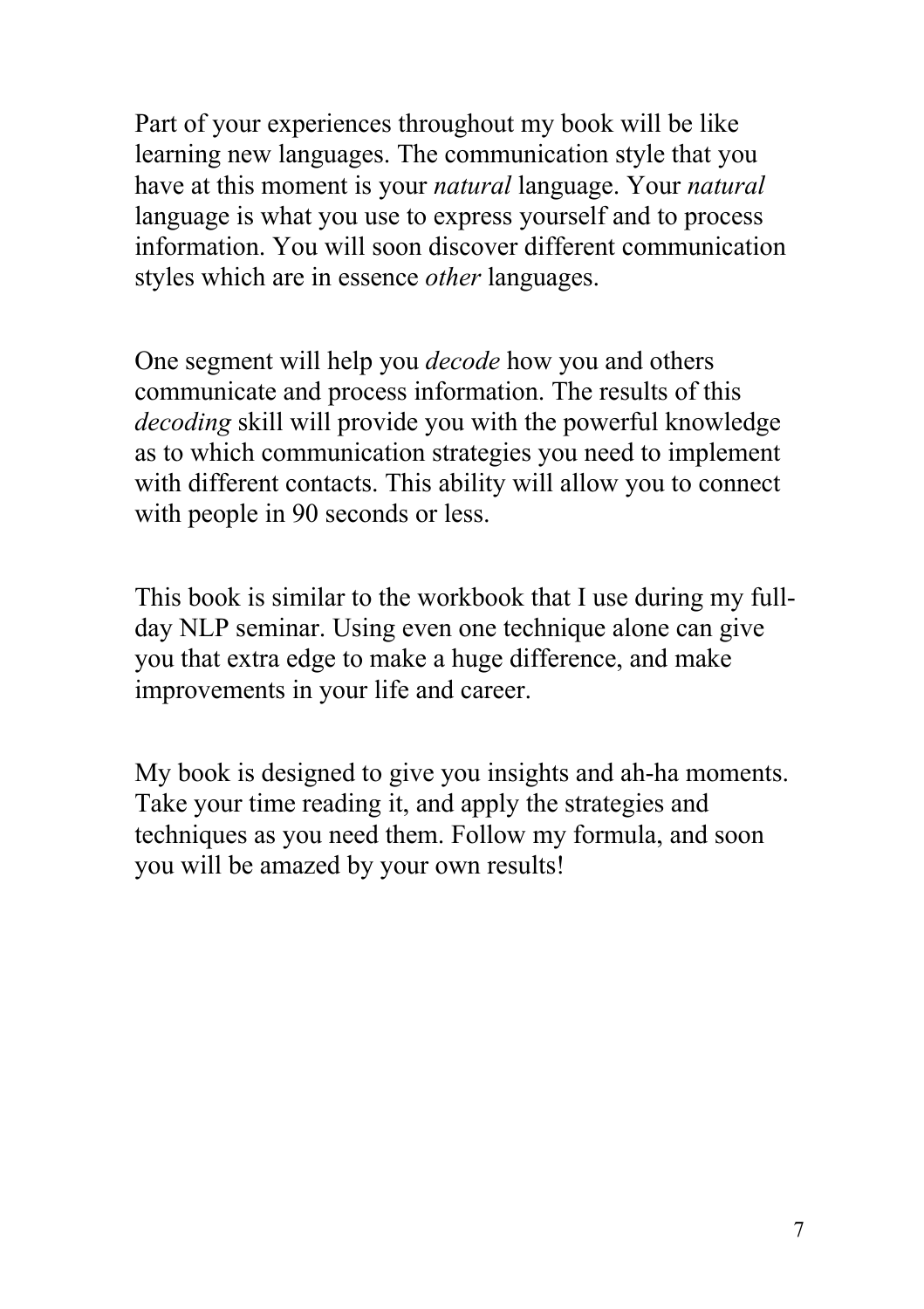Part of your experiences throughout my book will be like learning new languages. The communication style that you have at this moment is your *natural* language. Your *natural* language is what you use to express yourself and to process information. You will soon discover different communication styles which are in essence *other* languages.

One segment will help you *decode* how you and others communicate and process information. The results of this *decoding* skill will provide you with the powerful knowledge as to which communication strategies you need to implement with different contacts. This ability will allow you to connect with people in 90 seconds or less.

This book is similar to the workbook that I use during my full-day NLP seminar. Using even one technique alone can give you that extra edge to make a huge difference, and make improvements in your life and career.

My book is designed to give you insights and ah-ha moments. Take your time reading it, and apply the strategies and techniques as you need them. Follow my formula, and soon you will be amazed by your own results!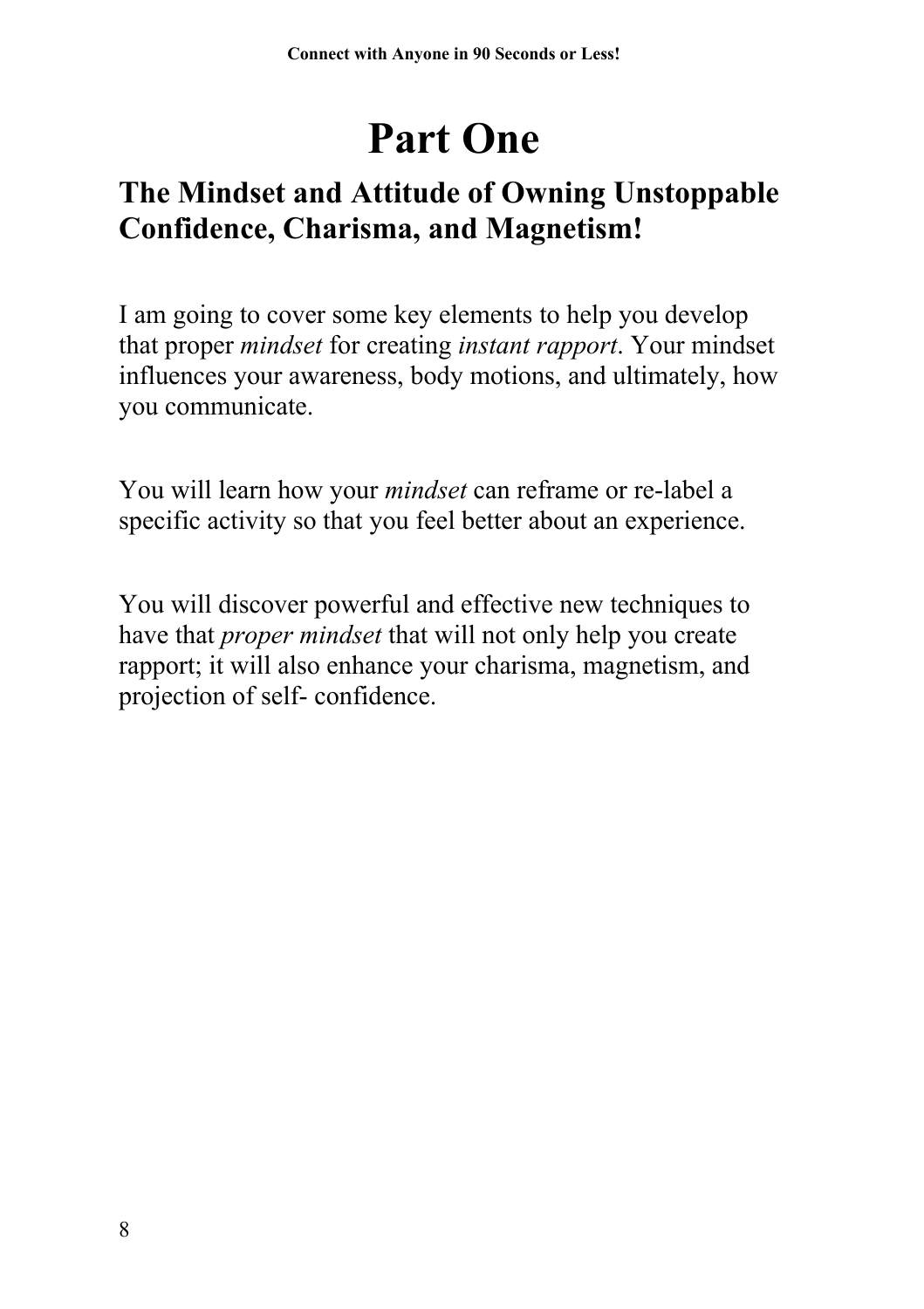# Part One

## The Mindset and Attitude of Owning Unstoppable Confidence, Charisma, and Magnetism!

I am going to cover some key elements to help you develop that proper *mindset* for creating *instant rapport*. Your mindset influences your awareness, body motions, and ultimately, how you communicate.

You will learn how your *mindset* can reframe or re-label a specific activity so that you feel better about an experience.

You will discover powerful and effective new techniques to have that *proper mindset* that will not only help you create rapport; it will also enhance your charisma, magnetism, and projection of self- confidence.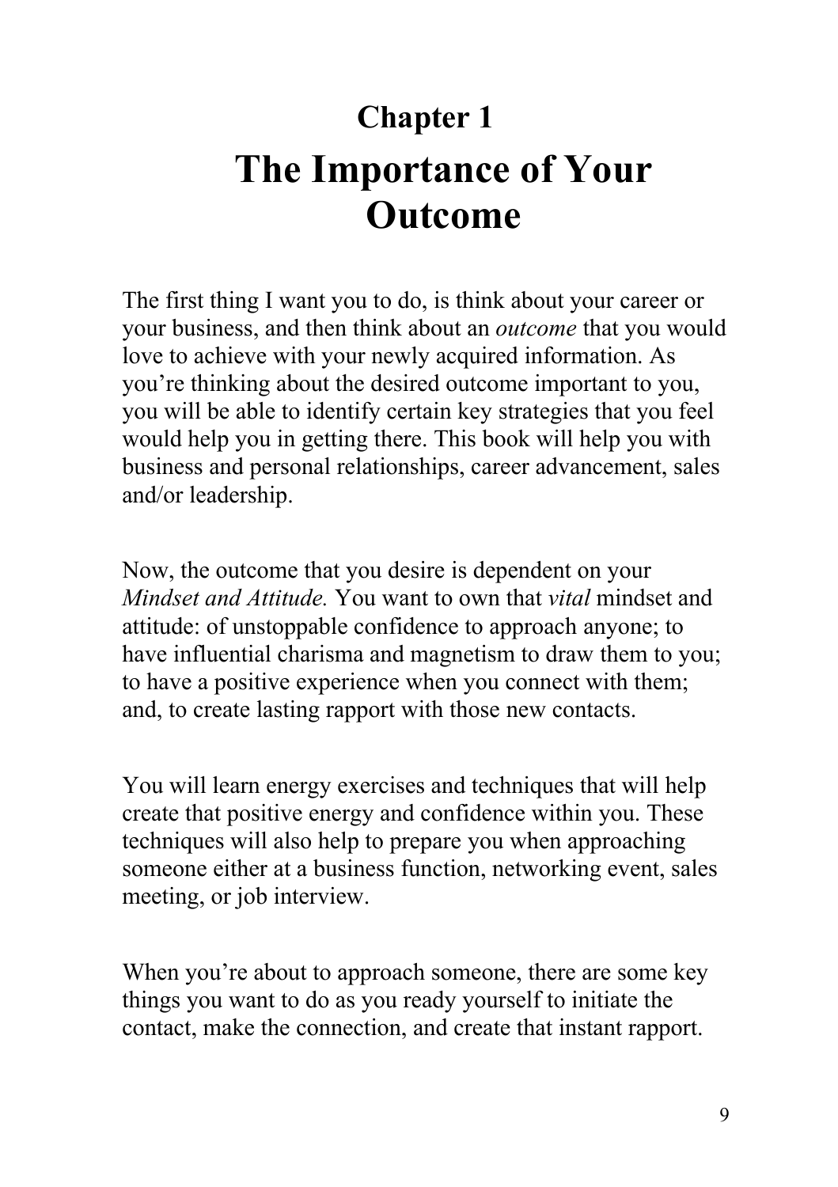# Chapter 1
# The Importance of Your Outcome

The first thing I want you to do, is think about your career or your business, and then think about an *outcome* that you would love to achieve with your newly acquired information. As you're thinking about the desired outcome important to you, you will be able to identify certain key strategies that you feel would help you in getting there. This book will help you with business and personal relationships, career advancement, sales and/or leadership.

Now, the outcome that you desire is dependent on your *Mindset and Attitude.* You want to own that *vital* mindset and attitude: of unstoppable confidence to approach anyone; to have influential charisma and magnetism to draw them to you; to have a positive experience when you connect with them; and, to create lasting rapport with those new contacts.

You will learn energy exercises and techniques that will help create that positive energy and confidence within you. These techniques will also help to prepare you when approaching someone either at a business function, networking event, sales meeting, or job interview.

When you're about to approach someone, there are some key things you want to do as you ready yourself to initiate the contact, make the connection, and create that instant rapport.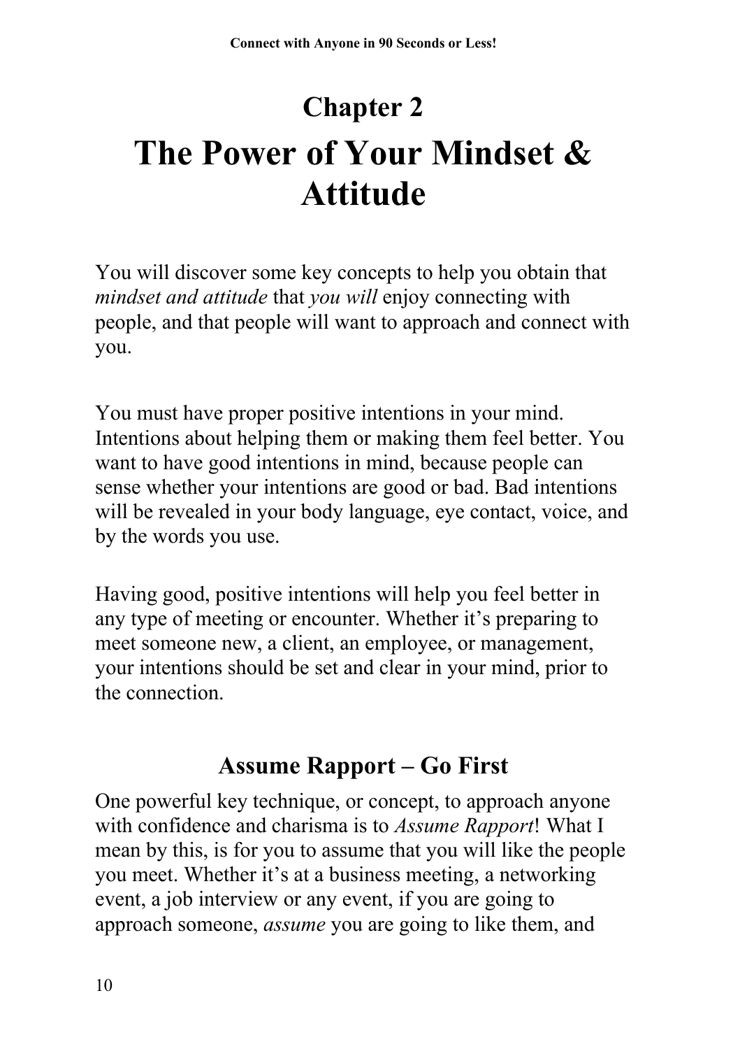# Chapter 2

# The Power of Your Mindset & Attitude

You will discover some key concepts to help you obtain that *mindset and attitude* that *you will* enjoy connecting with people, and that people will want to approach and connect with you.

You must have proper positive intentions in your mind. Intentions about helping them or making them feel better. You want to have good intentions in mind, because people can sense whether your intentions are good or bad. Bad intentions will be revealed in your body language, eye contact, voice, and by the words you use.

Having good, positive intentions will help you feel better in any type of meeting or encounter. Whether it's preparing to meet someone new, a client, an employee, or management, your intentions should be set and clear in your mind, prior to the connection.

## Assume Rapport – Go First

One powerful key technique, or concept, to approach anyone with confidence and charisma is to *Assume Rapport*! What I mean by this, is for you to assume that you will like the people you meet. Whether it's at a business meeting, a networking event, a job interview or any event, if you are going to approach someone, *assume* you are going to like them, and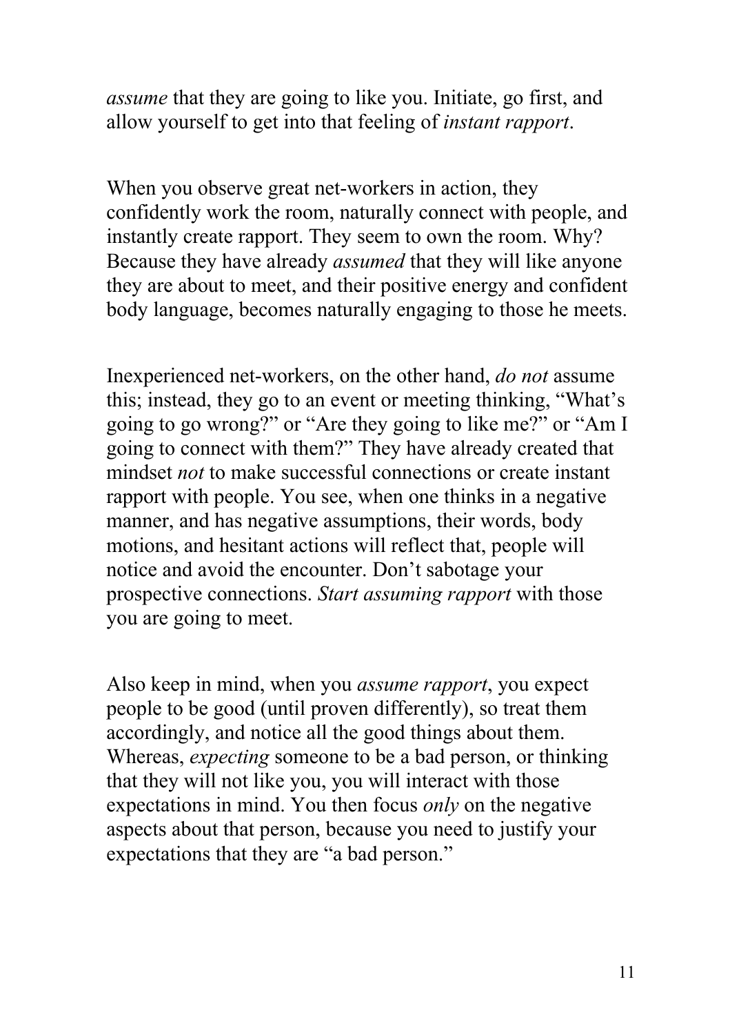*assume* that they are going to like you. Initiate, go first, and allow yourself to get into that feeling of *instant rapport*.

When you observe great net-workers in action, they confidently work the room, naturally connect with people, and instantly create rapport. They seem to own the room. Why? Because they have already *assumed* that they will like anyone they are about to meet, and their positive energy and confident body language, becomes naturally engaging to those he meets.

Inexperienced net-workers, on the other hand, *do not* assume this; instead, they go to an event or meeting thinking, "What's going to go wrong?" or "Are they going to like me?" or "Am I going to connect with them?" They have already created that mindset *not* to make successful connections or create instant rapport with people. You see, when one thinks in a negative manner, and has negative assumptions, their words, body motions, and hesitant actions will reflect that, people will notice and avoid the encounter. Don't sabotage your prospective connections. *Start assuming rapport* with those you are going to meet.

Also keep in mind, when you *assume rapport*, you expect people to be good (until proven differently), so treat them accordingly, and notice all the good things about them. Whereas, *expecting* someone to be a bad person, or thinking that they will not like you, you will interact with those expectations in mind. You then focus *only* on the negative aspects about that person, because you need to justify your expectations that they are "a bad person."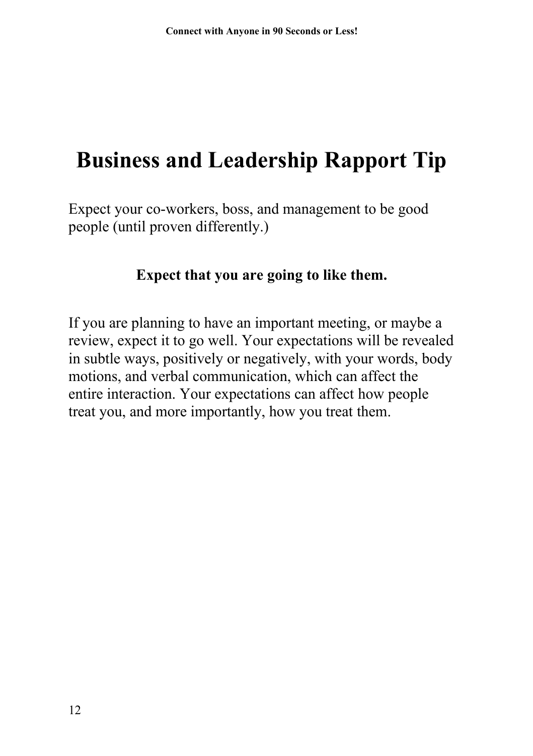# Business and Leadership Rapport Tip

Expect your co-workers, boss, and management to be good people (until proven differently.)

**Expect that you are going to like them.**

If you are planning to have an important meeting, or maybe a review, expect it to go well. Your expectations will be revealed in subtle ways, positively or negatively, with your words, body motions, and verbal communication, which can affect the entire interaction. Your expectations can affect how people treat you, and more importantly, how you treat them.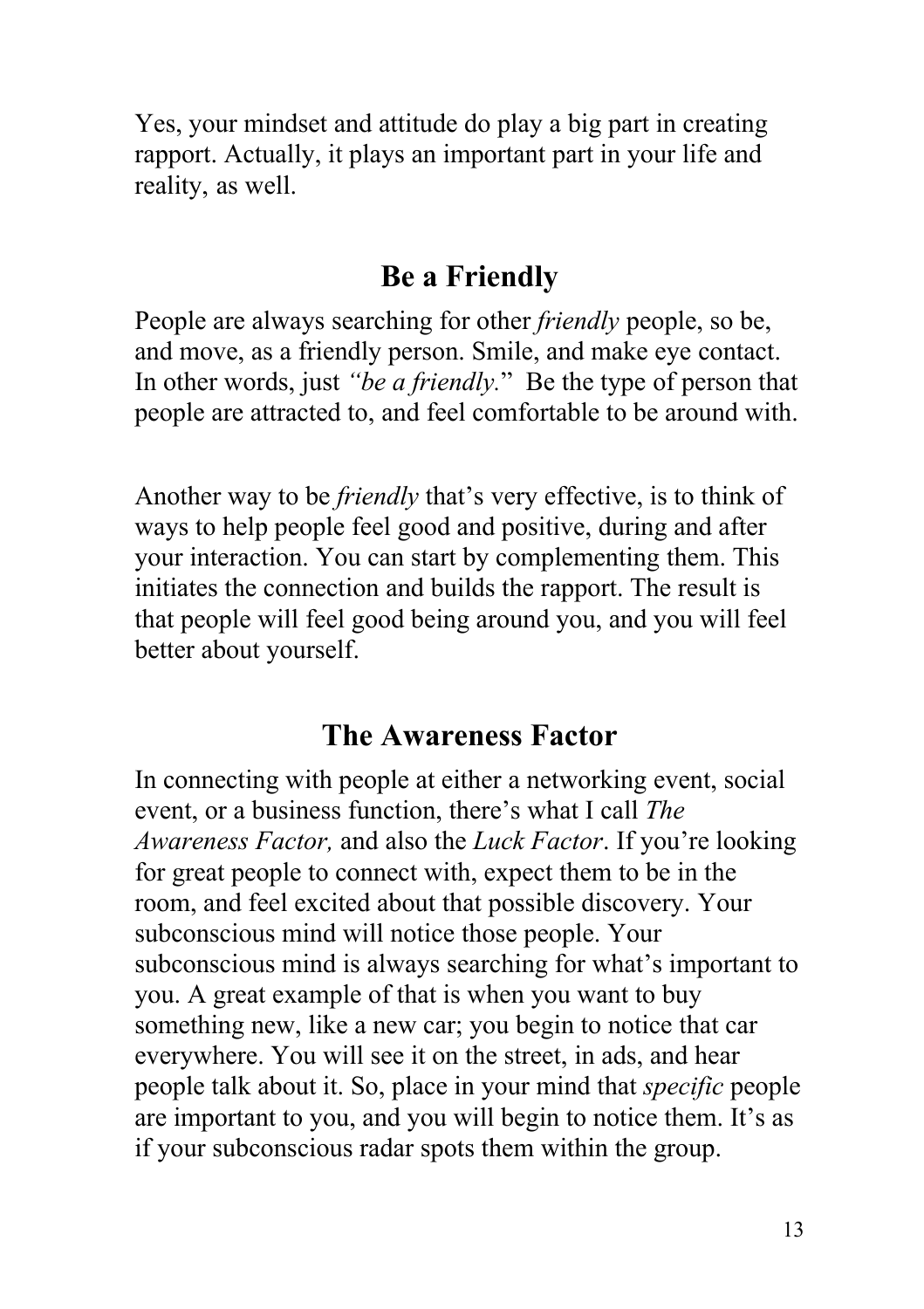Yes, your mindset and attitude do play a big part in creating rapport. Actually, it plays an important part in your life and reality, as well.

## Be a Friendly

People are always searching for other *friendly* people, so be, and move, as a friendly person. Smile, and make eye contact. In other words, just *"be a friendly.*" Be the type of person that people are attracted to, and feel comfortable to be around with.

Another way to be *friendly* that's very effective, is to think of ways to help people feel good and positive, during and after your interaction. You can start by complementing them. This initiates the connection and builds the rapport. The result is that people will feel good being around you, and you will feel better about yourself.

## The Awareness Factor

In connecting with people at either a networking event, social event, or a business function, there's what I call *The Awareness Factor,* and also the *Luck Factor*. If you're looking for great people to connect with, expect them to be in the room, and feel excited about that possible discovery. Your subconscious mind will notice those people. Your subconscious mind is always searching for what's important to you. A great example of that is when you want to buy something new, like a new car; you begin to notice that car everywhere. You will see it on the street, in ads, and hear people talk about it. So, place in your mind that *specific* people are important to you, and you will begin to notice them. It's as if your subconscious radar spots them within the group.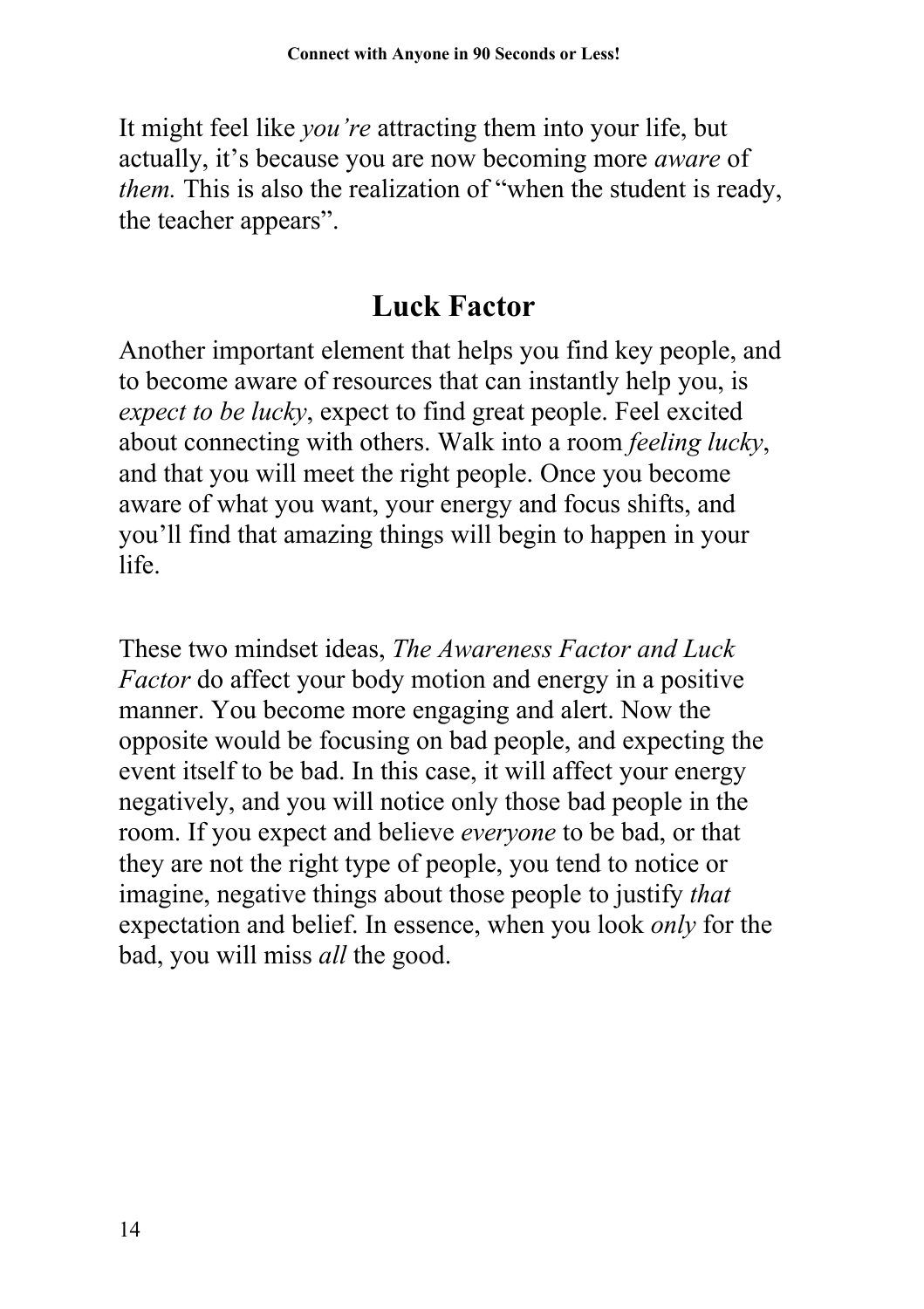It might feel like *you're* attracting them into your life, but actually, it's because you are now becoming more *aware* of *them.* This is also the realization of "when the student is ready, the teacher appears".

## Luck Factor

Another important element that helps you find key people, and to become aware of resources that can instantly help you, is *expect to be lucky*, expect to find great people. Feel excited about connecting with others. Walk into a room *feeling lucky*, and that you will meet the right people. Once you become aware of what you want, your energy and focus shifts, and you'll find that amazing things will begin to happen in your life.

These two mindset ideas, *The Awareness Factor and Luck Factor* do affect your body motion and energy in a positive manner. You become more engaging and alert. Now the opposite would be focusing on bad people, and expecting the event itself to be bad. In this case, it will affect your energy negatively, and you will notice only those bad people in the room. If you expect and believe *everyone* to be bad, or that they are not the right type of people, you tend to notice or imagine, negative things about those people to justify *that* expectation and belief. In essence, when you look *only* for the bad, you will miss *all* the good.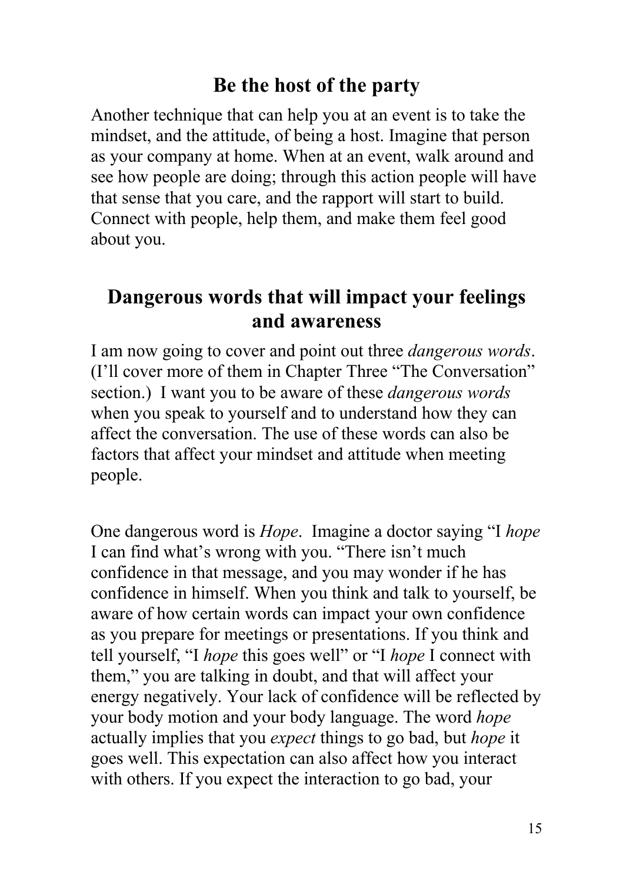## Be the host of the party

Another technique that can help you at an event is to take the mindset, and the attitude, of being a host. Imagine that person as your company at home. When at an event, walk around and see how people are doing; through this action people will have that sense that you care, and the rapport will start to build. Connect with people, help them, and make them feel good about you.

## Dangerous words that will impact your feelings and awareness

I am now going to cover and point out three *dangerous words*. (I'll cover more of them in Chapter Three "The Conversation" section.) I want you to be aware of these *dangerous words* when you speak to yourself and to understand how they can affect the conversation. The use of these words can also be factors that affect your mindset and attitude when meeting people.

One dangerous word is *Hope*. Imagine a doctor saying "I *hope* I can find what's wrong with you. "There isn't much confidence in that message, and you may wonder if he has confidence in himself. When you think and talk to yourself, be aware of how certain words can impact your own confidence as you prepare for meetings or presentations. If you think and tell yourself, "I *hope* this goes well" or "I *hope* I connect with them," you are talking in doubt, and that will affect your energy negatively. Your lack of confidence will be reflected by your body motion and your body language. The word *hope* actually implies that you *expect* things to go bad, but *hope* it goes well. This expectation can also affect how you interact with others. If you expect the interaction to go bad, your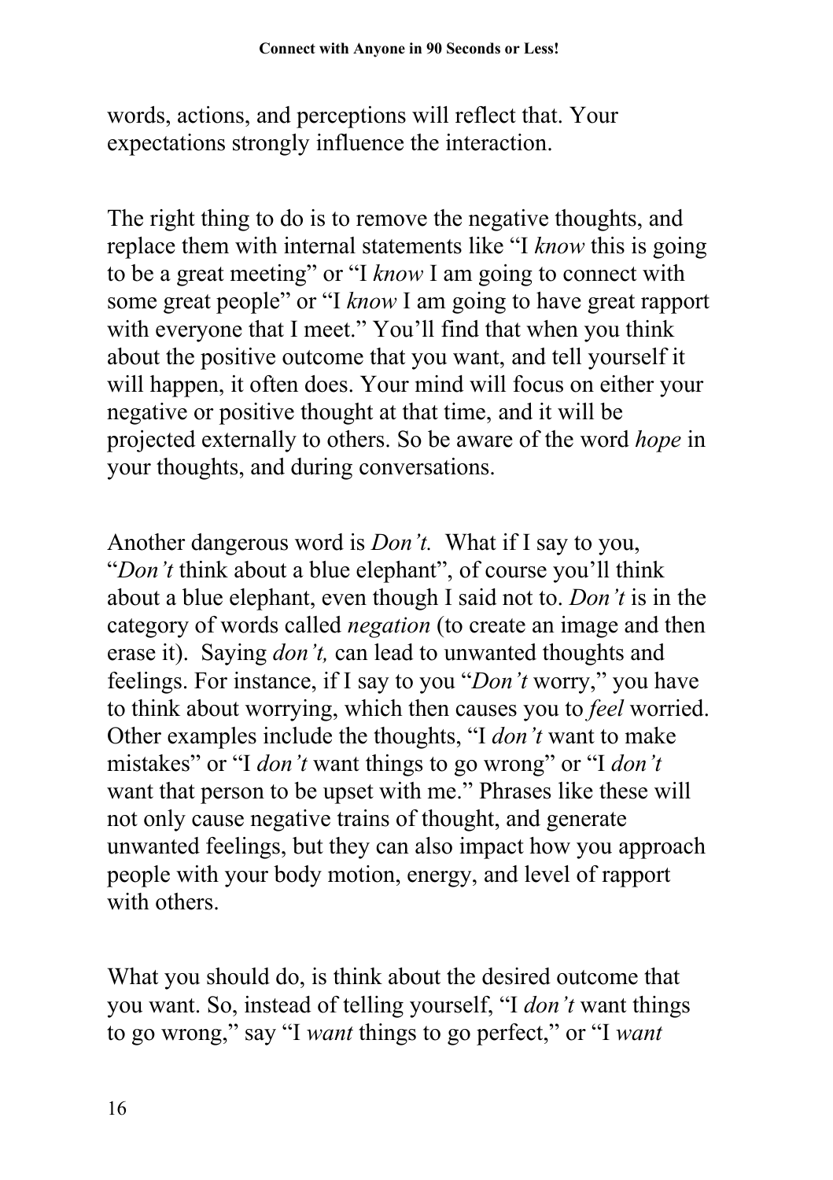words, actions, and perceptions will reflect that. Your expectations strongly influence the interaction.

The right thing to do is to remove the negative thoughts, and replace them with internal statements like "I *know* this is going to be a great meeting" or "I *know* I am going to connect with some great people" or "I *know* I am going to have great rapport with everyone that I meet." You'll find that when you think about the positive outcome that you want, and tell yourself it will happen, it often does. Your mind will focus on either your negative or positive thought at that time, and it will be projected externally to others. So be aware of the word *hope* in your thoughts, and during conversations.

Another dangerous word is *Don't.* What if I say to you, "*Don't* think about a blue elephant", of course you'll think about a blue elephant, even though I said not to. *Don't* is in the category of words called *negation* (to create an image and then erase it). Saying *don't,* can lead to unwanted thoughts and feelings. For instance, if I say to you "*Don't* worry," you have to think about worrying, which then causes you to *feel* worried. Other examples include the thoughts, "I *don't* want to make mistakes" or "I *don't* want things to go wrong" or "I *don't* want that person to be upset with me." Phrases like these will not only cause negative trains of thought, and generate unwanted feelings, but they can also impact how you approach people with your body motion, energy, and level of rapport with others.

What you should do, is think about the desired outcome that you want. So, instead of telling yourself, "I *don't* want things to go wrong," say "I *want* things to go perfect," or "I *want*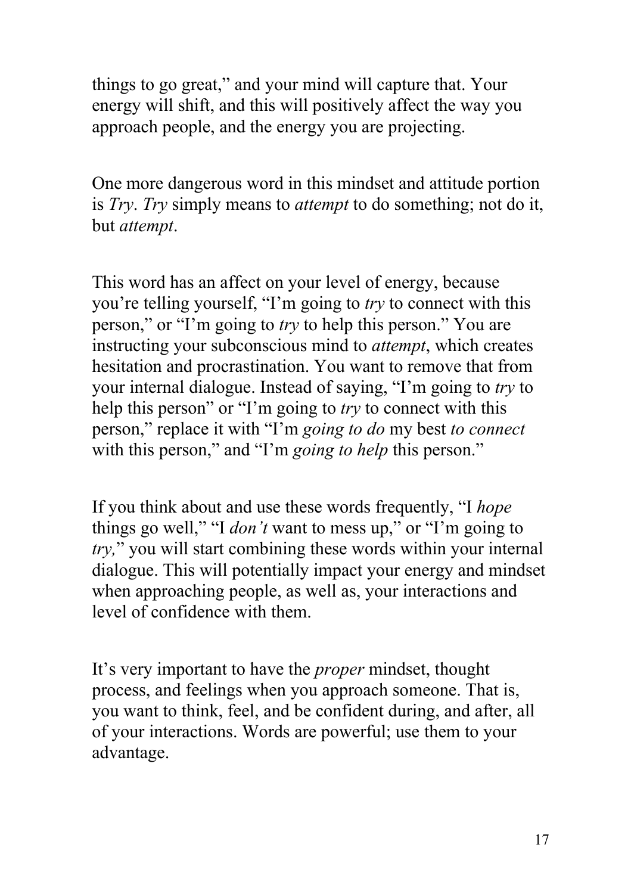things to go great," and your mind will capture that. Your energy will shift, and this will positively affect the way you approach people, and the energy you are projecting.

One more dangerous word in this mindset and attitude portion is *Try*. *Try* simply means to *attempt* to do something; not do it, but *attempt*.

This word has an affect on your level of energy, because you're telling yourself, "I'm going to *try* to connect with this person," or "I'm going to *try* to help this person." You are instructing your subconscious mind to *attempt*, which creates hesitation and procrastination. You want to remove that from your internal dialogue. Instead of saying, "I'm going to *try* to help this person" or "I'm going to *try* to connect with this person," replace it with "I'm *going to do* my best *to connect* with this person," and "I'm *going to help* this person."

If you think about and use these words frequently, "I *hope* things go well," "I *don't* want to mess up," or "I'm going to *try,*" you will start combining these words within your internal dialogue. This will potentially impact your energy and mindset when approaching people, as well as, your interactions and level of confidence with them.

It's very important to have the *proper* mindset, thought process, and feelings when you approach someone. That is, you want to think, feel, and be confident during, and after, all of your interactions. Words are powerful; use them to your advantage.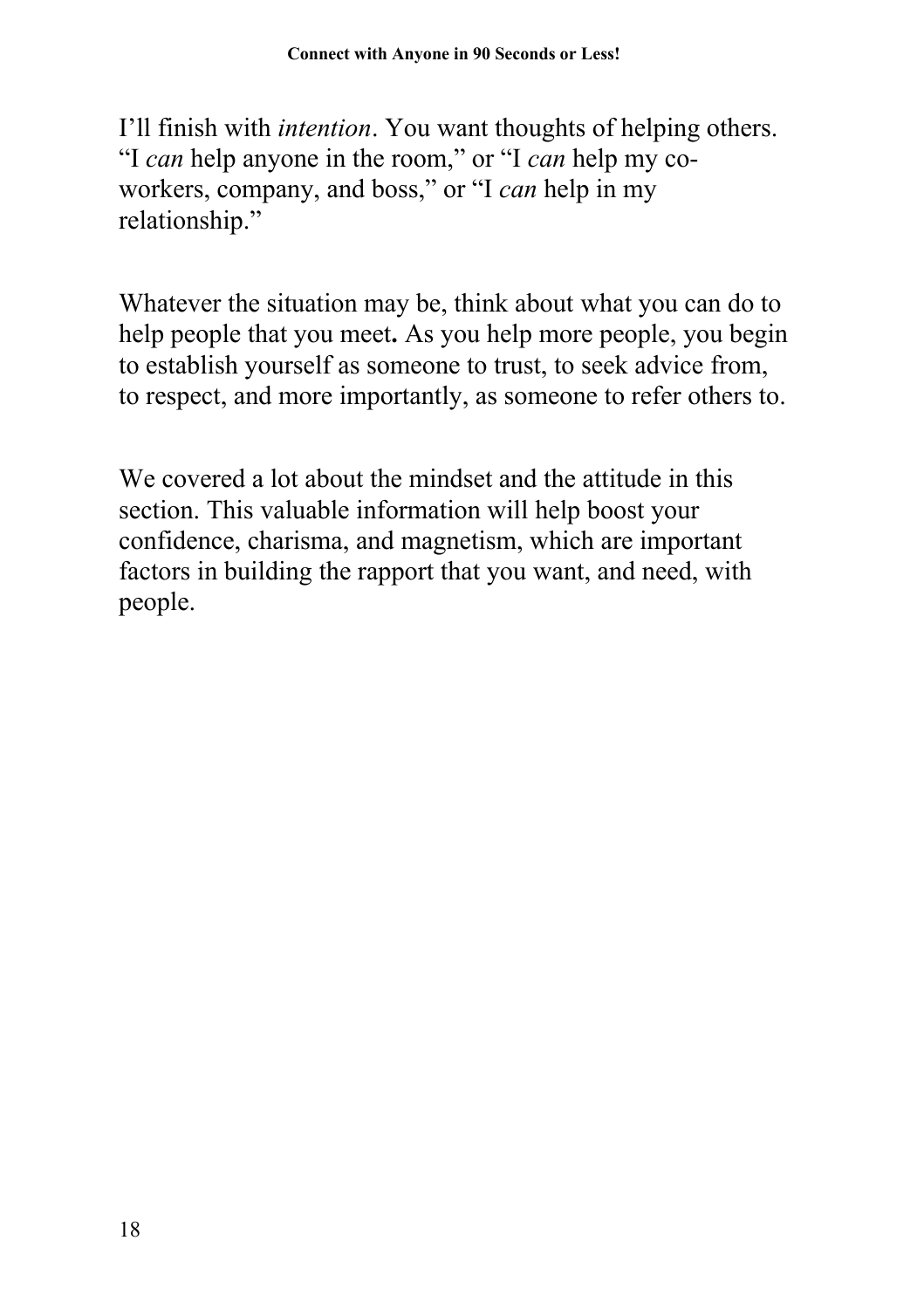I'll finish with *intention*. You want thoughts of helping others. "I *can* help anyone in the room," or "I *can* help my co-workers, company, and boss," or "I *can* help in my relationship."

Whatever the situation may be, think about what you can do to help people that you meet**.** As you help more people, you begin to establish yourself as someone to trust, to seek advice from, to respect, and more importantly, as someone to refer others to.

We covered a lot about the mindset and the attitude in this section. This valuable information will help boost your confidence, charisma, and magnetism, which are important factors in building the rapport that you want, and need, with people.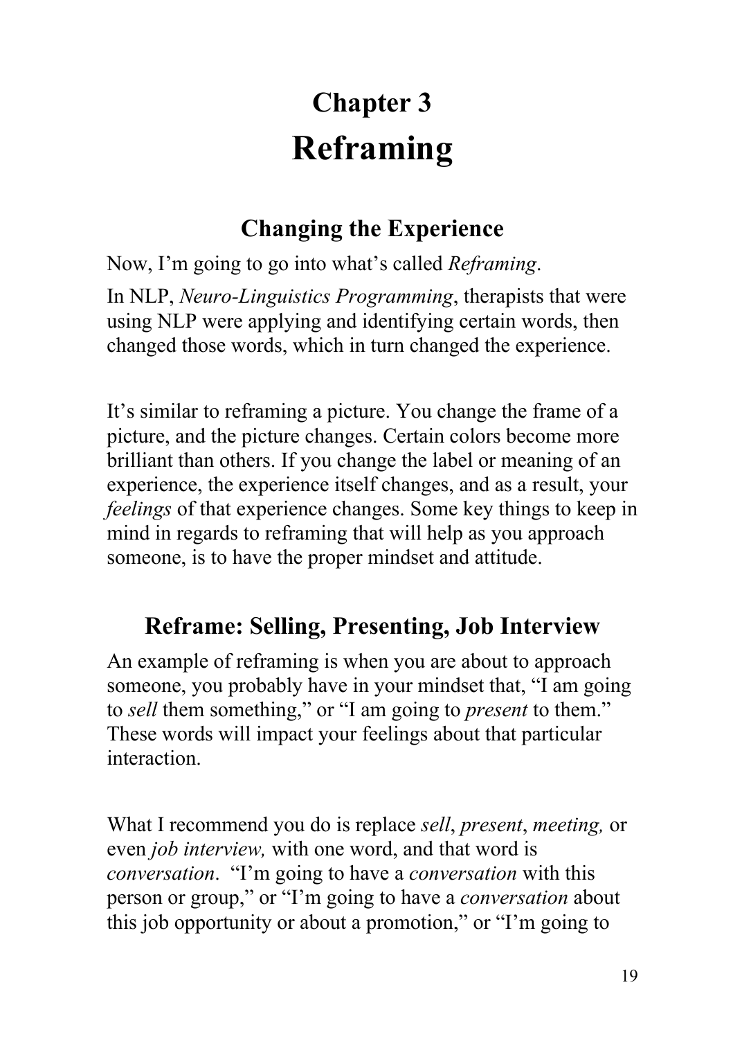# Chapter 3
# Reframing

## Changing the Experience

Now, I'm going to go into what's called *Reframing*.

In NLP, *Neuro-Linguistics Programming*, therapists that were using NLP were applying and identifying certain words, then changed those words, which in turn changed the experience.

It's similar to reframing a picture. You change the frame of a picture, and the picture changes. Certain colors become more brilliant than others. If you change the label or meaning of an experience, the experience itself changes, and as a result, your *feelings* of that experience changes. Some key things to keep in mind in regards to reframing that will help as you approach someone, is to have the proper mindset and attitude.

## Reframe: Selling, Presenting, Job Interview

An example of reframing is when you are about to approach someone, you probably have in your mindset that, "I am going to *sell* them something," or "I am going to *present* to them." These words will impact your feelings about that particular interaction.

What I recommend you do is replace *sell*, *present*, *meeting,* or even *job interview,* with one word, and that word is *conversation*. "I'm going to have a *conversation* with this person or group," or "I'm going to have a *conversation* about this job opportunity or about a promotion," or "I'm going to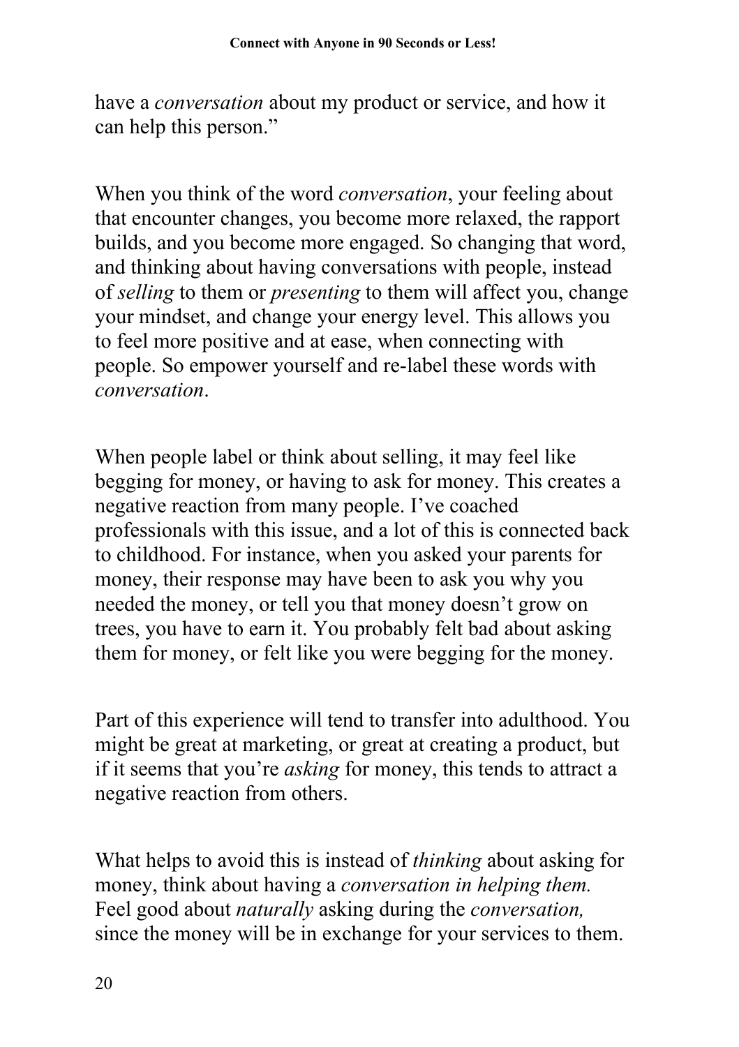have a *conversation* about my product or service, and how it can help this person."

When you think of the word *conversation*, your feeling about that encounter changes, you become more relaxed, the rapport builds, and you become more engaged. So changing that word, and thinking about having conversations with people, instead of *selling* to them or *presenting* to them will affect you, change your mindset, and change your energy level. This allows you to feel more positive and at ease, when connecting with people. So empower yourself and re-label these words with *conversation*.

When people label or think about selling, it may feel like begging for money, or having to ask for money. This creates a negative reaction from many people. I've coached professionals with this issue, and a lot of this is connected back to childhood. For instance, when you asked your parents for money, their response may have been to ask you why you needed the money, or tell you that money doesn't grow on trees, you have to earn it. You probably felt bad about asking them for money, or felt like you were begging for the money.

Part of this experience will tend to transfer into adulthood. You might be great at marketing, or great at creating a product, but if it seems that you're *asking* for money, this tends to attract a negative reaction from others.

What helps to avoid this is instead of *thinking* about asking for money, think about having a *conversation in helping them.* Feel good about *naturally* asking during the *conversation,* since the money will be in exchange for your services to them.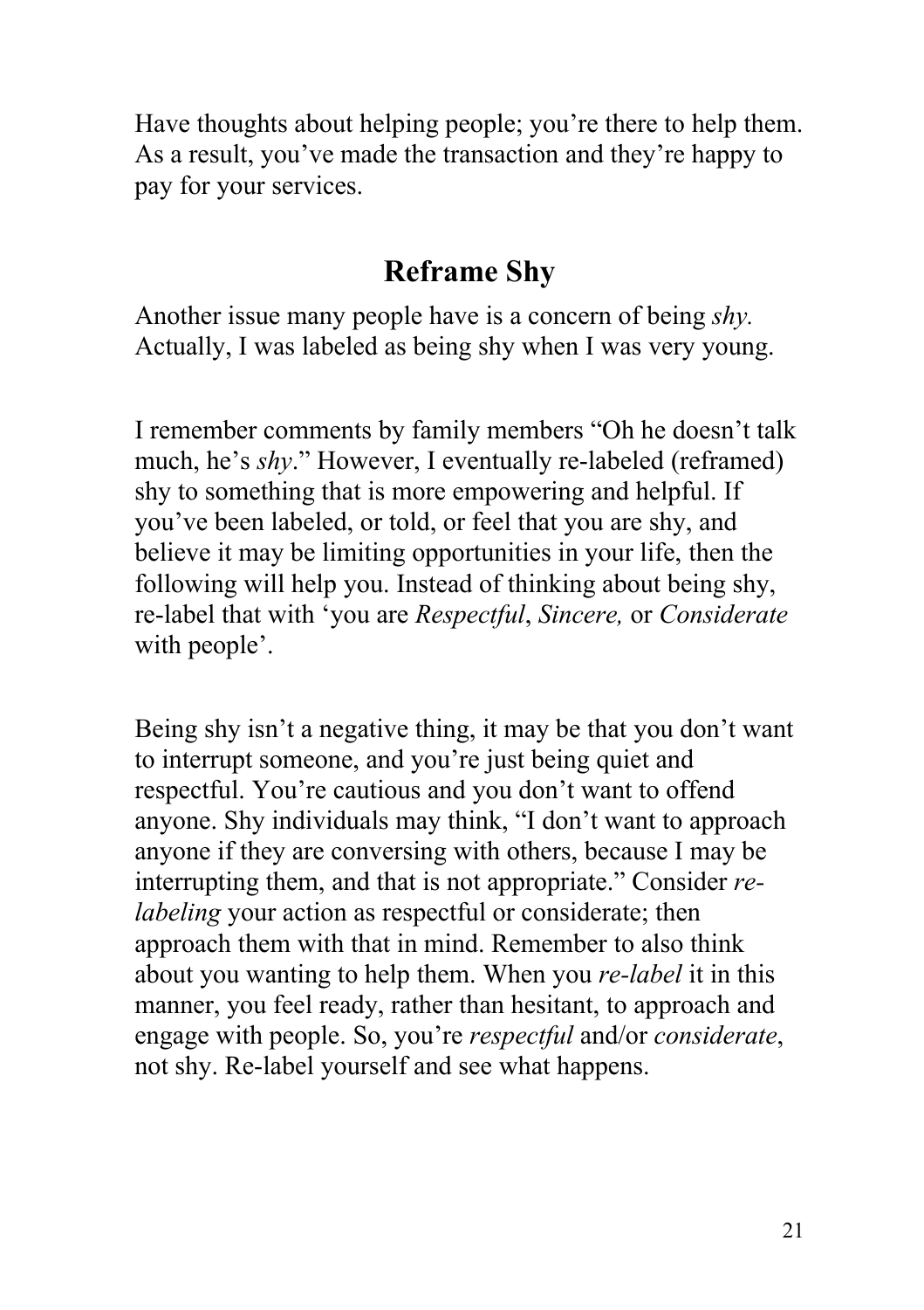Have thoughts about helping people; you're there to help them. As a result, you've made the transaction and they're happy to pay for your services.

## Reframe Shy

Another issue many people have is a concern of being *shy.* Actually, I was labeled as being shy when I was very young.

I remember comments by family members "Oh he doesn't talk much, he's *shy*." However, I eventually re-labeled (reframed) shy to something that is more empowering and helpful. If you've been labeled, or told, or feel that you are shy, and believe it may be limiting opportunities in your life, then the following will help you. Instead of thinking about being shy, re-label that with 'you are *Respectful*, *Sincere,* or *Considerate* with people'.

Being shy isn't a negative thing, it may be that you don't want to interrupt someone, and you're just being quiet and respectful. You're cautious and you don't want to offend anyone. Shy individuals may think, "I don't want to approach anyone if they are conversing with others, because I may be interrupting them, and that is not appropriate." Consider *re-labeling* your action as respectful or considerate; then approach them with that in mind. Remember to also think about you wanting to help them. When you *re-label* it in this manner, you feel ready, rather than hesitant, to approach and engage with people. So, you're *respectful* and/or *considerate*, not shy. Re-label yourself and see what happens.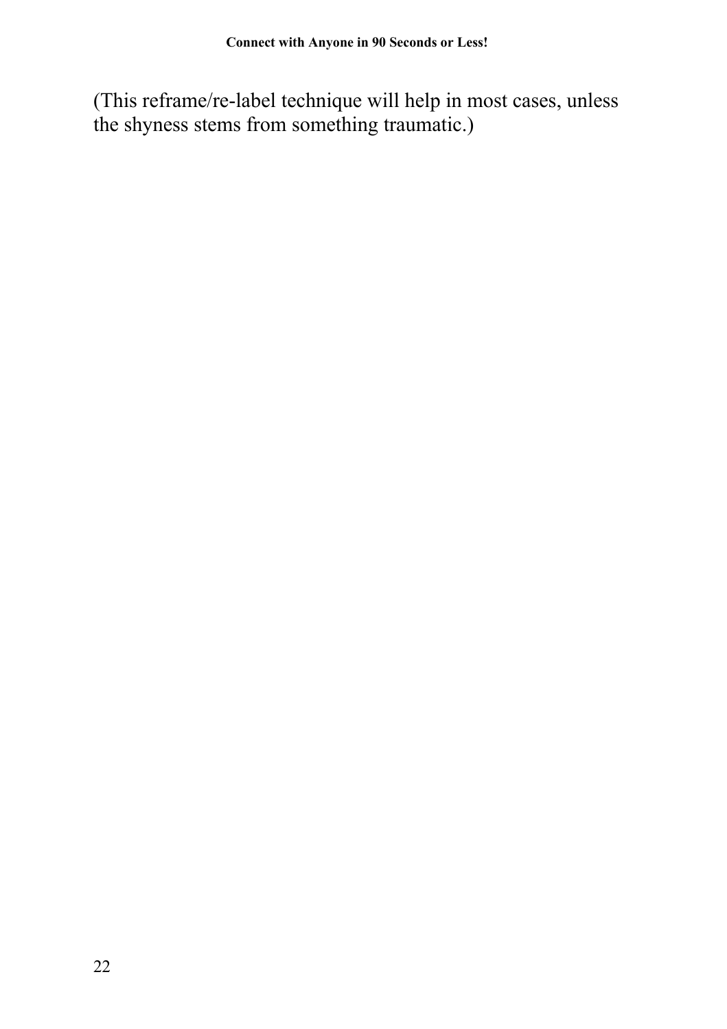(This reframe/re-label technique will help in most cases, unless the shyness stems from something traumatic.)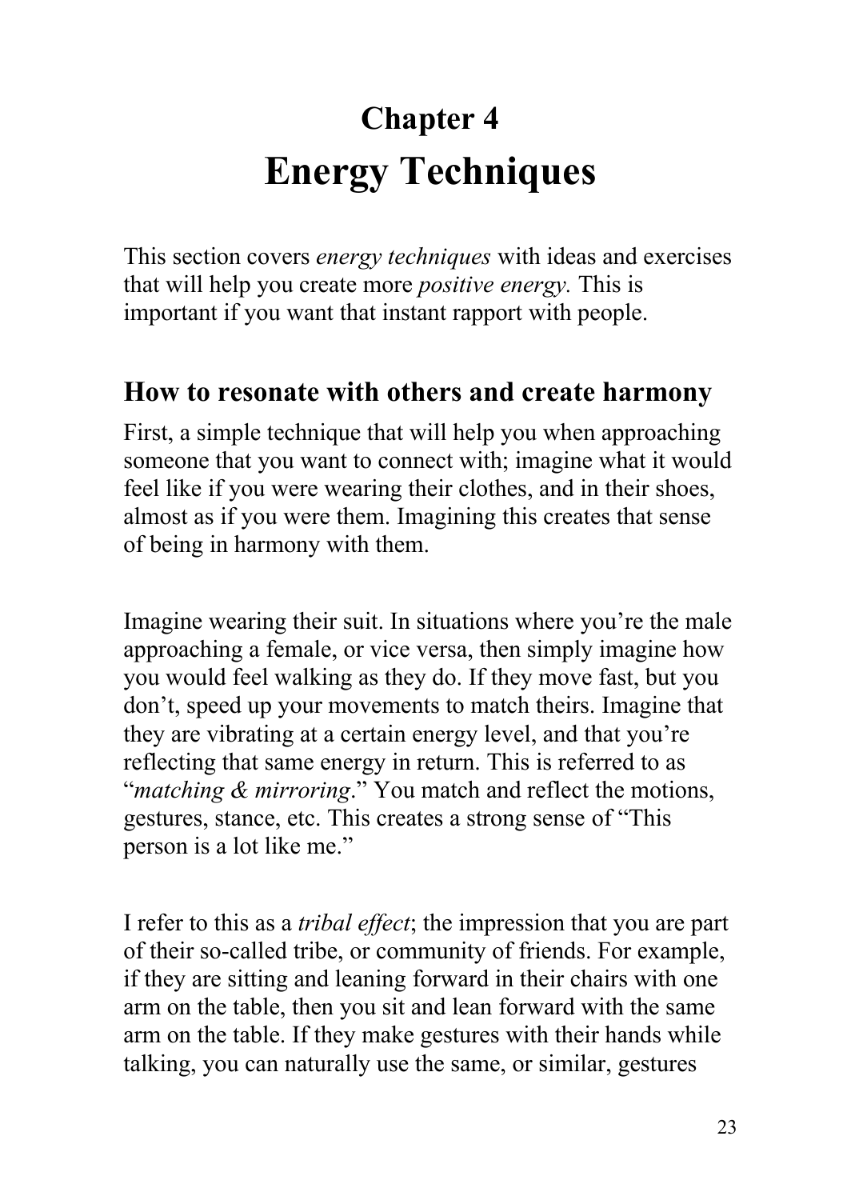# Chapter 4
# Energy Techniques

This section covers *energy techniques* with ideas and exercises that will help you create more *positive energy.* This is important if you want that instant rapport with people.

## How to resonate with others and create harmony

First, a simple technique that will help you when approaching someone that you want to connect with; imagine what it would feel like if you were wearing their clothes, and in their shoes, almost as if you were them. Imagining this creates that sense of being in harmony with them.

Imagine wearing their suit. In situations where you're the male approaching a female, or vice versa, then simply imagine how you would feel walking as they do. If they move fast, but you don't, speed up your movements to match theirs. Imagine that they are vibrating at a certain energy level, and that you're reflecting that same energy in return. This is referred to as "*matching & mirroring*." You match and reflect the motions, gestures, stance, etc. This creates a strong sense of "This person is a lot like me."

I refer to this as a *tribal effect*; the impression that you are part of their so-called tribe, or community of friends. For example, if they are sitting and leaning forward in their chairs with one arm on the table, then you sit and lean forward with the same arm on the table. If they make gestures with their hands while talking, you can naturally use the same, or similar, gestures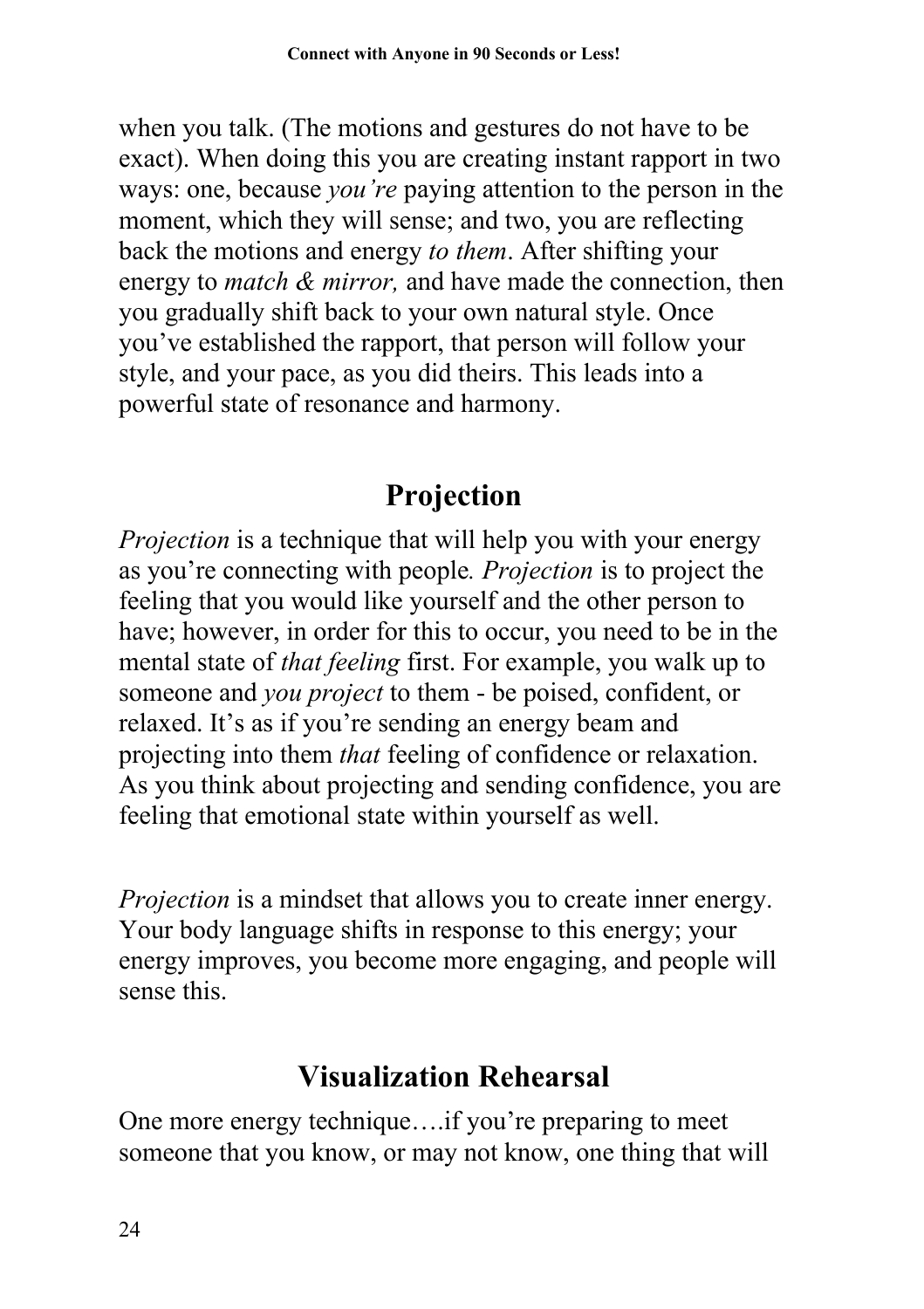when you talk. (The motions and gestures do not have to be exact). When doing this you are creating instant rapport in two ways: one, because *you're* paying attention to the person in the moment, which they will sense; and two, you are reflecting back the motions and energy *to them*. After shifting your energy to *match & mirror,* and have made the connection, then you gradually shift back to your own natural style. Once you've established the rapport, that person will follow your style, and your pace, as you did theirs. This leads into a powerful state of resonance and harmony.

## Projection

*Projection* is a technique that will help you with your energy as you're connecting with people*. Projection* is to project the feeling that you would like yourself and the other person to have; however, in order for this to occur, you need to be in the mental state of *that feeling* first. For example, you walk up to someone and *you project* to them - be poised, confident, or relaxed. It's as if you're sending an energy beam and projecting into them *that* feeling of confidence or relaxation. As you think about projecting and sending confidence, you are feeling that emotional state within yourself as well.

*Projection* is a mindset that allows you to create inner energy. Your body language shifts in response to this energy; your energy improves, you become more engaging, and people will sense this.

## Visualization Rehearsal

One more energy technique….if you're preparing to meet someone that you know, or may not know, one thing that will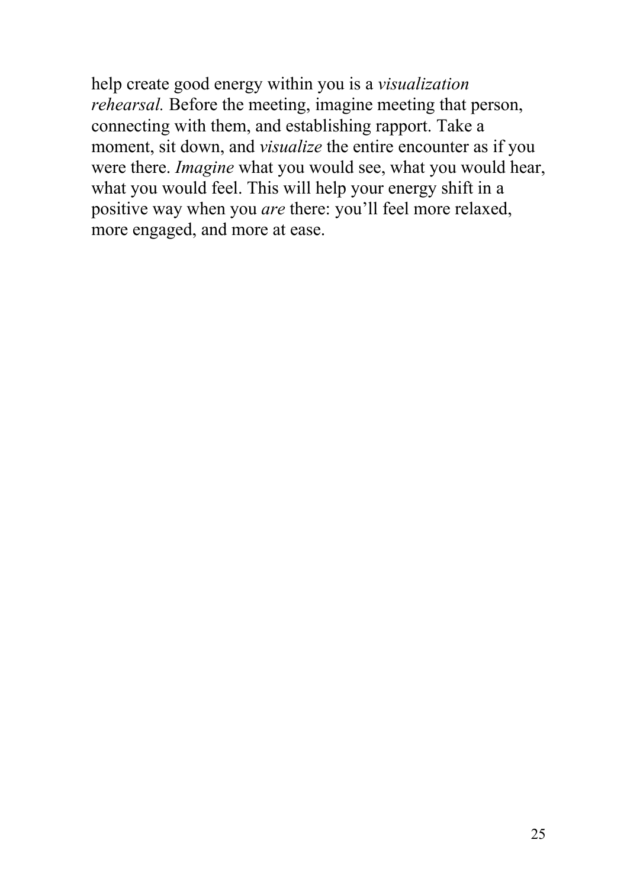help create good energy within you is a *visualization rehearsal.* Before the meeting, imagine meeting that person, connecting with them, and establishing rapport. Take a moment, sit down, and *visualize* the entire encounter as if you were there. *Imagine* what you would see, what you would hear, what you would feel. This will help your energy shift in a positive way when you *are* there: you'll feel more relaxed, more engaged, and more at ease.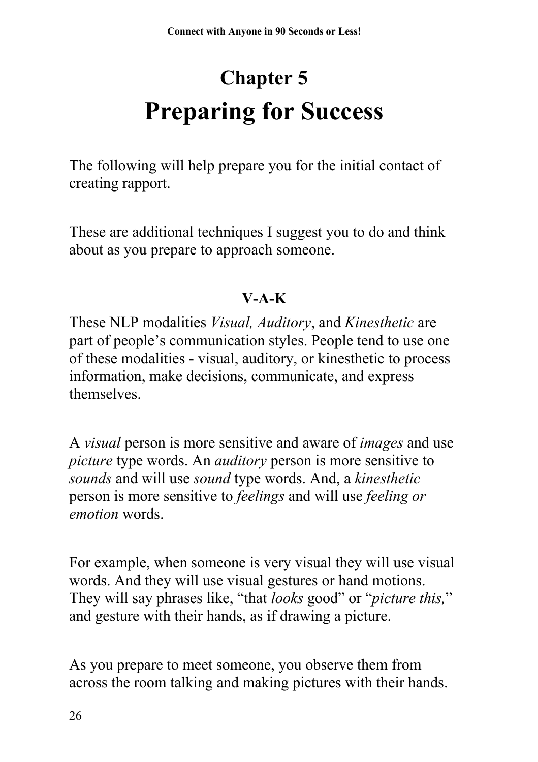# Chapter 5
# Preparing for Success

The following will help prepare you for the initial contact of creating rapport.

These are additional techniques I suggest you to do and think about as you prepare to approach someone.

### V-A-K

These NLP modalities *Visual, Auditory*, and *Kinesthetic* are part of people's communication styles. People tend to use one of these modalities - visual, auditory, or kinesthetic to process information, make decisions, communicate, and express themselves.

A *visual* person is more sensitive and aware of *images* and use *picture* type words. An *auditory* person is more sensitive to *sounds* and will use *sound* type words. And, a *kinesthetic* person is more sensitive to *feelings* and will use *feeling or emotion* words.

For example, when someone is very visual they will use visual words. And they will use visual gestures or hand motions. They will say phrases like, "that *looks* good" or "*picture this,*" and gesture with their hands, as if drawing a picture.

As you prepare to meet someone, you observe them from across the room talking and making pictures with their hands.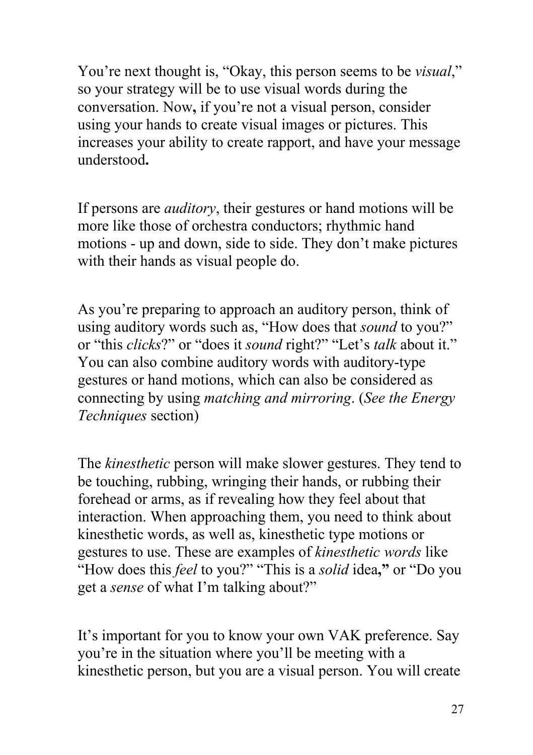You're next thought is, "Okay, this person seems to be *visual*," so your strategy will be to use visual words during the conversation. Now**,** if you're not a visual person, consider using your hands to create visual images or pictures. This increases your ability to create rapport, and have your message understood**.**

If persons are *auditory*, their gestures or hand motions will be more like those of orchestra conductors; rhythmic hand motions - up and down, side to side. They don't make pictures with their hands as visual people do.

As you're preparing to approach an auditory person, think of using auditory words such as, "How does that *sound* to you?" or "this *clicks*?" or "does it *sound* right?" "Let's *talk* about it." You can also combine auditory words with auditory-type gestures or hand motions, which can also be considered as connecting by using *matching and mirroring*. (*See the Energy Techniques* section)

The *kinesthetic* person will make slower gestures. They tend to be touching, rubbing, wringing their hands, or rubbing their forehead or arms, as if revealing how they feel about that interaction. When approaching them, you need to think about kinesthetic words, as well as, kinesthetic type motions or gestures to use. These are examples of *kinesthetic words* like "How does this *feel* to you?" "This is a *solid* idea**,"** or "Do you get a *sense* of what I'm talking about?"

It's important for you to know your own VAK preference. Say you're in the situation where you'll be meeting with a kinesthetic person, but you are a visual person. You will create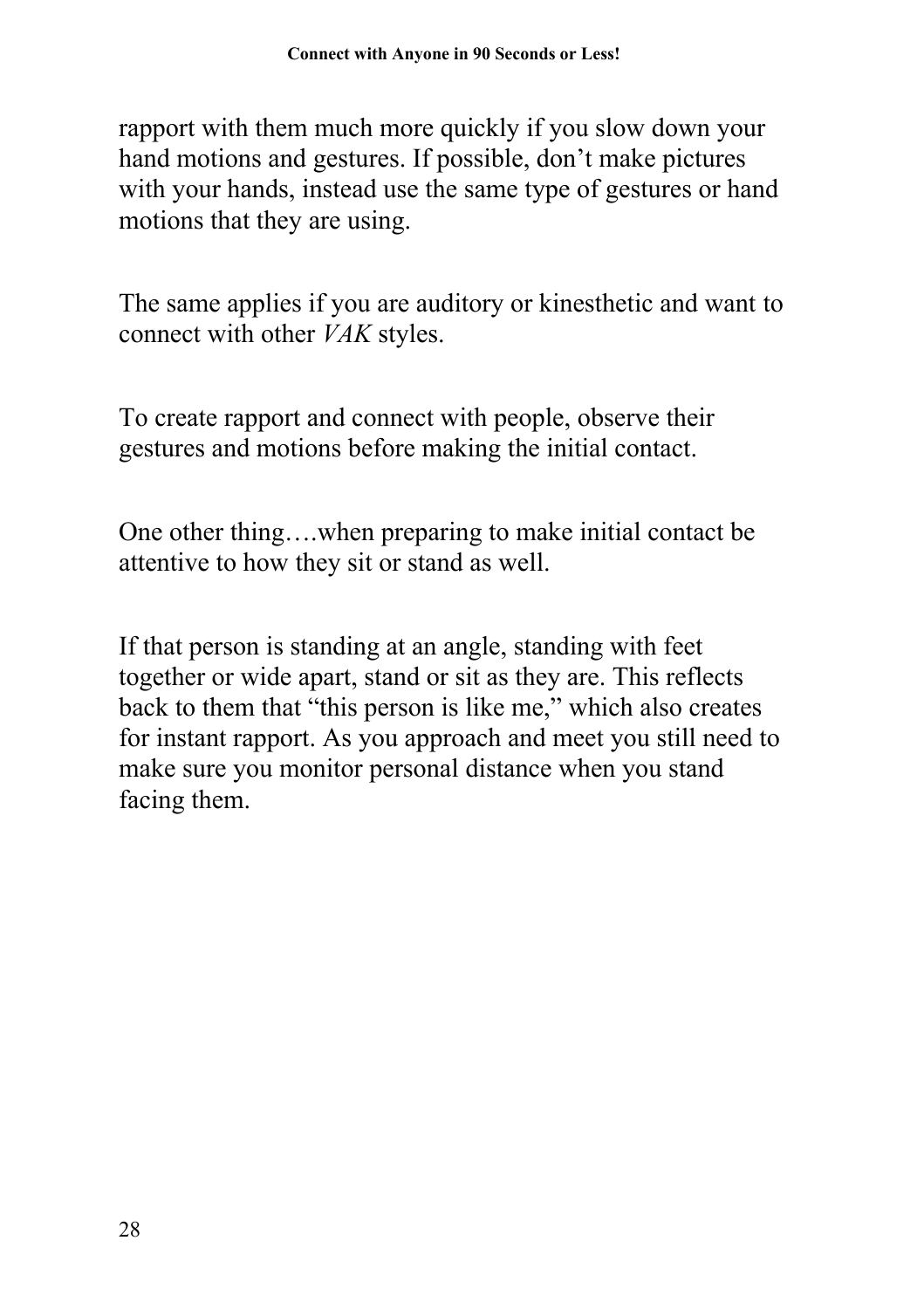rapport with them much more quickly if you slow down your hand motions and gestures. If possible, don't make pictures with your hands, instead use the same type of gestures or hand motions that they are using.

The same applies if you are auditory or kinesthetic and want to connect with other *VAK* styles.

To create rapport and connect with people, observe their gestures and motions before making the initial contact.

One other thing….when preparing to make initial contact be attentive to how they sit or stand as well.

If that person is standing at an angle, standing with feet together or wide apart, stand or sit as they are. This reflects back to them that "this person is like me," which also creates for instant rapport. As you approach and meet you still need to make sure you monitor personal distance when you stand facing them.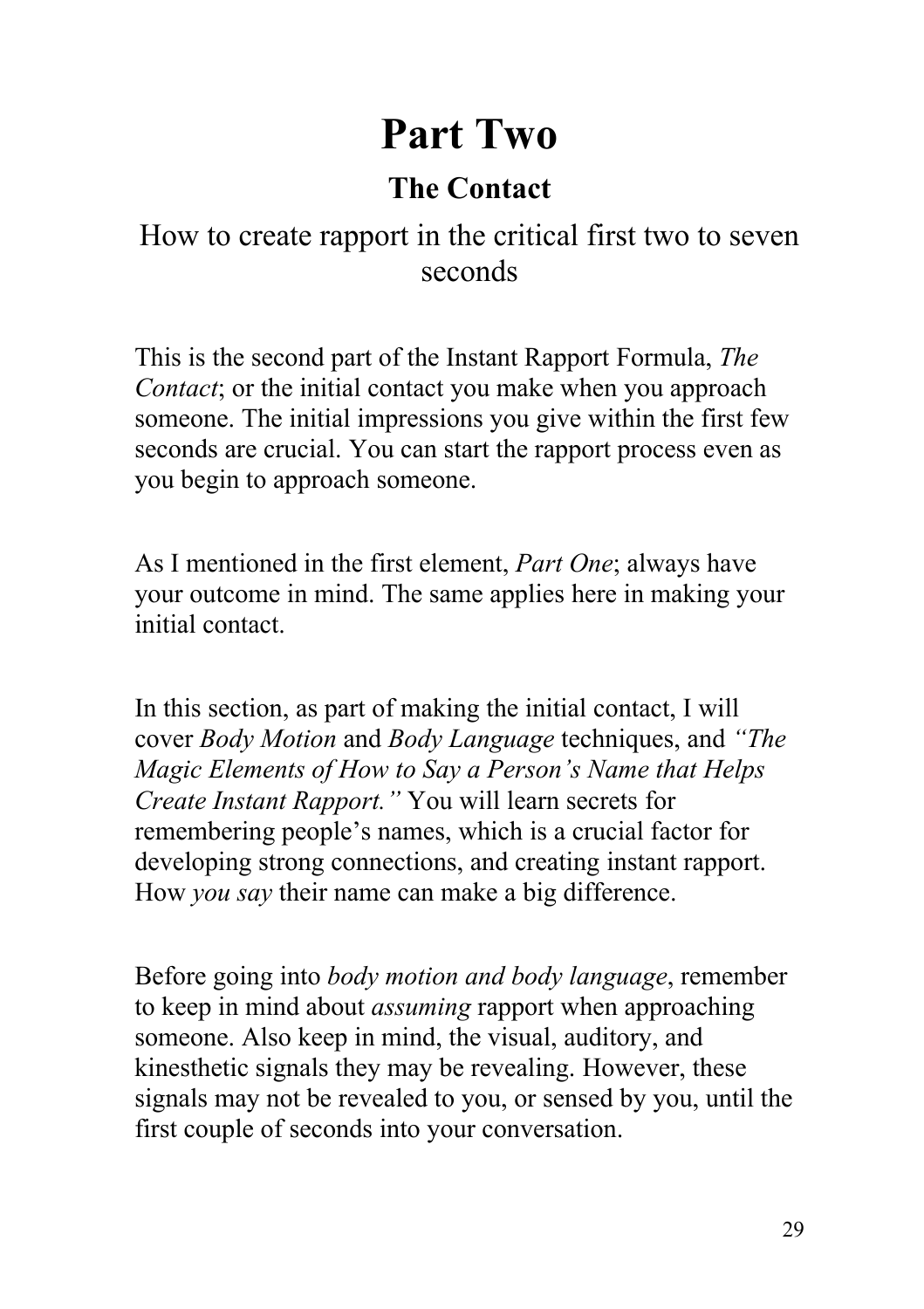# Part Two

## The Contact

How to create rapport in the critical first two to seven seconds

This is the second part of the Instant Rapport Formula, *The Contact*; or the initial contact you make when you approach someone. The initial impressions you give within the first few seconds are crucial. You can start the rapport process even as you begin to approach someone.

As I mentioned in the first element, *Part One*; always have your outcome in mind. The same applies here in making your initial contact.

In this section, as part of making the initial contact, I will cover *Body Motion* and *Body Language* techniques, and *"The Magic Elements of How to Say a Person's Name that Helps Create Instant Rapport."* You will learn secrets for remembering people's names, which is a crucial factor for developing strong connections, and creating instant rapport. How *you say* their name can make a big difference.

Before going into *body motion and body language*, remember to keep in mind about *assuming* rapport when approaching someone. Also keep in mind, the visual, auditory, and kinesthetic signals they may be revealing. However, these signals may not be revealed to you, or sensed by you, until the first couple of seconds into your conversation.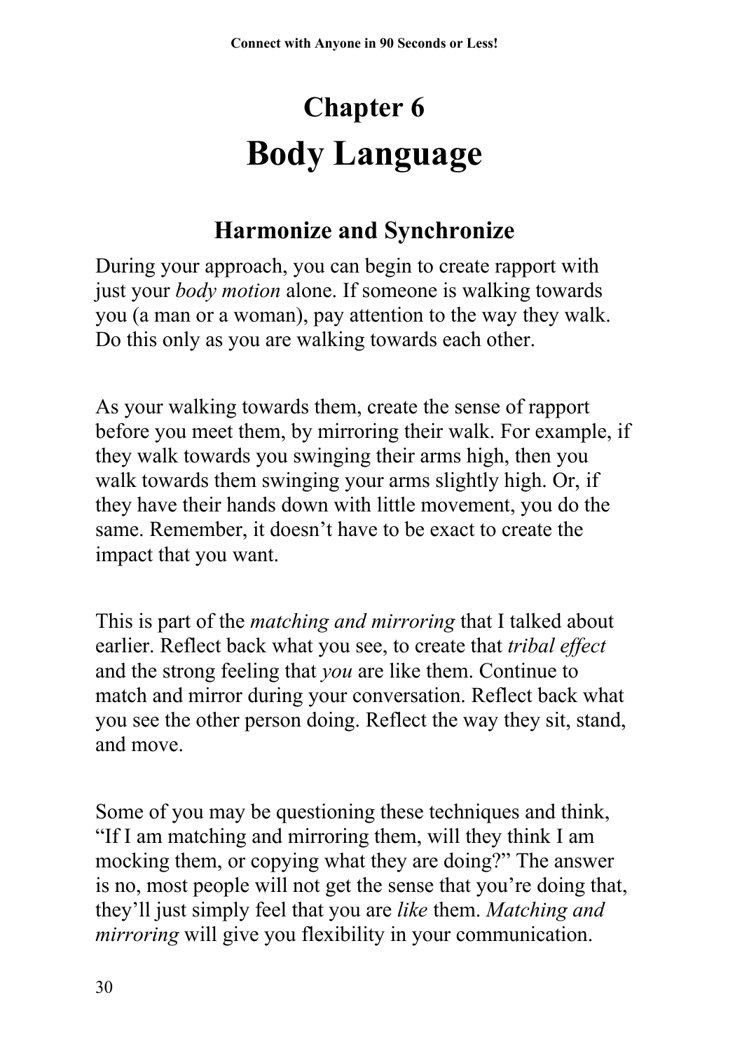# Chapter 6

# Body Language

## Harmonize and Synchronize

During your approach, you can begin to create rapport with just your *body motion* alone. If someone is walking towards you (a man or a woman), pay attention to the way they walk. Do this only as you are walking towards each other.

As your walking towards them, create the sense of rapport before you meet them, by mirroring their walk. For example, if they walk towards you swinging their arms high, then you walk towards them swinging your arms slightly high. Or, if they have their hands down with little movement, you do the same. Remember, it doesn't have to be exact to create the impact that you want.

This is part of the *matching and mirroring* that I talked about earlier. Reflect back what you see, to create that *tribal effect* and the strong feeling that *you* are like them. Continue to match and mirror during your conversation. Reflect back what you see the other person doing. Reflect the way they sit, stand, and move.

Some of you may be questioning these techniques and think, "If I am matching and mirroring them, will they think I am mocking them, or copying what they are doing?" The answer is no, most people will not get the sense that you're doing that, they'll just simply feel that you are *like* them. *Matching and mirroring* will give you flexibility in your communication.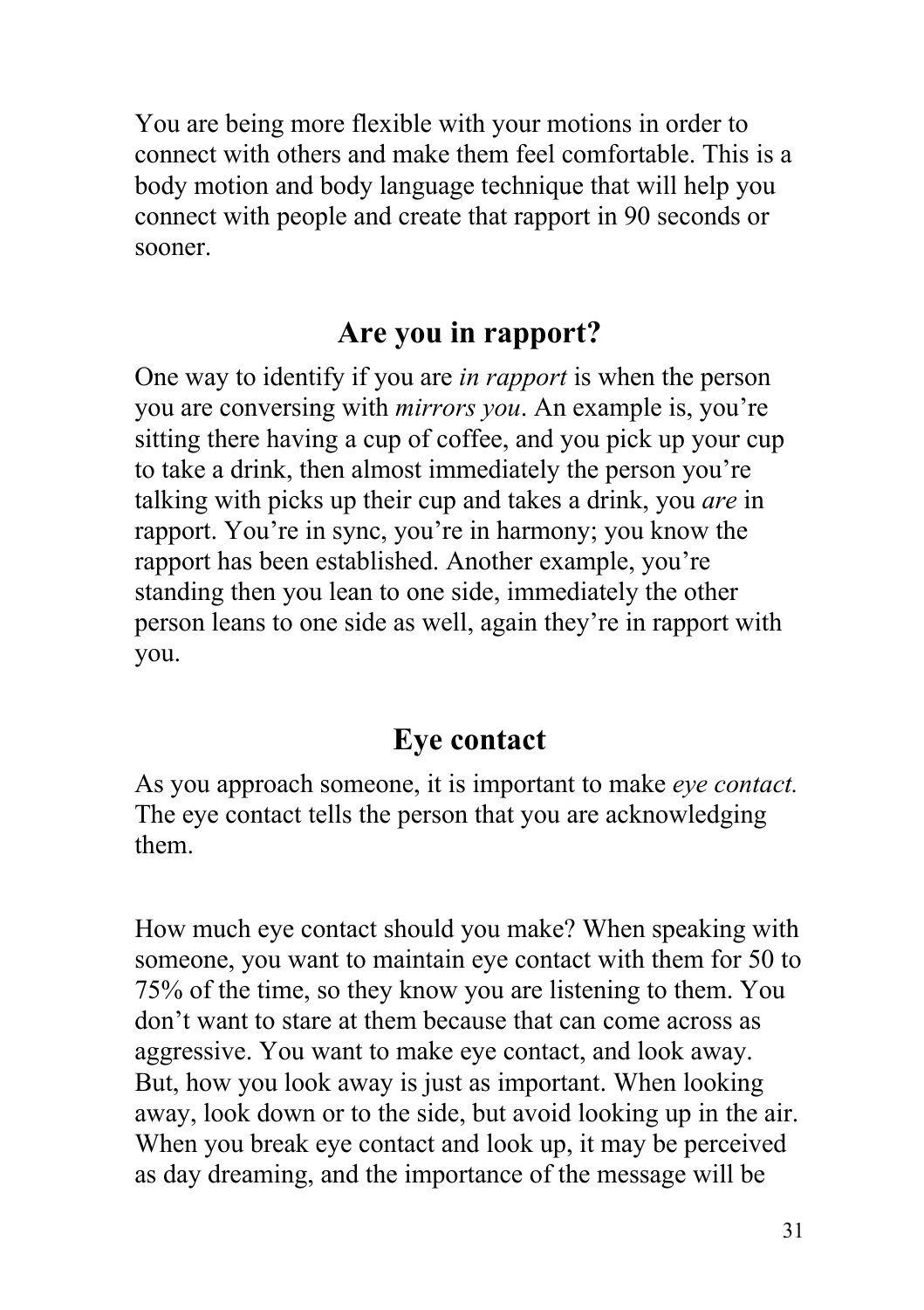You are being more flexible with your motions in order to connect with others and make them feel comfortable. This is a body motion and body language technique that will help you connect with people and create that rapport in 90 seconds or sooner.

## Are you in rapport?

One way to identify if you are *in rapport* is when the person you are conversing with *mirrors you*. An example is, you're sitting there having a cup of coffee, and you pick up your cup to take a drink, then almost immediately the person you're talking with picks up their cup and takes a drink, you *are* in rapport. You're in sync, you're in harmony; you know the rapport has been established. Another example, you're standing then you lean to one side, immediately the other person leans to one side as well, again they're in rapport with you.

## Eye contact

As you approach someone, it is important to make *eye contact.* The eye contact tells the person that you are acknowledging them.

How much eye contact should you make? When speaking with someone, you want to maintain eye contact with them for 50 to 75% of the time, so they know you are listening to them. You don't want to stare at them because that can come across as aggressive. You want to make eye contact, and look away. But, how you look away is just as important. When looking away, look down or to the side, but avoid looking up in the air. When you break eye contact and look up, it may be perceived as day dreaming, and the importance of the message will be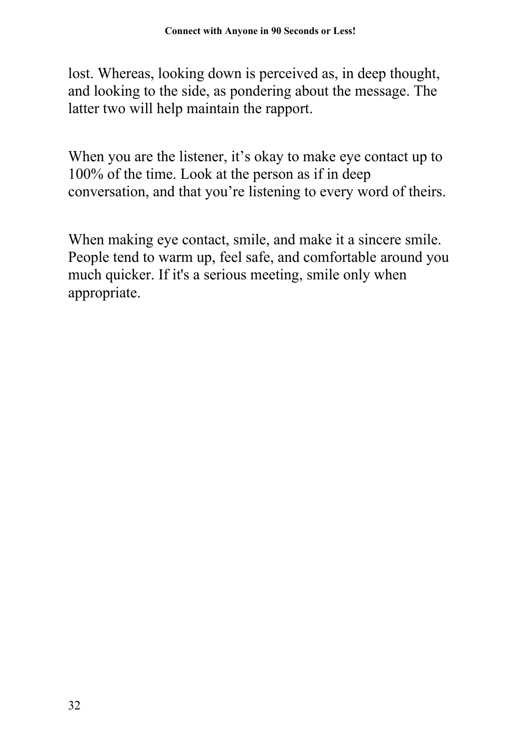lost. Whereas, looking down is perceived as, in deep thought, and looking to the side, as pondering about the message. The latter two will help maintain the rapport.

When you are the listener, it’s okay to make eye contact up to 100% of the time. Look at the person as if in deep conversation, and that you’re listening to every word of theirs.

When making eye contact, smile, and make it a sincere smile. People tend to warm up, feel safe, and comfortable around you much quicker. If it's a serious meeting, smile only when appropriate.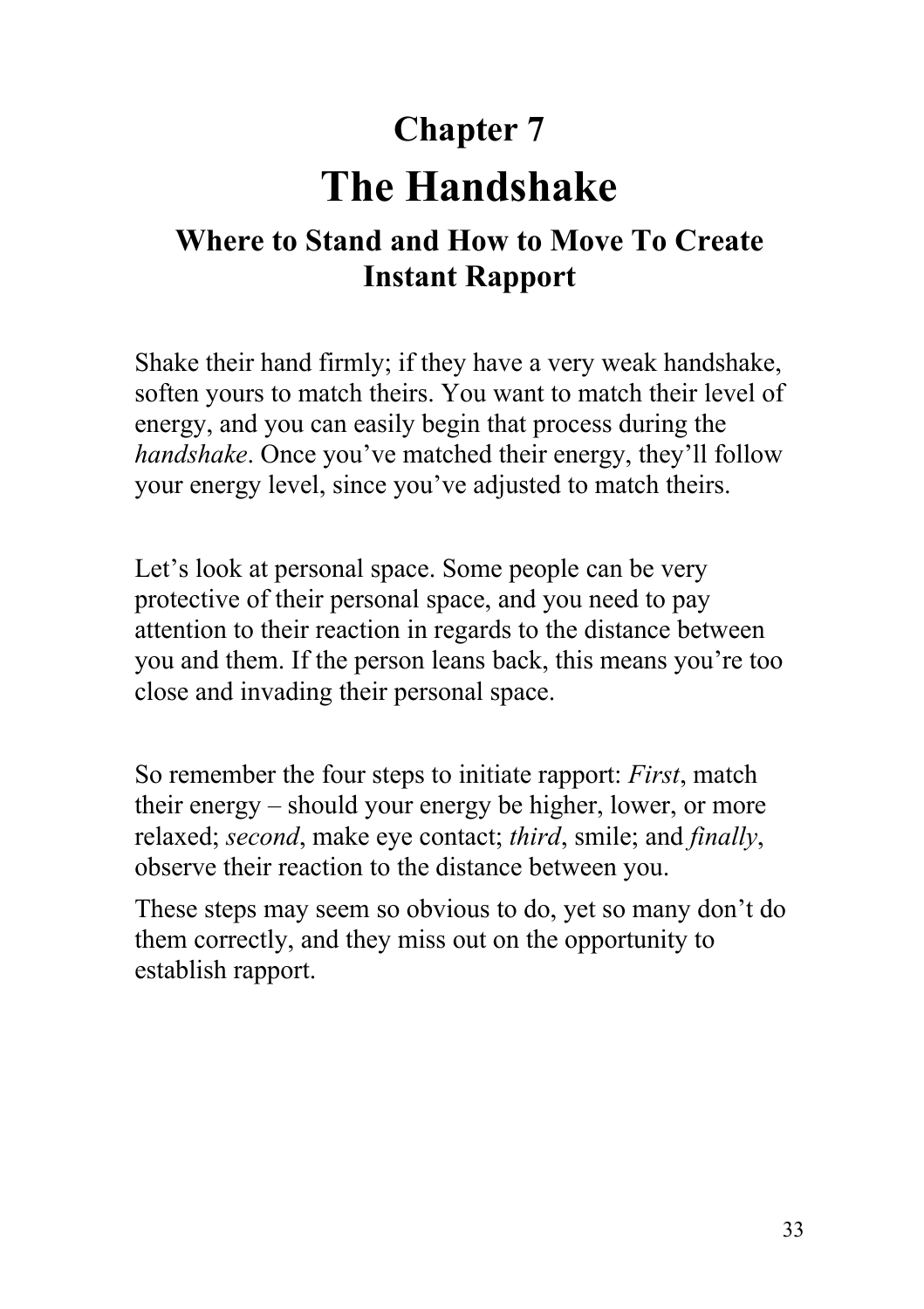## Chapter 7

# The Handshake

### Where to Stand and How to Move To Create Instant Rapport

Shake their hand firmly; if they have a very weak handshake, soften yours to match theirs. You want to match their level of energy, and you can easily begin that process during the *handshake*. Once you've matched their energy, they'll follow your energy level, since you've adjusted to match theirs.

Let's look at personal space. Some people can be very protective of their personal space, and you need to pay attention to their reaction in regards to the distance between you and them. If the person leans back, this means you're too close and invading their personal space.

So remember the four steps to initiate rapport: *First*, match their energy – should your energy be higher, lower, or more relaxed; *second*, make eye contact; *third*, smile; and *finally*, observe their reaction to the distance between you.

These steps may seem so obvious to do, yet so many don't do them correctly, and they miss out on the opportunity to establish rapport.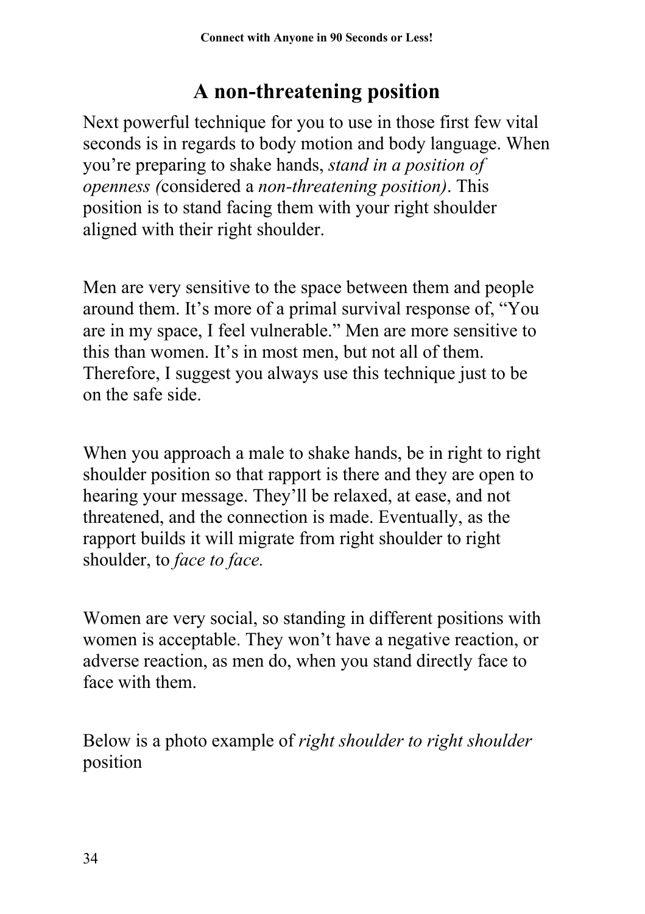## A non-threatening position

Next powerful technique for you to use in those first few vital seconds is in regards to body motion and body language. When you're preparing to shake hands, *stand in a position of openness (*considered a *non-threatening position)*. This position is to stand facing them with your right shoulder aligned with their right shoulder.

Men are very sensitive to the space between them and people around them. It's more of a primal survival response of, "You are in my space, I feel vulnerable." Men are more sensitive to this than women. It's in most men, but not all of them. Therefore, I suggest you always use this technique just to be on the safe side.

When you approach a male to shake hands, be in right to right shoulder position so that rapport is there and they are open to hearing your message. They'll be relaxed, at ease, and not threatened, and the connection is made. Eventually, as the rapport builds it will migrate from right shoulder to right shoulder, to *face to face.*

Women are very social, so standing in different positions with women is acceptable. They won't have a negative reaction, or adverse reaction, as men do, when you stand directly face to face with them.

Below is a photo example of *right shoulder to right shoulder* position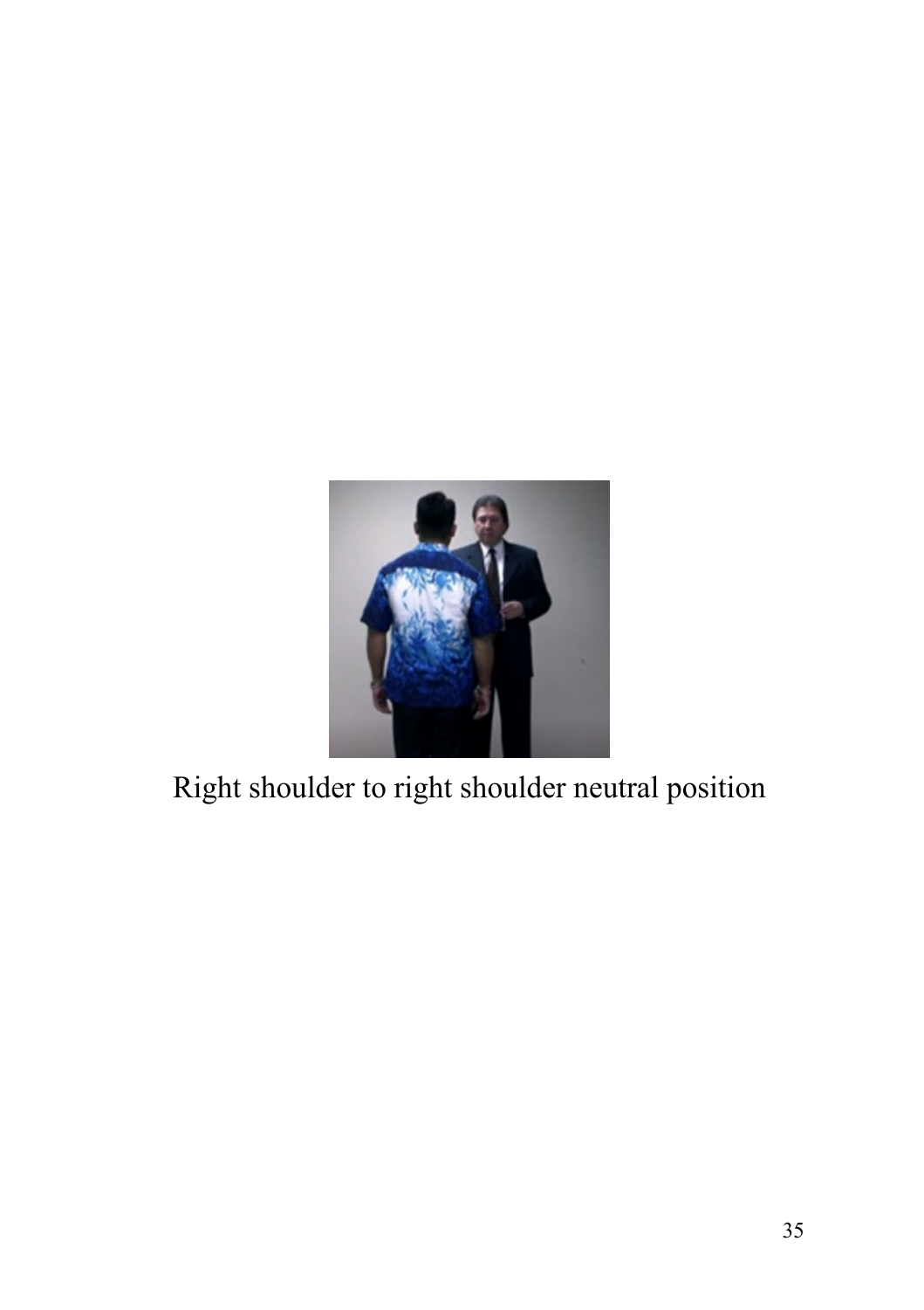Right shoulder to right shoulder neutral position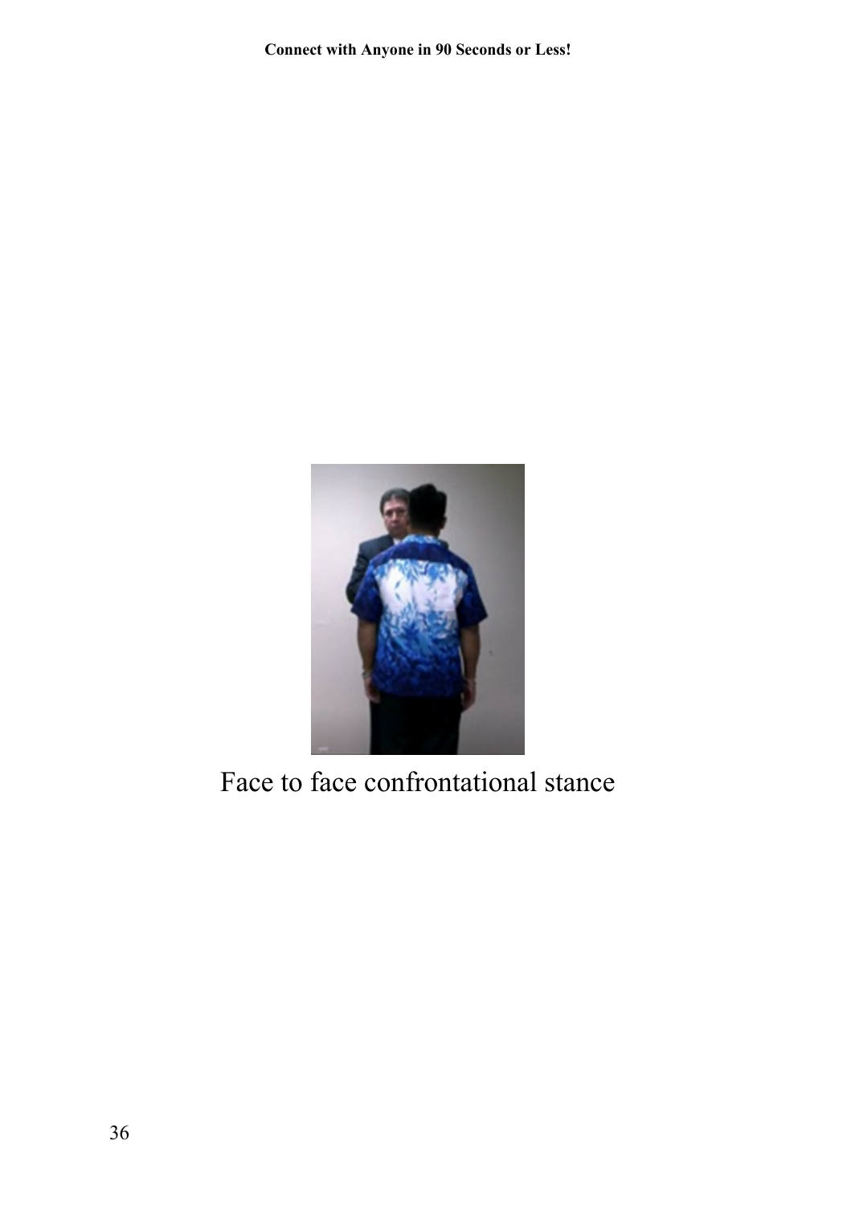Face to face confrontational stance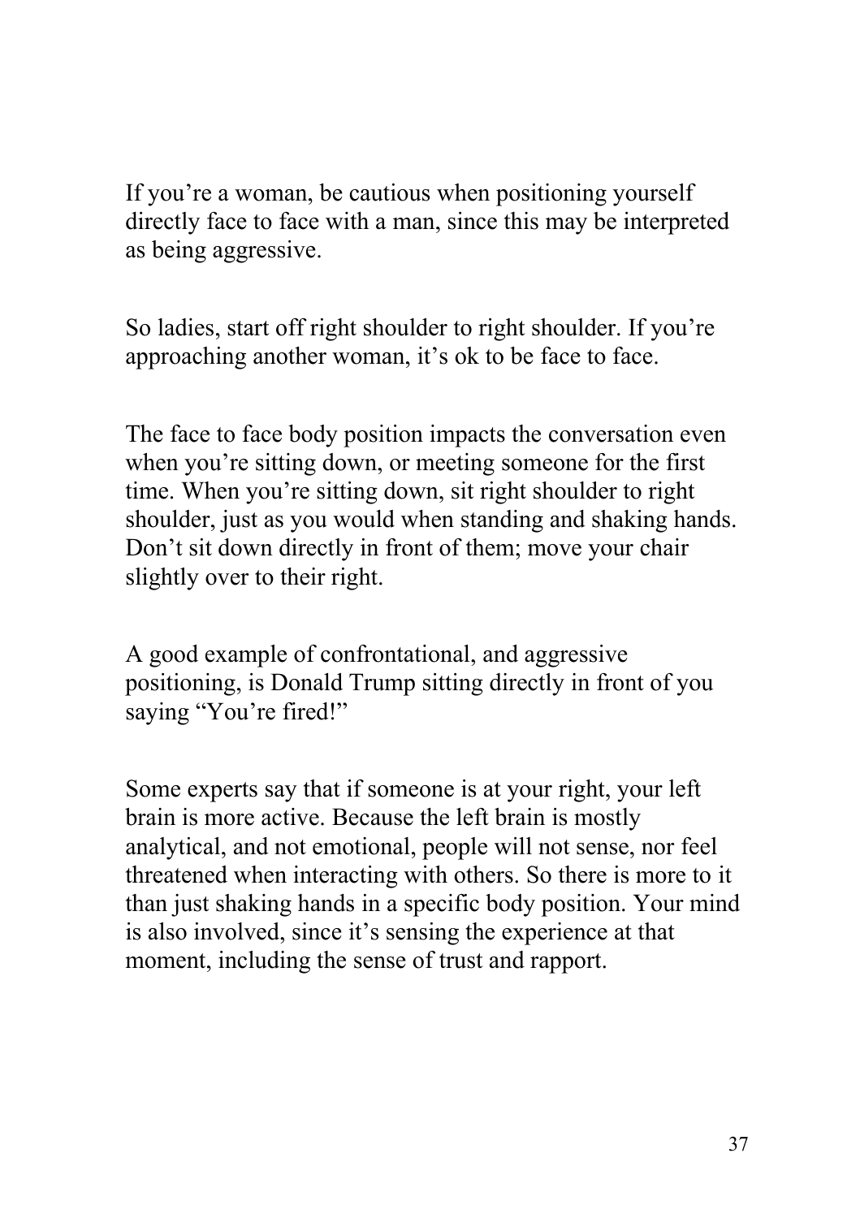If you're a woman, be cautious when positioning yourself directly face to face with a man, since this may be interpreted as being aggressive.

So ladies, start off right shoulder to right shoulder. If you're approaching another woman, it's ok to be face to face.

The face to face body position impacts the conversation even when you're sitting down, or meeting someone for the first time. When you're sitting down, sit right shoulder to right shoulder, just as you would when standing and shaking hands. Don't sit down directly in front of them; move your chair slightly over to their right.

A good example of confrontational, and aggressive positioning, is Donald Trump sitting directly in front of you saying "You're fired!"

Some experts say that if someone is at your right, your left brain is more active. Because the left brain is mostly analytical, and not emotional, people will not sense, nor feel threatened when interacting with others. So there is more to it than just shaking hands in a specific body position. Your mind is also involved, since it's sensing the experience at that moment, including the sense of trust and rapport.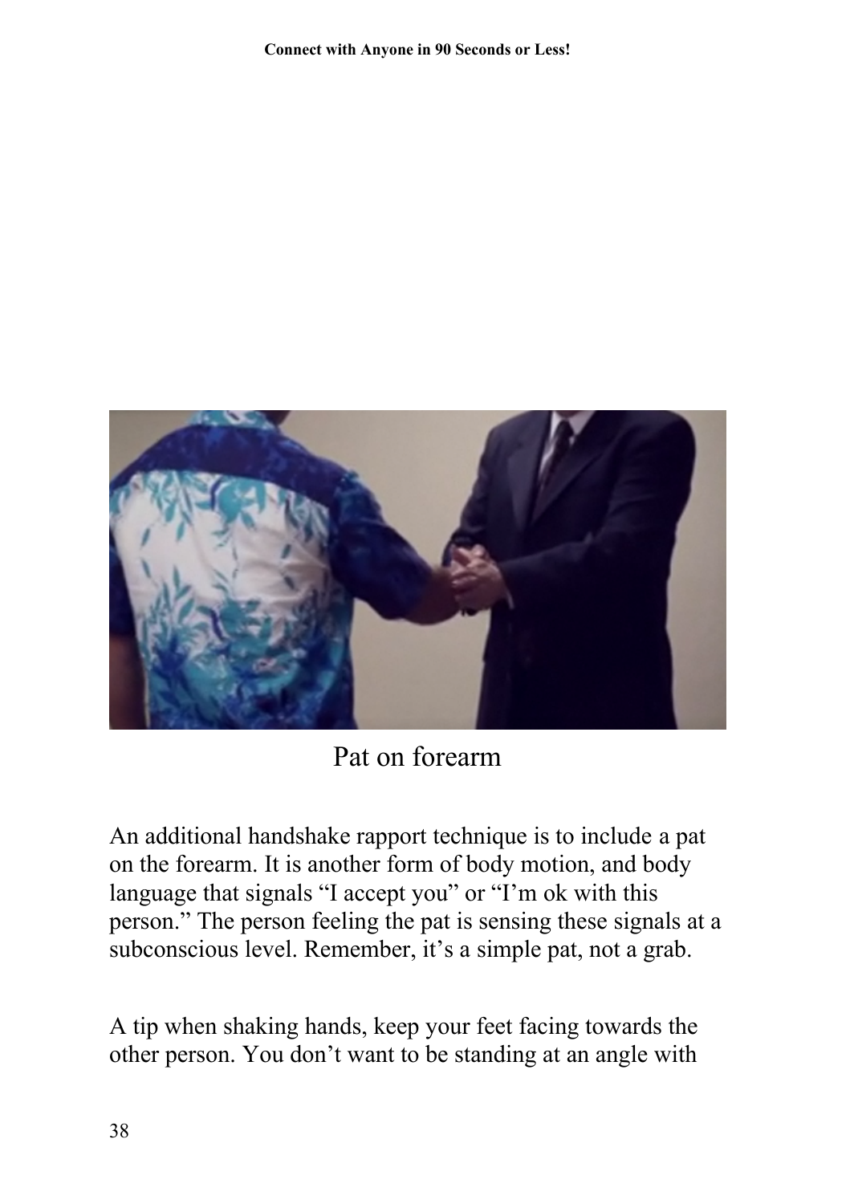Pat on forearm

An additional handshake rapport technique is to include a pat on the forearm. It is another form of body motion, and body language that signals "I accept you" or "I'm ok with this person." The person feeling the pat is sensing these signals at a subconscious level. Remember, it's a simple pat, not a grab.

A tip when shaking hands, keep your feet facing towards the other person. You don't want to be standing at an angle with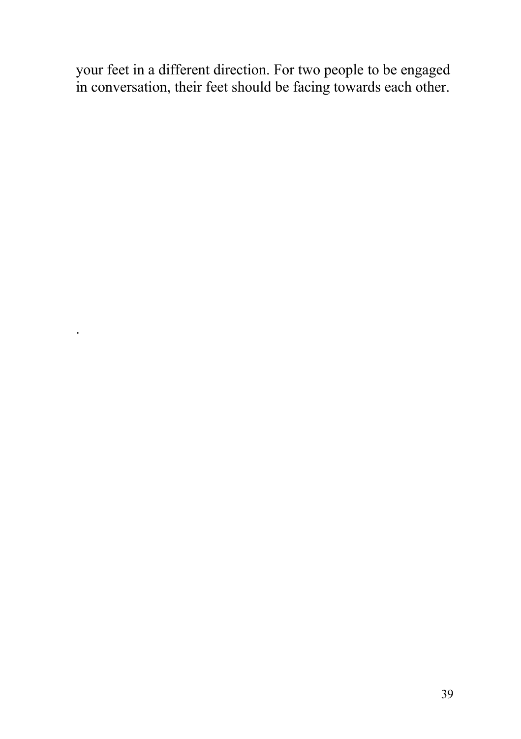your feet in a different direction. For two people to be engaged in conversation, their feet should be facing towards each other.

.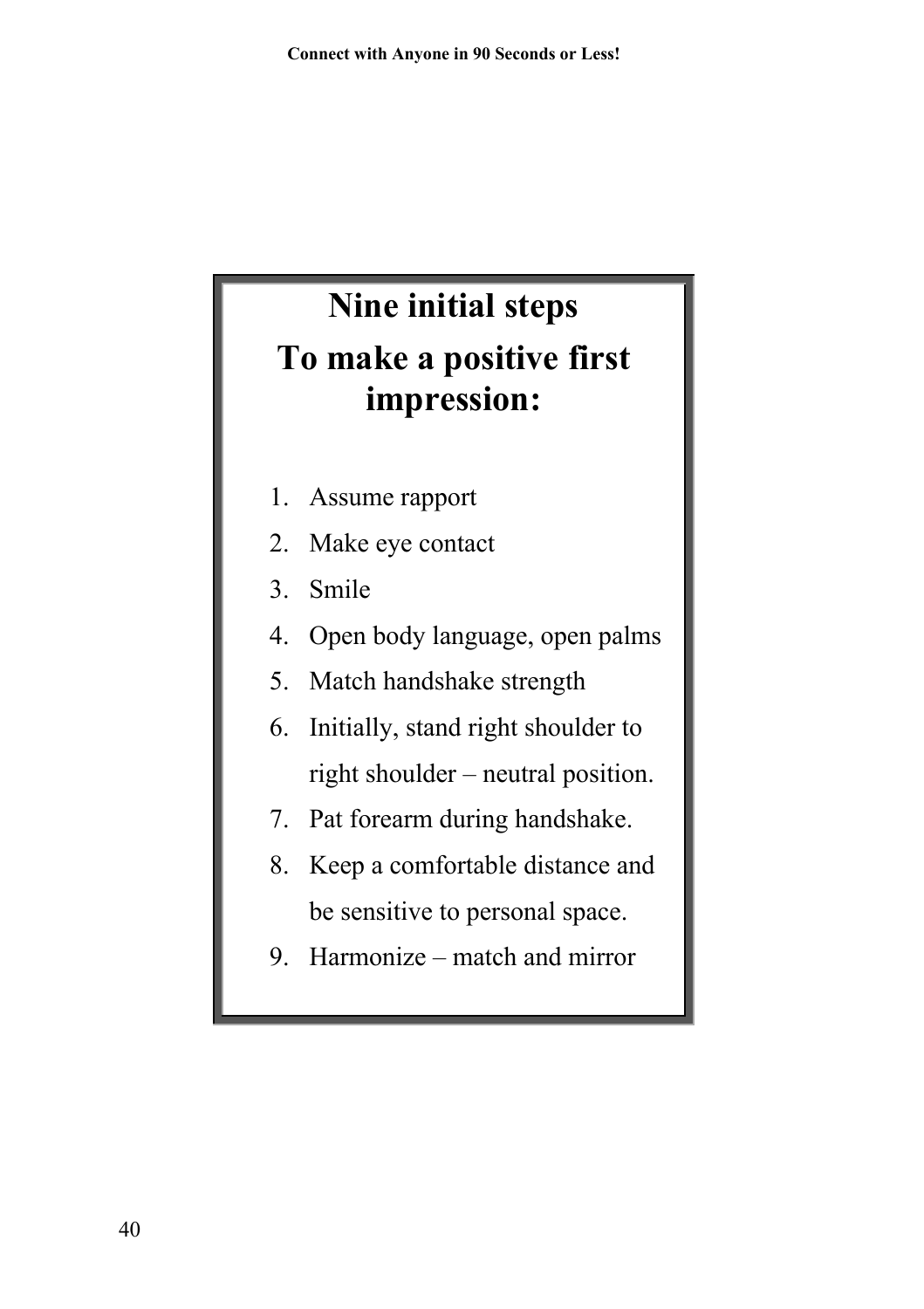## Nine initial steps
## To make a positive first impression:

1. Assume rapport
2. Make eye contact
3. Smile
4. Open body language, open palms
5. Match handshake strength
6. Initially, stand right shoulder to right shoulder – neutral position.
7. Pat forearm during handshake.
8. Keep a comfortable distance and be sensitive to personal space.
9. Harmonize – match and mirror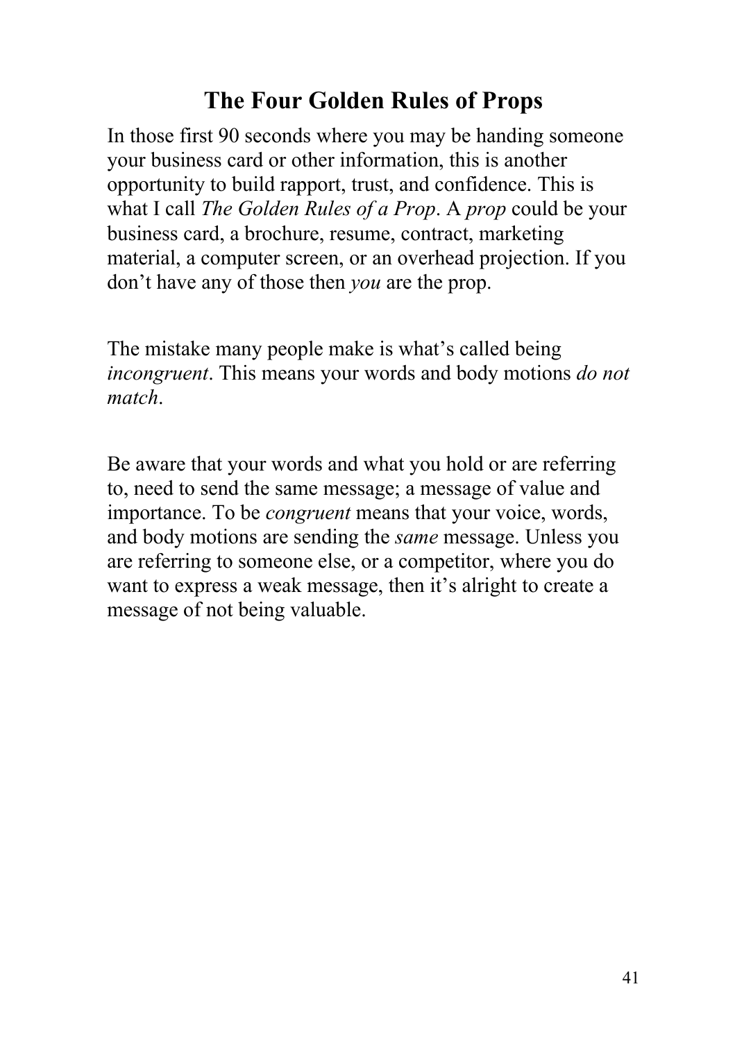## The Four Golden Rules of Props

In those first 90 seconds where you may be handing someone your business card or other information, this is another opportunity to build rapport, trust, and confidence. This is what I call *The Golden Rules of a Prop*. A *prop* could be your business card, a brochure, resume, contract, marketing material, a computer screen, or an overhead projection. If you don't have any of those then *you* are the prop.

The mistake many people make is what's called being *incongruent*. This means your words and body motions *do not match*.

Be aware that your words and what you hold or are referring to, need to send the same message; a message of value and importance. To be *congruent* means that your voice, words, and body motions are sending the *same* message. Unless you are referring to someone else, or a competitor, where you do want to express a weak message, then it's alright to create a message of not being valuable.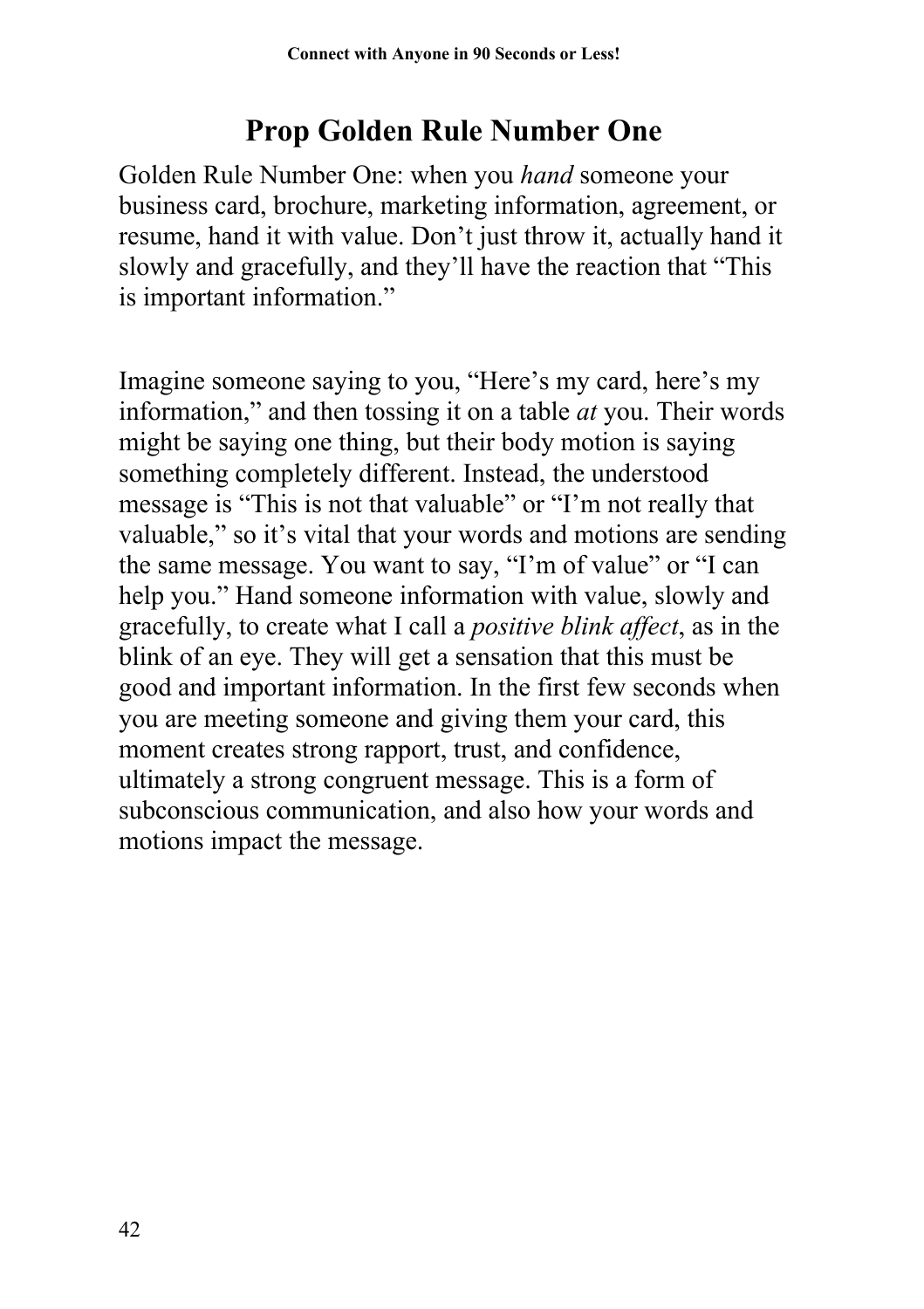## Prop Golden Rule Number One

Golden Rule Number One: when you *hand* someone your business card, brochure, marketing information, agreement, or resume, hand it with value. Don't just throw it, actually hand it slowly and gracefully, and they'll have the reaction that "This is important information."

Imagine someone saying to you, "Here's my card, here's my information," and then tossing it on a table *at* you. Their words might be saying one thing, but their body motion is saying something completely different. Instead, the understood message is "This is not that valuable" or "I'm not really that valuable," so it's vital that your words and motions are sending the same message. You want to say, "I'm of value" or "I can help you." Hand someone information with value, slowly and gracefully, to create what I call a *positive blink affect*, as in the blink of an eye. They will get a sensation that this must be good and important information. In the first few seconds when you are meeting someone and giving them your card, this moment creates strong rapport, trust, and confidence, ultimately a strong congruent message. This is a form of subconscious communication, and also how your words and motions impact the message.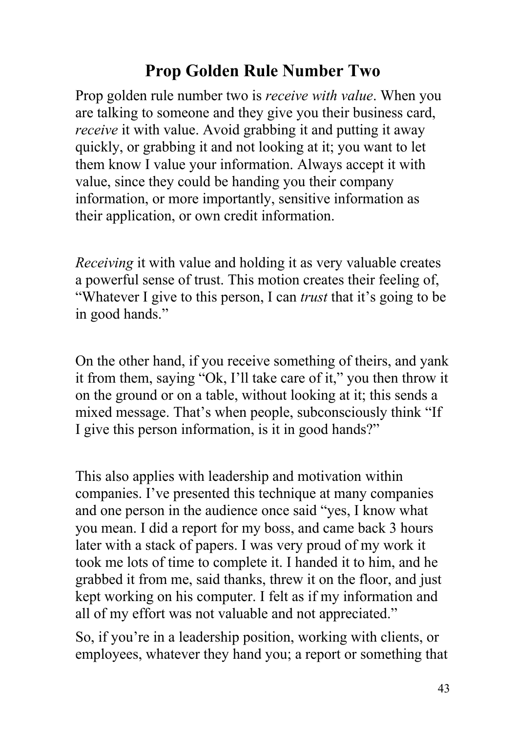## Prop Golden Rule Number Two

Prop golden rule number two is *receive with value*. When you are talking to someone and they give you their business card, *receive* it with value. Avoid grabbing it and putting it away quickly, or grabbing it and not looking at it; you want to let them know I value your information. Always accept it with value, since they could be handing you their company information, or more importantly, sensitive information as their application, or own credit information.

*Receiving* it with value and holding it as very valuable creates a powerful sense of trust. This motion creates their feeling of, "Whatever I give to this person, I can *trust* that it's going to be in good hands."

On the other hand, if you receive something of theirs, and yank it from them, saying "Ok, I'll take care of it," you then throw it on the ground or on a table, without looking at it; this sends a mixed message. That's when people, subconsciously think "If I give this person information, is it in good hands?"

This also applies with leadership and motivation within companies. I've presented this technique at many companies and one person in the audience once said "yes, I know what you mean. I did a report for my boss, and came back 3 hours later with a stack of papers. I was very proud of my work it took me lots of time to complete it. I handed it to him, and he grabbed it from me, said thanks, threw it on the floor, and just kept working on his computer. I felt as if my information and all of my effort was not valuable and not appreciated."

So, if you're in a leadership position, working with clients, or employees, whatever they hand you; a report or something that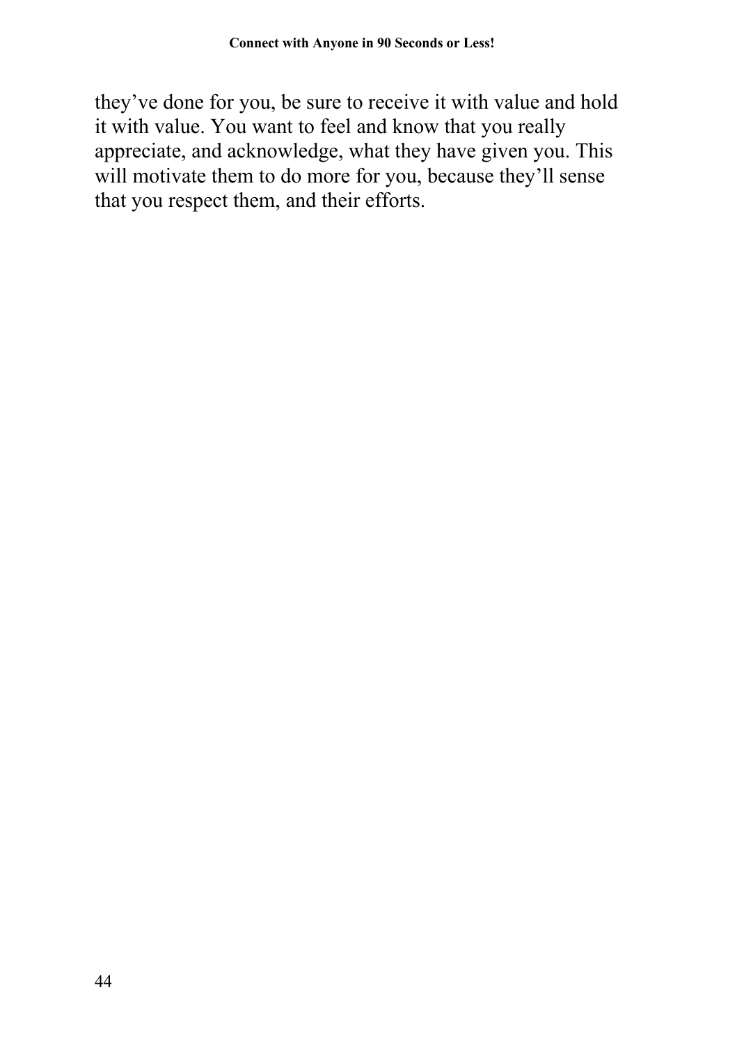they've done for you, be sure to receive it with value and hold it with value. You want to feel and know that you really appreciate, and acknowledge, what they have given you. This will motivate them to do more for you, because they'll sense that you respect them, and their efforts.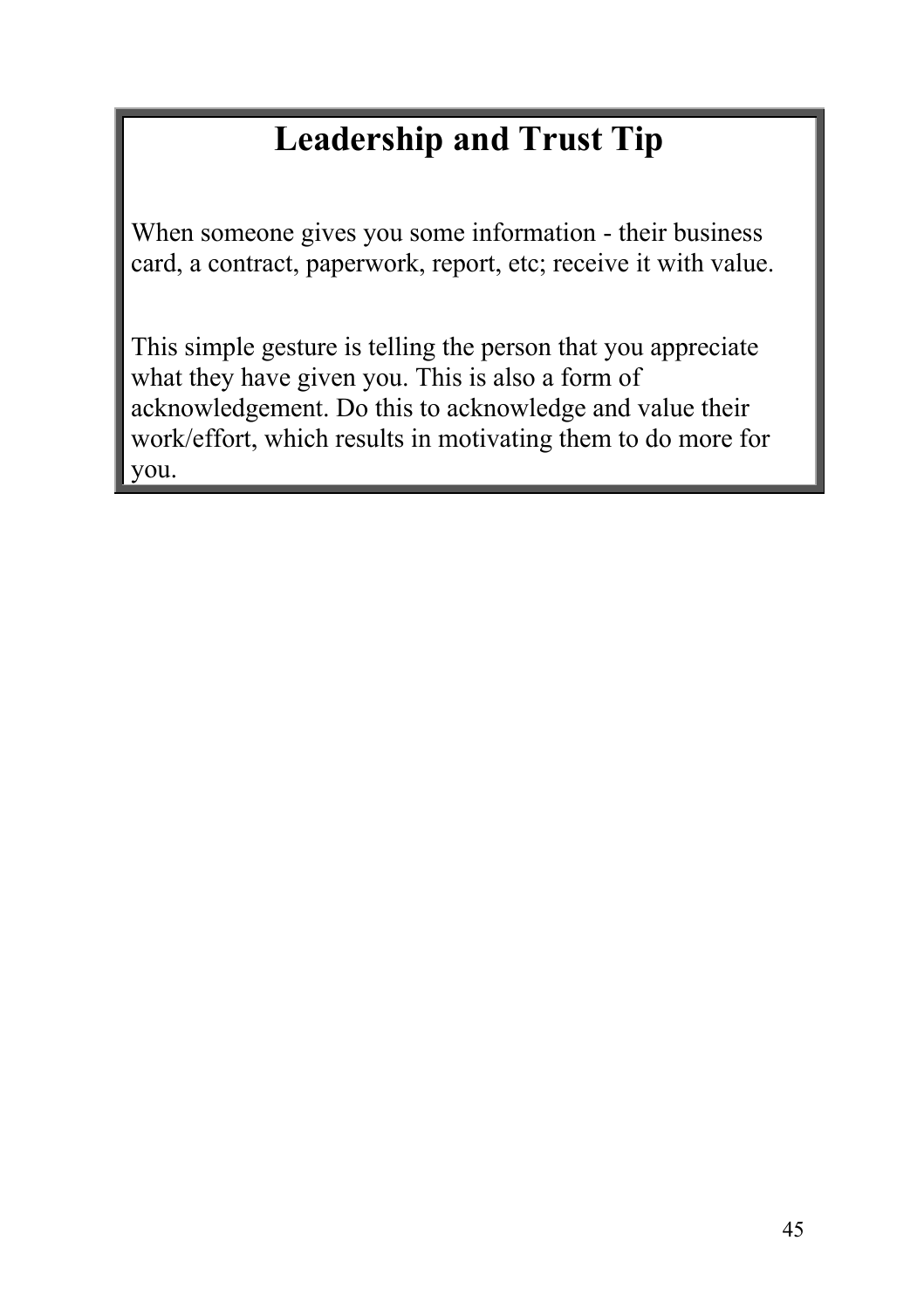## Leadership and Trust Tip

When someone gives you some information - their business card, a contract, paperwork, report, etc; receive it with value.

This simple gesture is telling the person that you appreciate what they have given you. This is also a form of acknowledgement. Do this to acknowledge and value their work/effort, which results in motivating them to do more for you.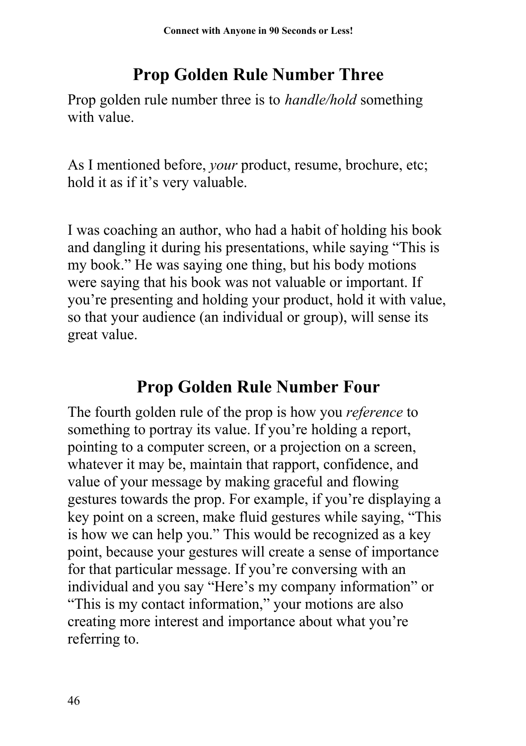## Prop Golden Rule Number Three

Prop golden rule number three is to *handle/hold* something with value.

As I mentioned before, *your* product, resume, brochure, etc; hold it as if it's very valuable.

I was coaching an author, who had a habit of holding his book and dangling it during his presentations, while saying "This is my book." He was saying one thing, but his body motions were saying that his book was not valuable or important. If you're presenting and holding your product, hold it with value, so that your audience (an individual or group), will sense its great value.

## Prop Golden Rule Number Four

The fourth golden rule of the prop is how you *reference* to something to portray its value. If you're holding a report, pointing to a computer screen, or a projection on a screen, whatever it may be, maintain that rapport, confidence, and value of your message by making graceful and flowing gestures towards the prop. For example, if you're displaying a key point on a screen, make fluid gestures while saying, "This is how we can help you." This would be recognized as a key point, because your gestures will create a sense of importance for that particular message. If you're conversing with an individual and you say "Here's my company information" or "This is my contact information," your motions are also creating more interest and importance about what you're referring to.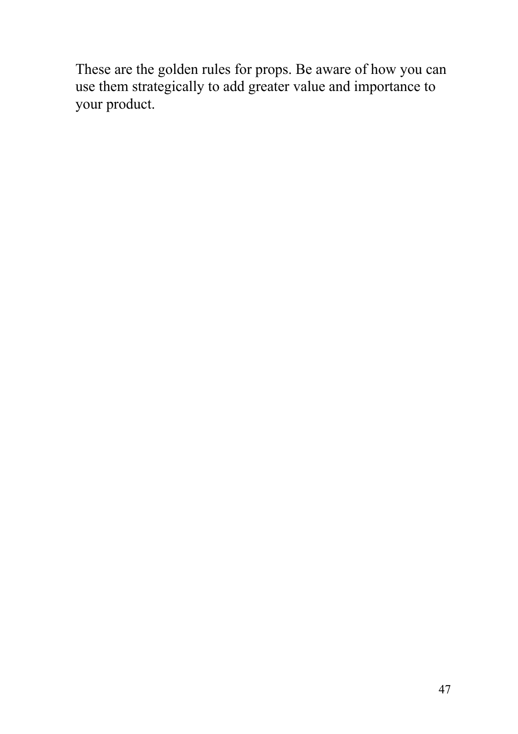These are the golden rules for props. Be aware of how you can use them strategically to add greater value and importance to your product.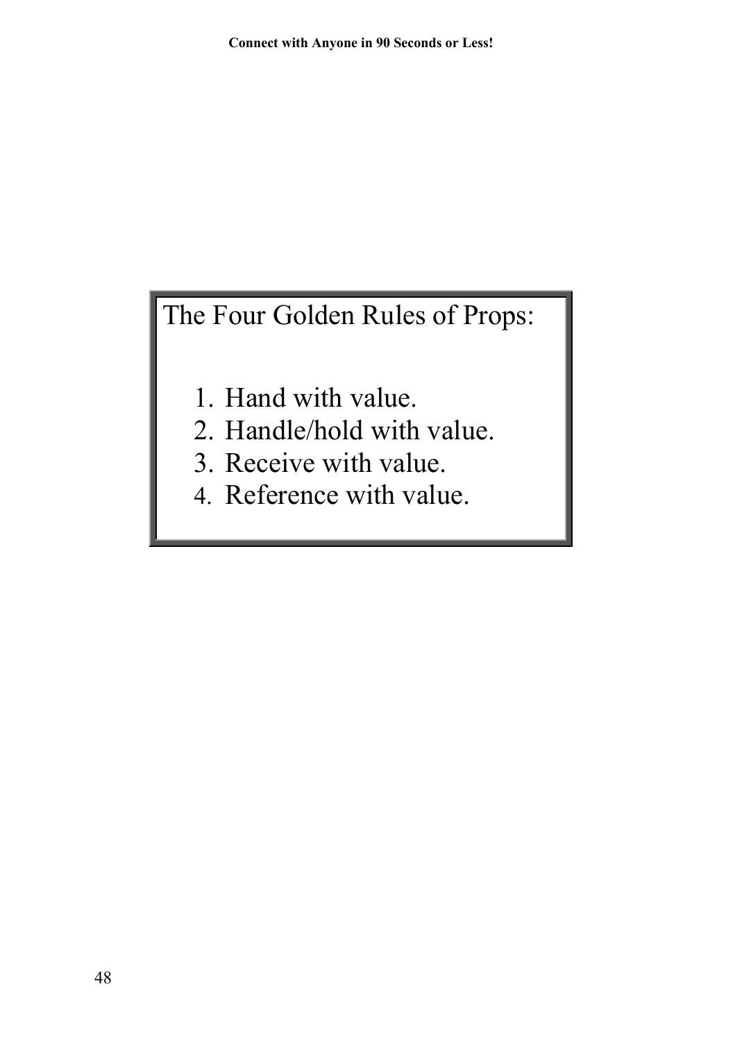The Four Golden Rules of Props:

1. Hand with value.
2. Handle/hold with value.
3. Receive with value.
4. Reference with value.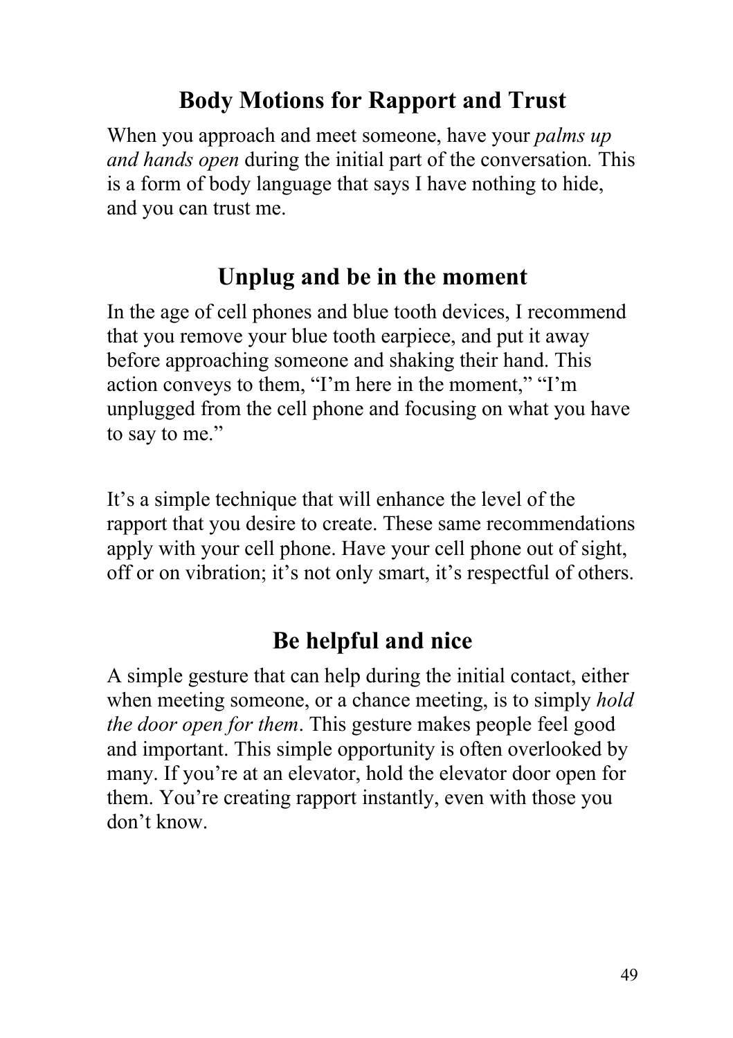## Body Motions for Rapport and Trust

When you approach and meet someone, have your *palms up and hands open* during the initial part of the conversation. This is a form of body language that says I have nothing to hide, and you can trust me.

## Unplug and be in the moment

In the age of cell phones and blue tooth devices, I recommend that you remove your blue tooth earpiece, and put it away before approaching someone and shaking their hand. This action conveys to them, "I'm here in the moment," "I'm unplugged from the cell phone and focusing on what you have to say to me."

It's a simple technique that will enhance the level of the rapport that you desire to create. These same recommendations apply with your cell phone. Have your cell phone out of sight, off or on vibration; it's not only smart, it's respectful of others.

## Be helpful and nice

A simple gesture that can help during the initial contact, either when meeting someone, or a chance meeting, is to simply *hold the door open for them*. This gesture makes people feel good and important. This simple opportunity is often overlooked by many. If you're at an elevator, hold the elevator door open for them. You're creating rapport instantly, even with those you don't know.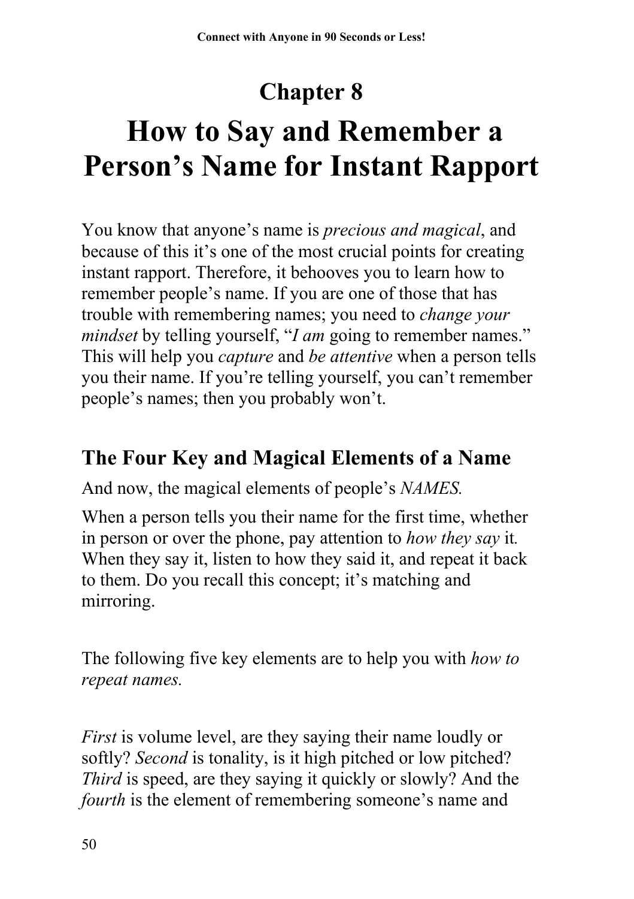# Chapter 8

# How to Say and Remember a Person's Name for Instant Rapport

You know that anyone's name is *precious and magical*, and because of this it's one of the most crucial points for creating instant rapport. Therefore, it behooves you to learn how to remember people's name. If you are one of those that has trouble with remembering names; you need to *change your mindset* by telling yourself, "*I am* going to remember names." This will help you *capture* and *be attentive* when a person tells you their name. If you're telling yourself, you can't remember people's names; then you probably won't.

## The Four Key and Magical Elements of a Name

And now, the magical elements of people's *NAMES.*

When a person tells you their name for the first time, whether in person or over the phone, pay attention to *how they say* it*.* When they say it, listen to how they said it, and repeat it back to them. Do you recall this concept; it's matching and mirroring.

The following five key elements are to help you with *how to repeat names.*

*First* is volume level, are they saying their name loudly or softly? *Second* is tonality, is it high pitched or low pitched? *Third* is speed, are they saying it quickly or slowly? And the *fourth* is the element of remembering someone's name and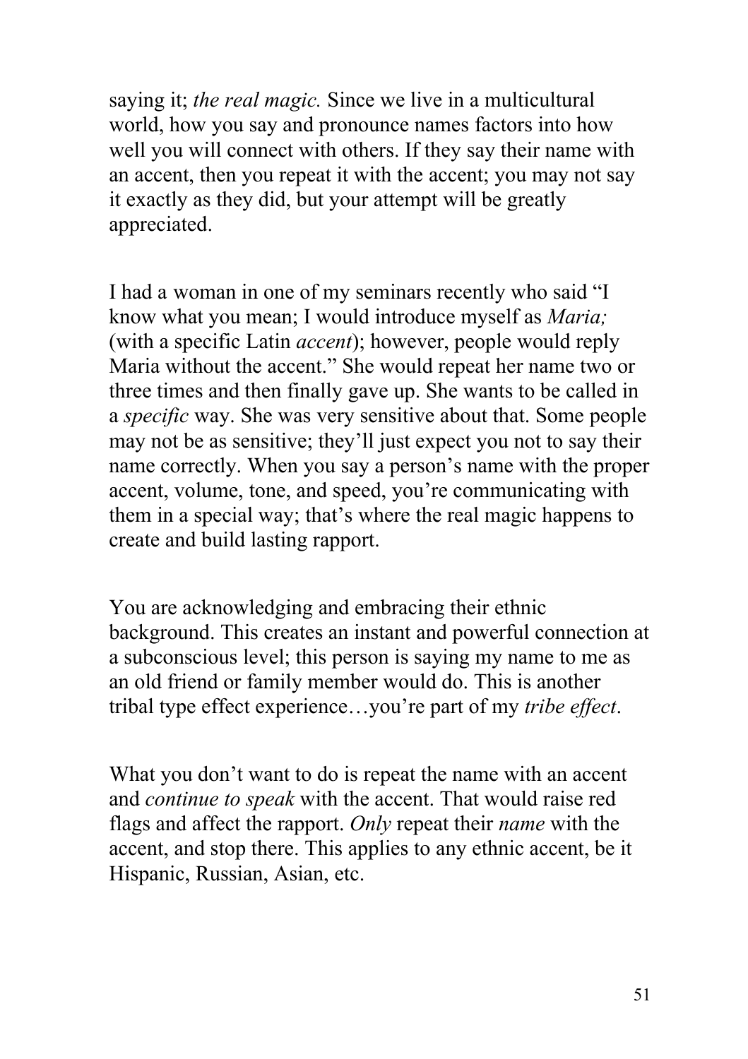saying it; *the real magic.* Since we live in a multicultural world, how you say and pronounce names factors into how well you will connect with others. If they say their name with an accent, then you repeat it with the accent; you may not say it exactly as they did, but your attempt will be greatly appreciated.

I had a woman in one of my seminars recently who said "I know what you mean; I would introduce myself as *Maria;* (with a specific Latin *accent*); however, people would reply Maria without the accent." She would repeat her name two or three times and then finally gave up. She wants to be called in a *specific* way. She was very sensitive about that. Some people may not be as sensitive; they'll just expect you not to say their name correctly. When you say a person's name with the proper accent, volume, tone, and speed, you're communicating with them in a special way; that's where the real magic happens to create and build lasting rapport.

You are acknowledging and embracing their ethnic background. This creates an instant and powerful connection at a subconscious level; this person is saying my name to me as an old friend or family member would do. This is another tribal type effect experience…you're part of my *tribe effect*.

What you don't want to do is repeat the name with an accent and *continue to speak* with the accent. That would raise red flags and affect the rapport. *Only* repeat their *name* with the accent, and stop there. This applies to any ethnic accent, be it Hispanic, Russian, Asian, etc.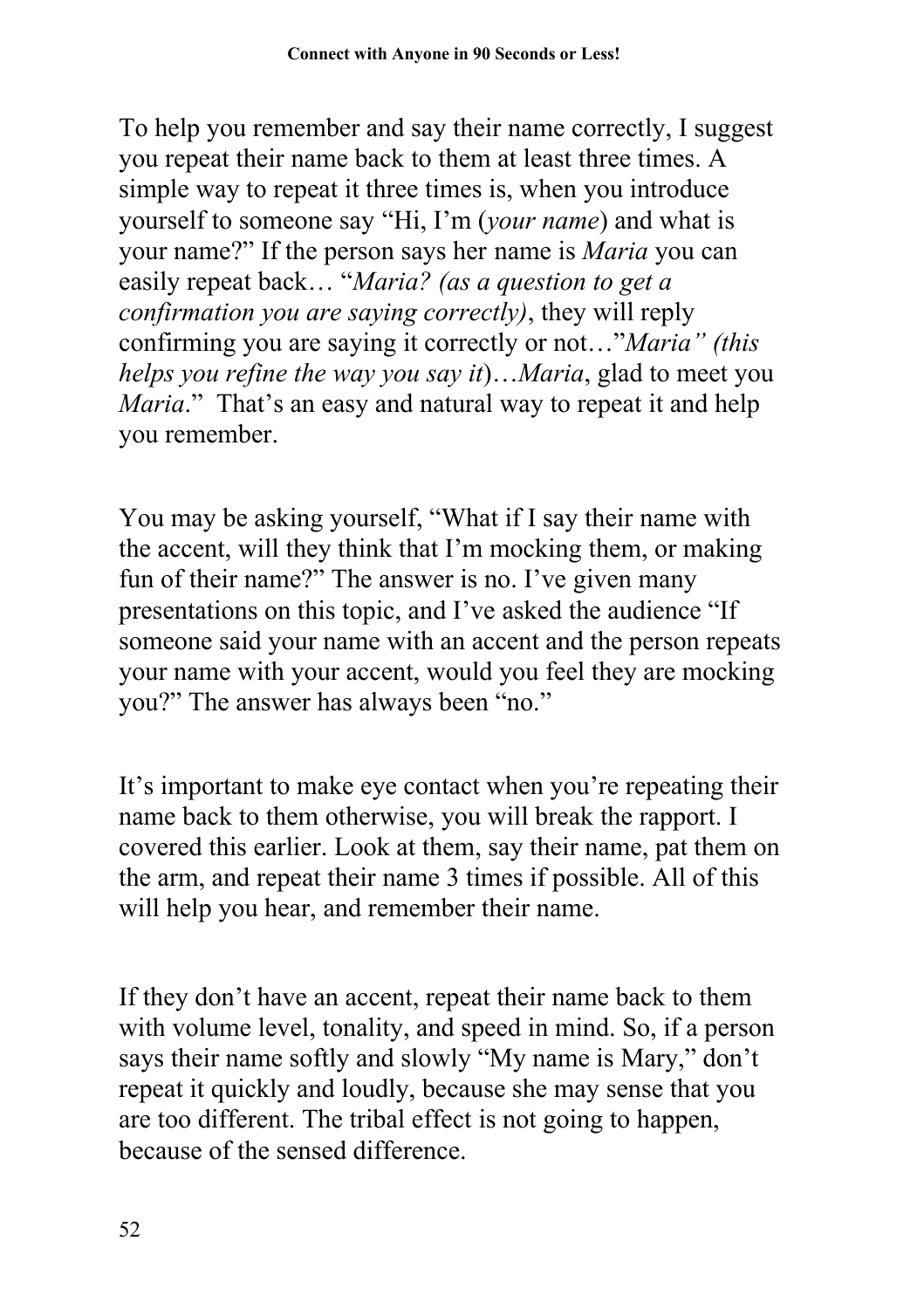To help you remember and say their name correctly, I suggest you repeat their name back to them at least three times. A simple way to repeat it three times is, when you introduce yourself to someone say "Hi, I'm (*your name*) and what is your name?" If the person says her name is *Maria* you can easily repeat back… "*Maria? (as a question to get a confirmation you are saying correctly)*, they will reply confirming you are saying it correctly or not…"*Maria" (this helps you refine the way you say it*)…*Maria*, glad to meet you *Maria*." That's an easy and natural way to repeat it and help you remember.

You may be asking yourself, "What if I say their name with the accent, will they think that I'm mocking them, or making fun of their name?" The answer is no. I've given many presentations on this topic, and I've asked the audience "If someone said your name with an accent and the person repeats your name with your accent, would you feel they are mocking you?" The answer has always been "no."

It's important to make eye contact when you're repeating their name back to them otherwise, you will break the rapport. I covered this earlier. Look at them, say their name, pat them on the arm, and repeat their name 3 times if possible. All of this will help you hear, and remember their name.

If they don't have an accent, repeat their name back to them with volume level, tonality, and speed in mind. So, if a person says their name softly and slowly "My name is Mary," don't repeat it quickly and loudly, because she may sense that you are too different. The tribal effect is not going to happen, because of the sensed difference.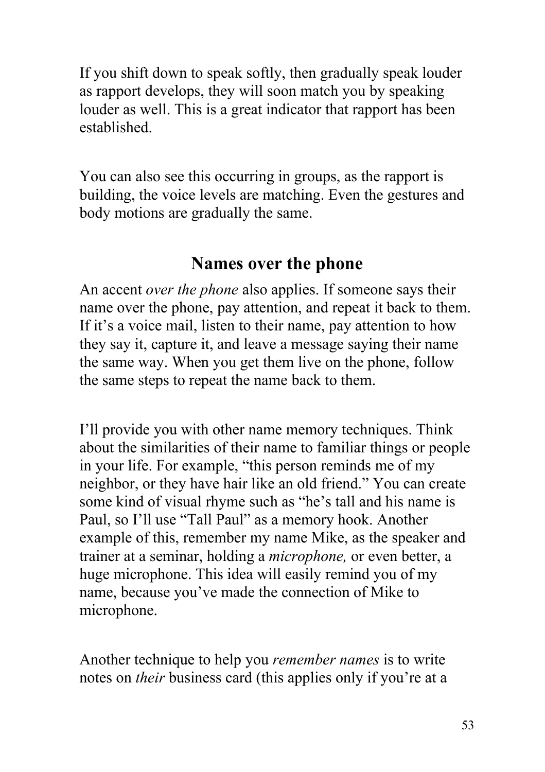If you shift down to speak softly, then gradually speak louder as rapport develops, they will soon match you by speaking louder as well. This is a great indicator that rapport has been established.

You can also see this occurring in groups, as the rapport is building, the voice levels are matching. Even the gestures and body motions are gradually the same.

## Names over the phone

An accent *over the phone* also applies. If someone says their name over the phone, pay attention, and repeat it back to them. If it's a voice mail, listen to their name, pay attention to how they say it, capture it, and leave a message saying their name the same way. When you get them live on the phone, follow the same steps to repeat the name back to them.

I'll provide you with other name memory techniques. Think about the similarities of their name to familiar things or people in your life. For example, "this person reminds me of my neighbor, or they have hair like an old friend." You can create some kind of visual rhyme such as "he's tall and his name is Paul, so I'll use "Tall Paul" as a memory hook. Another example of this, remember my name Mike, as the speaker and trainer at a seminar, holding a *microphone,* or even better, a huge microphone. This idea will easily remind you of my name, because you've made the connection of Mike to microphone.

Another technique to help you *remember names* is to write notes on *their* business card (this applies only if you're at a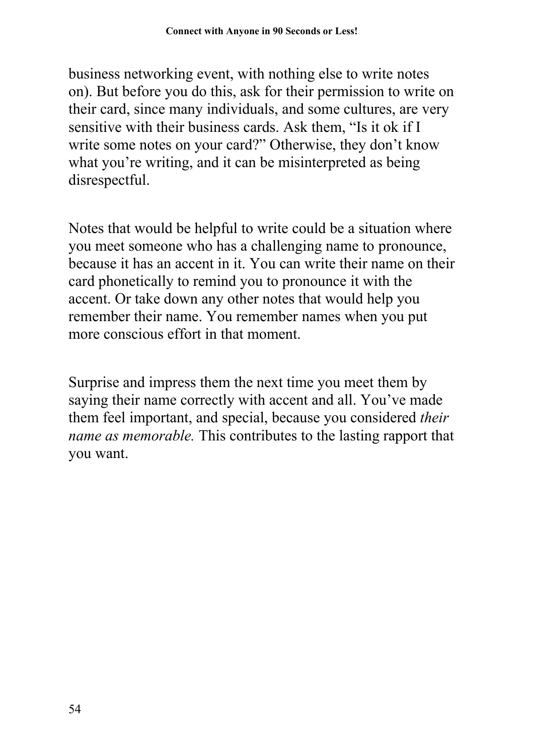business networking event, with nothing else to write notes on). But before you do this, ask for their permission to write on their card, since many individuals, and some cultures, are very sensitive with their business cards. Ask them, "Is it ok if I write some notes on your card?" Otherwise, they don't know what you're writing, and it can be misinterpreted as being disrespectful.

Notes that would be helpful to write could be a situation where you meet someone who has a challenging name to pronounce, because it has an accent in it. You can write their name on their card phonetically to remind you to pronounce it with the accent. Or take down any other notes that would help you remember their name. You remember names when you put more conscious effort in that moment.

Surprise and impress them the next time you meet them by saying their name correctly with accent and all. You've made them feel important, and special, because you considered *their name as memorable.* This contributes to the lasting rapport that you want.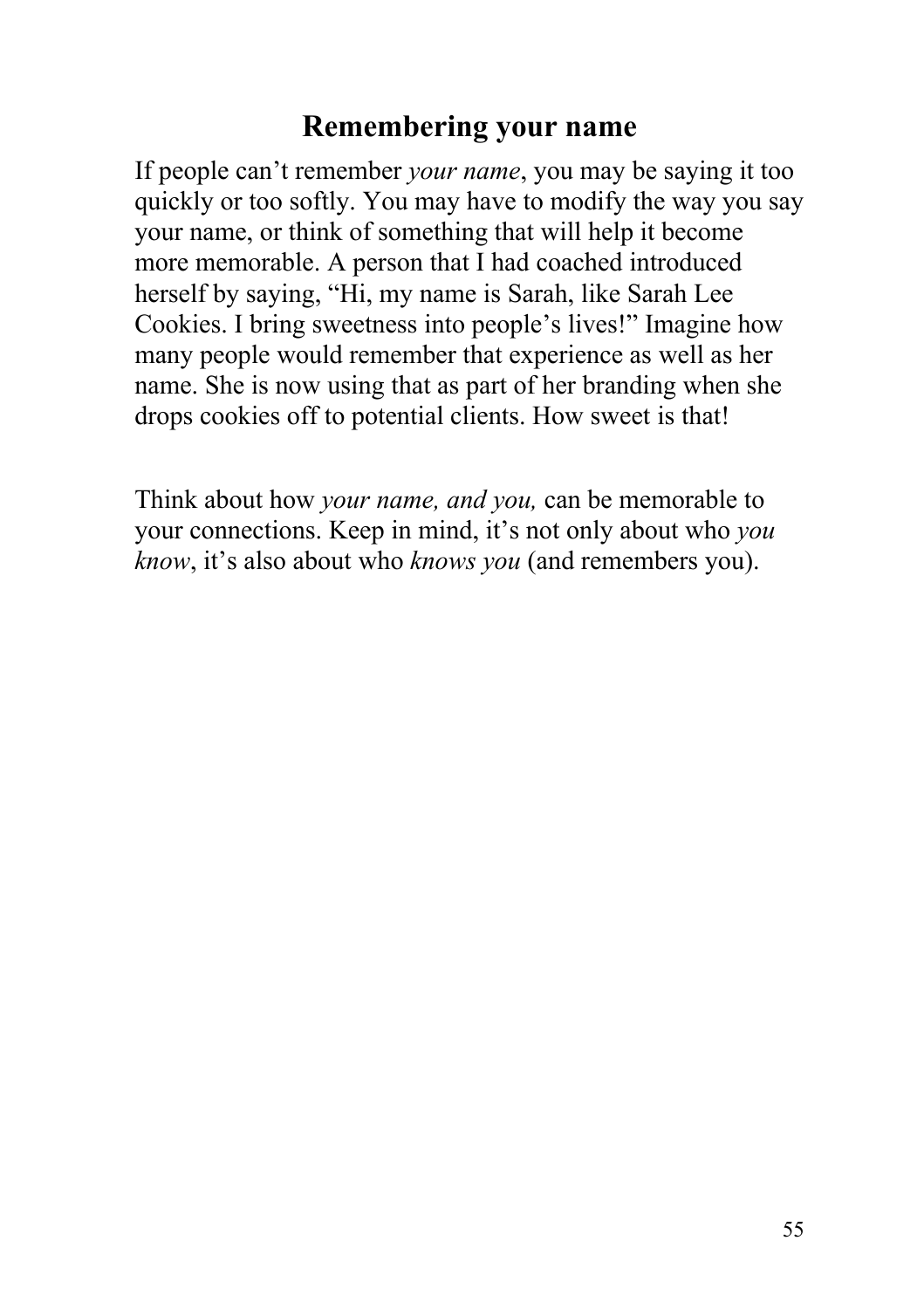## Remembering your name

If people can't remember *your name*, you may be saying it too quickly or too softly. You may have to modify the way you say your name, or think of something that will help it become more memorable. A person that I had coached introduced herself by saying, "Hi, my name is Sarah, like Sarah Lee Cookies. I bring sweetness into people's lives!" Imagine how many people would remember that experience as well as her name. She is now using that as part of her branding when she drops cookies off to potential clients. How sweet is that!

Think about how *your name, and you,* can be memorable to your connections. Keep in mind, it's not only about who *you know*, it's also about who *knows you* (and remembers you).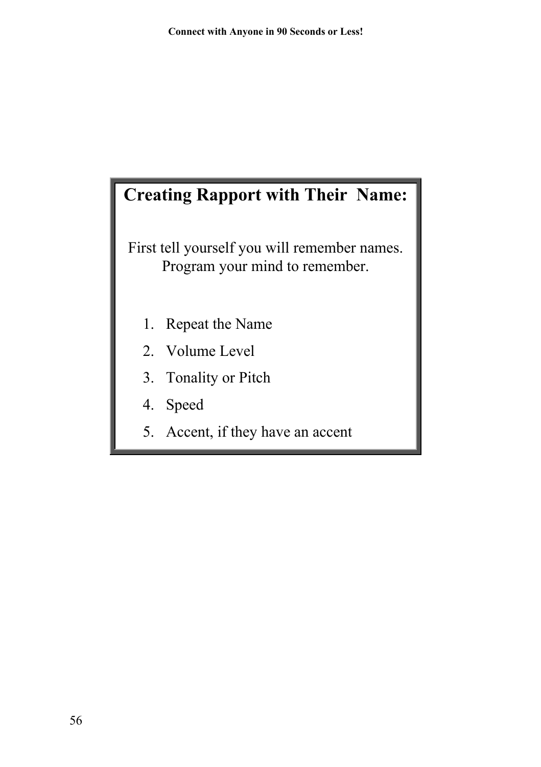## Creating Rapport with Their Name:

First tell yourself you will remember names. Program your mind to remember.

1. Repeat the Name
2. Volume Level
3. Tonality or Pitch
4. Speed
5. Accent, if they have an accent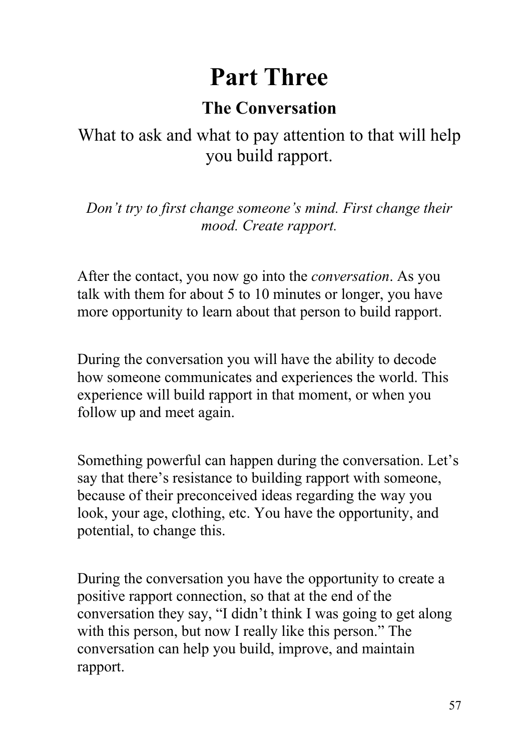# Part Three

## The Conversation

What to ask and what to pay attention to that will help you build rapport.

*Don't try to first change someone's mind. First change their mood. Create rapport.*

After the contact, you now go into the *conversation*. As you talk with them for about 5 to 10 minutes or longer, you have more opportunity to learn about that person to build rapport.

During the conversation you will have the ability to decode how someone communicates and experiences the world. This experience will build rapport in that moment, or when you follow up and meet again.

Something powerful can happen during the conversation. Let's say that there's resistance to building rapport with someone, because of their preconceived ideas regarding the way you look, your age, clothing, etc. You have the opportunity, and potential, to change this.

During the conversation you have the opportunity to create a positive rapport connection, so that at the end of the conversation they say, "I didn't think I was going to get along with this person, but now I really like this person." The conversation can help you build, improve, and maintain rapport.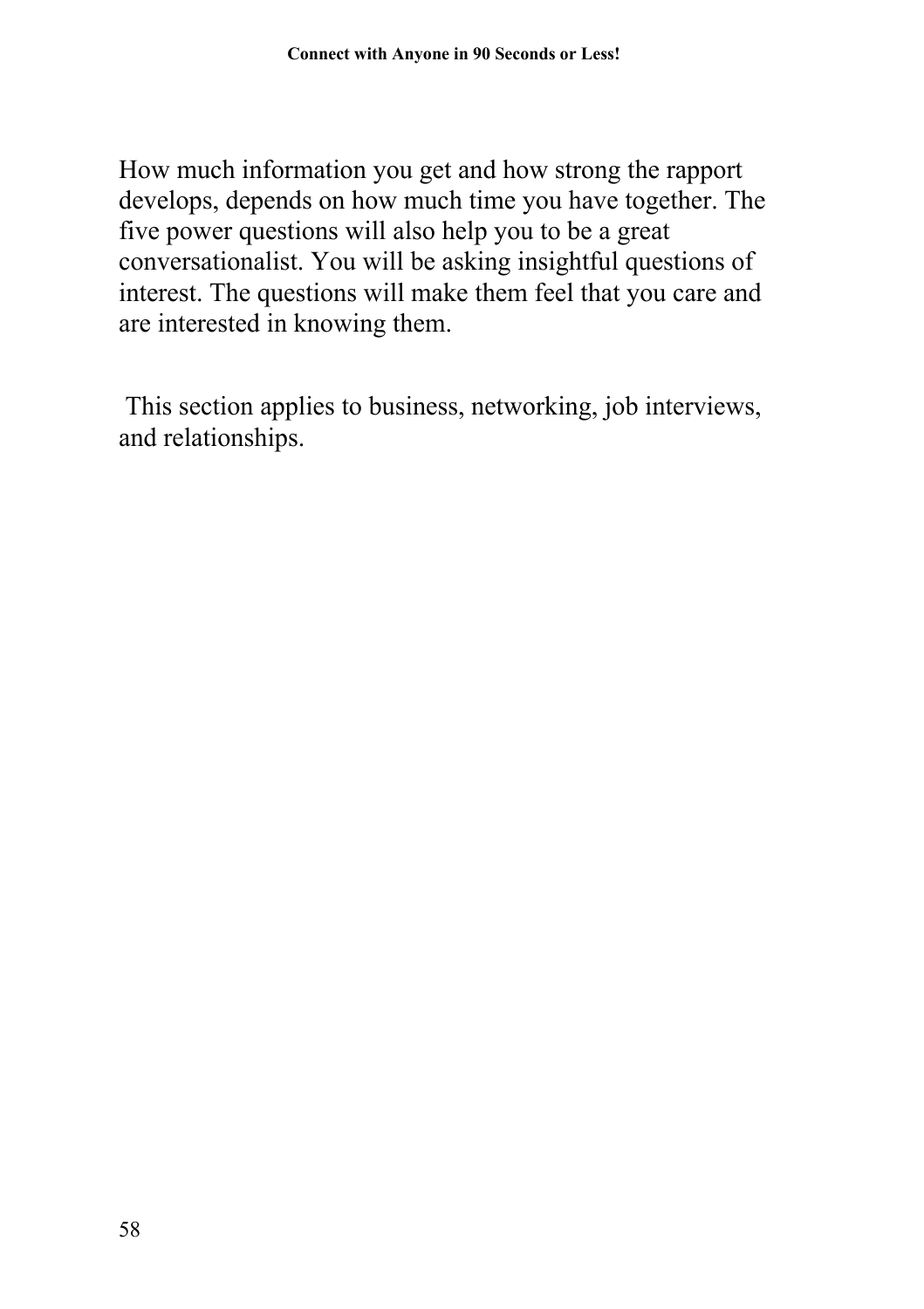How much information you get and how strong the rapport develops, depends on how much time you have together. The five power questions will also help you to be a great conversationalist. You will be asking insightful questions of interest. The questions will make them feel that you care and are interested in knowing them.

This section applies to business, networking, job interviews, and relationships.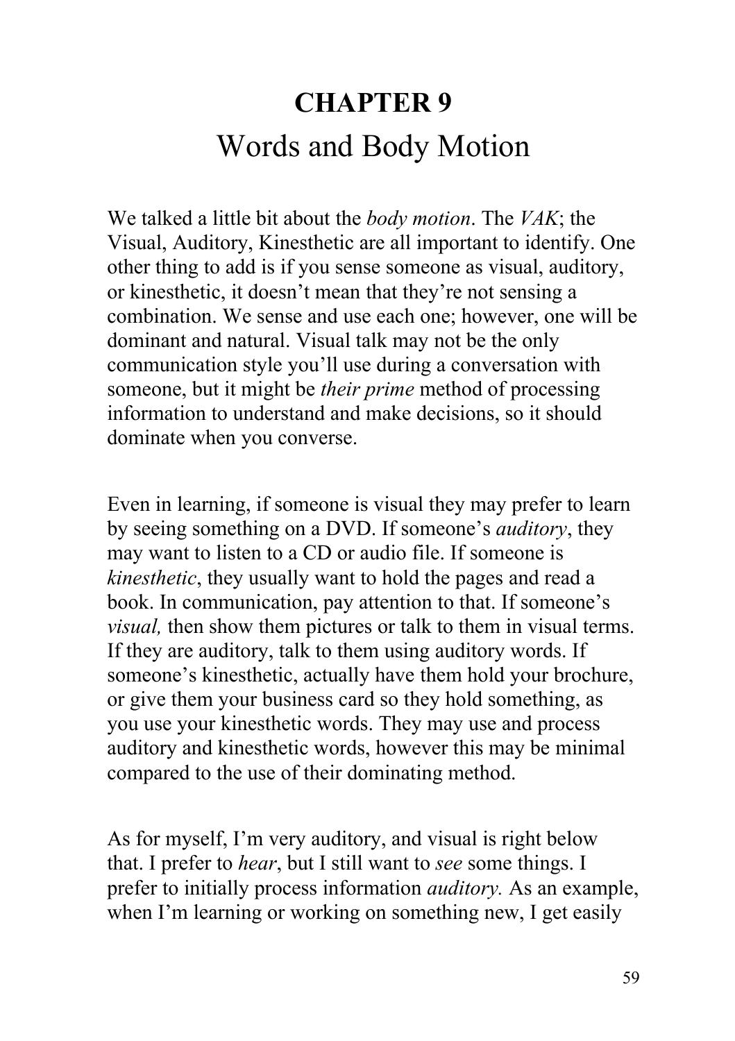# CHAPTER 9

## Words and Body Motion

We talked a little bit about the *body motion*. The *VAK*; the Visual, Auditory, Kinesthetic are all important to identify. One other thing to add is if you sense someone as visual, auditory, or kinesthetic, it doesn't mean that they're not sensing a combination. We sense and use each one; however, one will be dominant and natural. Visual talk may not be the only communication style you'll use during a conversation with someone, but it might be *their prime* method of processing information to understand and make decisions, so it should dominate when you converse.

Even in learning, if someone is visual they may prefer to learn by seeing something on a DVD. If someone's *auditory*, they may want to listen to a CD or audio file. If someone is *kinesthetic*, they usually want to hold the pages and read a book. In communication, pay attention to that. If someone's *visual,* then show them pictures or talk to them in visual terms. If they are auditory, talk to them using auditory words. If someone's kinesthetic, actually have them hold your brochure, or give them your business card so they hold something, as you use your kinesthetic words. They may use and process auditory and kinesthetic words, however this may be minimal compared to the use of their dominating method.

As for myself, I'm very auditory, and visual is right below that. I prefer to *hear*, but I still want to *see* some things. I prefer to initially process information *auditory.* As an example, when I'm learning or working on something new, I get easily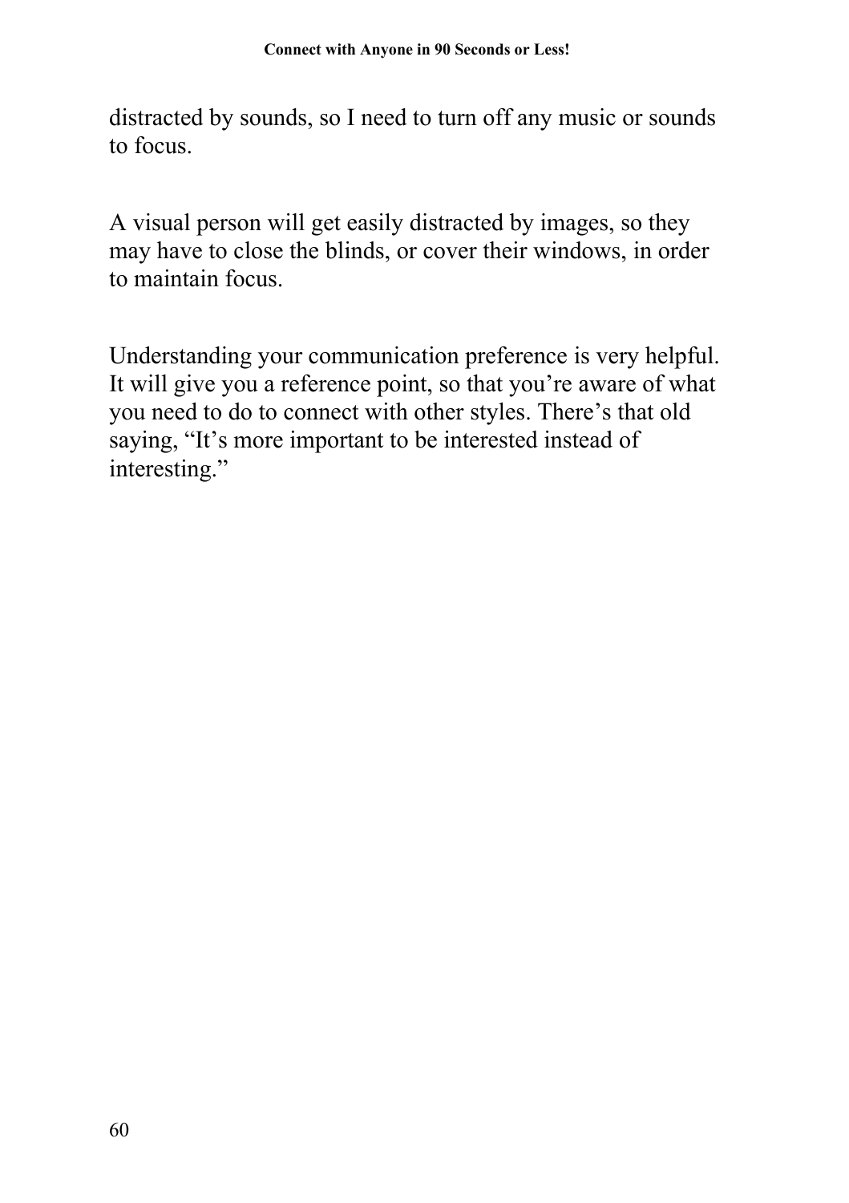distracted by sounds, so I need to turn off any music or sounds to focus.

A visual person will get easily distracted by images, so they may have to close the blinds, or cover their windows, in order to maintain focus.

Understanding your communication preference is very helpful. It will give you a reference point, so that you're aware of what you need to do to connect with other styles. There's that old saying, "It's more important to be interested instead of interesting."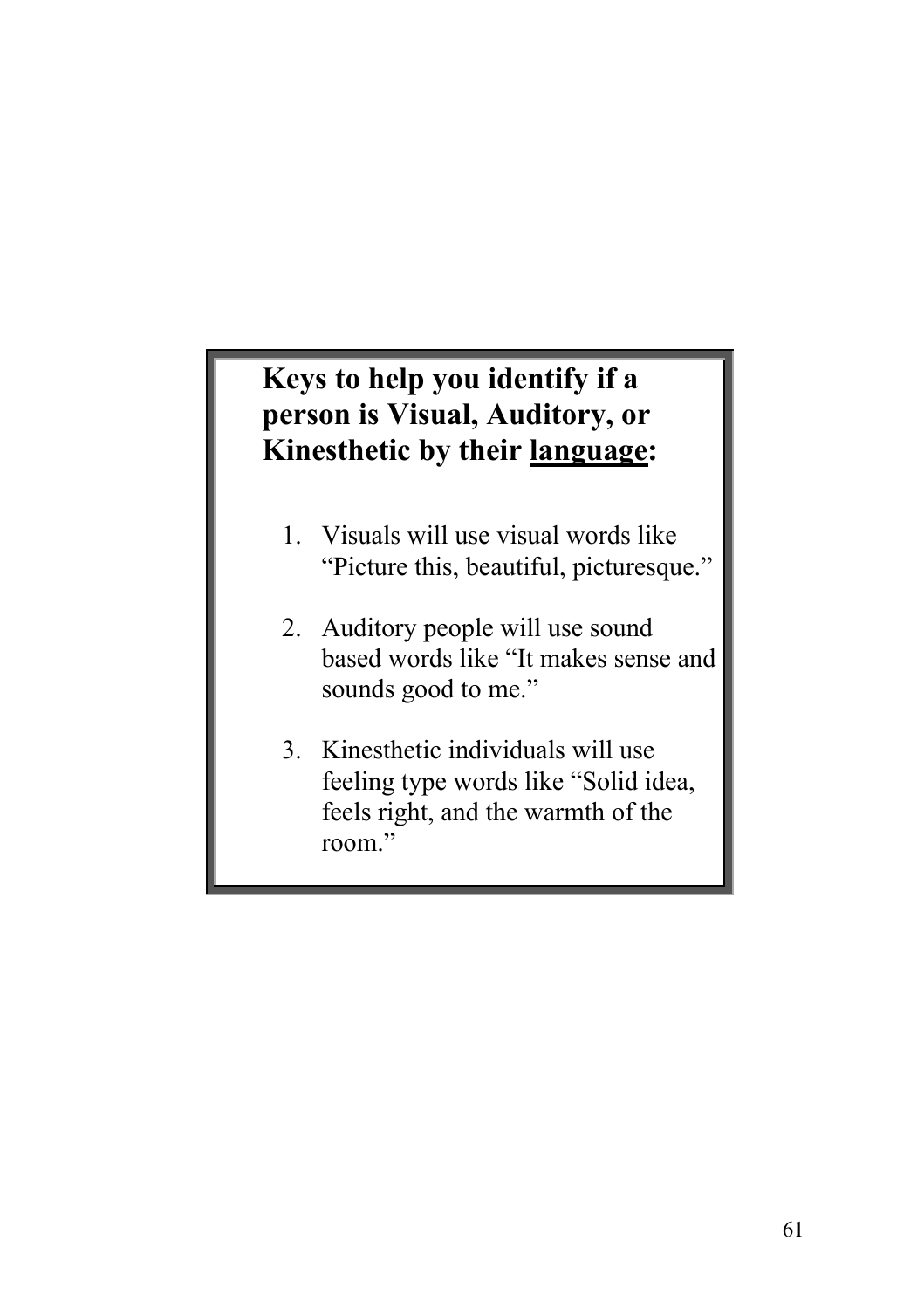## Keys to help you identify if a person is Visual, Auditory, or Kinesthetic by their <u>language</u>:

1. Visuals will use visual words like "Picture this, beautiful, picturesque."

2. Auditory people will use sound based words like "It makes sense and sounds good to me."

3. Kinesthetic individuals will use feeling type words like "Solid idea, feels right, and the warmth of the room."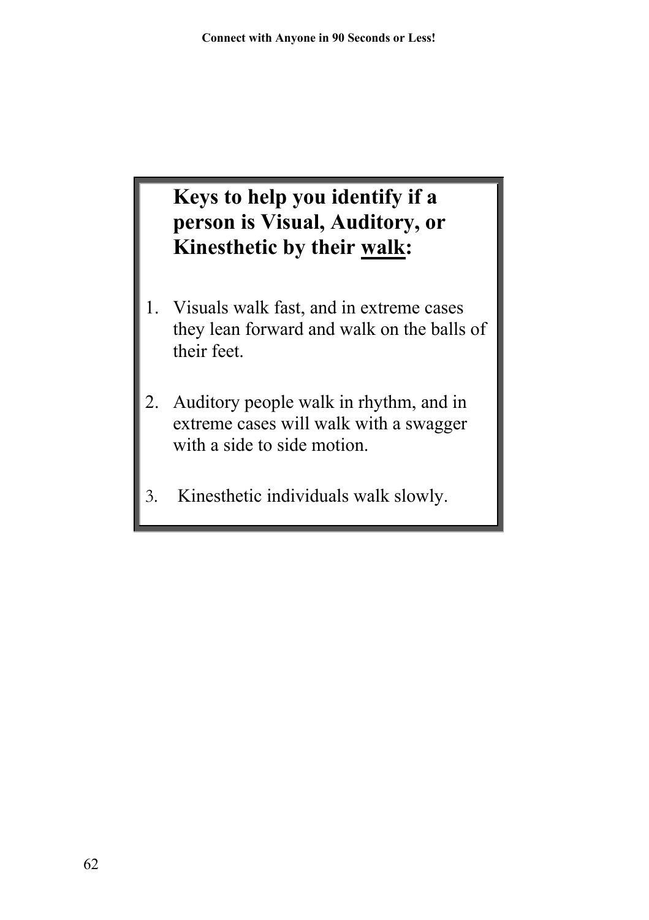**Keys to help you identify if a person is Visual, Auditory, or Kinesthetic by their <u>walk</u>:**

1. Visuals walk fast, and in extreme cases they lean forward and walk on the balls of their feet.

2. Auditory people walk in rhythm, and in extreme cases will walk with a swagger with a side to side motion.

3. Kinesthetic individuals walk slowly.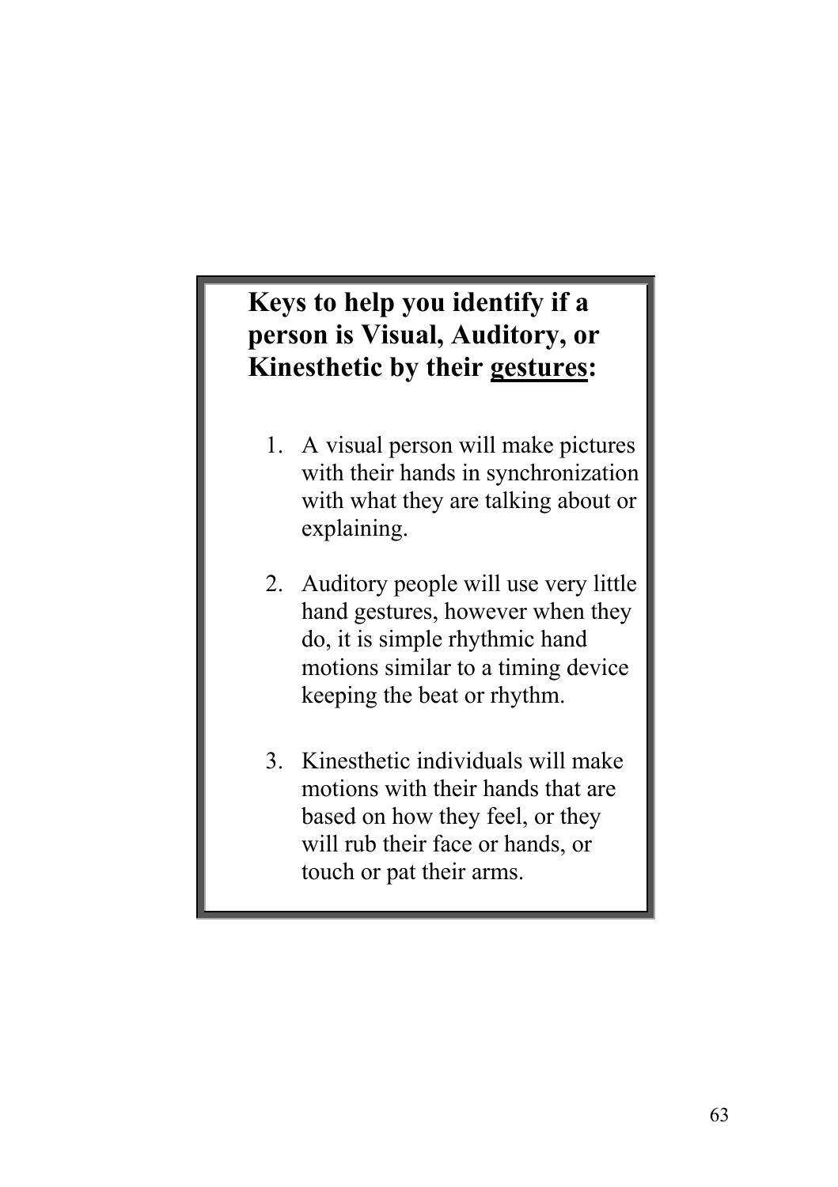**Keys to help you identify if a person is Visual, Auditory, or Kinesthetic by their <u>gestures</u>:**

1. A visual person will make pictures with their hands in synchronization with what they are talking about or explaining.

2. Auditory people will use very little hand gestures, however when they do, it is simple rhythmic hand motions similar to a timing device keeping the beat or rhythm.

3. Kinesthetic individuals will make motions with their hands that are based on how they feel, or they will rub their face or hands, or touch or pat their arms.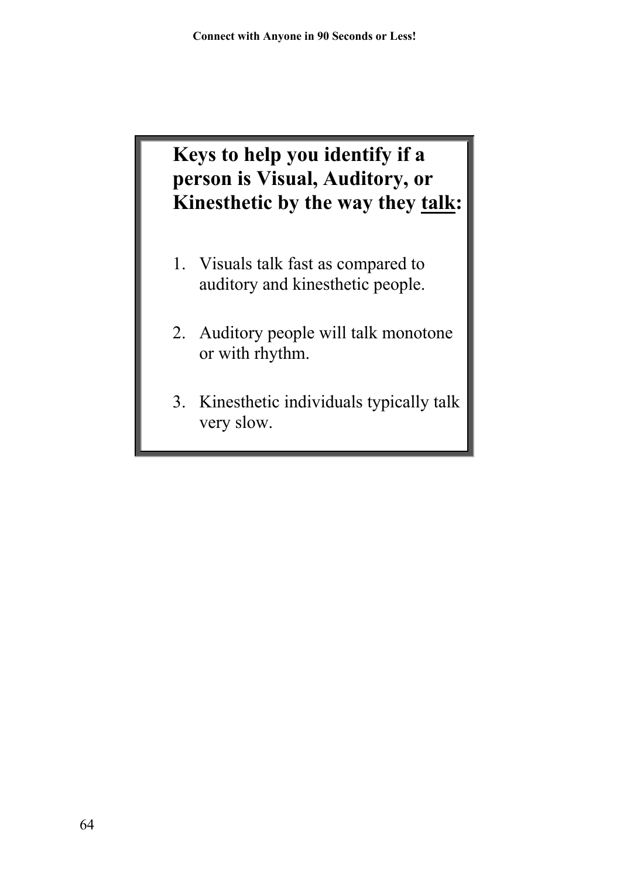**Keys to help you identify if a person is Visual, Auditory, or Kinesthetic by the way they <u>talk</u>:**

1. Visuals talk fast as compared to auditory and kinesthetic people.

2. Auditory people will talk monotone or with rhythm.

3. Kinesthetic individuals typically talk very slow.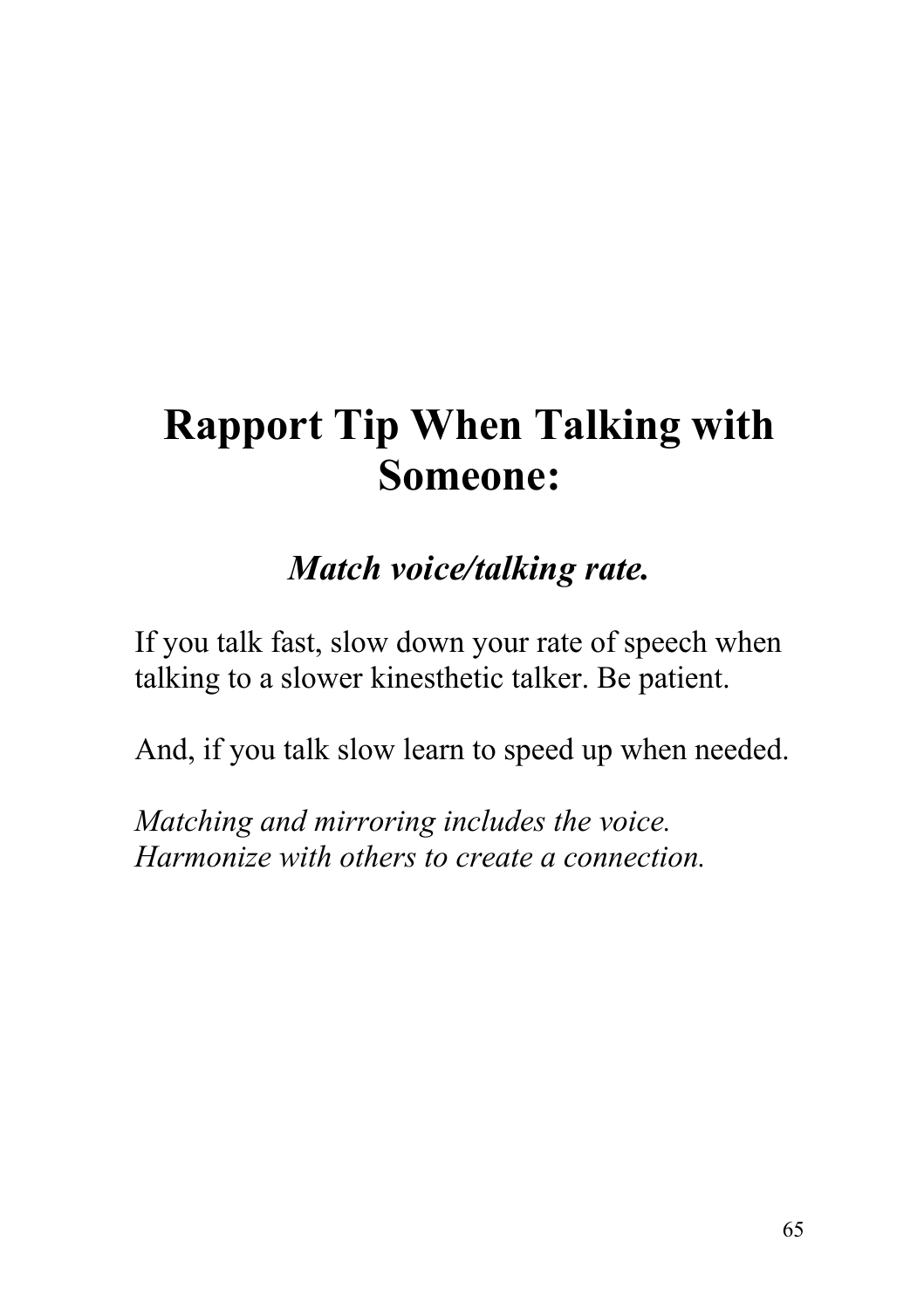# Rapport Tip When Talking with Someone:

***Match voice/talking rate.***

If you talk fast, slow down your rate of speech when talking to a slower kinesthetic talker. Be patient.

And, if you talk slow learn to speed up when needed.

*Matching and mirroring includes the voice. Harmonize with others to create a connection.*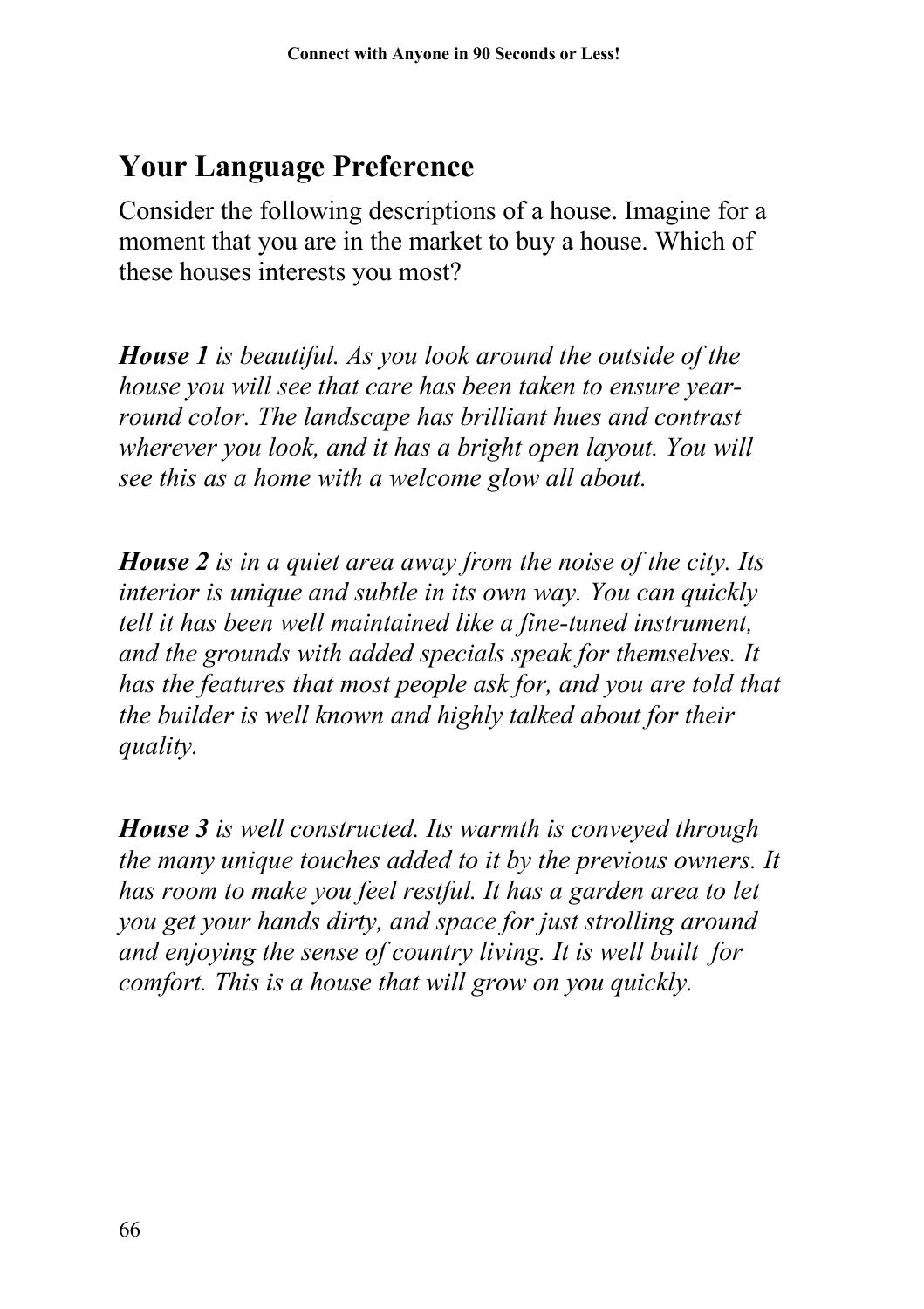## Your Language Preference

Consider the following descriptions of a house. Imagine for a moment that you are in the market to buy a house. Which of these houses interests you most?

***House 1** is beautiful. As you look around the outside of the house you will see that care has been taken to ensure year-round color. The landscape has brilliant hues and contrast wherever you look, and it has a bright open layout. You will see this as a home with a welcome glow all about.*

***House 2** is in a quiet area away from the noise of the city. Its interior is unique and subtle in its own way. You can quickly tell it has been well maintained like a fine-tuned instrument, and the grounds with added specials speak for themselves. It has the features that most people ask for, and you are told that the builder is well known and highly talked about for their quality.*

***House 3** is well constructed. Its warmth is conveyed through the many unique touches added to it by the previous owners. It has room to make you feel restful. It has a garden area to let you get your hands dirty, and space for just strolling around and enjoying the sense of country living. It is well built for comfort. This is a house that will grow on you quickly.*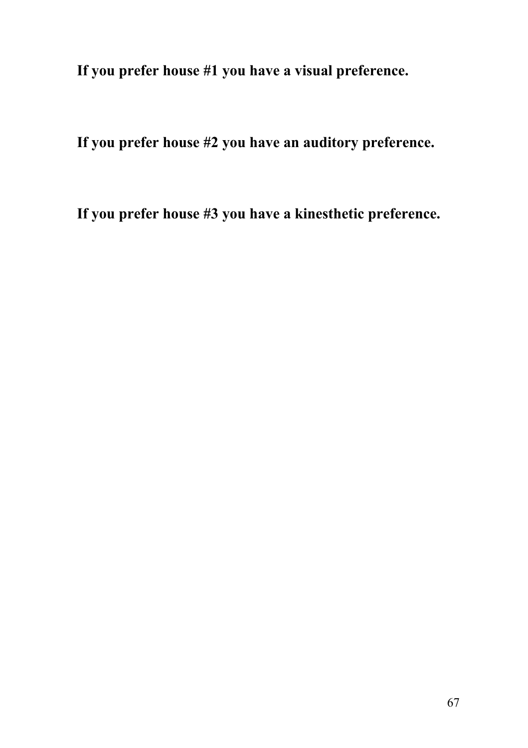**If you prefer house #1 you have a visual preference.**

**If you prefer house #2 you have an auditory preference.**

**If you prefer house #3 you have a kinesthetic preference.**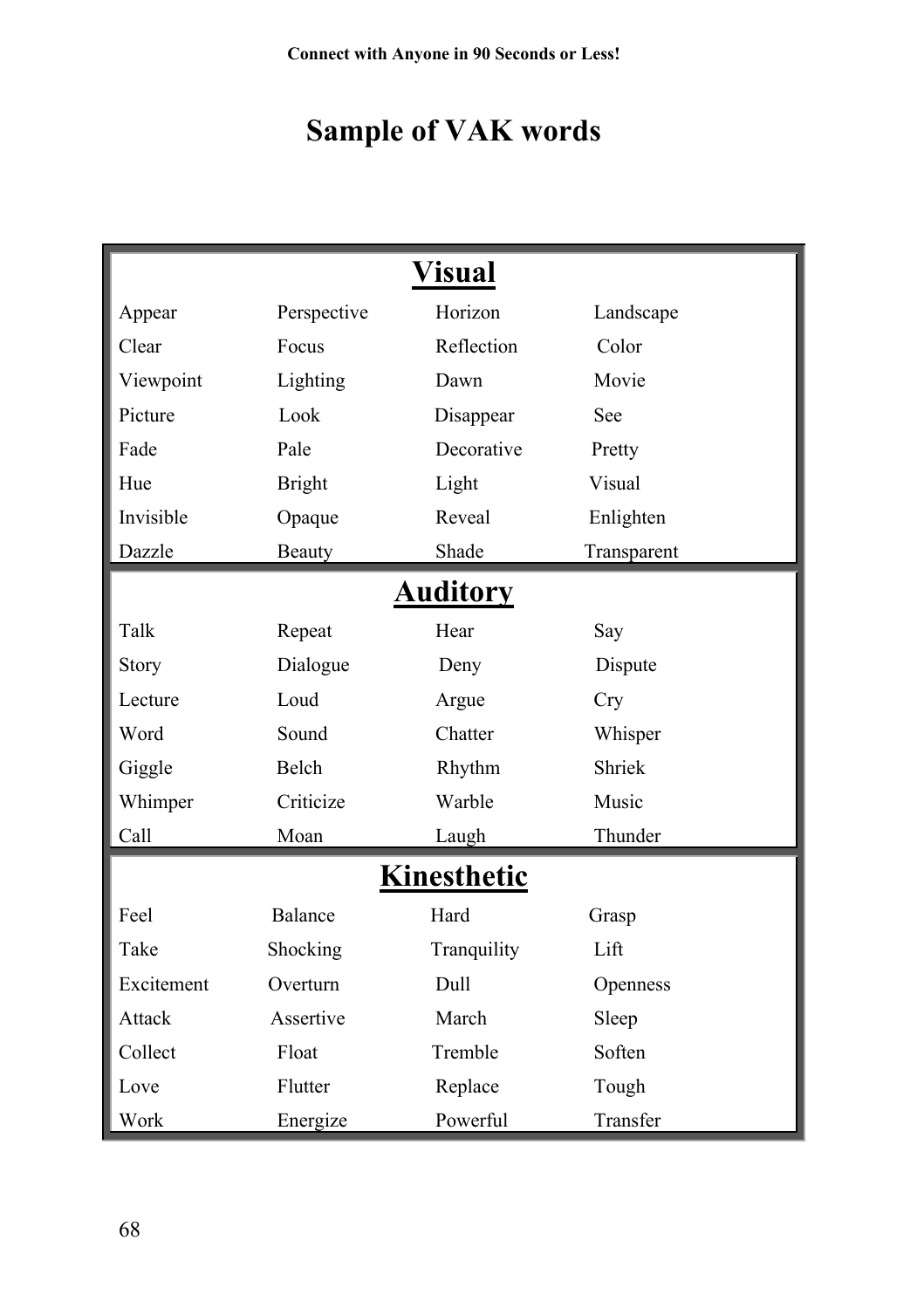# Sample of VAK words

| **Visual** | | | |
|---|---|---|---|
| Appear | Perspective | Horizon | Landscape |
| Clear | Focus | Reflection | Color |
| Viewpoint | Lighting | Dawn | Movie |
| Picture | Look | Disappear | See |
| Fade | Pale | Decorative | Pretty |
| Hue | Bright | Light | Visual |
| Invisible | Opaque | Reveal | Enlighten |
| Dazzle | Beauty | Shade | Transparent |

| **Auditory** | | | |
|---|---|---|---|
| Talk | Repeat | Hear | Say |
| Story | Dialogue | Deny | Dispute |
| Lecture | Loud | Argue | Cry |
| Word | Sound | Chatter | Whisper |
| Giggle | Belch | Rhythm | Shriek |
| Whimper | Criticize | Warble | Music |
| Call | Moan | Laugh | Thunder |

| **Kinesthetic** | | | |
|---|---|---|---|
| Feel | Balance | Hard | Grasp |
| Take | Shocking | Tranquility | Lift |
| Excitement | Overturn | Dull | Openness |
| Attack | Assertive | March | Sleep |
| Collect | Float | Tremble | Soften |
| Love | Flutter | Replace | Tough |
| Work | Energize | Powerful | Transfer |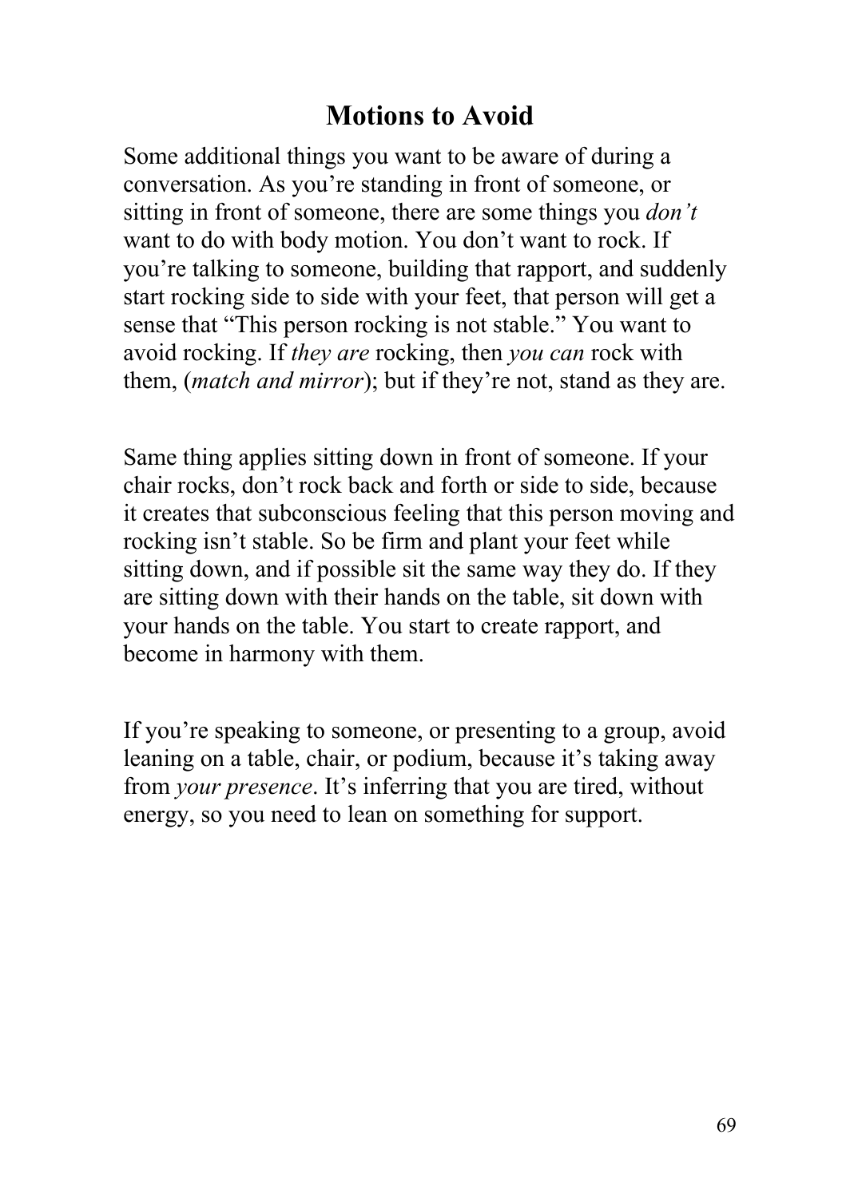## Motions to Avoid

Some additional things you want to be aware of during a conversation. As you're standing in front of someone, or sitting in front of someone, there are some things you *don't* want to do with body motion. You don't want to rock. If you're talking to someone, building that rapport, and suddenly start rocking side to side with your feet, that person will get a sense that "This person rocking is not stable." You want to avoid rocking. If *they are* rocking, then *you can* rock with them, (*match and mirror*); but if they're not, stand as they are.

Same thing applies sitting down in front of someone. If your chair rocks, don't rock back and forth or side to side, because it creates that subconscious feeling that this person moving and rocking isn't stable. So be firm and plant your feet while sitting down, and if possible sit the same way they do. If they are sitting down with their hands on the table, sit down with your hands on the table. You start to create rapport, and become in harmony with them.

If you're speaking to someone, or presenting to a group, avoid leaning on a table, chair, or podium, because it's taking away from *your presence*. It's inferring that you are tired, without energy, so you need to lean on something for support.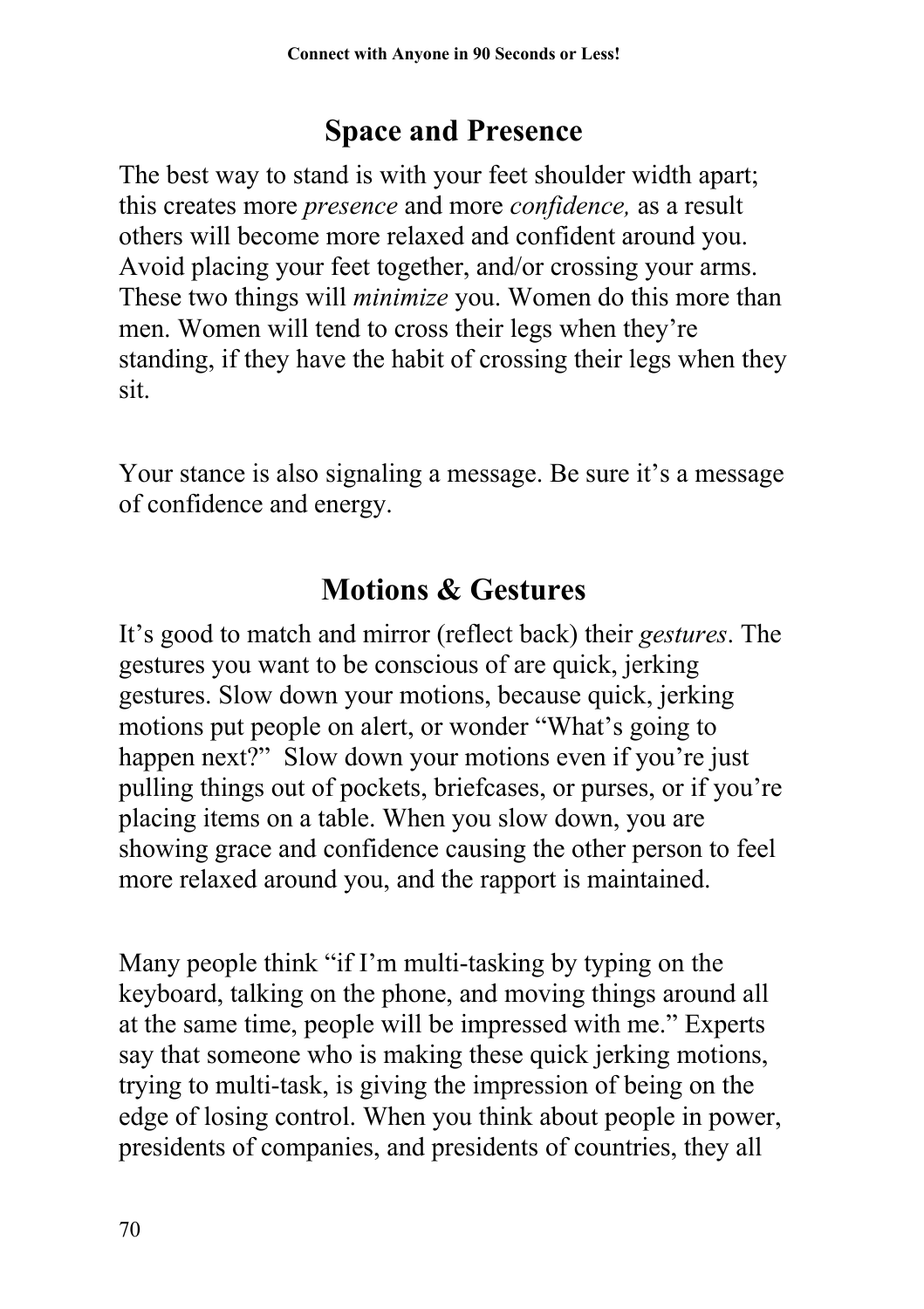## Space and Presence

The best way to stand is with your feet shoulder width apart; this creates more *presence* and more *confidence,* as a result others will become more relaxed and confident around you. Avoid placing your feet together, and/or crossing your arms. These two things will *minimize* you. Women do this more than men. Women will tend to cross their legs when they're standing, if they have the habit of crossing their legs when they sit.

Your stance is also signaling a message. Be sure it's a message of confidence and energy.

## Motions & Gestures

It's good to match and mirror (reflect back) their *gestures*. The gestures you want to be conscious of are quick, jerking gestures. Slow down your motions, because quick, jerking motions put people on alert, or wonder "What's going to happen next?" Slow down your motions even if you're just pulling things out of pockets, briefcases, or purses, or if you're placing items on a table. When you slow down, you are showing grace and confidence causing the other person to feel more relaxed around you, and the rapport is maintained.

Many people think "if I'm multi-tasking by typing on the keyboard, talking on the phone, and moving things around all at the same time, people will be impressed with me." Experts say that someone who is making these quick jerking motions, trying to multi-task, is giving the impression of being on the edge of losing control. When you think about people in power, presidents of companies, and presidents of countries, they all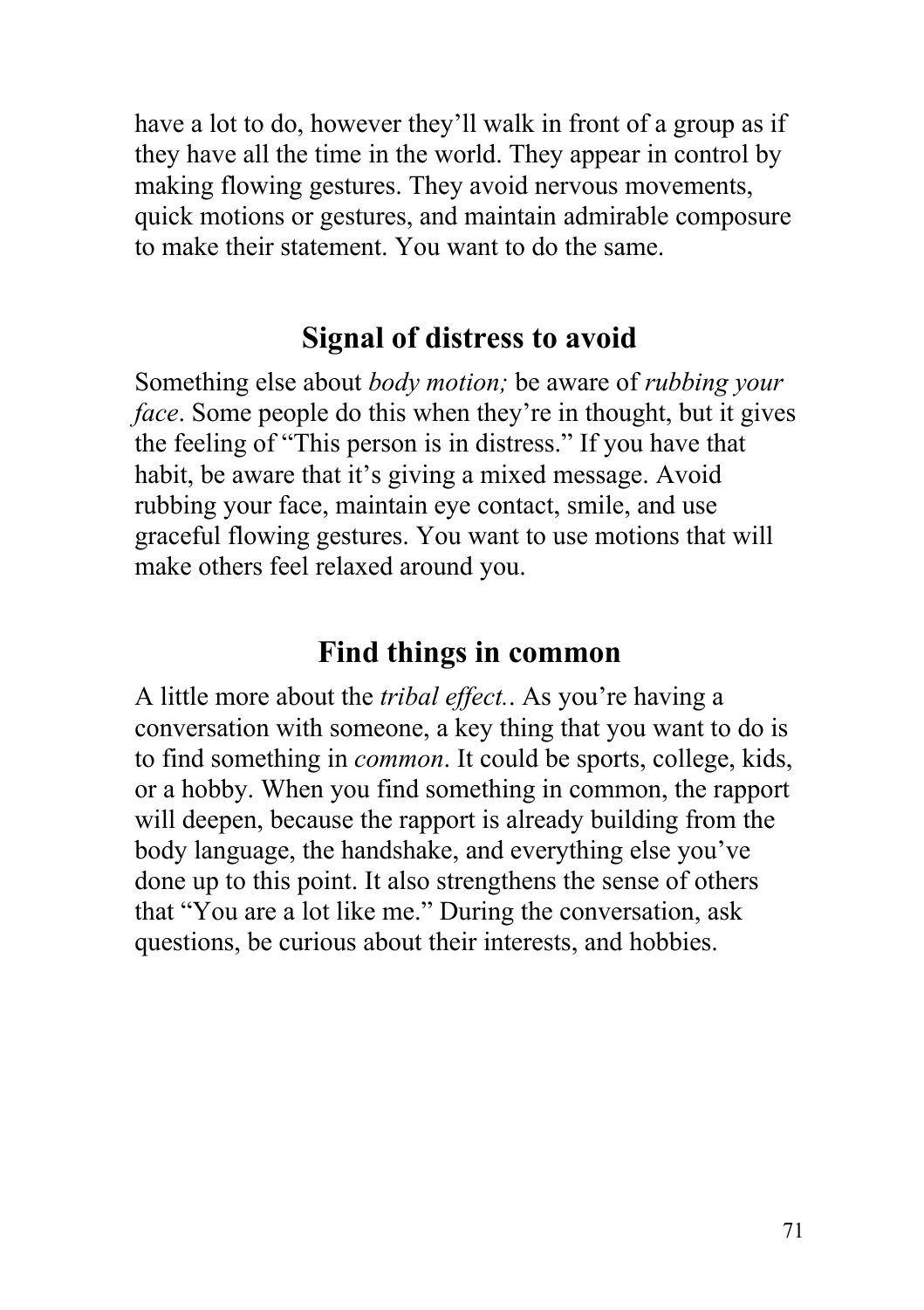have a lot to do, however they'll walk in front of a group as if they have all the time in the world. They appear in control by making flowing gestures. They avoid nervous movements, quick motions or gestures, and maintain admirable composure to make their statement. You want to do the same.

## Signal of distress to avoid

Something else about *body motion;* be aware of *rubbing your face*. Some people do this when they're in thought, but it gives the feeling of "This person is in distress." If you have that habit, be aware that it's giving a mixed message. Avoid rubbing your face, maintain eye contact, smile, and use graceful flowing gestures. You want to use motions that will make others feel relaxed around you.

## Find things in common

A little more about the *tribal effect.*. As you're having a conversation with someone, a key thing that you want to do is to find something in *common*. It could be sports, college, kids, or a hobby. When you find something in common, the rapport will deepen, because the rapport is already building from the body language, the handshake, and everything else you've done up to this point. It also strengthens the sense of others that "You are a lot like me." During the conversation, ask questions, be curious about their interests, and hobbies.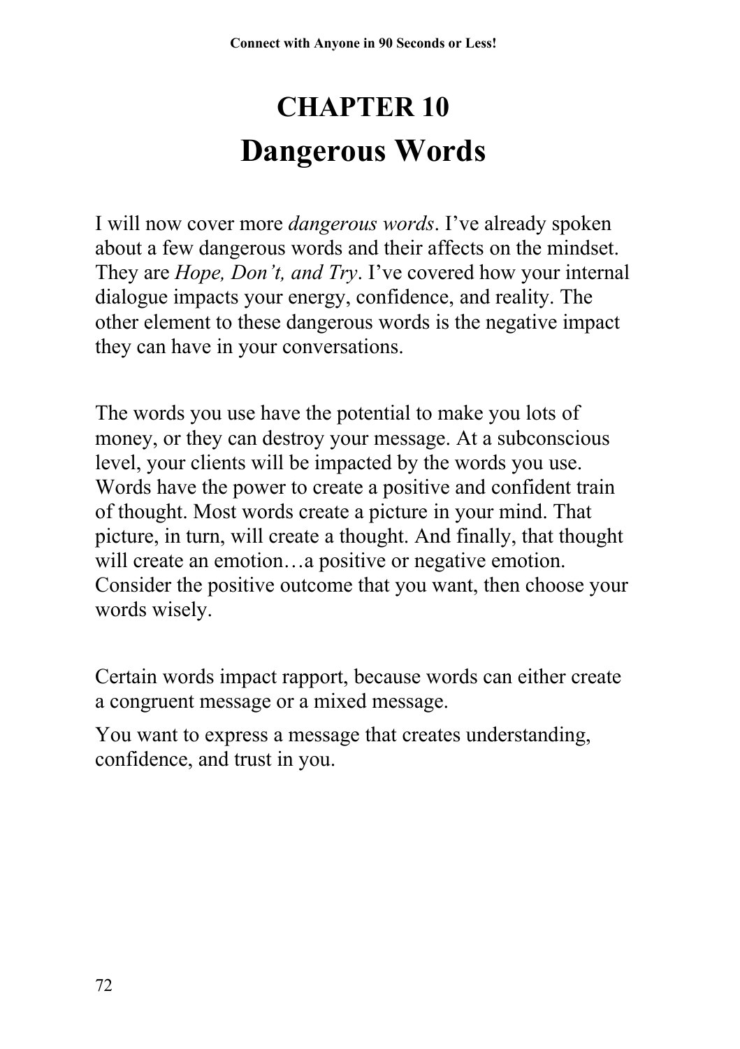# CHAPTER 10
# Dangerous Words

I will now cover more *dangerous words*. I've already spoken about a few dangerous words and their affects on the mindset. They are *Hope, Don't, and Try*. I've covered how your internal dialogue impacts your energy, confidence, and reality. The other element to these dangerous words is the negative impact they can have in your conversations.

The words you use have the potential to make you lots of money, or they can destroy your message. At a subconscious level, your clients will be impacted by the words you use. Words have the power to create a positive and confident train of thought. Most words create a picture in your mind. That picture, in turn, will create a thought. And finally, that thought will create an emotion…a positive or negative emotion. Consider the positive outcome that you want, then choose your words wisely.

Certain words impact rapport, because words can either create a congruent message or a mixed message.

You want to express a message that creates understanding, confidence, and trust in you.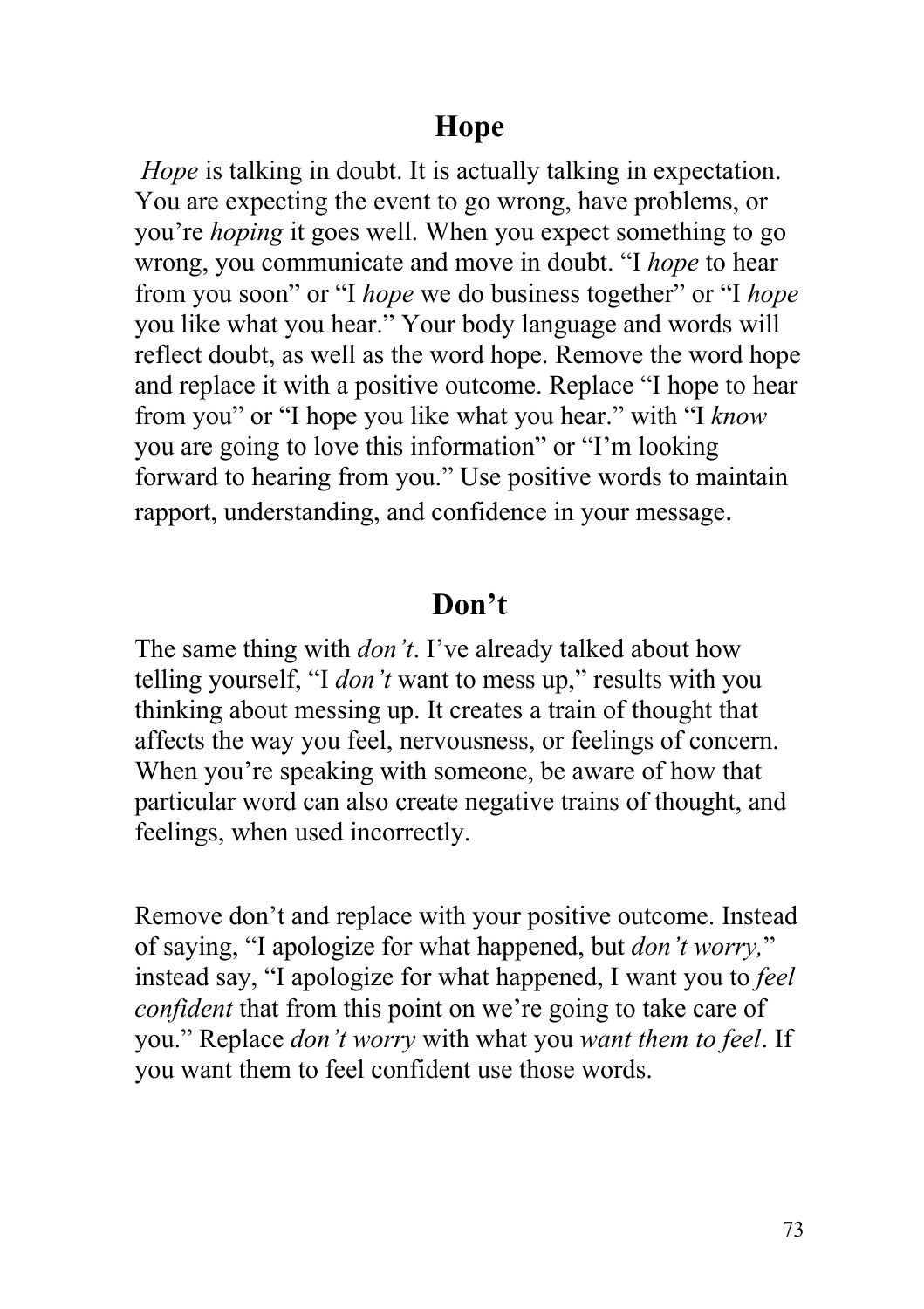## Hope

*Hope* is talking in doubt. It is actually talking in expectation. You are expecting the event to go wrong, have problems, or you're *hoping* it goes well. When you expect something to go wrong, you communicate and move in doubt. "I *hope* to hear from you soon" or "I *hope* we do business together" or "I *hope* you like what you hear." Your body language and words will reflect doubt, as well as the word hope. Remove the word hope and replace it with a positive outcome. Replace "I hope to hear from you" or "I hope you like what you hear." with "I *know* you are going to love this information" or "I'm looking forward to hearing from you." Use positive words to maintain rapport, understanding, and confidence in your message.

## Don't

The same thing with *don't*. I've already talked about how telling yourself, "I *don't* want to mess up," results with you thinking about messing up. It creates a train of thought that affects the way you feel, nervousness, or feelings of concern. When you're speaking with someone, be aware of how that particular word can also create negative trains of thought, and feelings, when used incorrectly.

Remove don't and replace with your positive outcome. Instead of saying, "I apologize for what happened, but *don't worry,*" instead say, "I apologize for what happened, I want you to *feel confident* that from this point on we're going to take care of you." Replace *don't worry* with what you *want them to feel*. If you want them to feel confident use those words.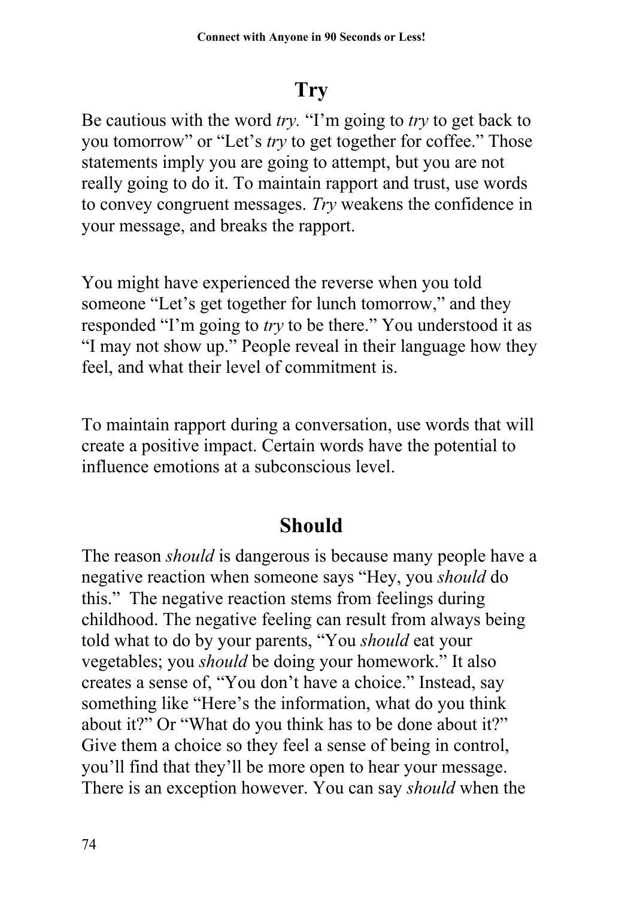## Try

Be cautious with the word *try*. "I'm going to *try* to get back to you tomorrow" or "Let's *try* to get together for coffee." Those statements imply you are going to attempt, but you are not really going to do it. To maintain rapport and trust, use words to convey congruent messages. *Try* weakens the confidence in your message, and breaks the rapport.

You might have experienced the reverse when you told someone "Let's get together for lunch tomorrow," and they responded "I'm going to *try* to be there." You understood it as "I may not show up." People reveal in their language how they feel, and what their level of commitment is.

To maintain rapport during a conversation, use words that will create a positive impact. Certain words have the potential to influence emotions at a subconscious level.

## Should

The reason *should* is dangerous is because many people have a negative reaction when someone says "Hey, you *should* do this." The negative reaction stems from feelings during childhood. The negative feeling can result from always being told what to do by your parents, "You *should* eat your vegetables; you *should* be doing your homework." It also creates a sense of, "You don't have a choice." Instead, say something like "Here's the information, what do you think about it?" Or "What do you think has to be done about it?" Give them a choice so they feel a sense of being in control, you'll find that they'll be more open to hear your message. There is an exception however. You can say *should* when the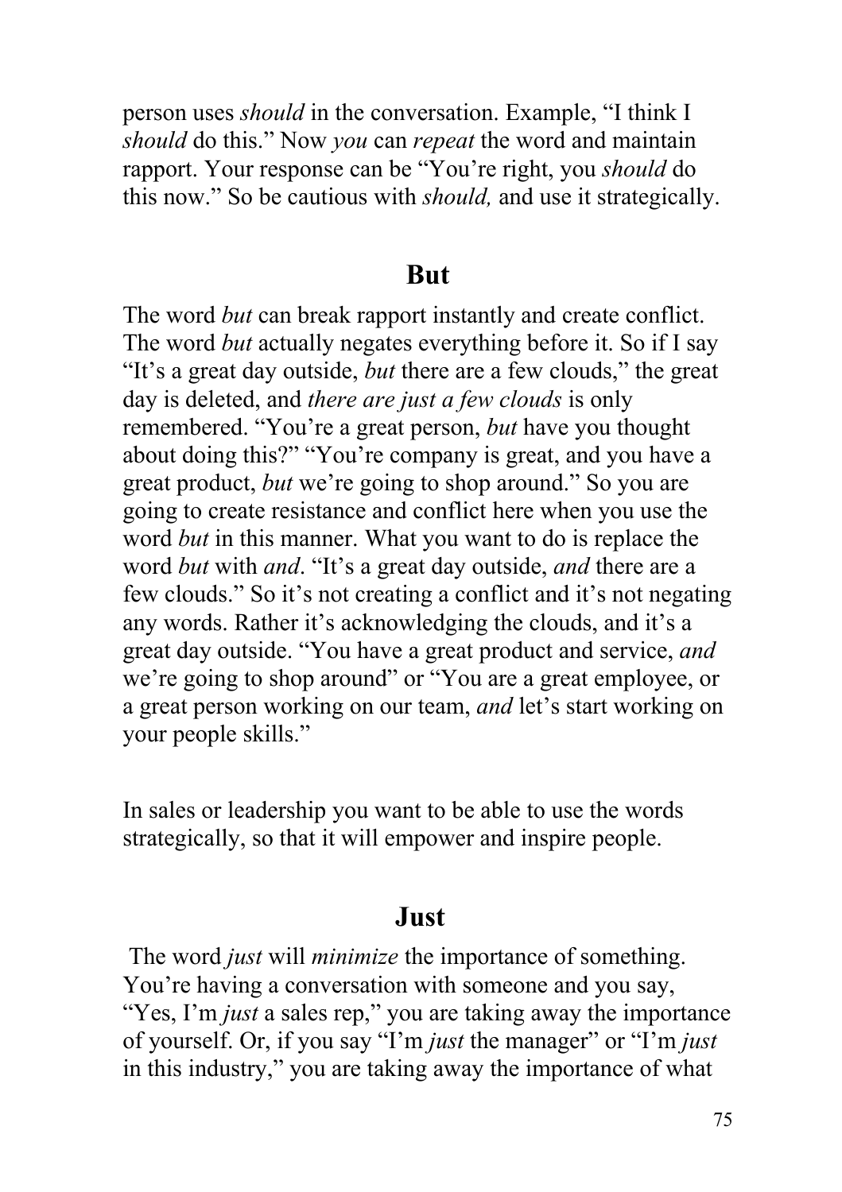person uses *should* in the conversation. Example, "I think I *should* do this." Now *you* can *repeat* the word and maintain rapport. Your response can be "You're right, you *should* do this now." So be cautious with *should,* and use it strategically.

## But

The word *but* can break rapport instantly and create conflict. The word *but* actually negates everything before it. So if I say "It's a great day outside, *but* there are a few clouds," the great day is deleted, and *there are just a few clouds* is only remembered. "You're a great person, *but* have you thought about doing this?" "You're company is great, and you have a great product, *but* we're going to shop around." So you are going to create resistance and conflict here when you use the word *but* in this manner. What you want to do is replace the word *but* with *and*. "It's a great day outside, *and* there are a few clouds." So it's not creating a conflict and it's not negating any words. Rather it's acknowledging the clouds, and it's a great day outside. "You have a great product and service, *and* we're going to shop around" or "You are a great employee, or a great person working on our team, *and* let's start working on your people skills."

In sales or leadership you want to be able to use the words strategically, so that it will empower and inspire people.

## Just

The word *just* will *minimize* the importance of something. You're having a conversation with someone and you say, "Yes, I'm *just* a sales rep," you are taking away the importance of yourself. Or, if you say "I'm *just* the manager" or "I'm *just* in this industry," you are taking away the importance of what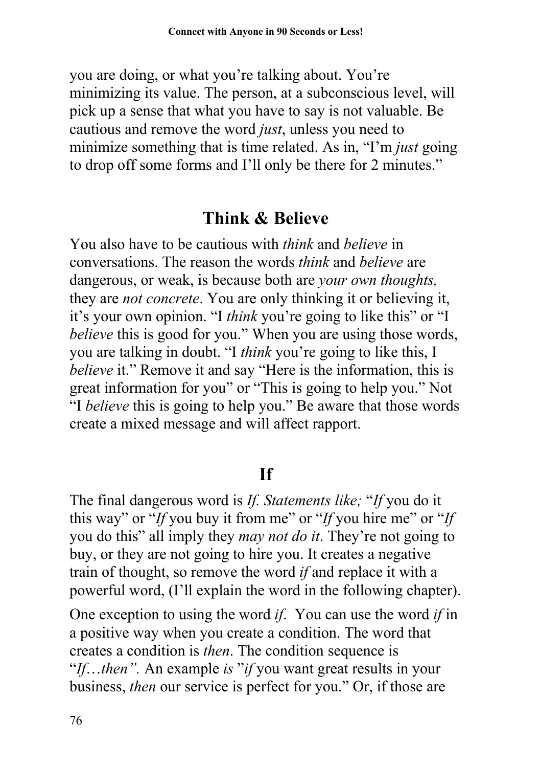you are doing, or what you're talking about. You're minimizing its value. The person, at a subconscious level, will pick up a sense that what you have to say is not valuable. Be cautious and remove the word *just*, unless you need to minimize something that is time related. As in, "I'm *just* going to drop off some forms and I'll only be there for 2 minutes."

## Think & Believe

You also have to be cautious with *think* and *believe* in conversations. The reason the words *think* and *believe* are dangerous, or weak, is because both are *your own thoughts,* they are *not concrete*. You are only thinking it or believing it, it's your own opinion. "I *think* you're going to like this" or "I *believe* this is good for you." When you are using those words, you are talking in doubt. "I *think* you're going to like this, I *believe* it." Remove it and say "Here is the information, this is great information for you" or "This is going to help you." Not "I *believe* this is going to help you." Be aware that those words create a mixed message and will affect rapport.

## If

The final dangerous word is *If. Statements like;* "*If* you do it this way" or "*If* you buy it from me" or "*If* you hire me" or "*If* you do this" all imply they *may not do it*. They're not going to buy, or they are not going to hire you. It creates a negative train of thought, so remove the word *if* and replace it with a powerful word, (I'll explain the word in the following chapter).

One exception to using the word *if*. You can use the word *if* in a positive way when you create a condition. The word that creates a condition is *then*. The condition sequence is "*If…then".* An example *is* "*if* you want great results in your business, *then* our service is perfect for you." Or, if those are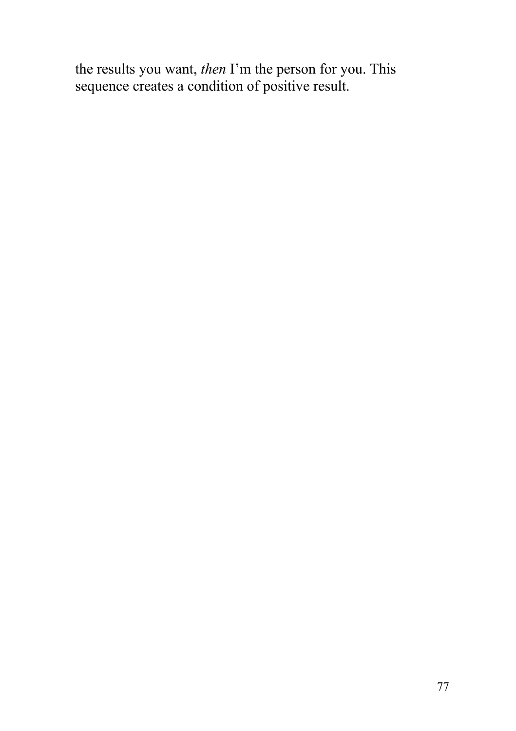the results you want, *then* I'm the person for you. This sequence creates a condition of positive result.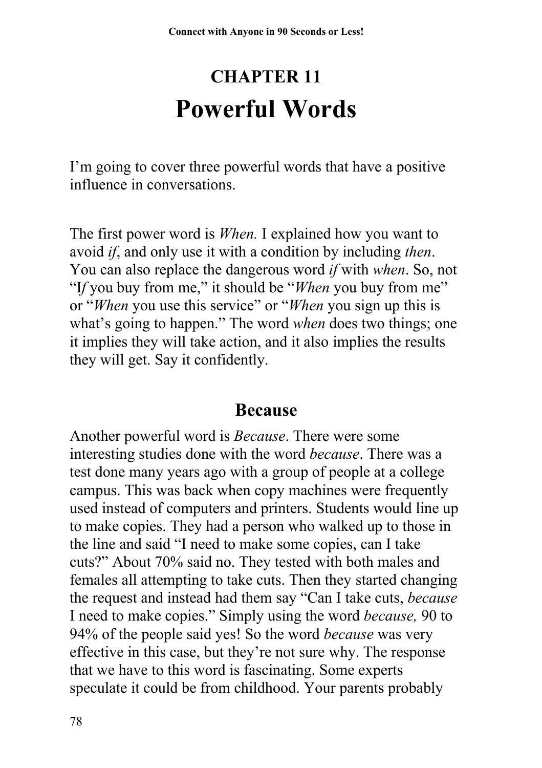# CHAPTER 11

# Powerful Words

I'm going to cover three powerful words that have a positive influence in conversations.

The first power word is *When.* I explained how you want to avoid *if*, and only use it with a condition by including *then*. You can also replace the dangerous word *if* with *when*. So, not "I*f* you buy from me," it should be "*When* you buy from me" or "*When* you use this service" or "*When* you sign up this is what's going to happen." The word *when* does two things; one it implies they will take action, and it also implies the results they will get. Say it confidently.

## Because

Another powerful word is *Because*. There were some interesting studies done with the word *because*. There was a test done many years ago with a group of people at a college campus. This was back when copy machines were frequently used instead of computers and printers. Students would line up to make copies. They had a person who walked up to those in the line and said "I need to make some copies, can I take cuts?" About 70% said no. They tested with both males and females all attempting to take cuts. Then they started changing the request and instead had them say "Can I take cuts, *because* I need to make copies." Simply using the word *because,* 90 to 94% of the people said yes! So the word *because* was very effective in this case, but they're not sure why. The response that we have to this word is fascinating. Some experts speculate it could be from childhood. Your parents probably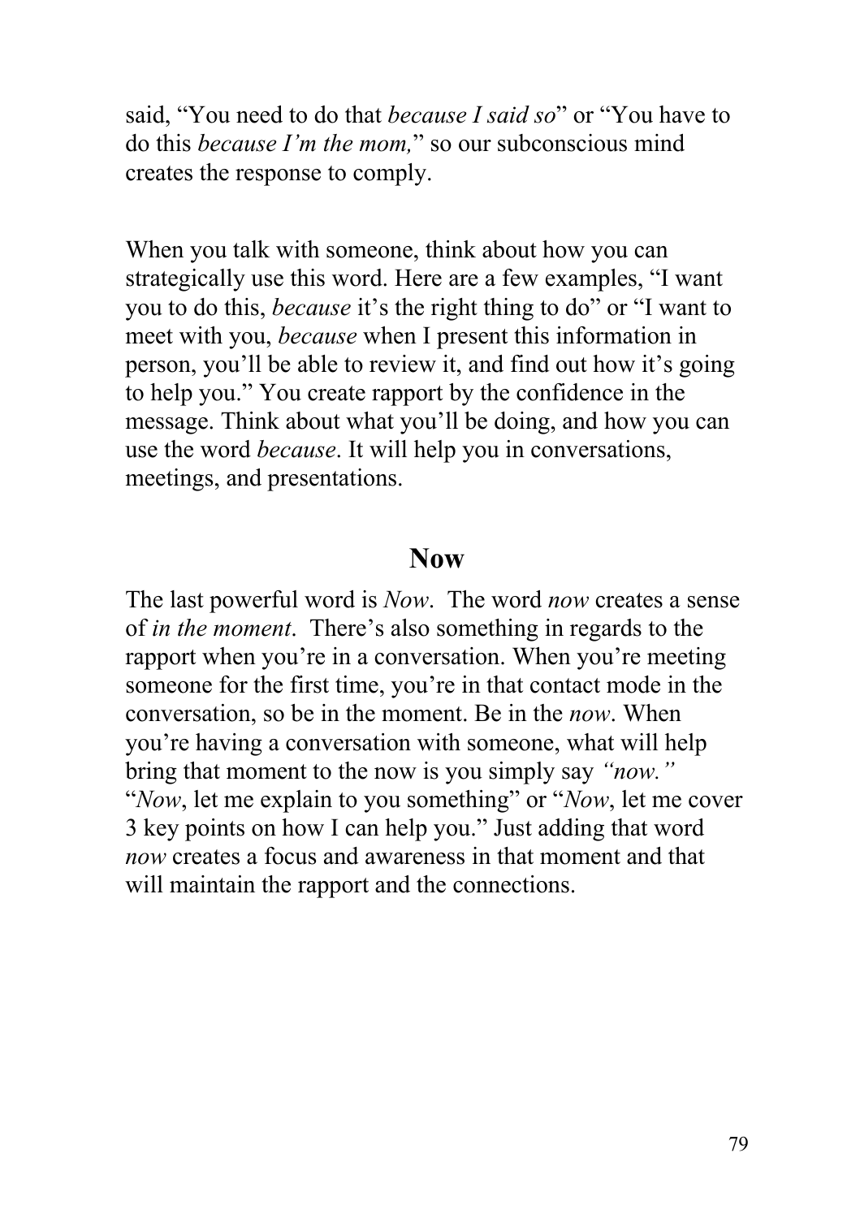said, "You need to do that *because I said so*" or "You have to do this *because I'm the mom,*" so our subconscious mind creates the response to comply.

When you talk with someone, think about how you can strategically use this word. Here are a few examples, "I want you to do this, *because* it's the right thing to do" or "I want to meet with you, *because* when I present this information in person, you'll be able to review it, and find out how it's going to help you." You create rapport by the confidence in the message. Think about what you'll be doing, and how you can use the word *because*. It will help you in conversations, meetings, and presentations.

## Now

The last powerful word is *Now*. The word *now* creates a sense of *in the moment*. There's also something in regards to the rapport when you're in a conversation. When you're meeting someone for the first time, you're in that contact mode in the conversation, so be in the moment. Be in the *now*. When you're having a conversation with someone, what will help bring that moment to the now is you simply say *"now."* "*Now*, let me explain to you something" or "*Now*, let me cover 3 key points on how I can help you." Just adding that word *now* creates a focus and awareness in that moment and that will maintain the rapport and the connections.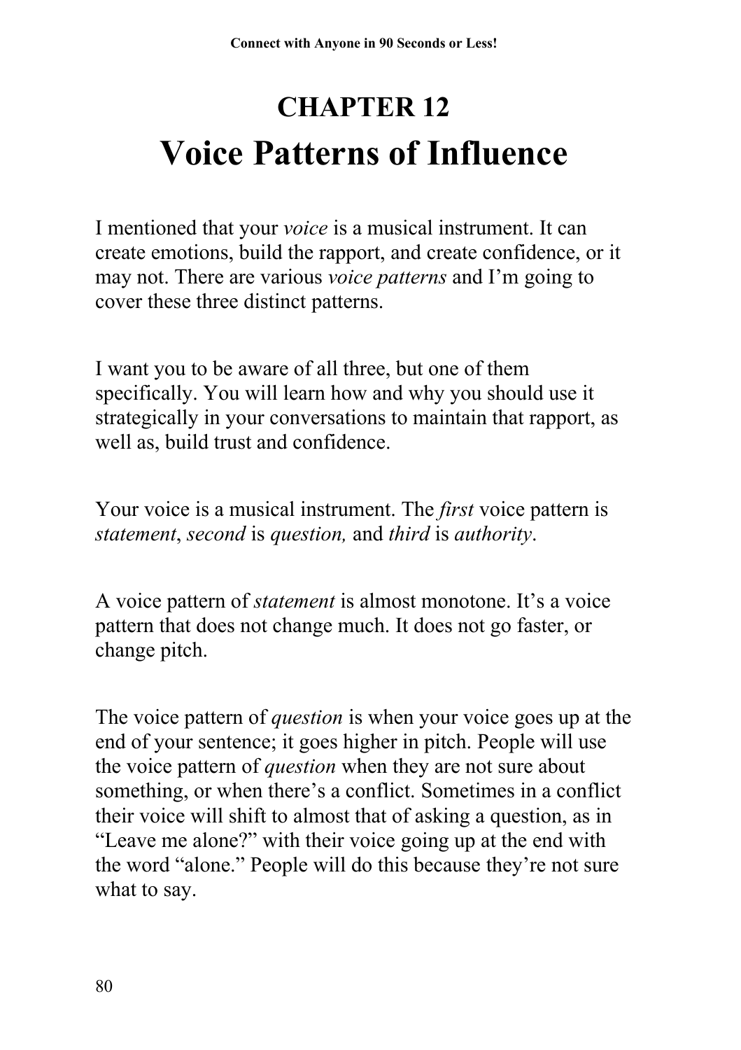# CHAPTER 12

# Voice Patterns of Influence

I mentioned that your *voice* is a musical instrument. It can create emotions, build the rapport, and create confidence, or it may not. There are various *voice patterns* and I'm going to cover these three distinct patterns.

I want you to be aware of all three, but one of them specifically. You will learn how and why you should use it strategically in your conversations to maintain that rapport, as well as, build trust and confidence.

Your voice is a musical instrument. The *first* voice pattern is *statement*, *second* is *question,* and *third* is *authority*.

A voice pattern of *statement* is almost monotone. It's a voice pattern that does not change much. It does not go faster, or change pitch.

The voice pattern of *question* is when your voice goes up at the end of your sentence; it goes higher in pitch. People will use the voice pattern of *question* when they are not sure about something, or when there's a conflict. Sometimes in a conflict their voice will shift to almost that of asking a question, as in "Leave me alone?" with their voice going up at the end with the word "alone." People will do this because they're not sure what to say.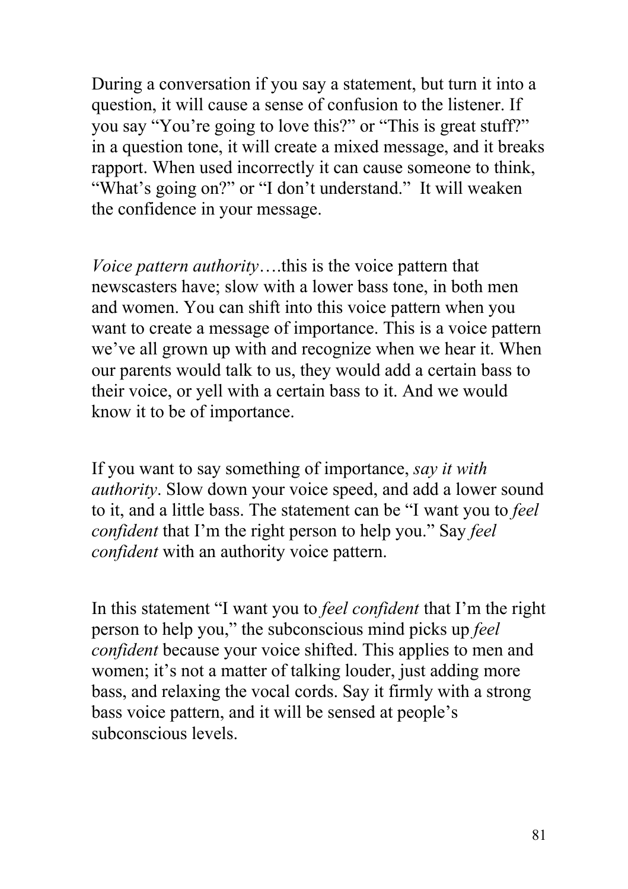During a conversation if you say a statement, but turn it into a question, it will cause a sense of confusion to the listener. If you say "You're going to love this?" or "This is great stuff?" in a question tone, it will create a mixed message, and it breaks rapport. When used incorrectly it can cause someone to think, "What's going on?" or "I don't understand." It will weaken the confidence in your message.

*Voice pattern authority*….this is the voice pattern that newscasters have; slow with a lower bass tone, in both men and women. You can shift into this voice pattern when you want to create a message of importance. This is a voice pattern we've all grown up with and recognize when we hear it. When our parents would talk to us, they would add a certain bass to their voice, or yell with a certain bass to it. And we would know it to be of importance.

If you want to say something of importance, *say it with authority*. Slow down your voice speed, and add a lower sound to it, and a little bass. The statement can be "I want you to *feel confident* that I'm the right person to help you." Say *feel confident* with an authority voice pattern.

In this statement "I want you to *feel confident* that I'm the right person to help you," the subconscious mind picks up *feel confident* because your voice shifted. This applies to men and women; it's not a matter of talking louder, just adding more bass, and relaxing the vocal cords. Say it firmly with a strong bass voice pattern, and it will be sensed at people's subconscious levels.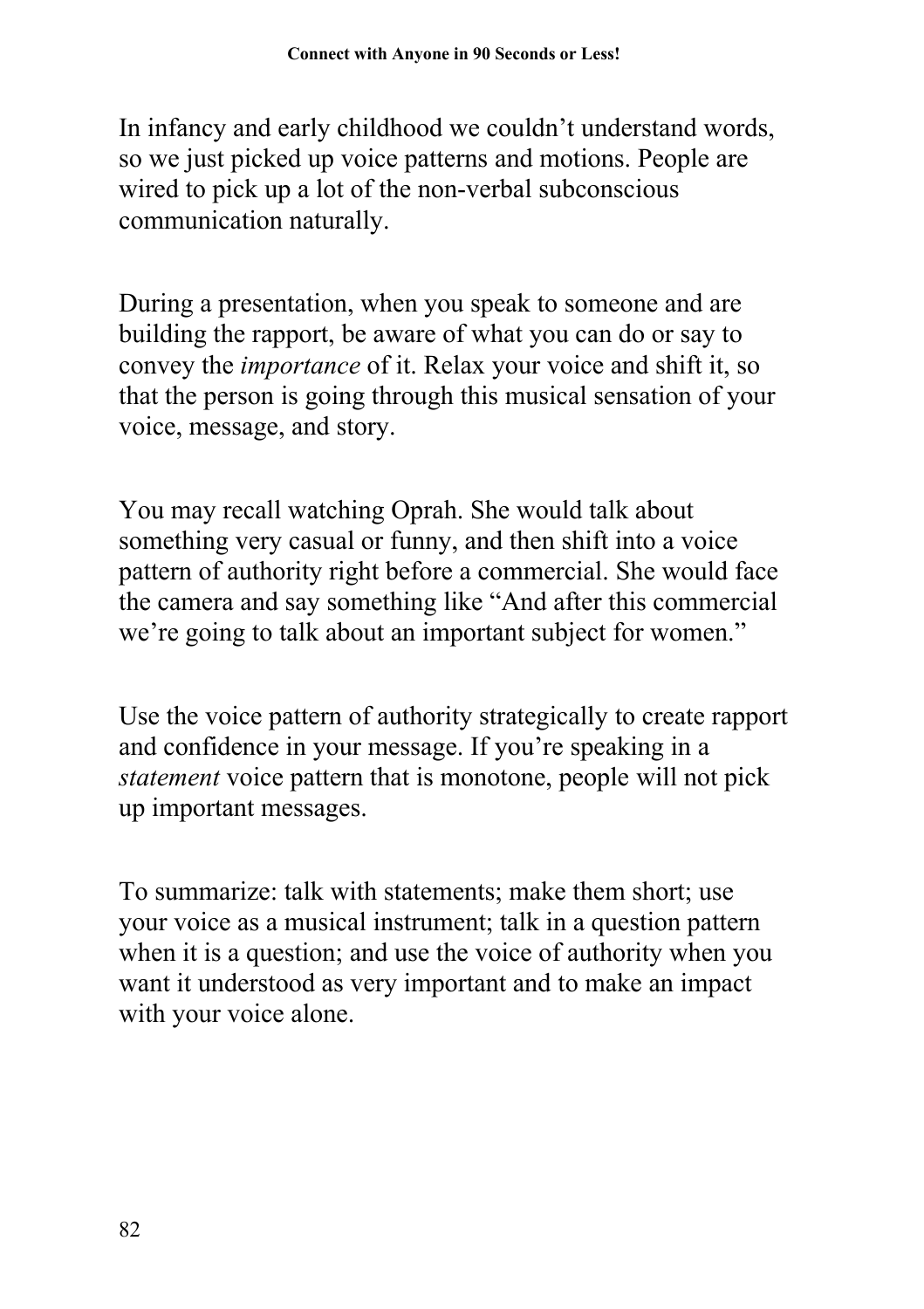In infancy and early childhood we couldn't understand words, so we just picked up voice patterns and motions. People are wired to pick up a lot of the non-verbal subconscious communication naturally.

During a presentation, when you speak to someone and are building the rapport, be aware of what you can do or say to convey the *importance* of it. Relax your voice and shift it, so that the person is going through this musical sensation of your voice, message, and story.

You may recall watching Oprah. She would talk about something very casual or funny, and then shift into a voice pattern of authority right before a commercial. She would face the camera and say something like "And after this commercial we're going to talk about an important subject for women."

Use the voice pattern of authority strategically to create rapport and confidence in your message. If you're speaking in a *statement* voice pattern that is monotone, people will not pick up important messages.

To summarize: talk with statements; make them short; use your voice as a musical instrument; talk in a question pattern when it is a question; and use the voice of authority when you want it understood as very important and to make an impact with your voice alone.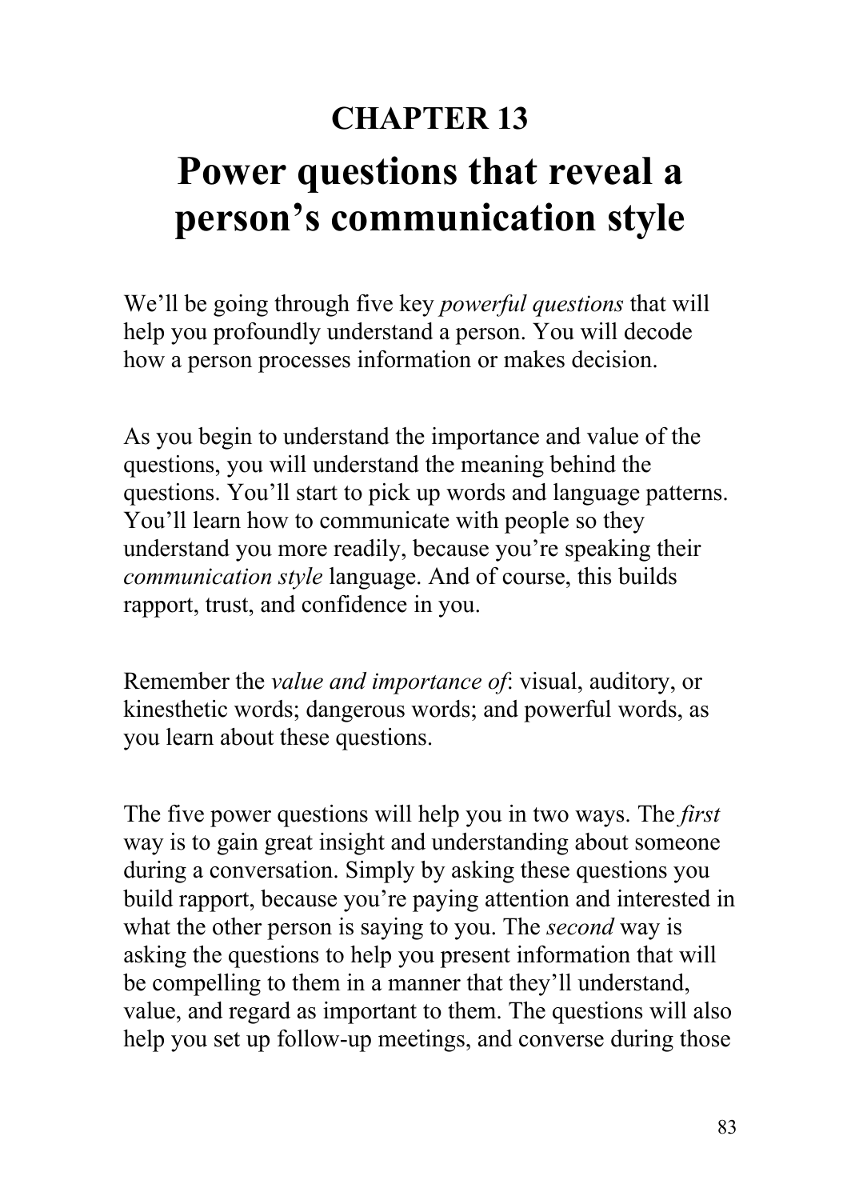# CHAPTER 13

# Power questions that reveal a person's communication style

We'll be going through five key *powerful questions* that will help you profoundly understand a person. You will decode how a person processes information or makes decision.

As you begin to understand the importance and value of the questions, you will understand the meaning behind the questions. You'll start to pick up words and language patterns. You'll learn how to communicate with people so they understand you more readily, because you're speaking their *communication style* language. And of course, this builds rapport, trust, and confidence in you.

Remember the *value and importance of*: visual, auditory, or kinesthetic words; dangerous words; and powerful words, as you learn about these questions.

The five power questions will help you in two ways. The *first* way is to gain great insight and understanding about someone during a conversation. Simply by asking these questions you build rapport, because you're paying attention and interested in what the other person is saying to you. The *second* way is asking the questions to help you present information that will be compelling to them in a manner that they'll understand, value, and regard as important to them. The questions will also help you set up follow-up meetings, and converse during those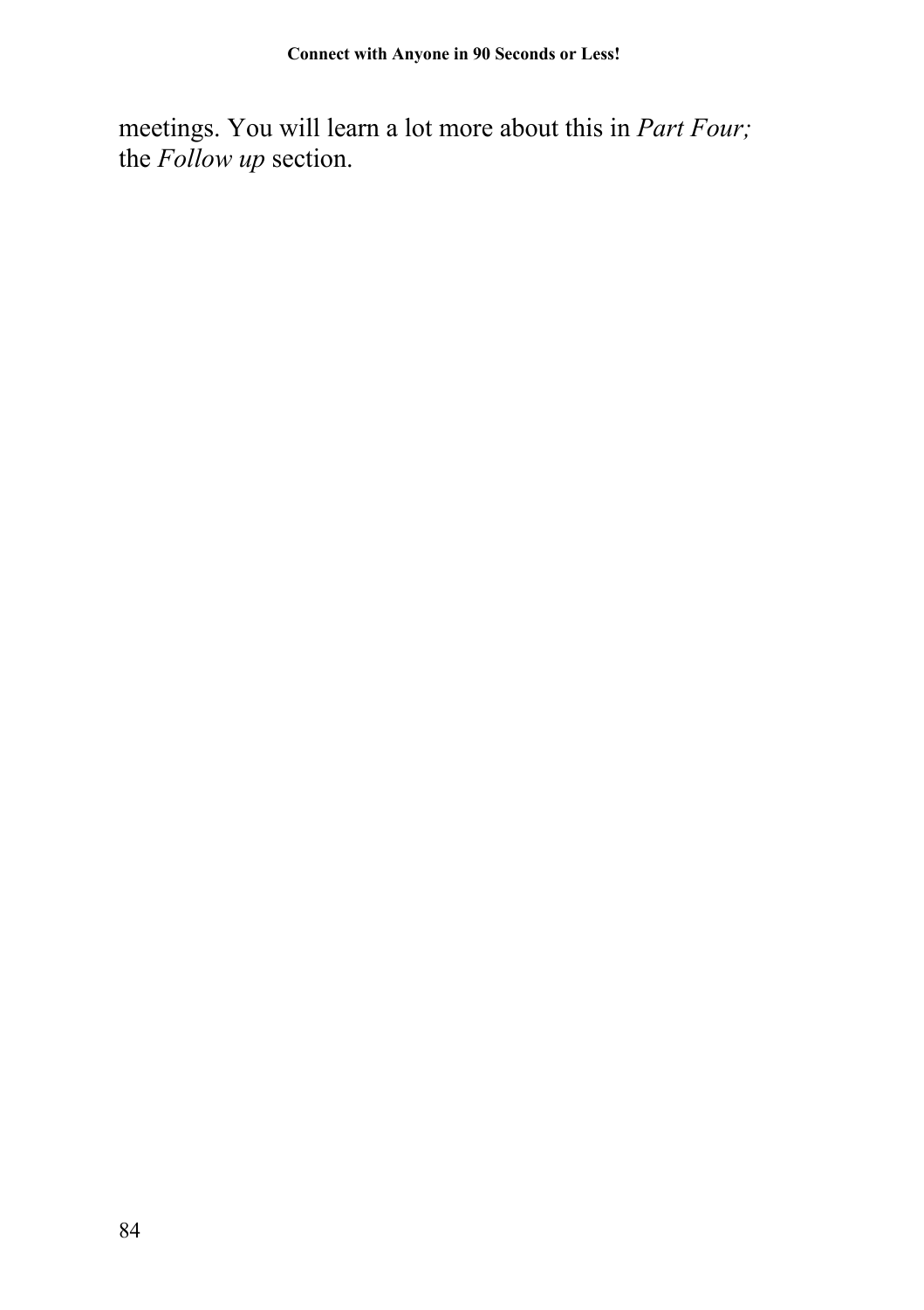meetings. You will learn a lot more about this in *Part Four;* the *Follow up* section.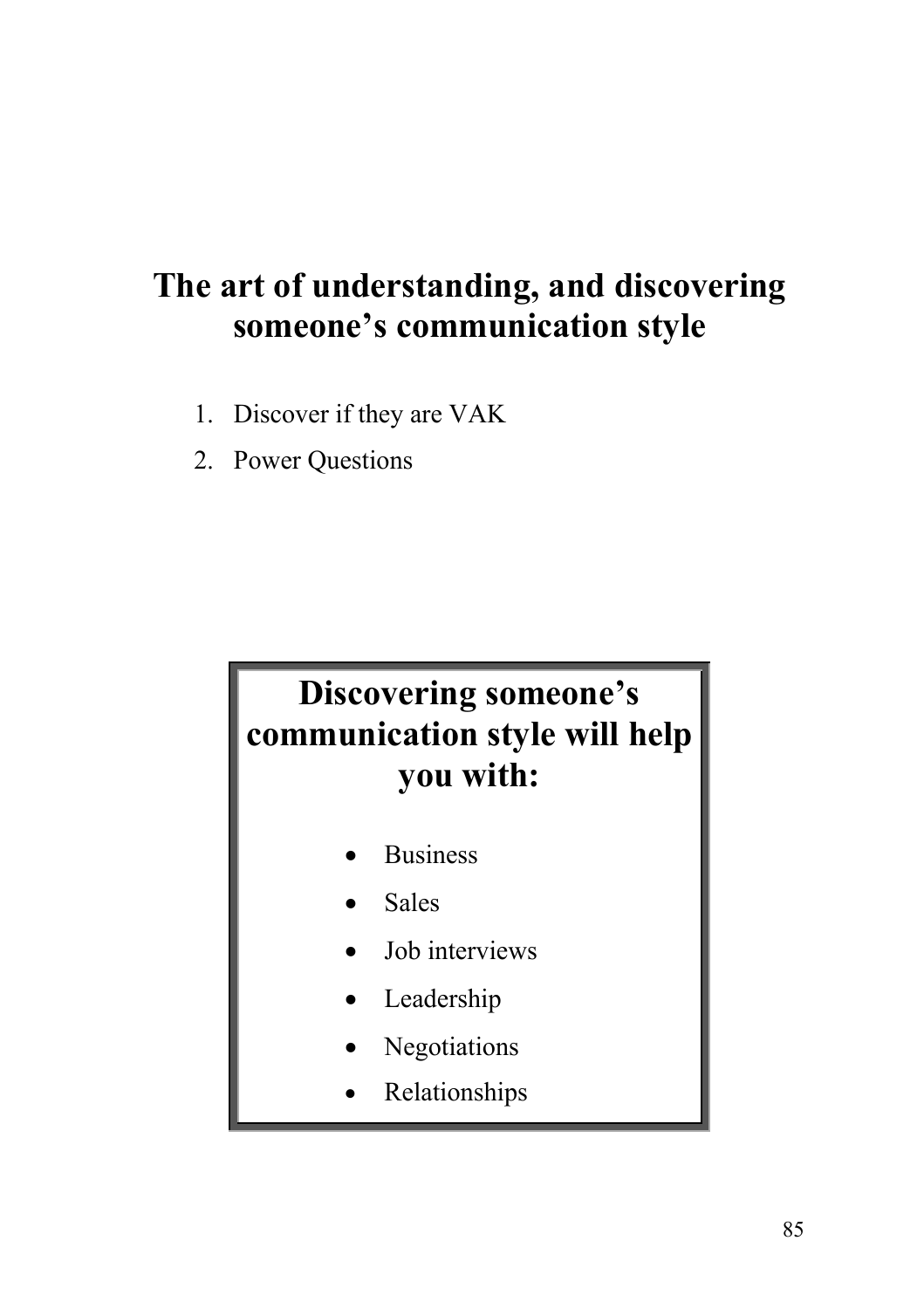# The art of understanding, and discovering someone's communication style

1. Discover if they are VAK
2. Power Questions

## Discovering someone's communication style will help you with:

- Business
- Sales
- Job interviews
- Leadership
- Negotiations
- Relationships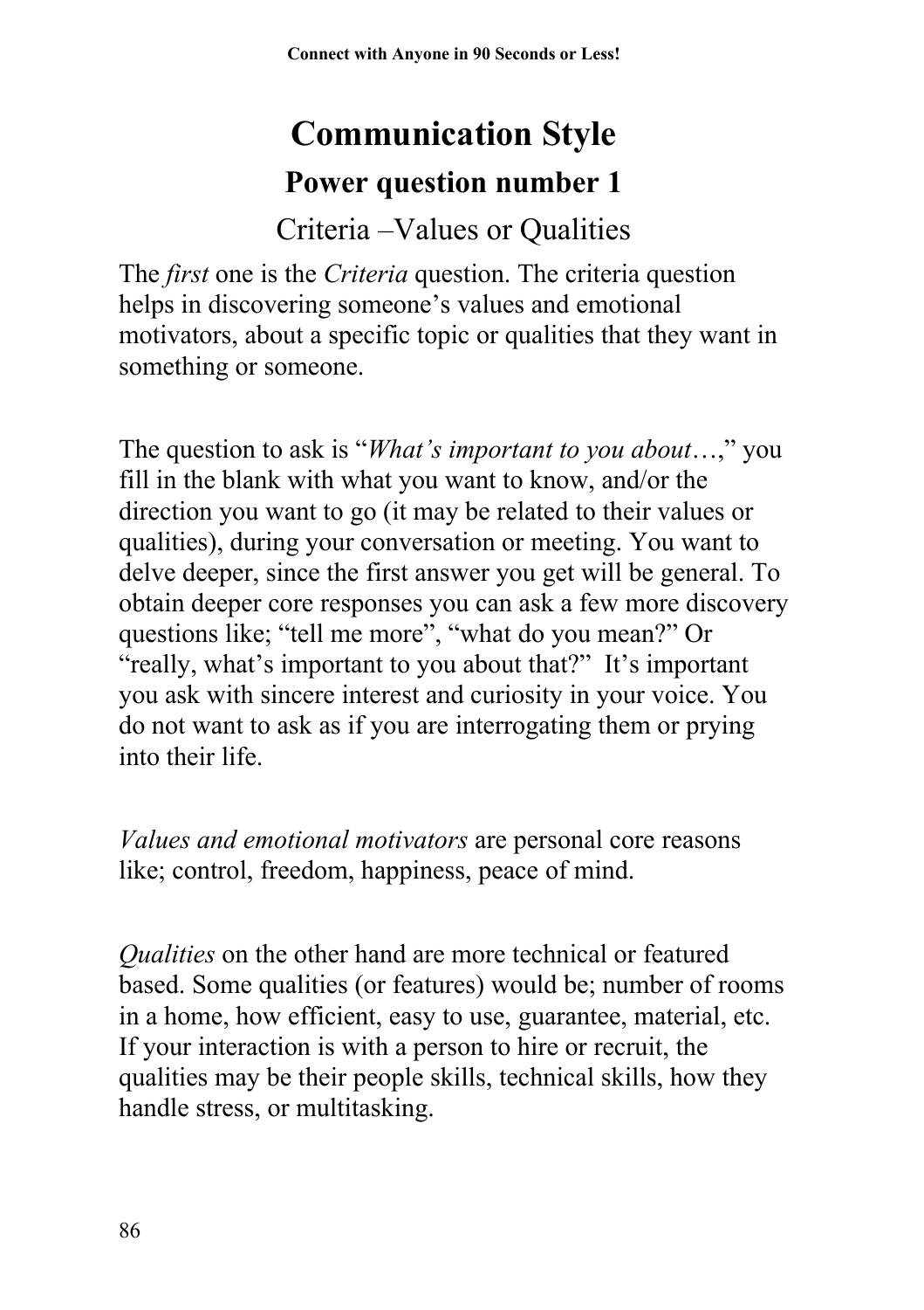# Communication Style

## Power question number 1

### Criteria –Values or Qualities

The *first* one is the *Criteria* question. The criteria question helps in discovering someone's values and emotional motivators, about a specific topic or qualities that they want in something or someone.

The question to ask is "*What's important to you about*…," you fill in the blank with what you want to know, and/or the direction you want to go (it may be related to their values or qualities), during your conversation or meeting. You want to delve deeper, since the first answer you get will be general. To obtain deeper core responses you can ask a few more discovery questions like; "tell me more", "what do you mean?" Or "really, what's important to you about that?" It's important you ask with sincere interest and curiosity in your voice. You do not want to ask as if you are interrogating them or prying into their life.

*Values and emotional motivators* are personal core reasons like; control, freedom, happiness, peace of mind.

*Qualities* on the other hand are more technical or featured based. Some qualities (or features) would be; number of rooms in a home, how efficient, easy to use, guarantee, material, etc. If your interaction is with a person to hire or recruit, the qualities may be their people skills, technical skills, how they handle stress, or multitasking.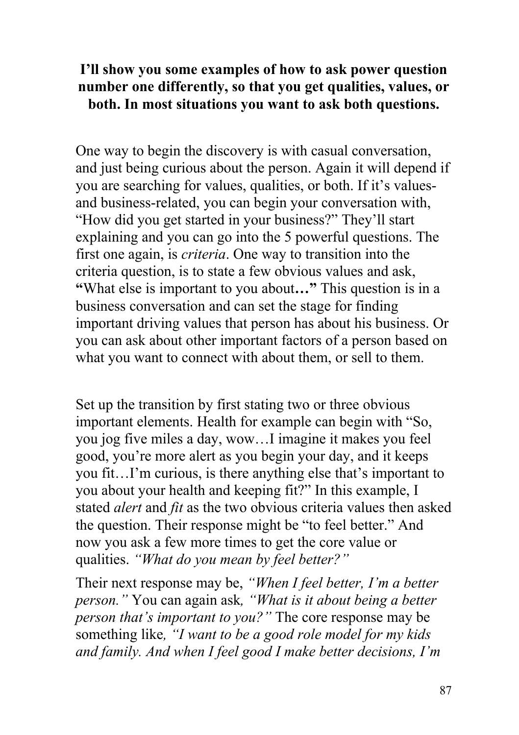**I'll show you some examples of how to ask power question number one differently, so that you get qualities, values, or both. In most situations you want to ask both questions.**

One way to begin the discovery is with casual conversation, and just being curious about the person. Again it will depend if you are searching for values, qualities, or both. If it's values- and business-related, you can begin your conversation with, "How did you get started in your business?" They'll start explaining and you can go into the 5 powerful questions. The first one again, is *criteria*. One way to transition into the criteria question, is to state a few obvious values and ask, **"**What else is important to you about**…"** This question is in a business conversation and can set the stage for finding important driving values that person has about his business. Or you can ask about other important factors of a person based on what you want to connect with about them, or sell to them.

Set up the transition by first stating two or three obvious important elements. Health for example can begin with "So, you jog five miles a day, wow…I imagine it makes you feel good, you're more alert as you begin your day, and it keeps you fit…I'm curious, is there anything else that's important to you about your health and keeping fit?" In this example, I stated *alert* and *fit* as the two obvious criteria values then asked the question. Their response might be "to feel better." And now you ask a few more times to get the core value or qualities. *"What do you mean by feel better?"*

Their next response may be, *"When I feel better, I'm a better person."* You can again ask*, "What is it about being a better person that's important to you?"* The core response may be something like*, "I want to be a good role model for my kids and family. And when I feel good I make better decisions, I'm*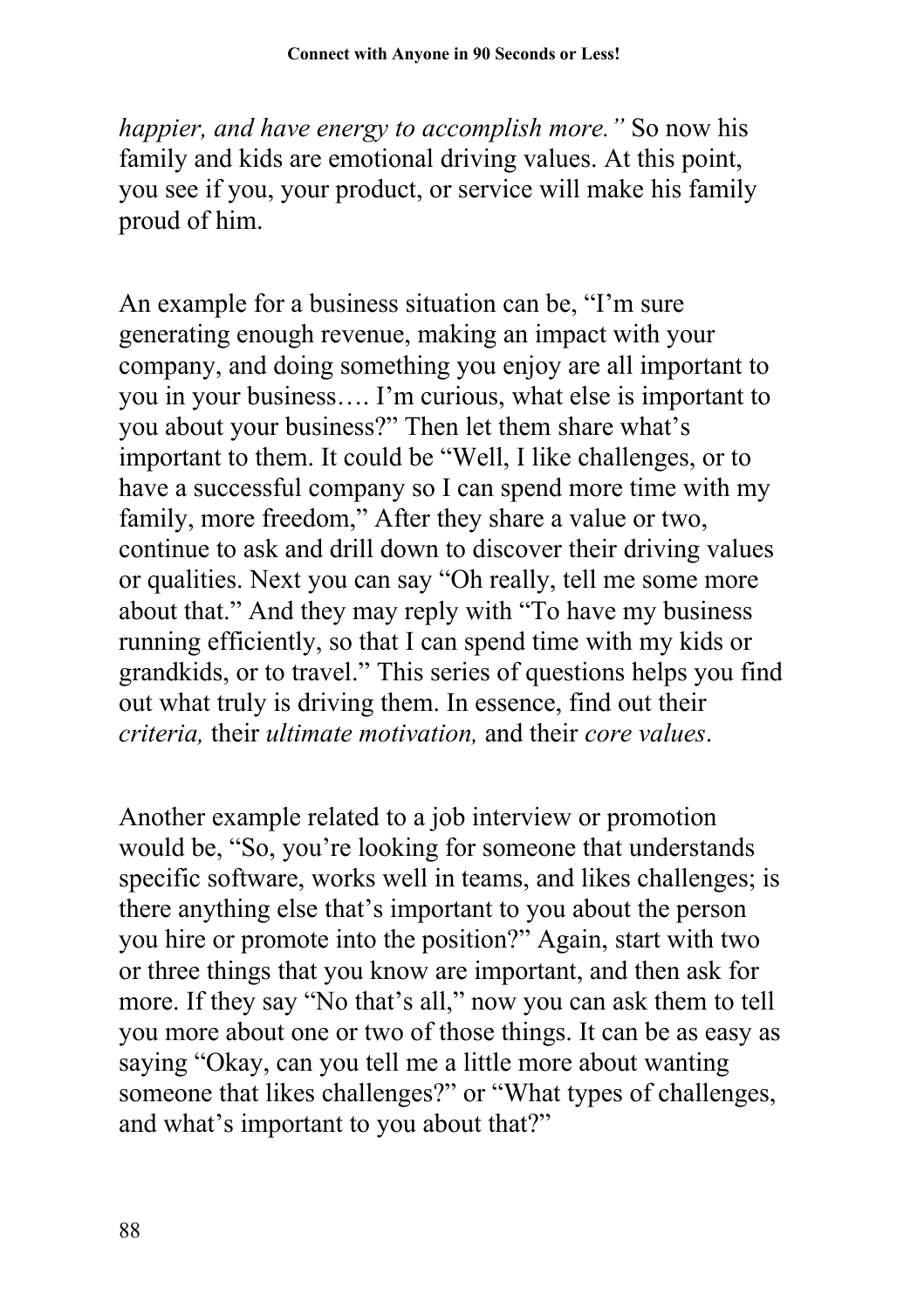*happier, and have energy to accomplish more."* So now his family and kids are emotional driving values. At this point, you see if you, your product, or service will make his family proud of him.

An example for a business situation can be, "I'm sure generating enough revenue, making an impact with your company, and doing something you enjoy are all important to you in your business…. I'm curious, what else is important to you about your business?" Then let them share what's important to them. It could be "Well, I like challenges, or to have a successful company so I can spend more time with my family, more freedom," After they share a value or two, continue to ask and drill down to discover their driving values or qualities. Next you can say "Oh really, tell me some more about that." And they may reply with "To have my business running efficiently, so that I can spend time with my kids or grandkids, or to travel." This series of questions helps you find out what truly is driving them. In essence, find out their *criteria,* their *ultimate motivation,* and their *core values*.

Another example related to a job interview or promotion would be, "So, you're looking for someone that understands specific software, works well in teams, and likes challenges; is there anything else that's important to you about the person you hire or promote into the position?" Again, start with two or three things that you know are important, and then ask for more. If they say "No that's all," now you can ask them to tell you more about one or two of those things. It can be as easy as saying "Okay, can you tell me a little more about wanting someone that likes challenges?" or "What types of challenges, and what's important to you about that?"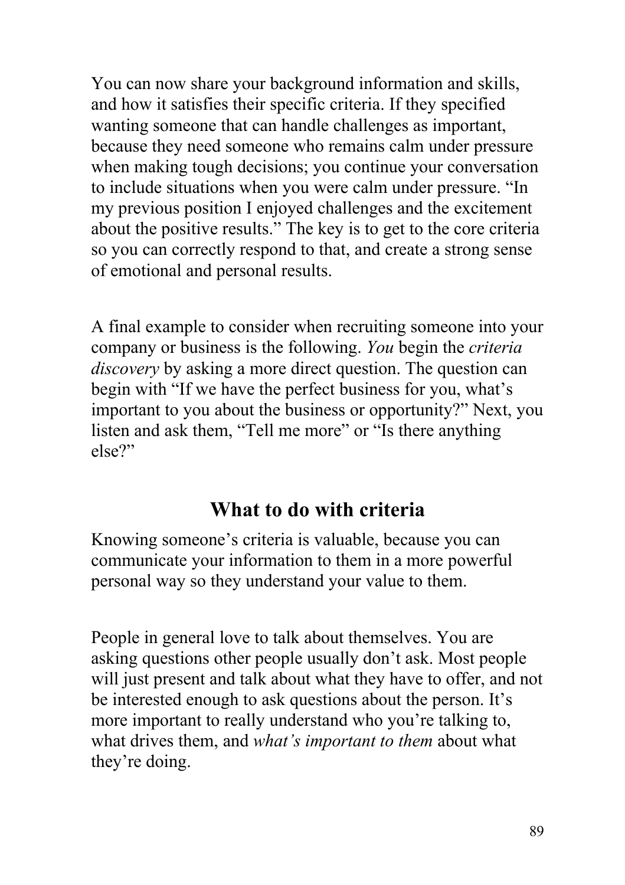You can now share your background information and skills, and how it satisfies their specific criteria. If they specified wanting someone that can handle challenges as important, because they need someone who remains calm under pressure when making tough decisions; you continue your conversation to include situations when you were calm under pressure. "In my previous position I enjoyed challenges and the excitement about the positive results." The key is to get to the core criteria so you can correctly respond to that, and create a strong sense of emotional and personal results.

A final example to consider when recruiting someone into your company or business is the following. *You* begin the *criteria discovery* by asking a more direct question. The question can begin with "If we have the perfect business for you, what's important to you about the business or opportunity?" Next, you listen and ask them, "Tell me more" or "Is there anything else?"

## What to do with criteria

Knowing someone's criteria is valuable, because you can communicate your information to them in a more powerful personal way so they understand your value to them.

People in general love to talk about themselves. You are asking questions other people usually don't ask. Most people will just present and talk about what they have to offer, and not be interested enough to ask questions about the person. It's more important to really understand who you're talking to, what drives them, and *what's important to them* about what they're doing.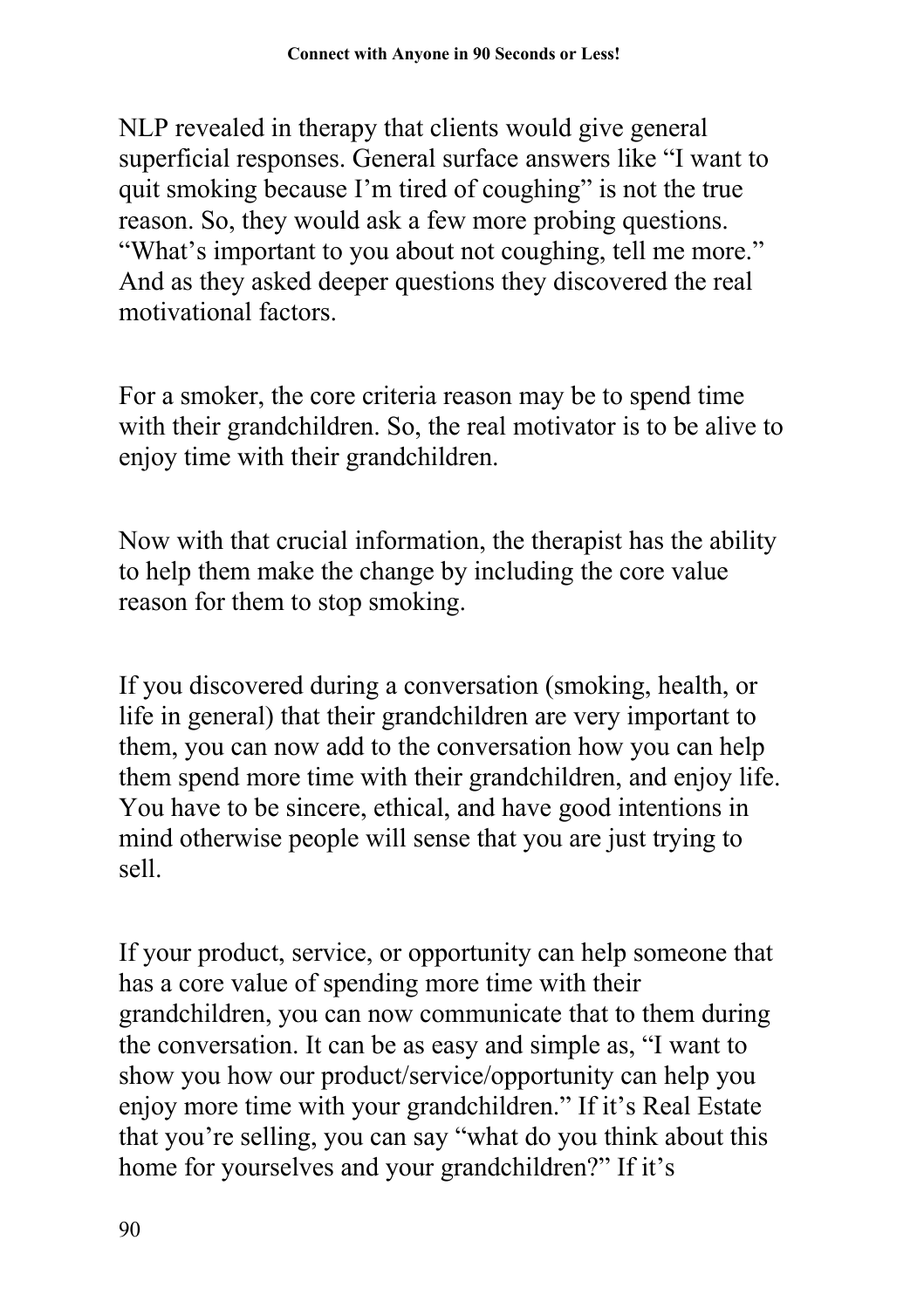NLP revealed in therapy that clients would give general superficial responses. General surface answers like "I want to quit smoking because I'm tired of coughing" is not the true reason. So, they would ask a few more probing questions. "What's important to you about not coughing, tell me more." And as they asked deeper questions they discovered the real motivational factors.

For a smoker, the core criteria reason may be to spend time with their grandchildren. So, the real motivator is to be alive to enjoy time with their grandchildren.

Now with that crucial information, the therapist has the ability to help them make the change by including the core value reason for them to stop smoking.

If you discovered during a conversation (smoking, health, or life in general) that their grandchildren are very important to them, you can now add to the conversation how you can help them spend more time with their grandchildren, and enjoy life. You have to be sincere, ethical, and have good intentions in mind otherwise people will sense that you are just trying to sell.

If your product, service, or opportunity can help someone that has a core value of spending more time with their grandchildren, you can now communicate that to them during the conversation. It can be as easy and simple as, "I want to show you how our product/service/opportunity can help you enjoy more time with your grandchildren." If it's Real Estate that you're selling, you can say "what do you think about this home for yourselves and your grandchildren?" If it's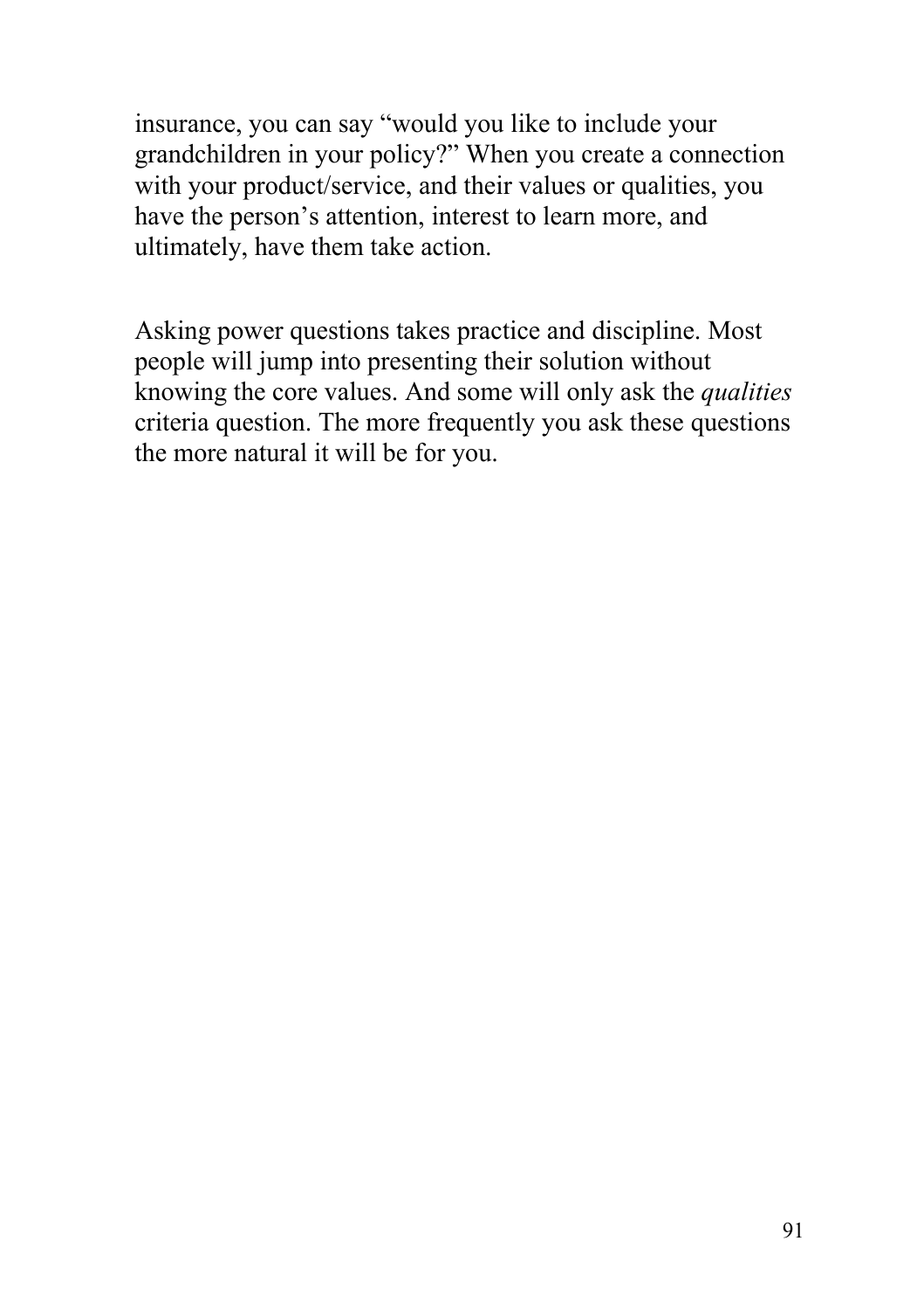insurance, you can say "would you like to include your grandchildren in your policy?" When you create a connection with your product/service, and their values or qualities, you have the person's attention, interest to learn more, and ultimately, have them take action.

Asking power questions takes practice and discipline. Most people will jump into presenting their solution without knowing the core values. And some will only ask the *qualities* criteria question. The more frequently you ask these questions the more natural it will be for you.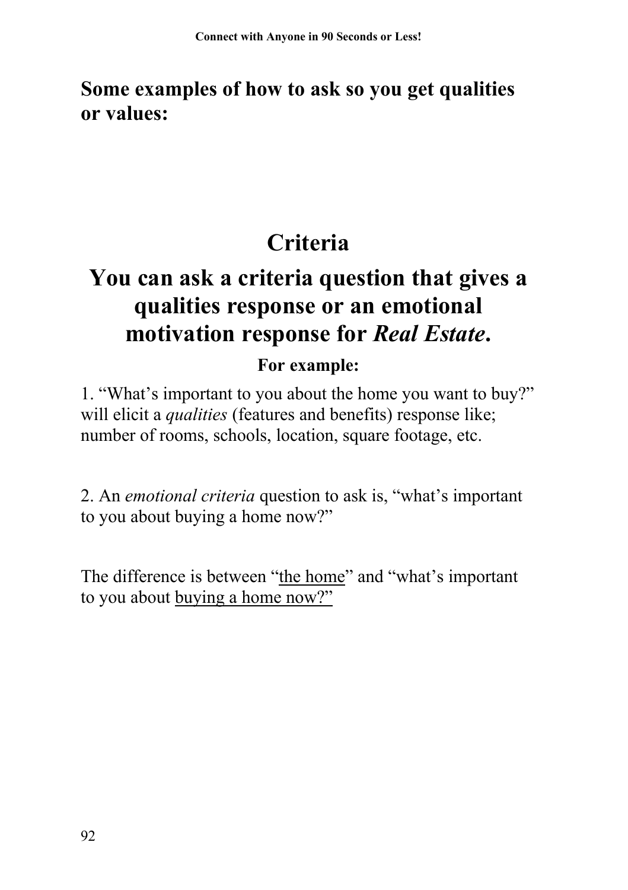## Some examples of how to ask so you get qualities or values:

# Criteria

## You can ask a criteria question that gives a qualities response or an emotional motivation response for *Real Estate*.

**For example:**

1. "What's important to you about the home you want to buy?" will elicit a *qualities* (features and benefits) response like; number of rooms, schools, location, square footage, etc.

2. An *emotional criteria* question to ask is, "what's important to you about buying a home now?"

The difference is between "<u>the home</u>" and "what's important to you about <u>buying a home now?"</u>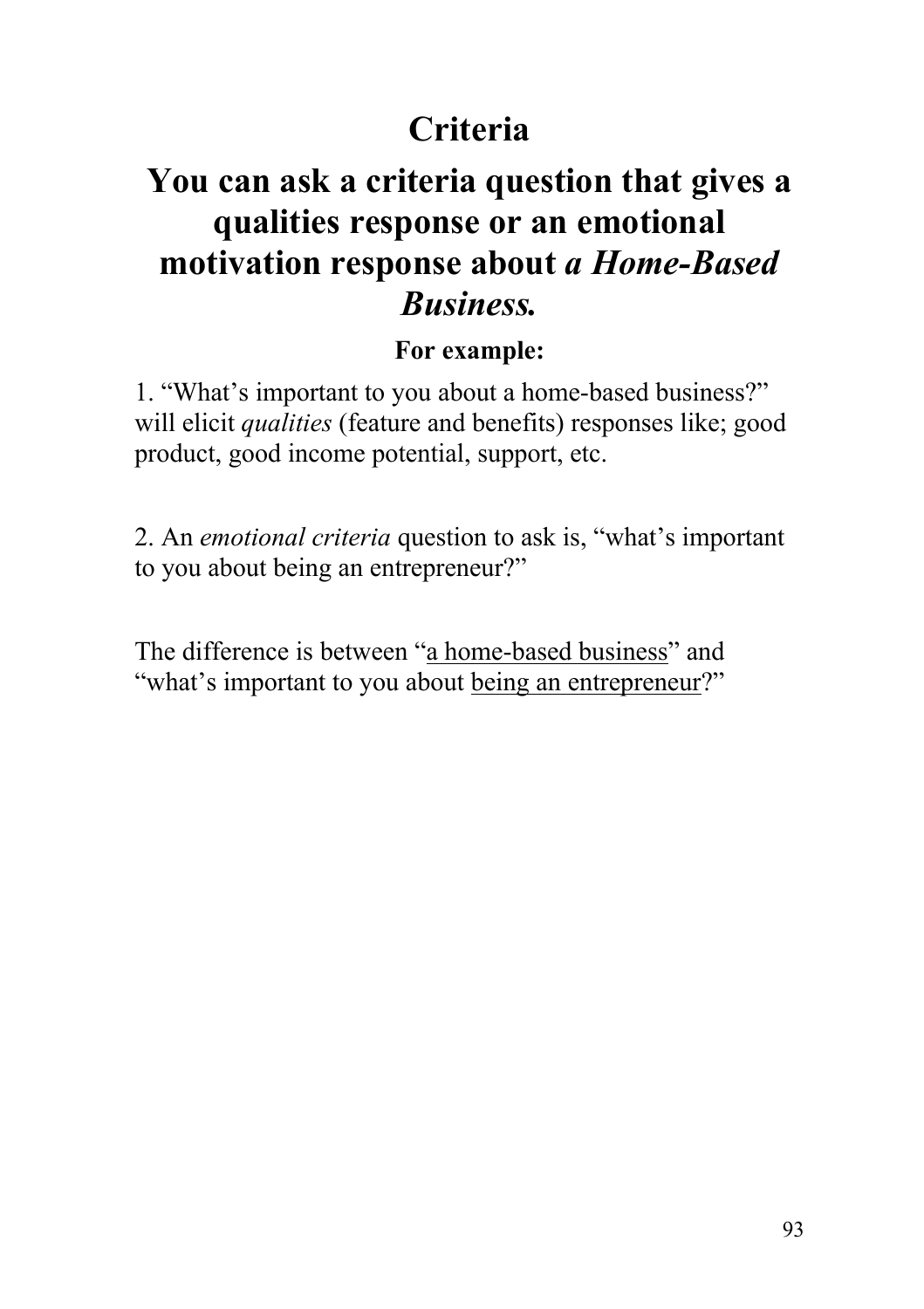# Criteria

## You can ask a criteria question that gives a qualities response or an emotional motivation response about *a Home-Based Business.*

**For example:**

1. "What's important to you about a home-based business?" will elicit *qualities* (feature and benefits) responses like; good product, good income potential, support, etc.

2. An *emotional criteria* question to ask is, "what's important to you about being an entrepreneur?"

The difference is between "<u>a home-based business</u>" and "what's important to you about <u>being an entrepreneur</u>?"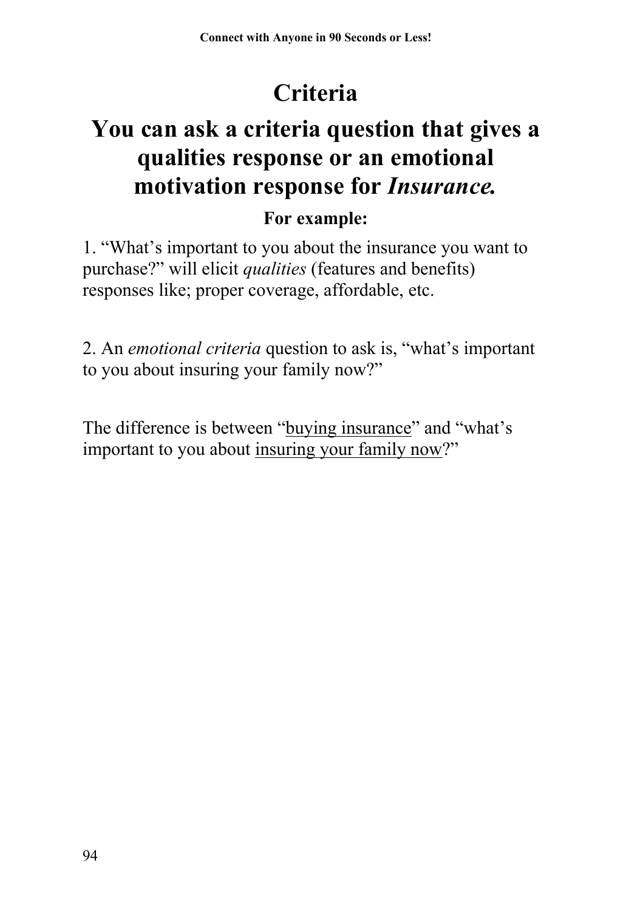# Criteria

## You can ask a criteria question that gives a qualities response or an emotional motivation response for *Insurance.*

**For example:**

1. "What's important to you about the insurance you want to purchase?" will elicit *qualities* (features and benefits) responses like; proper coverage, affordable, etc.

2. An *emotional criteria* question to ask is, "what's important to you about insuring your family now?"

The difference is between "<u>buying insurance</u>" and "what's important to you about <u>insuring your family now</u>?"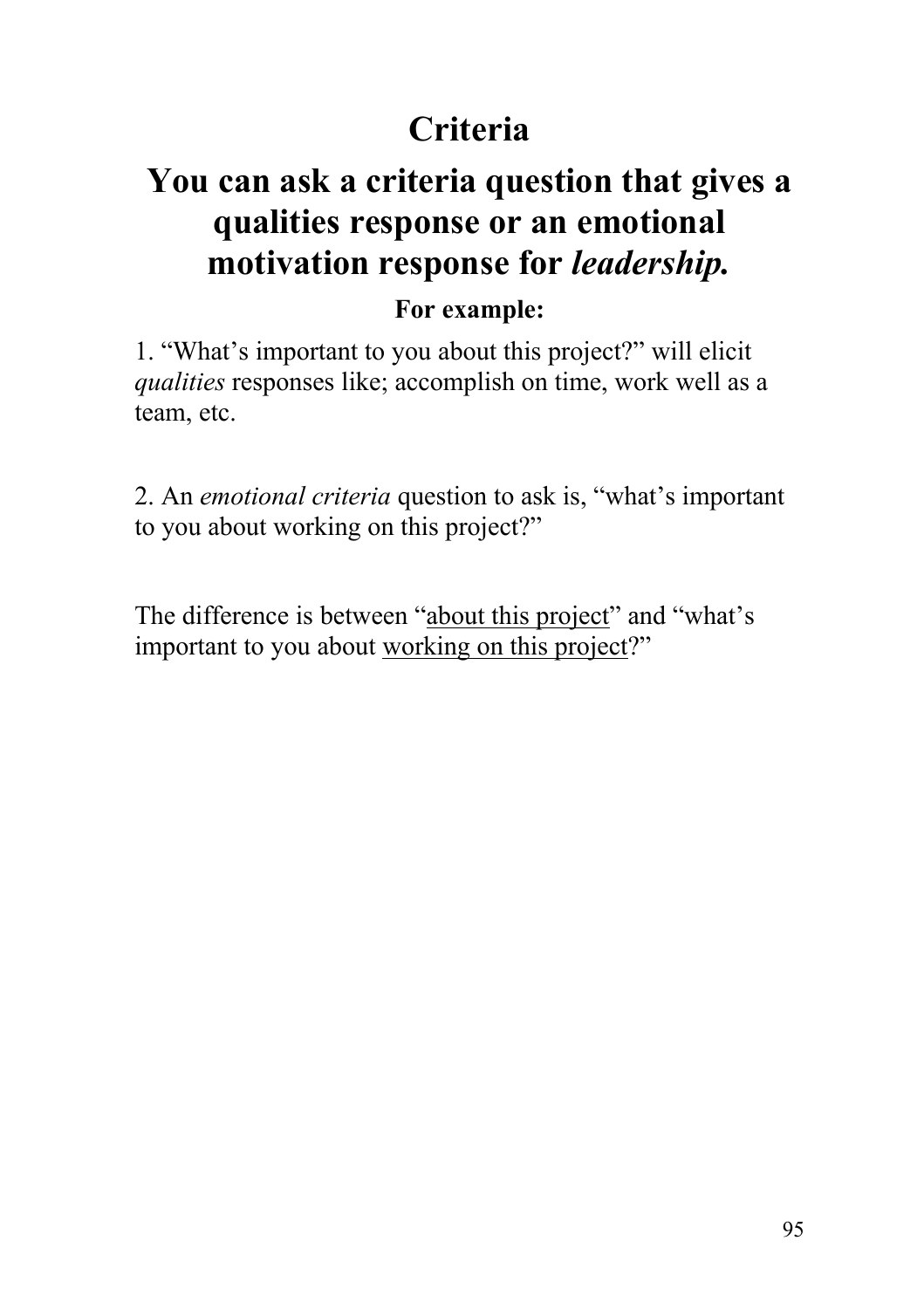# Criteria

## You can ask a criteria question that gives a qualities response or an emotional motivation response for *leadership.*

**For example:**

1. "What's important to you about this project?" will elicit *qualities* responses like; accomplish on time, work well as a team, etc.

2. An *emotional criteria* question to ask is, "what's important to you about working on this project?"

The difference is between "<u>about this project</u>" and "what's important to you about <u>working on this project</u>?"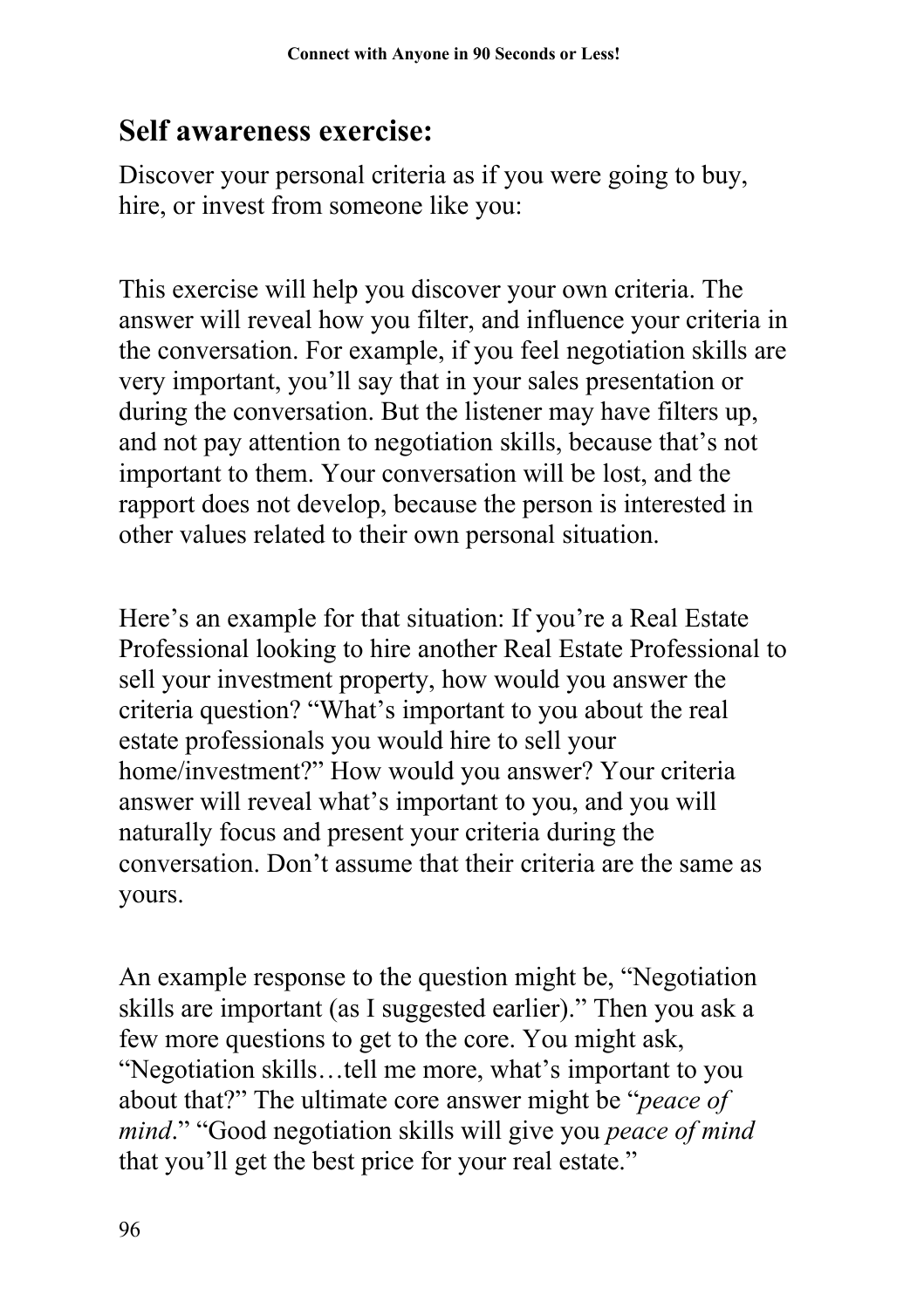## Self awareness exercise:

Discover your personal criteria as if you were going to buy, hire, or invest from someone like you:

This exercise will help you discover your own criteria. The answer will reveal how you filter, and influence your criteria in the conversation. For example, if you feel negotiation skills are very important, you'll say that in your sales presentation or during the conversation. But the listener may have filters up, and not pay attention to negotiation skills, because that's not important to them. Your conversation will be lost, and the rapport does not develop, because the person is interested in other values related to their own personal situation.

Here's an example for that situation: If you're a Real Estate Professional looking to hire another Real Estate Professional to sell your investment property, how would you answer the criteria question? "What's important to you about the real estate professionals you would hire to sell your home/investment?" How would you answer? Your criteria answer will reveal what's important to you, and you will naturally focus and present your criteria during the conversation. Don't assume that their criteria are the same as yours.

An example response to the question might be, "Negotiation skills are important (as I suggested earlier)." Then you ask a few more questions to get to the core. You might ask, "Negotiation skills…tell me more, what's important to you about that?" The ultimate core answer might be "*peace of mind*." "Good negotiation skills will give you *peace of mind* that you'll get the best price for your real estate."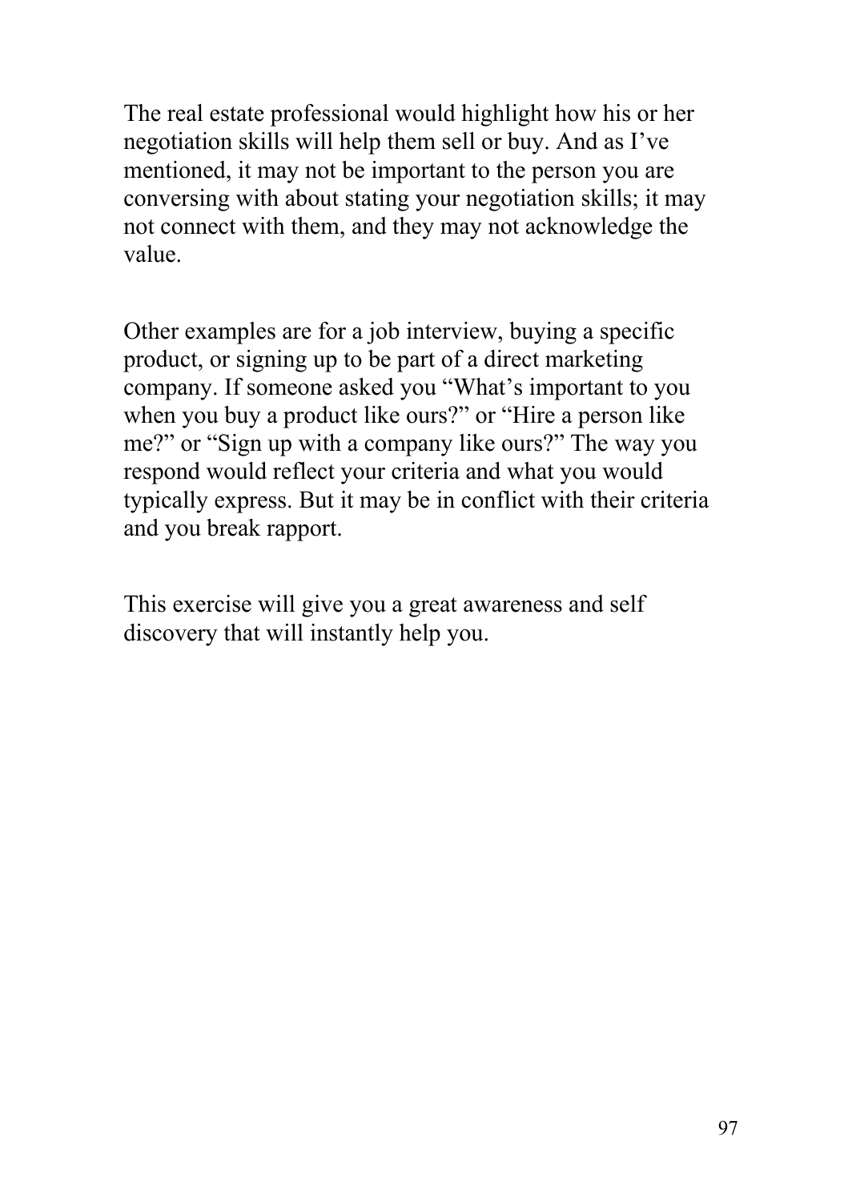The real estate professional would highlight how his or her negotiation skills will help them sell or buy. And as I've mentioned, it may not be important to the person you are conversing with about stating your negotiation skills; it may not connect with them, and they may not acknowledge the value.

Other examples are for a job interview, buying a specific product, or signing up to be part of a direct marketing company. If someone asked you "What's important to you when you buy a product like ours?" or "Hire a person like me?" or "Sign up with a company like ours?" The way you respond would reflect your criteria and what you would typically express. But it may be in conflict with their criteria and you break rapport.

This exercise will give you a great awareness and self discovery that will instantly help you.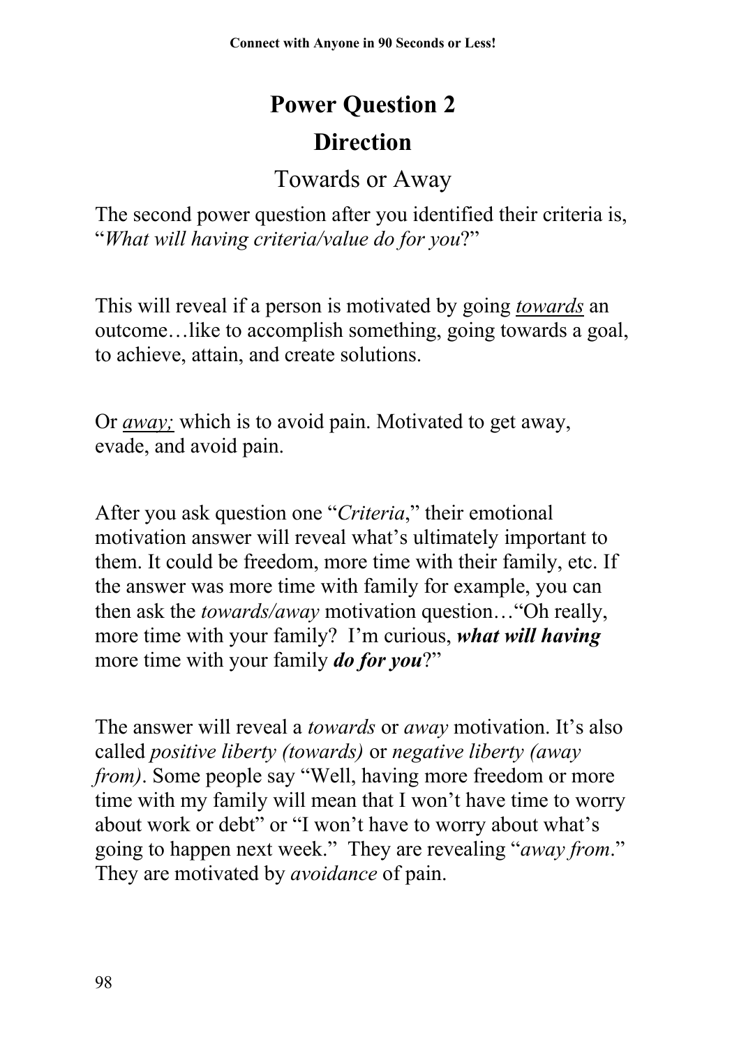# Power Question 2

## Direction

### Towards or Away

The second power question after you identified their criteria is, "*What will having criteria/value do for you*?"

This will reveal if a person is motivated by going ***towards*** an outcome…like to accomplish something, going towards a goal, to achieve, attain, and create solutions.

Or ***away;*** which is to avoid pain. Motivated to get away, evade, and avoid pain.

After you ask question one "*Criteria*," their emotional motivation answer will reveal what's ultimately important to them. It could be freedom, more time with their family, etc. If the answer was more time with family for example, you can then ask the *towards/away* motivation question…"Oh really, more time with your family? I'm curious, ***what will having*** more time with your family ***do for you***?"

The answer will reveal a *towards* or *away* motivation. It's also called *positive liberty (towards)* or *negative liberty (away from)*. Some people say "Well, having more freedom or more time with my family will mean that I won't have time to worry about work or debt" or "I won't have to worry about what's going to happen next week." They are revealing "*away from*." They are motivated by *avoidance* of pain.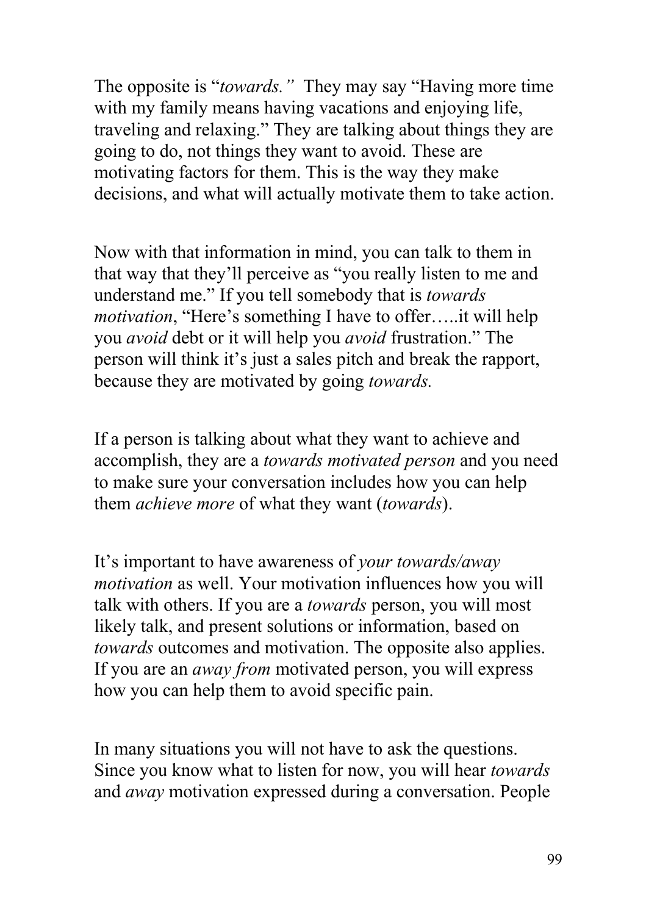The opposite is "*towards.*" They may say "Having more time with my family means having vacations and enjoying life, traveling and relaxing." They are talking about things they are going to do, not things they want to avoid. These are motivating factors for them. This is the way they make decisions, and what will actually motivate them to take action.

Now with that information in mind, you can talk to them in that way that they'll perceive as "you really listen to me and understand me." If you tell somebody that is *towards motivation*, "Here's something I have to offer…..it will help you *avoid* debt or it will help you *avoid* frustration." The person will think it's just a sales pitch and break the rapport, because they are motivated by going *towards.*

If a person is talking about what they want to achieve and accomplish, they are a *towards motivated person* and you need to make sure your conversation includes how you can help them *achieve more* of what they want (*towards*).

It's important to have awareness of *your towards/away motivation* as well. Your motivation influences how you will talk with others. If you are a *towards* person, you will most likely talk, and present solutions or information, based on *towards* outcomes and motivation. The opposite also applies. If you are an *away from* motivated person, you will express how you can help them to avoid specific pain.

In many situations you will not have to ask the questions. Since you know what to listen for now, you will hear *towards* and *away* motivation expressed during a conversation. People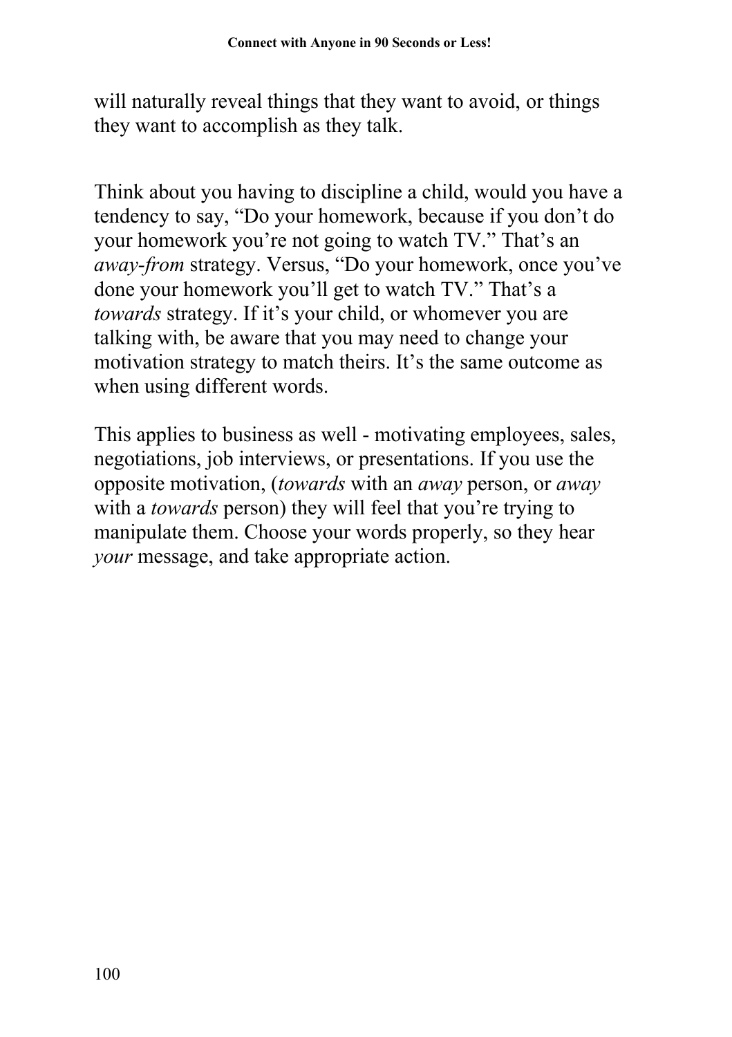will naturally reveal things that they want to avoid, or things they want to accomplish as they talk.

Think about you having to discipline a child, would you have a tendency to say, “Do your homework, because if you don’t do your homework you’re not going to watch TV.” That’s an *away-from* strategy. Versus, “Do your homework, once you’ve done your homework you’ll get to watch TV.” That’s a *towards* strategy. If it’s your child, or whomever you are talking with, be aware that you may need to change your motivation strategy to match theirs. It’s the same outcome as when using different words.

This applies to business as well - motivating employees, sales, negotiations, job interviews, or presentations. If you use the opposite motivation, (*towards* with an *away* person, or *away* with a *towards* person) they will feel that you’re trying to manipulate them. Choose your words properly, so they hear *your* message, and take appropriate action.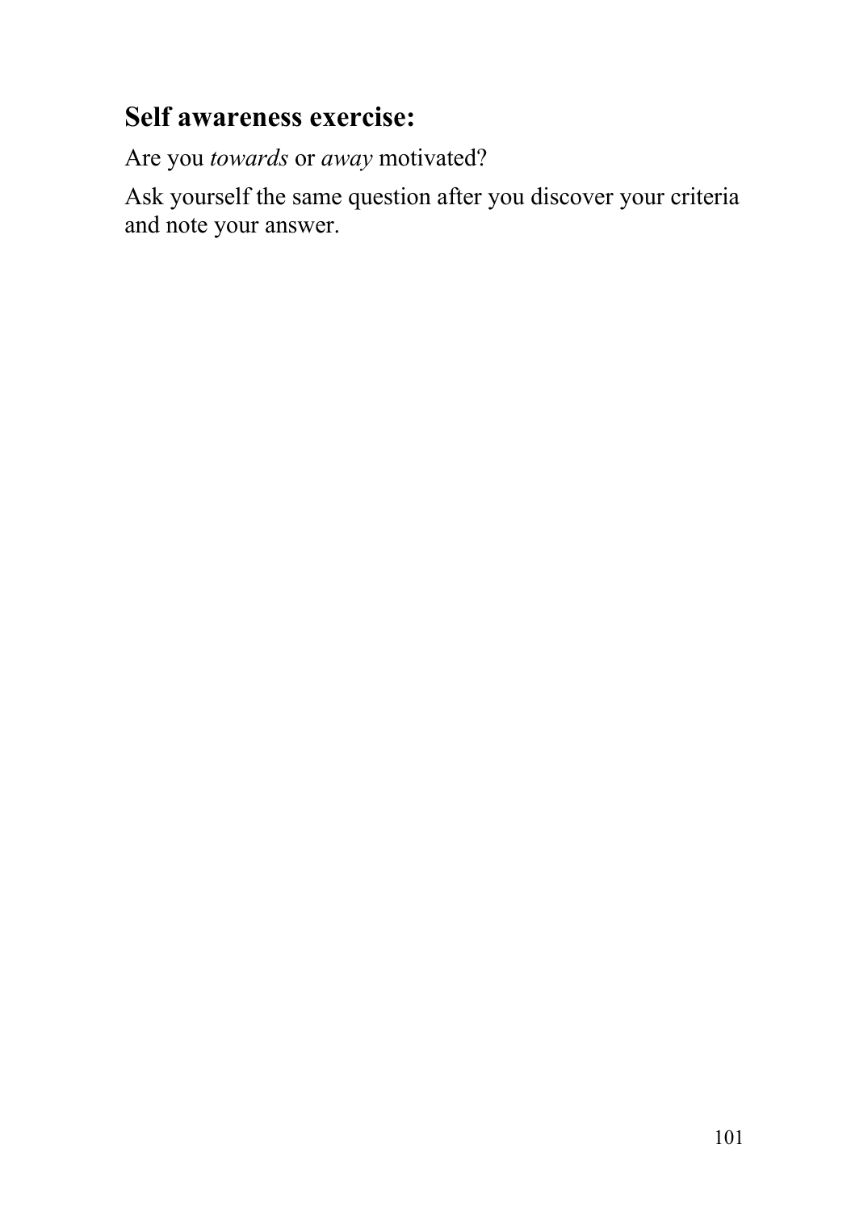## Self awareness exercise:

Are you *towards* or *away* motivated?

Ask yourself the same question after you discover your criteria and note your answer.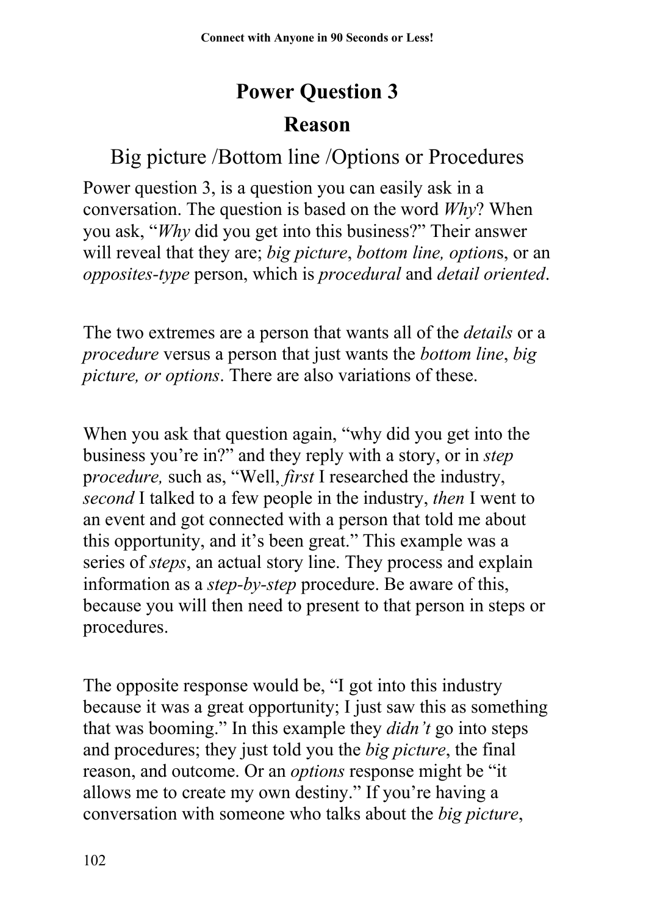## Power Question 3

## Reason

### Big picture /Bottom line /Options or Procedures

Power question 3, is a question you can easily ask in a conversation. The question is based on the word *Why*? When you ask, "*Why* did you get into this business?" Their answer will reveal that they are; *big picture*, *bottom line, option*s, or an *opposites-type* person, which is *procedural* and *detail oriented*.

The two extremes are a person that wants all of the *details* or a *procedure* versus a person that just wants the *bottom line*, *big picture, or options*. There are also variations of these.

When you ask that question again, "why did you get into the business you're in?" and they reply with a story, or in *step* p*rocedure,* such as, "Well, *first* I researched the industry, *second* I talked to a few people in the industry, *then* I went to an event and got connected with a person that told me about this opportunity, and it's been great." This example was a series of *steps*, an actual story line. They process and explain information as a *step-by-step* procedure. Be aware of this, because you will then need to present to that person in steps or procedures.

The opposite response would be, "I got into this industry because it was a great opportunity; I just saw this as something that was booming." In this example they *didn't* go into steps and procedures; they just told you the *big picture*, the final reason, and outcome. Or an *options* response might be "it allows me to create my own destiny." If you're having a conversation with someone who talks about the *big picture*,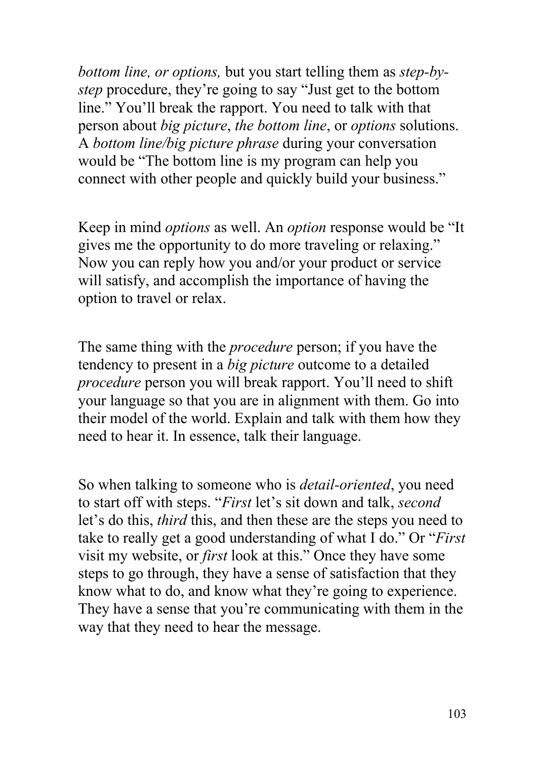*bottom line, or options,* but you start telling them as *step-by-step* procedure, they're going to say "Just get to the bottom line." You'll break the rapport. You need to talk with that person about *big picture*, *the bottom line*, or *options* solutions. A *bottom line/big picture phrase* during your conversation would be "The bottom line is my program can help you connect with other people and quickly build your business."

Keep in mind *options* as well. An *option* response would be "It gives me the opportunity to do more traveling or relaxing." Now you can reply how you and/or your product or service will satisfy, and accomplish the importance of having the option to travel or relax.

The same thing with the *procedure* person; if you have the tendency to present in a *big picture* outcome to a detailed *procedure* person you will break rapport. You'll need to shift your language so that you are in alignment with them. Go into their model of the world. Explain and talk with them how they need to hear it. In essence, talk their language.

So when talking to someone who is *detail-oriented*, you need to start off with steps. "*First* let's sit down and talk, *second* let's do this, *third* this, and then these are the steps you need to take to really get a good understanding of what I do." Or "*First* visit my website, or *first* look at this." Once they have some steps to go through, they have a sense of satisfaction that they know what to do, and know what they're going to experience. They have a sense that you're communicating with them in the way that they need to hear the message.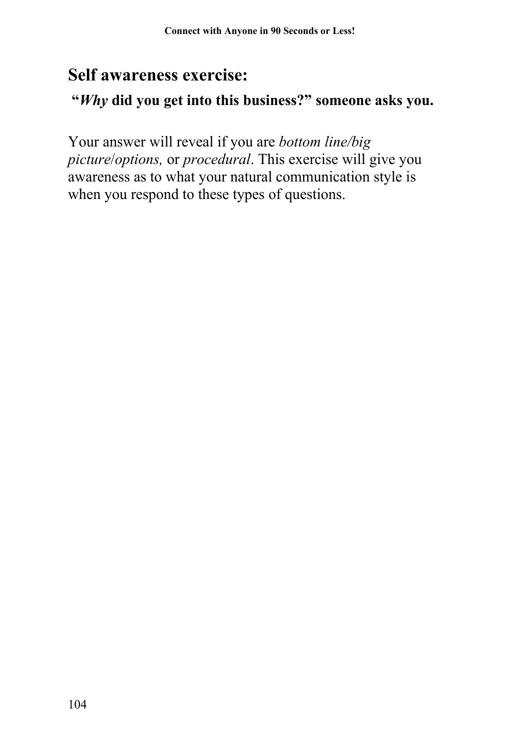## Self awareness exercise:

**"*Why* did you get into this business?" someone asks you.**

Your answer will reveal if you are *bottom line/big picture/options,* or *procedural*. This exercise will give you awareness as to what your natural communication style is when you respond to these types of questions.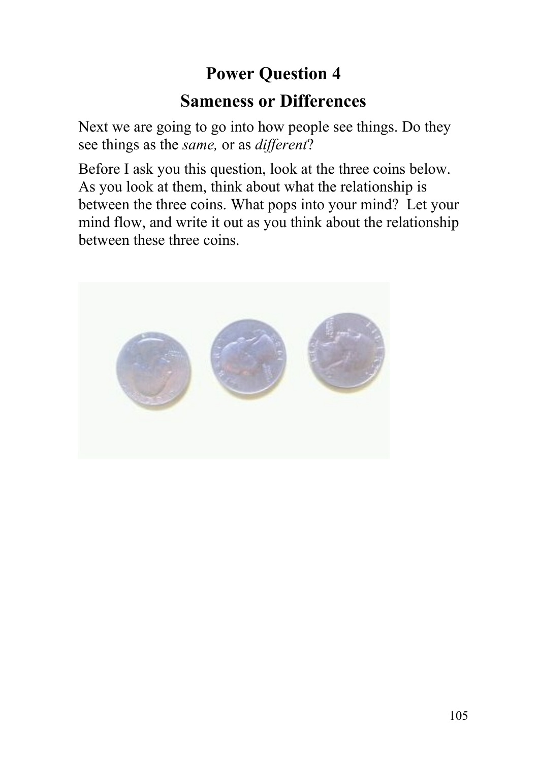# Power Question 4

## Sameness or Differences

Next we are going to go into how people see things. Do they see things as the *same,* or as *different*?

Before I ask you this question, look at the three coins below. As you look at them, think about what the relationship is between the three coins. What pops into your mind? Let your mind flow, and write it out as you think about the relationship between these three coins.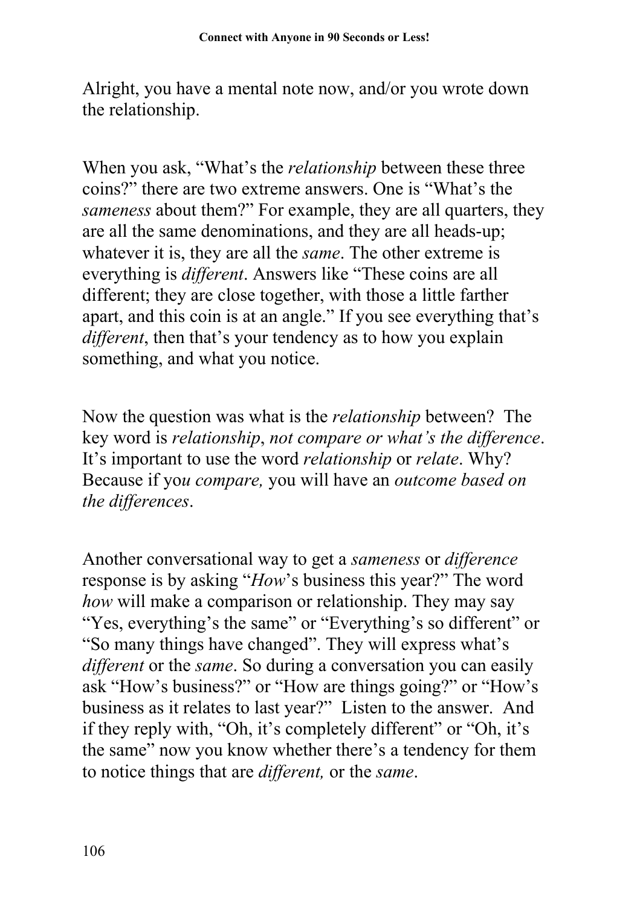Alright, you have a mental note now, and/or you wrote down the relationship.

When you ask, “What’s the *relationship* between these three coins?” there are two extreme answers. One is “What’s the *sameness* about them?” For example, they are all quarters, they are all the same denominations, and they are all heads-up; whatever it is, they are all the *same*. The other extreme is everything is *different*. Answers like “These coins are all different; they are close together, with those a little farther apart, and this coin is at an angle.” If you see everything that’s *different*, then that’s your tendency as to how you explain something, and what you notice.

Now the question was what is the *relationship* between? The key word is *relationship*, *not compare or what’s the difference*. It’s important to use the word *relationship* or *relate*. Why? Because if yo*u compare,* you will have an *outcome based on the differences*.

Another conversational way to get a *sameness* or *difference* response is by asking “*How*’s business this year?” The word *how* will make a comparison or relationship. They may say “Yes, everything’s the same” or “Everything’s so different” or “So many things have changed”. They will express what’s *different* or the *same*. So during a conversation you can easily ask “How’s business?” or “How are things going?” or “How’s business as it relates to last year?” Listen to the answer. And if they reply with, “Oh, it’s completely different” or “Oh, it’s the same” now you know whether there’s a tendency for them to notice things that are *different,* or the *same*.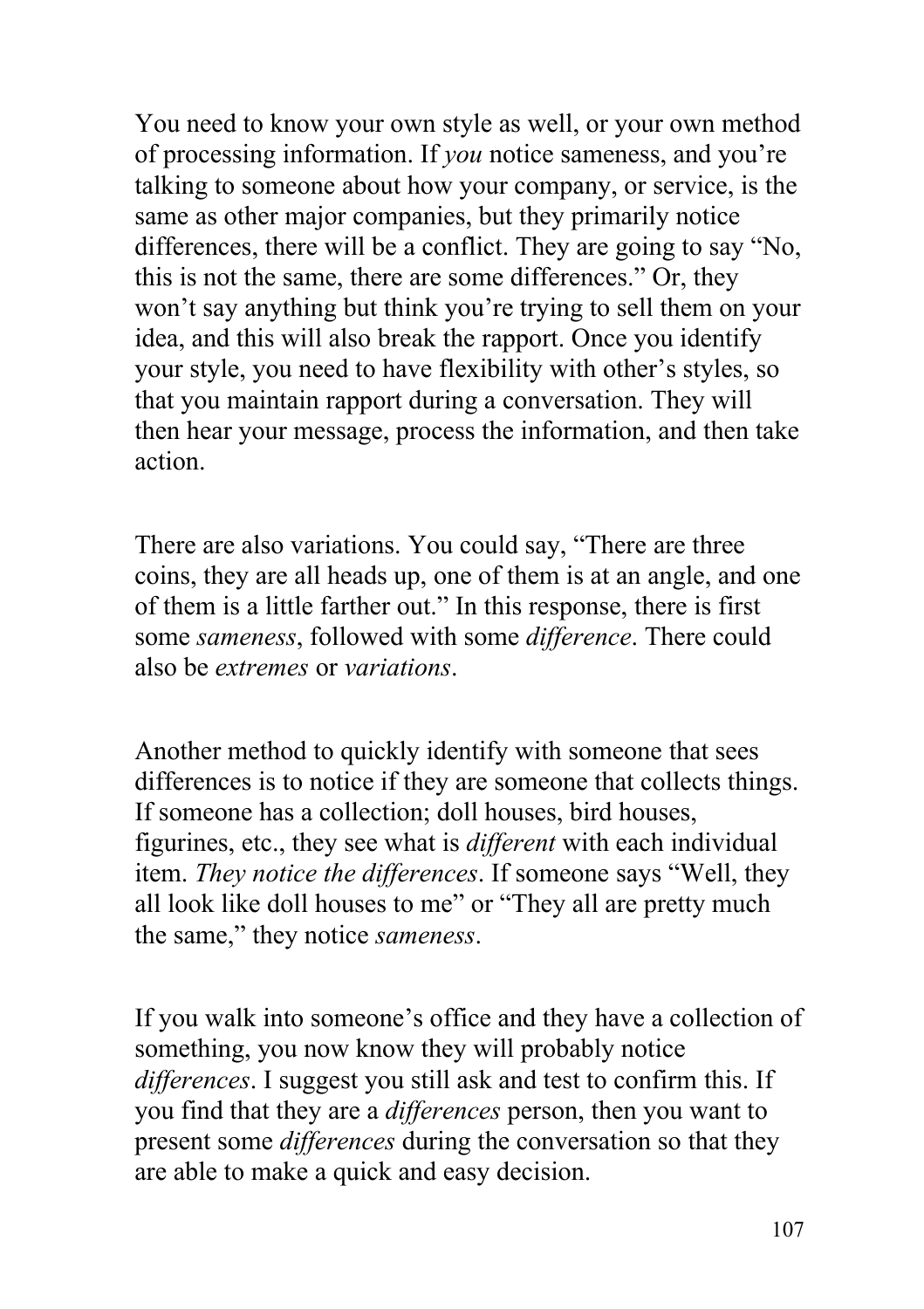You need to know your own style as well, or your own method of processing information. If *you* notice sameness, and you're talking to someone about how your company, or service, is the same as other major companies, but they primarily notice differences, there will be a conflict. They are going to say "No, this is not the same, there are some differences." Or, they won't say anything but think you're trying to sell them on your idea, and this will also break the rapport. Once you identify your style, you need to have flexibility with other's styles, so that you maintain rapport during a conversation. They will then hear your message, process the information, and then take action.

There are also variations. You could say, "There are three coins, they are all heads up, one of them is at an angle, and one of them is a little farther out." In this response, there is first some *sameness*, followed with some *difference*. There could also be *extremes* or *variations*.

Another method to quickly identify with someone that sees differences is to notice if they are someone that collects things. If someone has a collection; doll houses, bird houses, figurines, etc., they see what is *different* with each individual item. *They notice the differences*. If someone says "Well, they all look like doll houses to me" or "They all are pretty much the same," they notice *sameness*.

If you walk into someone's office and they have a collection of something, you now know they will probably notice *differences*. I suggest you still ask and test to confirm this. If you find that they are a *differences* person, then you want to present some *differences* during the conversation so that they are able to make a quick and easy decision.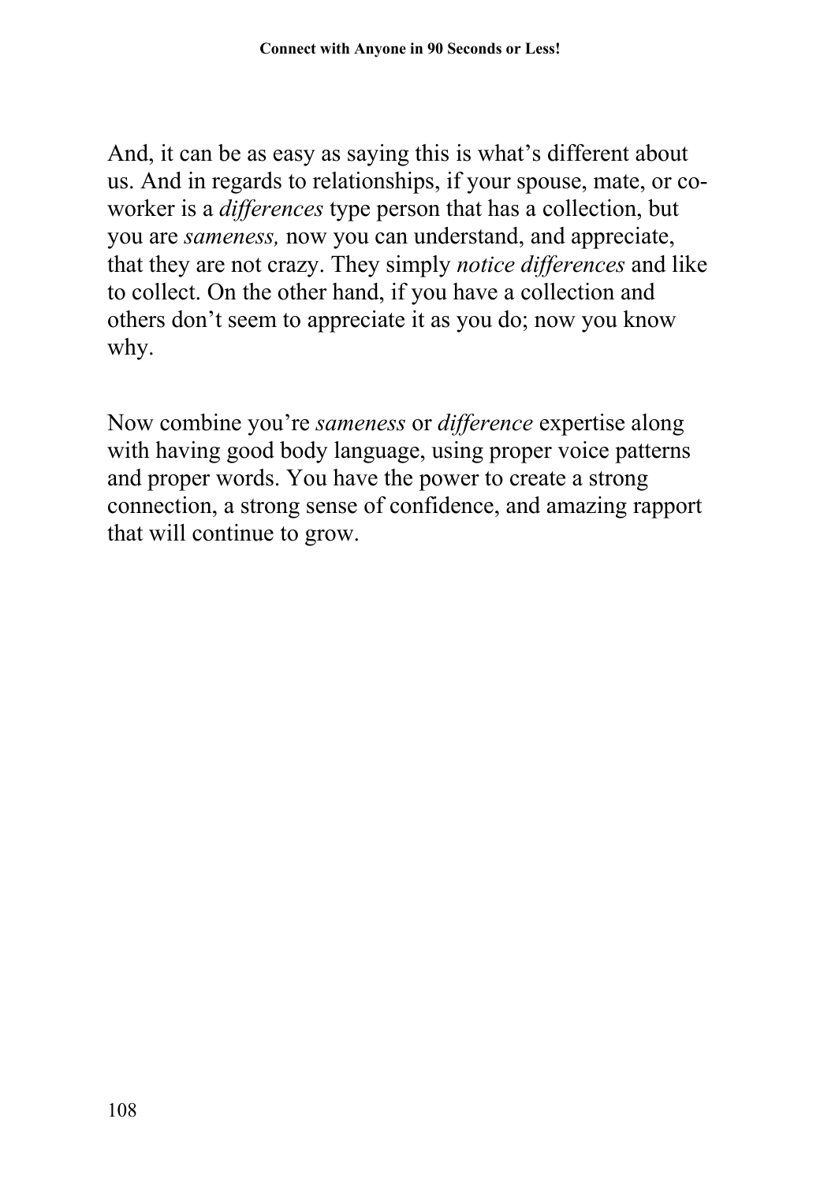And, it can be as easy as saying this is what's different about us. And in regards to relationships, if your spouse, mate, or co-worker is a *differences* type person that has a collection, but you are *sameness,* now you can understand, and appreciate, that they are not crazy. They simply *notice differences* and like to collect. On the other hand, if you have a collection and others don't seem to appreciate it as you do; now you know why.

Now combine you're *sameness* or *difference* expertise along with having good body language, using proper voice patterns and proper words. You have the power to create a strong connection, a strong sense of confidence, and amazing rapport that will continue to grow.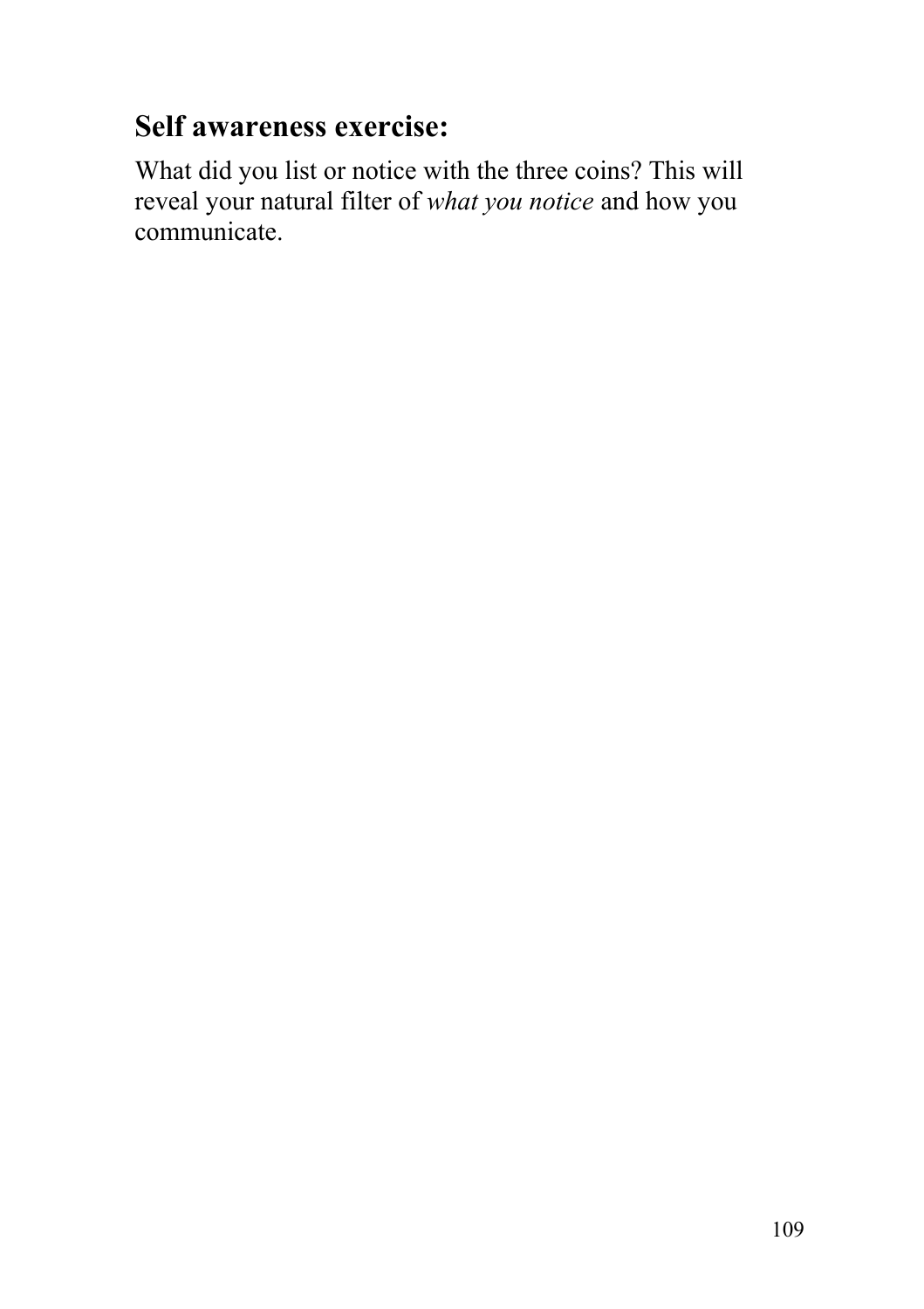## Self awareness exercise:

What did you list or notice with the three coins? This will reveal your natural filter of *what you notice* and how you communicate.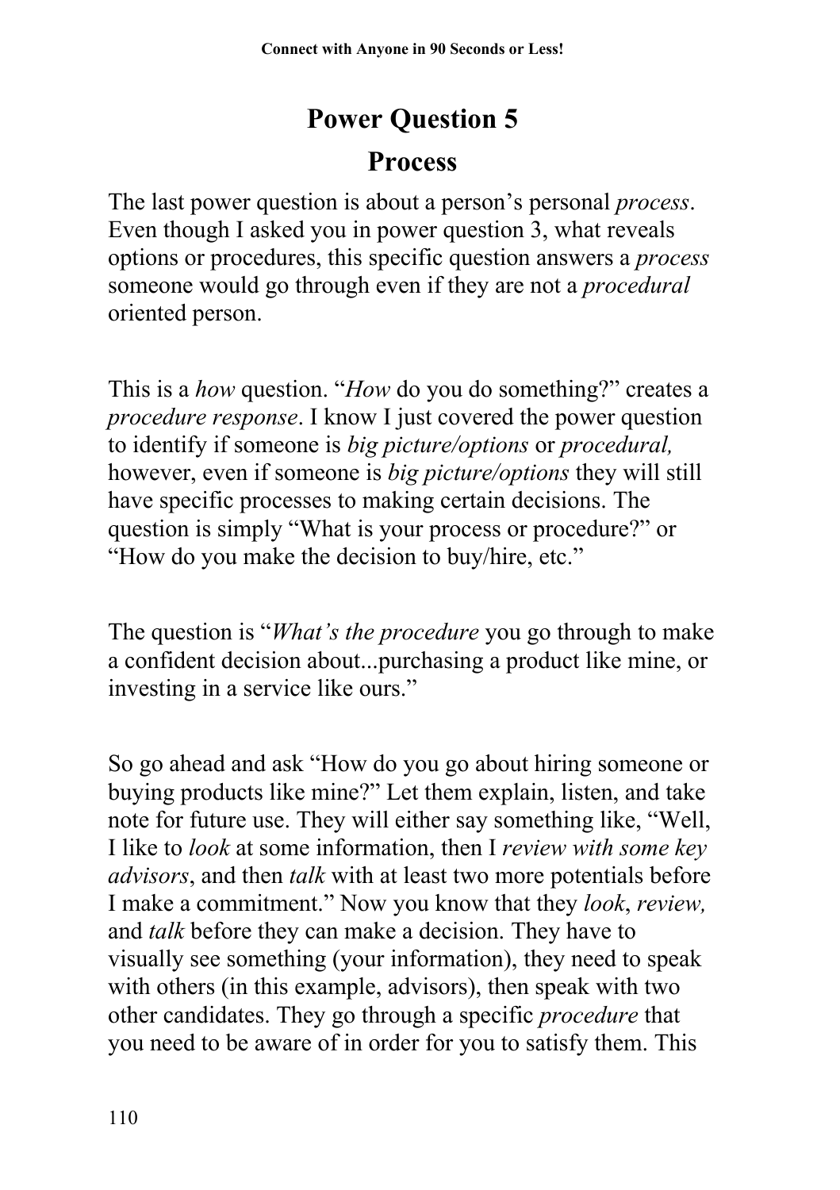## Power Question 5

### Process

The last power question is about a person's personal *process*. Even though I asked you in power question 3, what reveals options or procedures, this specific question answers a *process* someone would go through even if they are not a *procedural* oriented person.

This is a *how* question. "*How* do you do something?" creates a *procedure response*. I know I just covered the power question to identify if someone is *big picture/options* or *procedural,* however, even if someone is *big picture/options* they will still have specific processes to making certain decisions. The question is simply "What is your process or procedure?" or "How do you make the decision to buy/hire, etc."

The question is "*What's the procedure* you go through to make a confident decision about...purchasing a product like mine, or investing in a service like ours."

So go ahead and ask "How do you go about hiring someone or buying products like mine?" Let them explain, listen, and take note for future use. They will either say something like, "Well, I like to *look* at some information, then I *review with some key advisors*, and then *talk* with at least two more potentials before I make a commitment." Now you know that they *look*, *review,* and *talk* before they can make a decision. They have to visually see something (your information), they need to speak with others (in this example, advisors), then speak with two other candidates. They go through a specific *procedure* that you need to be aware of in order for you to satisfy them. This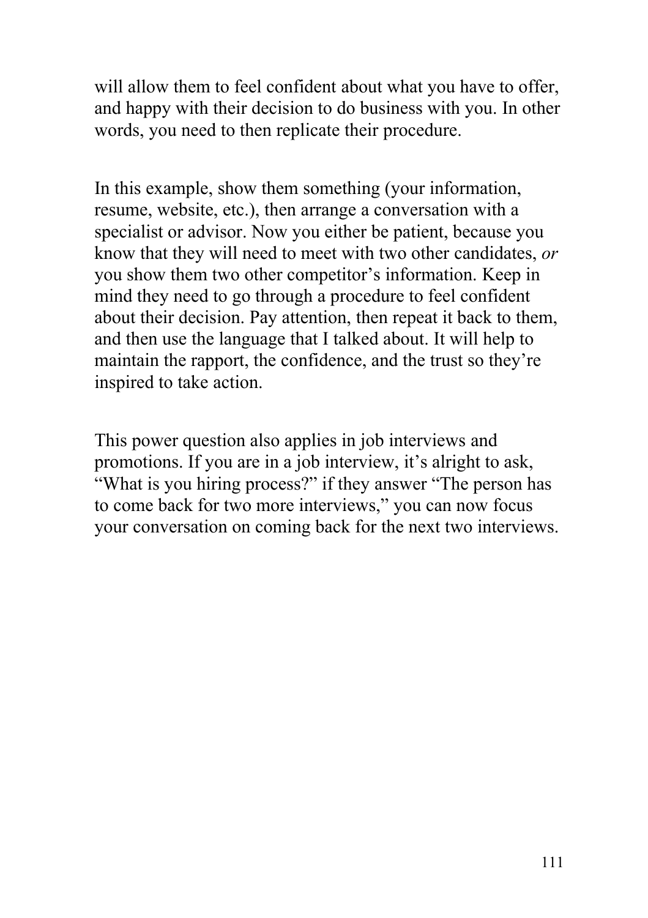will allow them to feel confident about what you have to offer, and happy with their decision to do business with you. In other words, you need to then replicate their procedure.

In this example, show them something (your information, resume, website, etc.), then arrange a conversation with a specialist or advisor. Now you either be patient, because you know that they will need to meet with two other candidates, *or* you show them two other competitor's information. Keep in mind they need to go through a procedure to feel confident about their decision. Pay attention, then repeat it back to them, and then use the language that I talked about. It will help to maintain the rapport, the confidence, and the trust so they're inspired to take action.

This power question also applies in job interviews and promotions. If you are in a job interview, it's alright to ask, "What is you hiring process?" if they answer "The person has to come back for two more interviews," you can now focus your conversation on coming back for the next two interviews.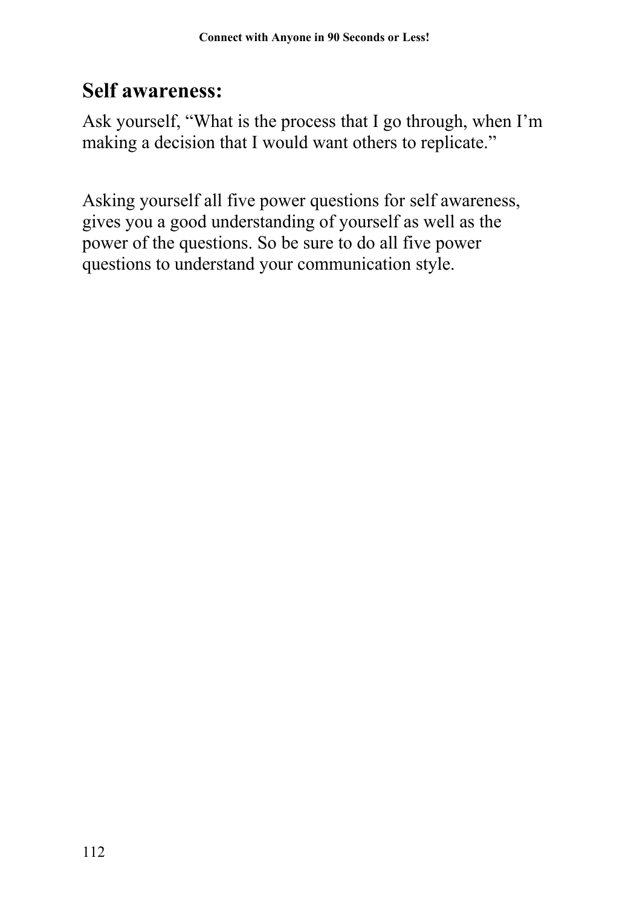## Self awareness:

Ask yourself, "What is the process that I go through, when I'm making a decision that I would want others to replicate."

Asking yourself all five power questions for self awareness, gives you a good understanding of yourself as well as the power of the questions. So be sure to do all five power questions to understand your communication style.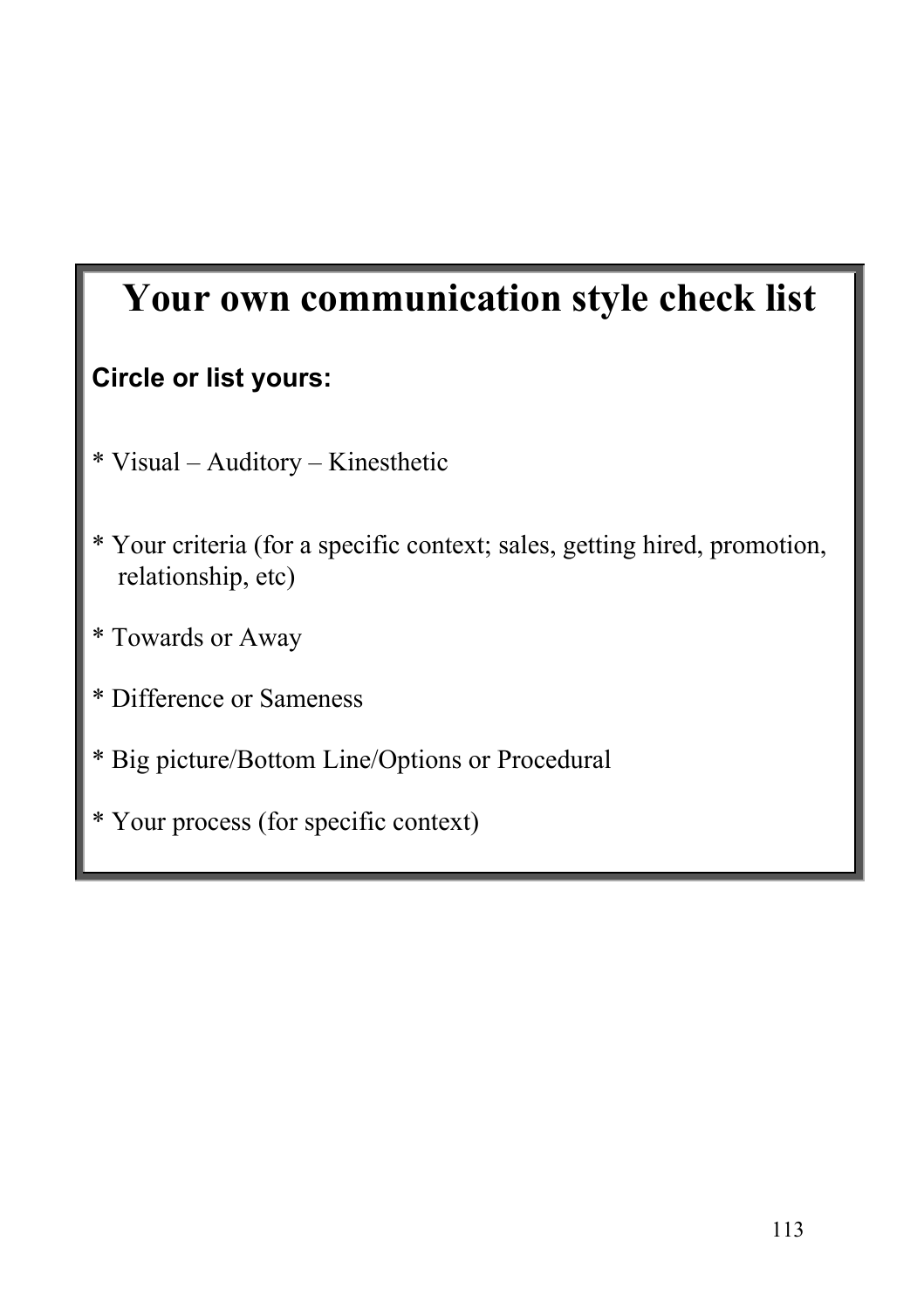# Your own communication style check list

**Circle or list yours:**

* Visual – Auditory – Kinesthetic

* Your criteria (for a specific context; sales, getting hired, promotion, relationship, etc)

* Towards or Away

* Difference or Sameness

* Big picture/Bottom Line/Options or Procedural

* Your process (for specific context)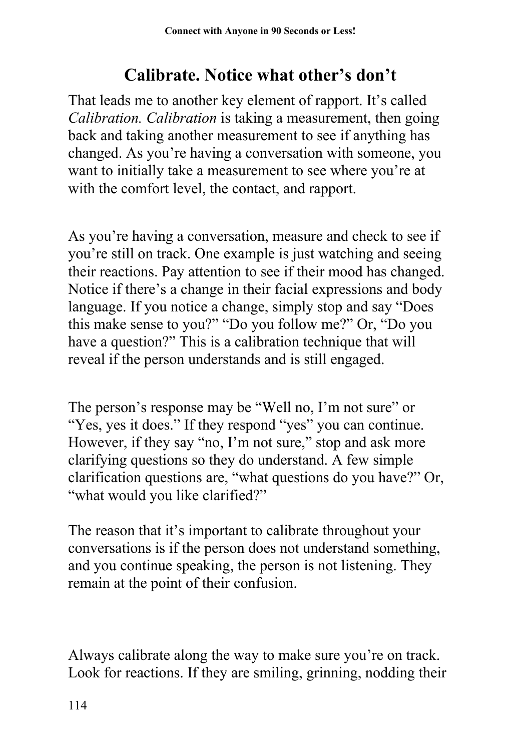## Calibrate. Notice what other's don't

That leads me to another key element of rapport. It's called *Calibration. Calibration* is taking a measurement, then going back and taking another measurement to see if anything has changed. As you're having a conversation with someone, you want to initially take a measurement to see where you're at with the comfort level, the contact, and rapport.

As you're having a conversation, measure and check to see if you're still on track. One example is just watching and seeing their reactions. Pay attention to see if their mood has changed. Notice if there's a change in their facial expressions and body language. If you notice a change, simply stop and say "Does this make sense to you?" "Do you follow me?" Or, "Do you have a question?" This is a calibration technique that will reveal if the person understands and is still engaged.

The person's response may be "Well no, I'm not sure" or "Yes, yes it does." If they respond "yes" you can continue. However, if they say "no, I'm not sure," stop and ask more clarifying questions so they do understand. A few simple clarification questions are, "what questions do you have?" Or, "what would you like clarified?"

The reason that it's important to calibrate throughout your conversations is if the person does not understand something, and you continue speaking, the person is not listening. They remain at the point of their confusion.

Always calibrate along the way to make sure you're on track. Look for reactions. If they are smiling, grinning, nodding their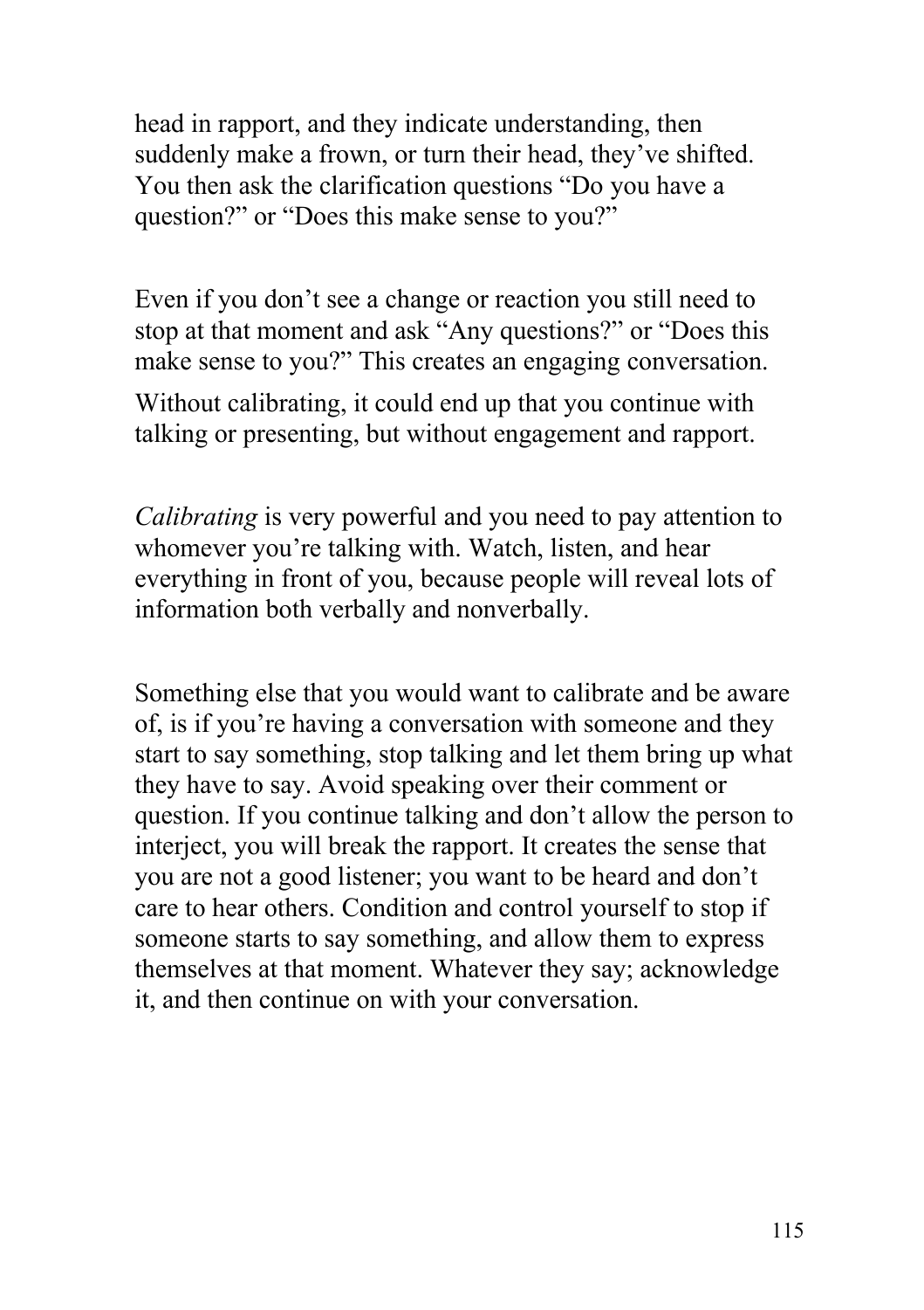head in rapport, and they indicate understanding, then suddenly make a frown, or turn their head, they've shifted. You then ask the clarification questions "Do you have a question?" or "Does this make sense to you?"

Even if you don't see a change or reaction you still need to stop at that moment and ask "Any questions?" or "Does this make sense to you?" This creates an engaging conversation.

Without calibrating, it could end up that you continue with talking or presenting, but without engagement and rapport.

*Calibrating* is very powerful and you need to pay attention to whomever you're talking with. Watch, listen, and hear everything in front of you, because people will reveal lots of information both verbally and nonverbally.

Something else that you would want to calibrate and be aware of, is if you're having a conversation with someone and they start to say something, stop talking and let them bring up what they have to say. Avoid speaking over their comment or question. If you continue talking and don't allow the person to interject, you will break the rapport. It creates the sense that you are not a good listener; you want to be heard and don't care to hear others. Condition and control yourself to stop if someone starts to say something, and allow them to express themselves at that moment. Whatever they say; acknowledge it, and then continue on with your conversation.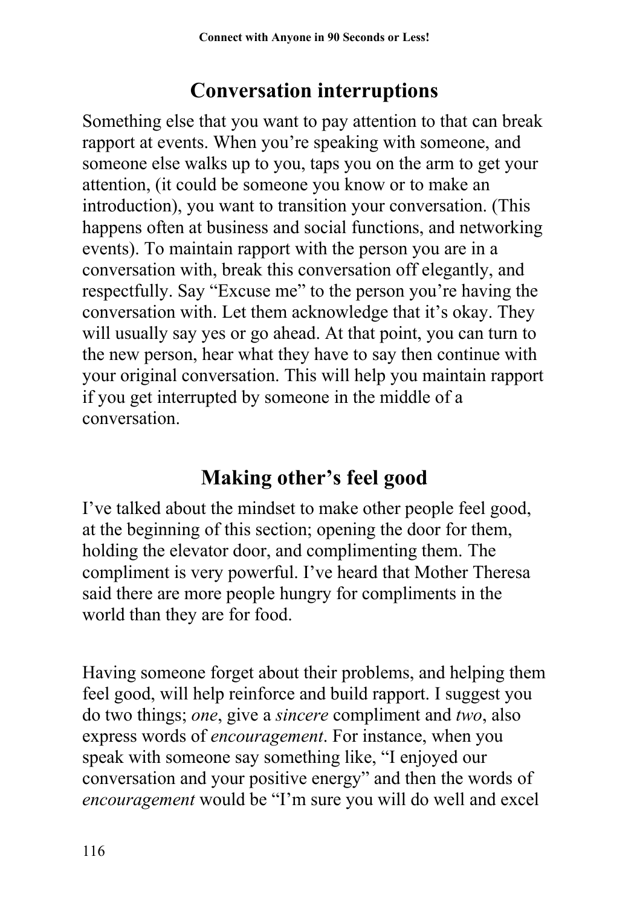## Conversation interruptions

Something else that you want to pay attention to that can break rapport at events. When you're speaking with someone, and someone else walks up to you, taps you on the arm to get your attention, (it could be someone you know or to make an introduction), you want to transition your conversation. (This happens often at business and social functions, and networking events). To maintain rapport with the person you are in a conversation with, break this conversation off elegantly, and respectfully. Say "Excuse me" to the person you're having the conversation with. Let them acknowledge that it's okay. They will usually say yes or go ahead. At that point, you can turn to the new person, hear what they have to say then continue with your original conversation. This will help you maintain rapport if you get interrupted by someone in the middle of a conversation.

## Making other's feel good

I've talked about the mindset to make other people feel good, at the beginning of this section; opening the door for them, holding the elevator door, and complimenting them. The compliment is very powerful. I've heard that Mother Theresa said there are more people hungry for compliments in the world than they are for food.

Having someone forget about their problems, and helping them feel good, will help reinforce and build rapport. I suggest you do two things; *one*, give a *sincere* compliment and *two*, also express words of *encouragement*. For instance, when you speak with someone say something like, "I enjoyed our conversation and your positive energy" and then the words of *encouragement* would be "I'm sure you will do well and excel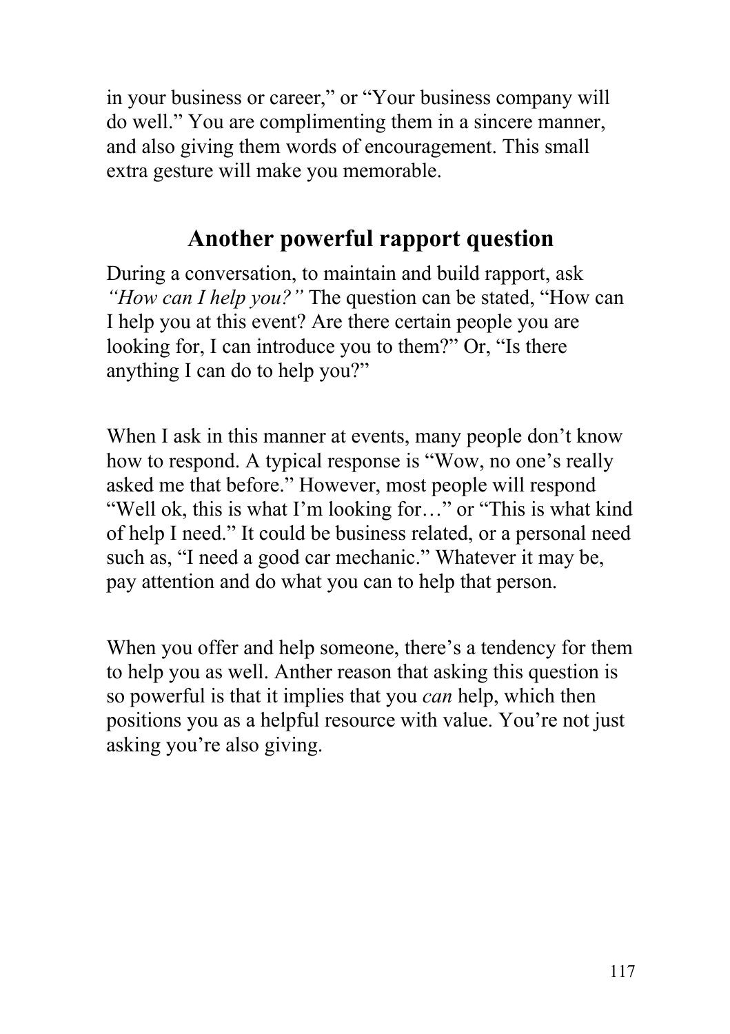in your business or career," or "Your business company will do well." You are complimenting them in a sincere manner, and also giving them words of encouragement. This small extra gesture will make you memorable.

## Another powerful rapport question

During a conversation, to maintain and build rapport, ask *"How can I help you?"* The question can be stated, "How can I help you at this event? Are there certain people you are looking for, I can introduce you to them?" Or, "Is there anything I can do to help you?"

When I ask in this manner at events, many people don't know how to respond. A typical response is "Wow, no one's really asked me that before." However, most people will respond "Well ok, this is what I'm looking for…" or "This is what kind of help I need." It could be business related, or a personal need such as, "I need a good car mechanic." Whatever it may be, pay attention and do what you can to help that person.

When you offer and help someone, there's a tendency for them to help you as well. Anther reason that asking this question is so powerful is that it implies that you *can* help, which then positions you as a helpful resource with value. You're not just asking you're also giving.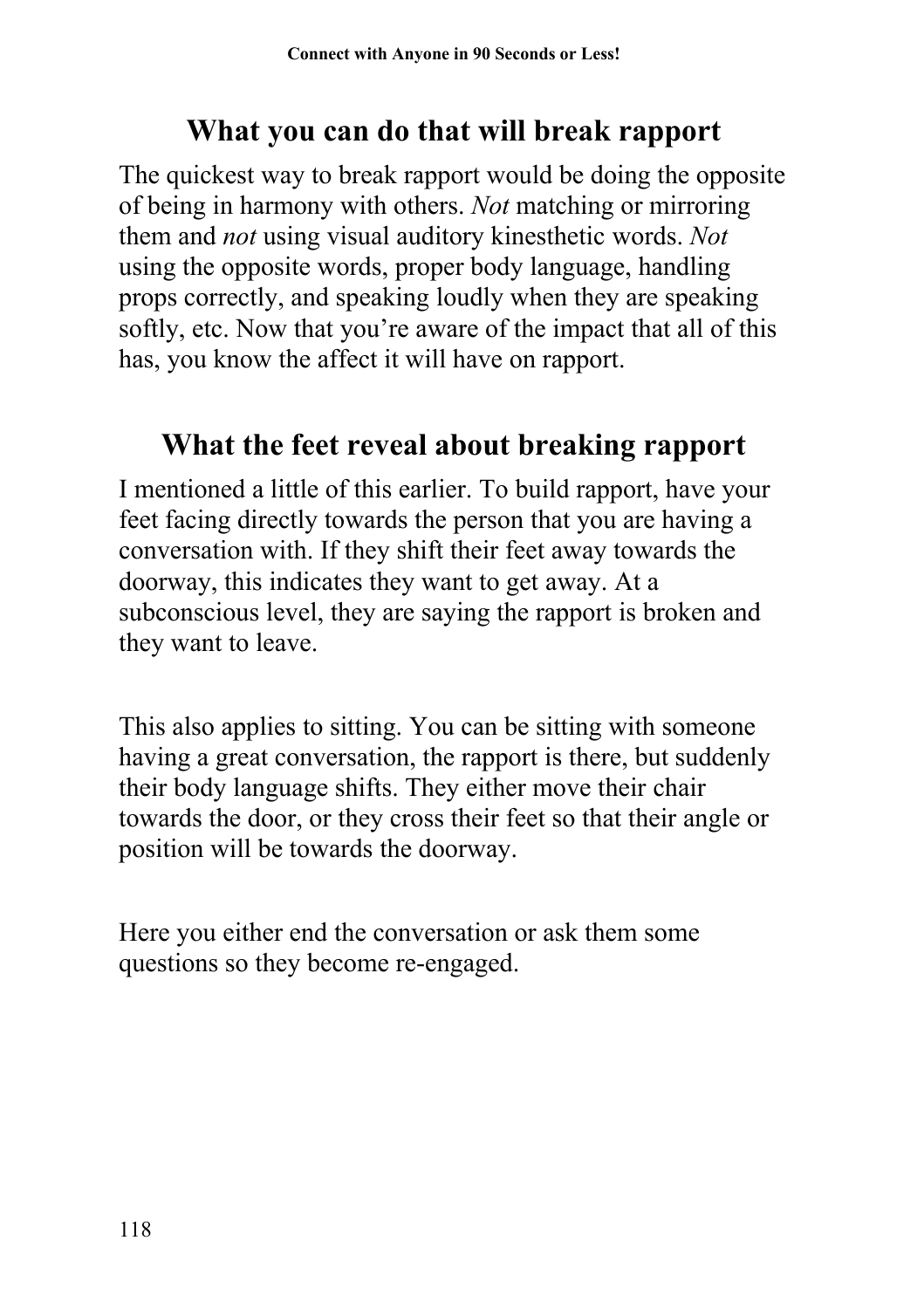## What you can do that will break rapport

The quickest way to break rapport would be doing the opposite of being in harmony with others. *Not* matching or mirroring them and *not* using visual auditory kinesthetic words. *Not* using the opposite words, proper body language, handling props correctly, and speaking loudly when they are speaking softly, etc. Now that you're aware of the impact that all of this has, you know the affect it will have on rapport.

## What the feet reveal about breaking rapport

I mentioned a little of this earlier. To build rapport, have your feet facing directly towards the person that you are having a conversation with. If they shift their feet away towards the doorway, this indicates they want to get away. At a subconscious level, they are saying the rapport is broken and they want to leave.

This also applies to sitting. You can be sitting with someone having a great conversation, the rapport is there, but suddenly their body language shifts. They either move their chair towards the door, or they cross their feet so that their angle or position will be towards the doorway.

Here you either end the conversation or ask them some questions so they become re-engaged.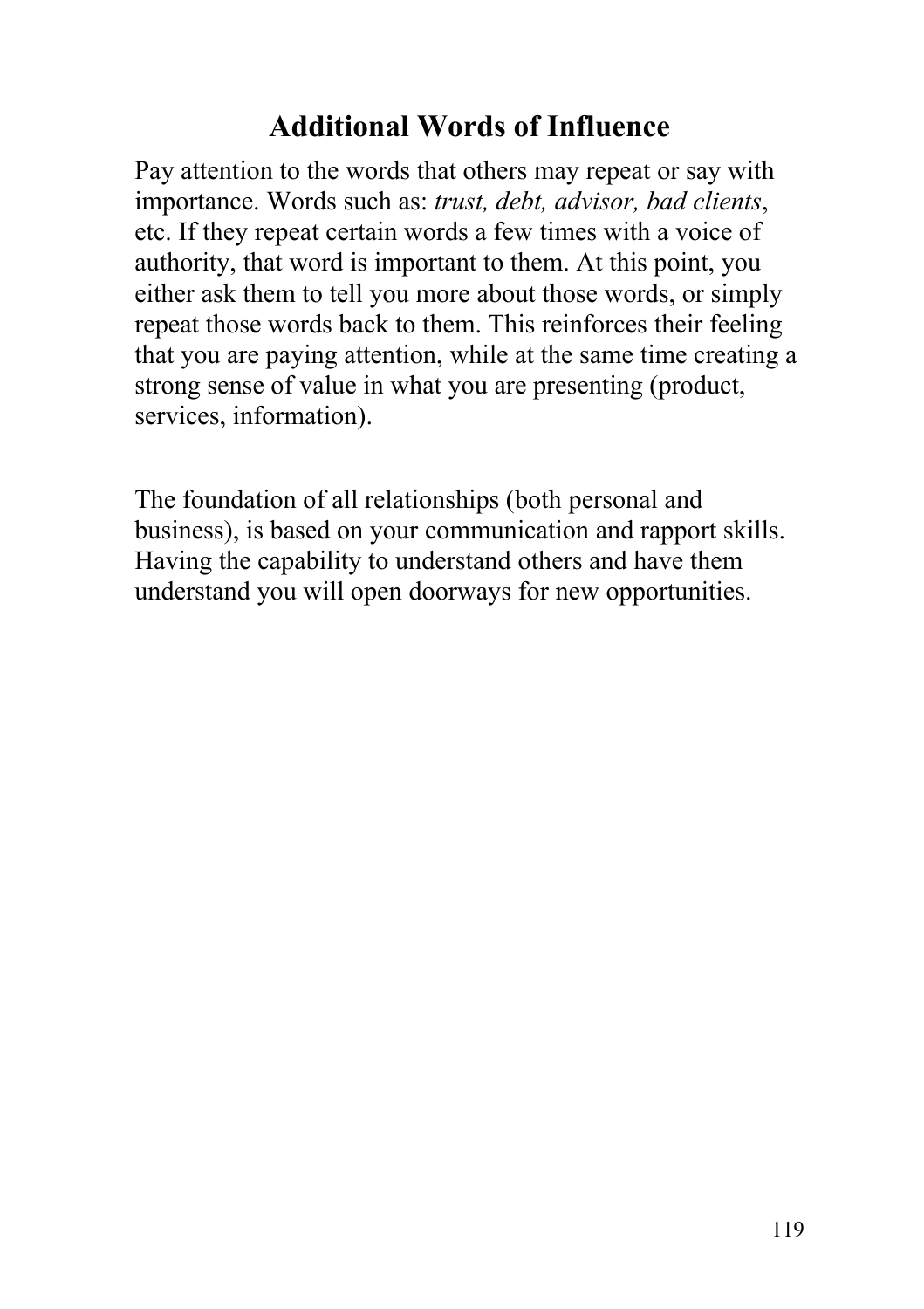## Additional Words of Influence

Pay attention to the words that others may repeat or say with importance. Words such as: *trust, debt, advisor, bad clients*, etc. If they repeat certain words a few times with a voice of authority, that word is important to them. At this point, you either ask them to tell you more about those words, or simply repeat those words back to them. This reinforces their feeling that you are paying attention, while at the same time creating a strong sense of value in what you are presenting (product, services, information).

The foundation of all relationships (both personal and business), is based on your communication and rapport skills. Having the capability to understand others and have them understand you will open doorways for new opportunities.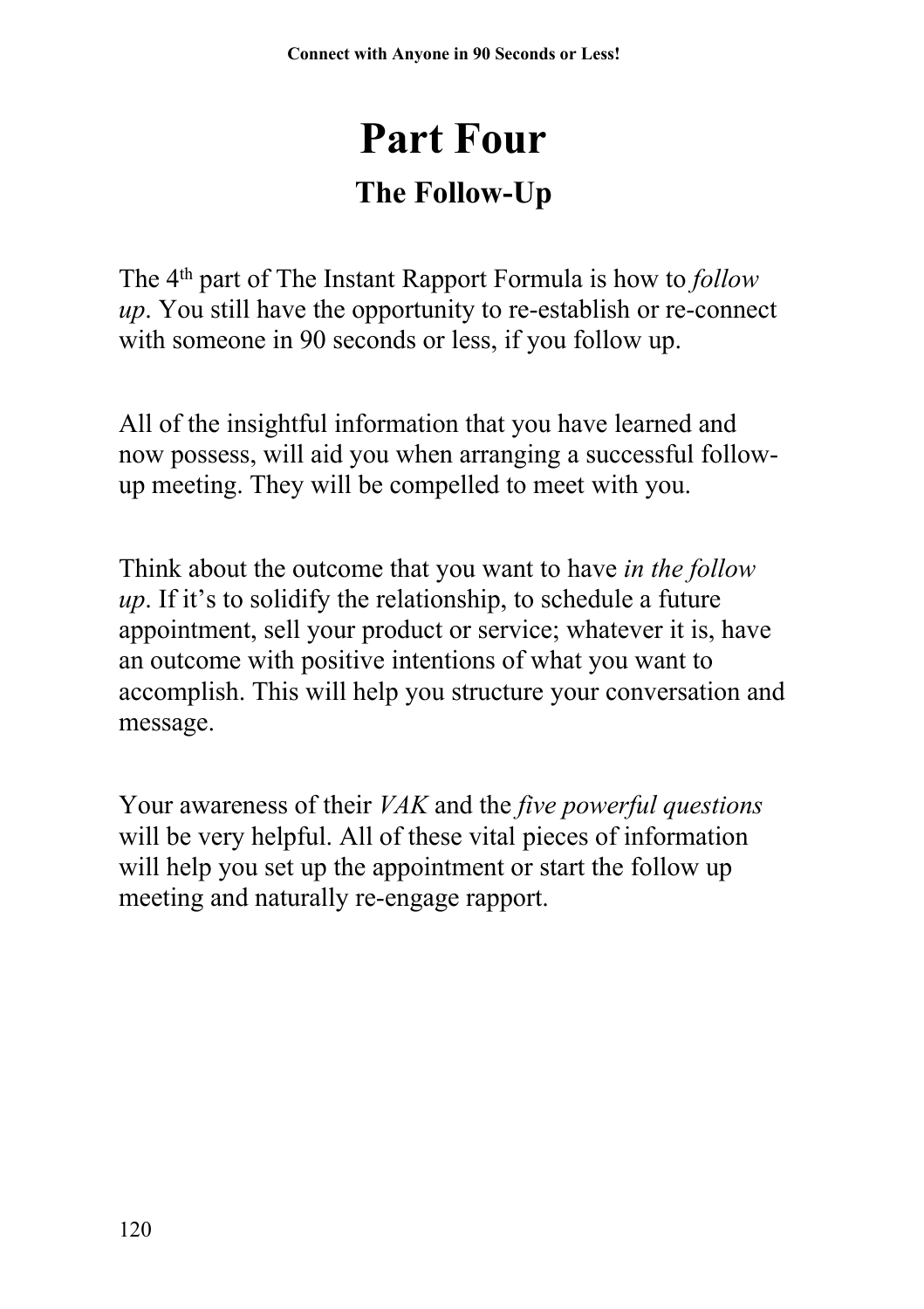# Part Four

## The Follow-Up

The 4th part of The Instant Rapport Formula is how to *follow up*. You still have the opportunity to re-establish or re-connect with someone in 90 seconds or less, if you follow up.

All of the insightful information that you have learned and now possess, will aid you when arranging a successful follow-up meeting. They will be compelled to meet with you.

Think about the outcome that you want to have *in the follow up*. If it's to solidify the relationship, to schedule a future appointment, sell your product or service; whatever it is, have an outcome with positive intentions of what you want to accomplish. This will help you structure your conversation and message.

Your awareness of their *VAK* and the *five powerful questions* will be very helpful. All of these vital pieces of information will help you set up the appointment or start the follow up meeting and naturally re-engage rapport.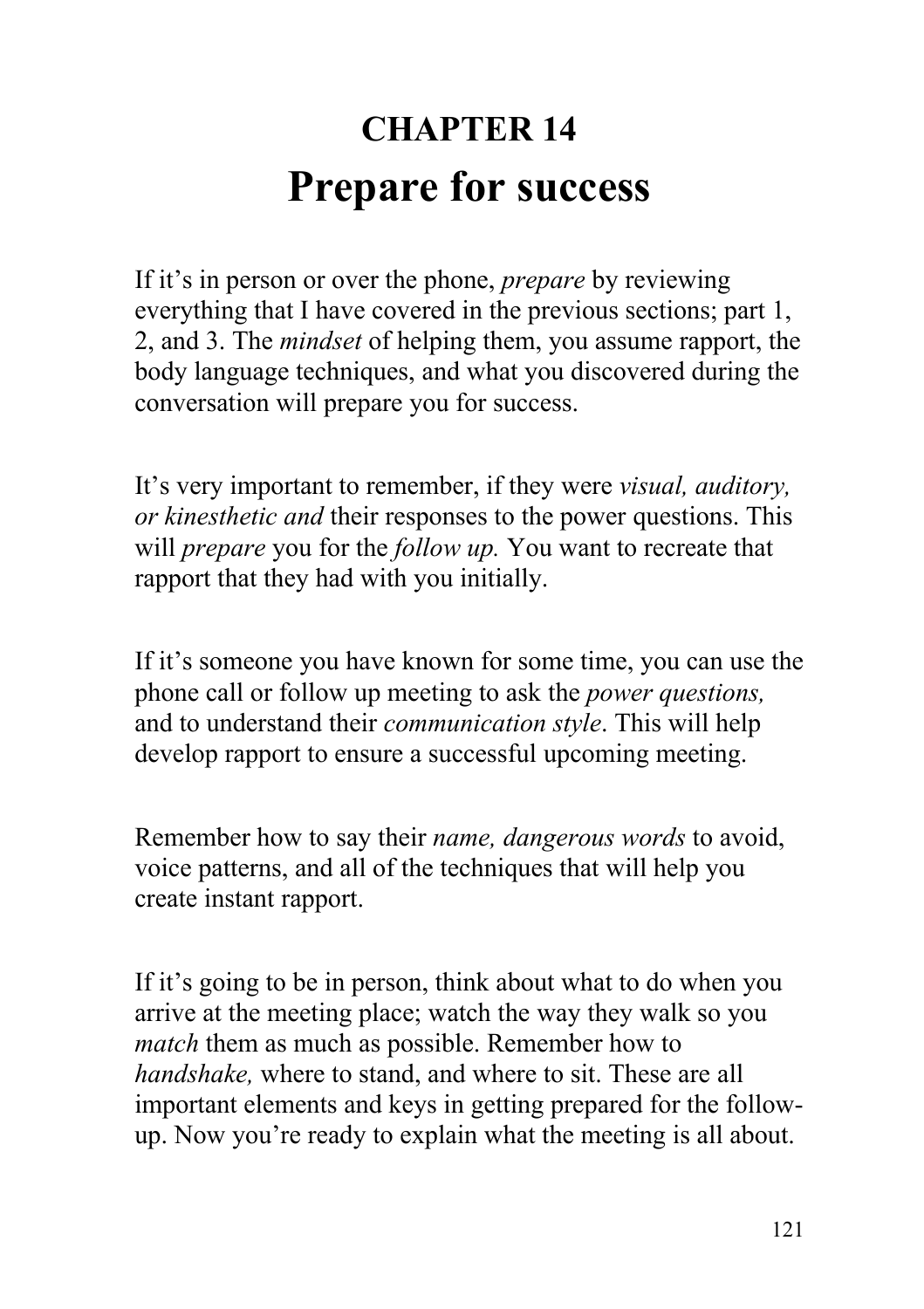# CHAPTER 14
# Prepare for success

If it's in person or over the phone, *prepare* by reviewing everything that I have covered in the previous sections; part 1, 2, and 3. The *mindset* of helping them, you assume rapport, the body language techniques, and what you discovered during the conversation will prepare you for success.

It's very important to remember, if they were *visual, auditory, or kinesthetic and* their responses to the power questions. This will *prepare* you for the *follow up.* You want to recreate that rapport that they had with you initially.

If it's someone you have known for some time, you can use the phone call or follow up meeting to ask the *power questions,* and to understand their *communication style*. This will help develop rapport to ensure a successful upcoming meeting.

Remember how to say their *name, dangerous words* to avoid, voice patterns, and all of the techniques that will help you create instant rapport.

If it's going to be in person, think about what to do when you arrive at the meeting place; watch the way they walk so you *match* them as much as possible. Remember how to *handshake,* where to stand, and where to sit. These are all important elements and keys in getting prepared for the follow-up. Now you're ready to explain what the meeting is all about.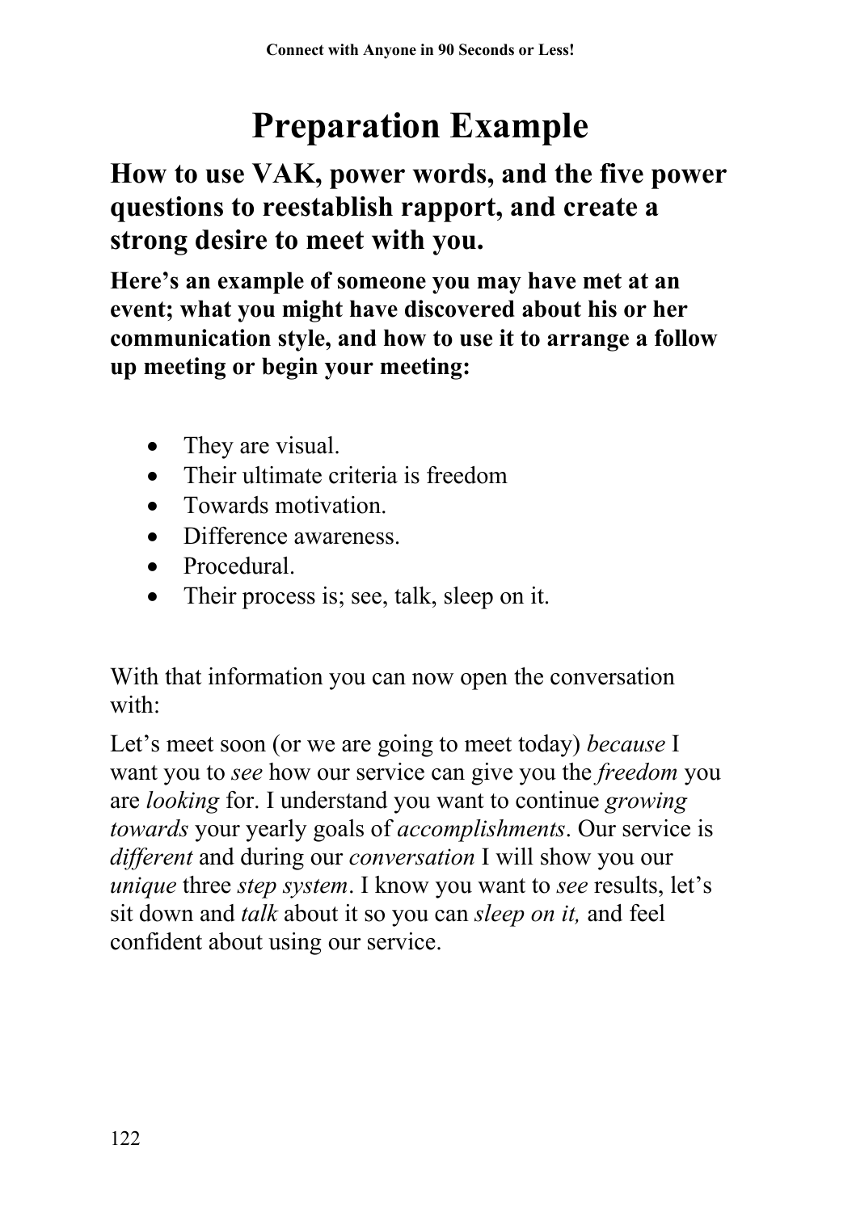# Preparation Example

## How to use VAK, power words, and the five power questions to reestablish rapport, and create a strong desire to meet with you.

**Here's an example of someone you may have met at an event; what you might have discovered about his or her communication style, and how to use it to arrange a follow up meeting or begin your meeting:**

- They are visual.
- Their ultimate criteria is freedom
- Towards motivation.
- Difference awareness.
- Procedural.
- Their process is; see, talk, sleep on it.

With that information you can now open the conversation with:

Let's meet soon (or we are going to meet today) *because* I want you to *see* how our service can give you the *freedom* you are *looking* for. I understand you want to continue *growing towards* your yearly goals of *accomplishments*. Our service is *different* and during our *conversation* I will show you our *unique* three *step system*. I know you want to *see* results, let's sit down and *talk* about it so you can *sleep on it,* and feel confident about using our service.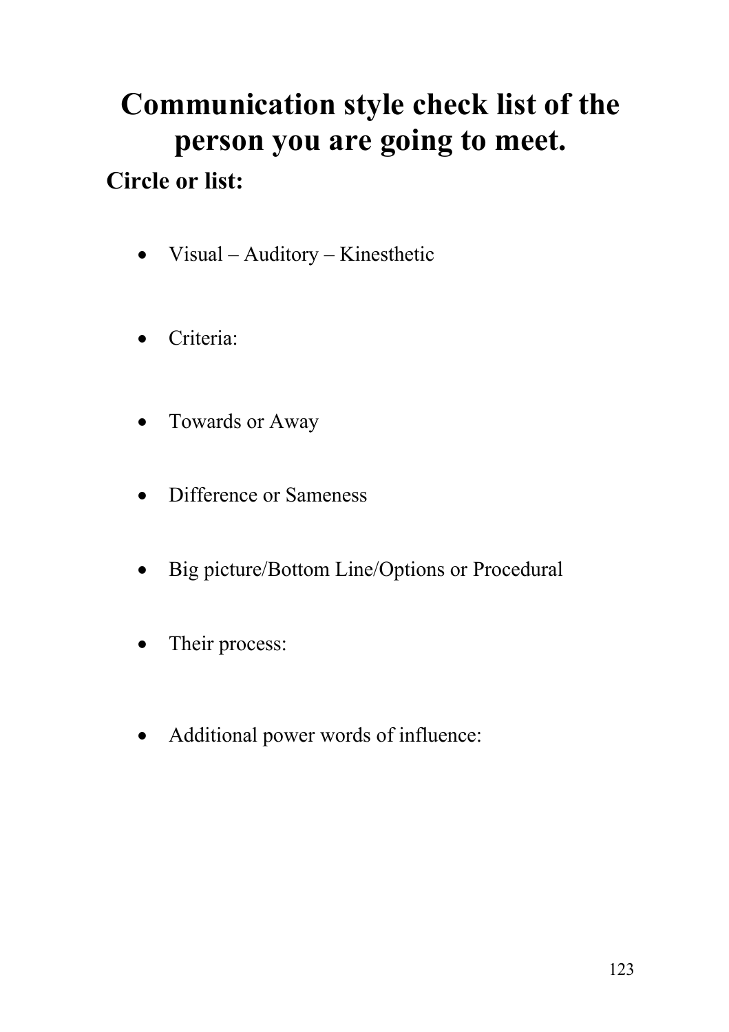# Communication style check list of the person you are going to meet.

**Circle or list:**

- Visual – Auditory – Kinesthetic
- Criteria:
- Towards or Away
- Difference or Sameness
- Big picture/Bottom Line/Options or Procedural
- Their process:
- Additional power words of influence: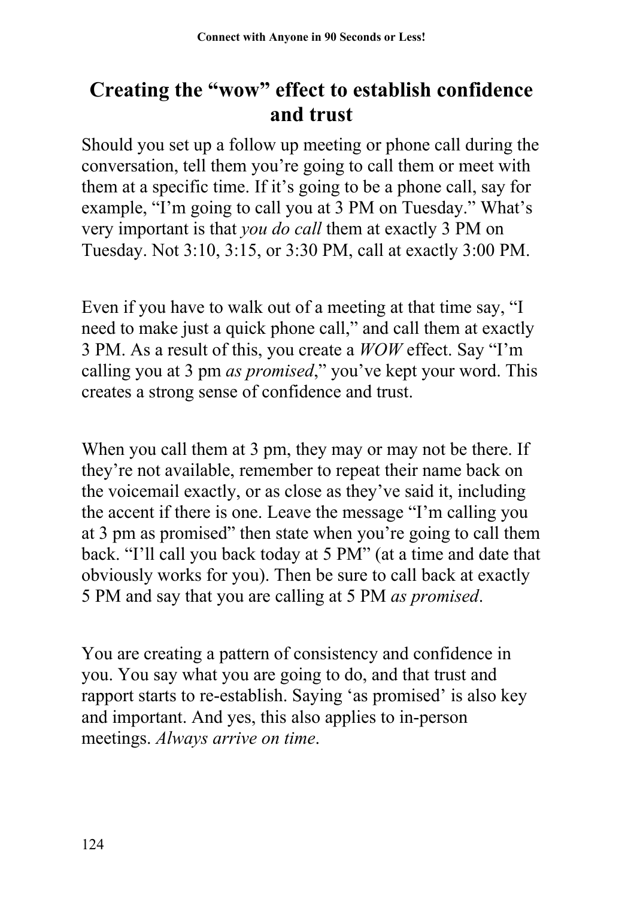## Creating the "wow" effect to establish confidence and trust

Should you set up a follow up meeting or phone call during the conversation, tell them you're going to call them or meet with them at a specific time. If it's going to be a phone call, say for example, "I'm going to call you at 3 PM on Tuesday." What's very important is that *you do call* them at exactly 3 PM on Tuesday. Not 3:10, 3:15, or 3:30 PM, call at exactly 3:00 PM.

Even if you have to walk out of a meeting at that time say, "I need to make just a quick phone call," and call them at exactly 3 PM. As a result of this, you create a *WOW* effect. Say "I'm calling you at 3 pm *as promised*," you've kept your word. This creates a strong sense of confidence and trust.

When you call them at 3 pm, they may or may not be there. If they're not available, remember to repeat their name back on the voicemail exactly, or as close as they've said it, including the accent if there is one. Leave the message "I'm calling you at 3 pm as promised" then state when you're going to call them back. "I'll call you back today at 5 PM" (at a time and date that obviously works for you). Then be sure to call back at exactly 5 PM and say that you are calling at 5 PM *as promised*.

You are creating a pattern of consistency and confidence in you. You say what you are going to do, and that trust and rapport starts to re-establish. Saying 'as promised' is also key and important. And yes, this also applies to in-person meetings. *Always arrive on time*.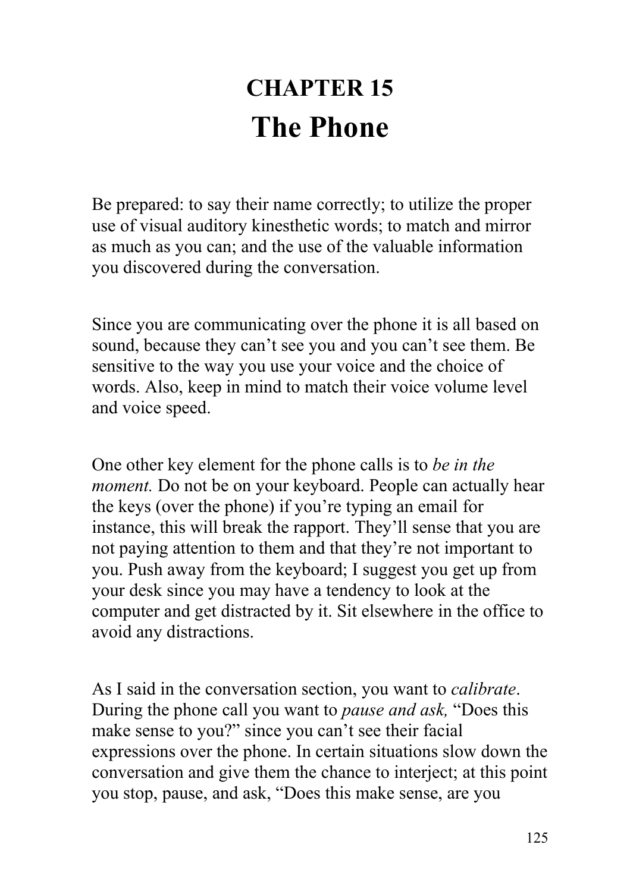# CHAPTER 15
# The Phone

Be prepared: to say their name correctly; to utilize the proper use of visual auditory kinesthetic words; to match and mirror as much as you can; and the use of the valuable information you discovered during the conversation.

Since you are communicating over the phone it is all based on sound, because they can't see you and you can't see them. Be sensitive to the way you use your voice and the choice of words. Also, keep in mind to match their voice volume level and voice speed.

One other key element for the phone calls is to *be in the moment.* Do not be on your keyboard. People can actually hear the keys (over the phone) if you're typing an email for instance, this will break the rapport. They'll sense that you are not paying attention to them and that they're not important to you. Push away from the keyboard; I suggest you get up from your desk since you may have a tendency to look at the computer and get distracted by it. Sit elsewhere in the office to avoid any distractions.

As I said in the conversation section, you want to *calibrate*. During the phone call you want to *pause and ask,* "Does this make sense to you?" since you can't see their facial expressions over the phone. In certain situations slow down the conversation and give them the chance to interject; at this point you stop, pause, and ask, "Does this make sense, are you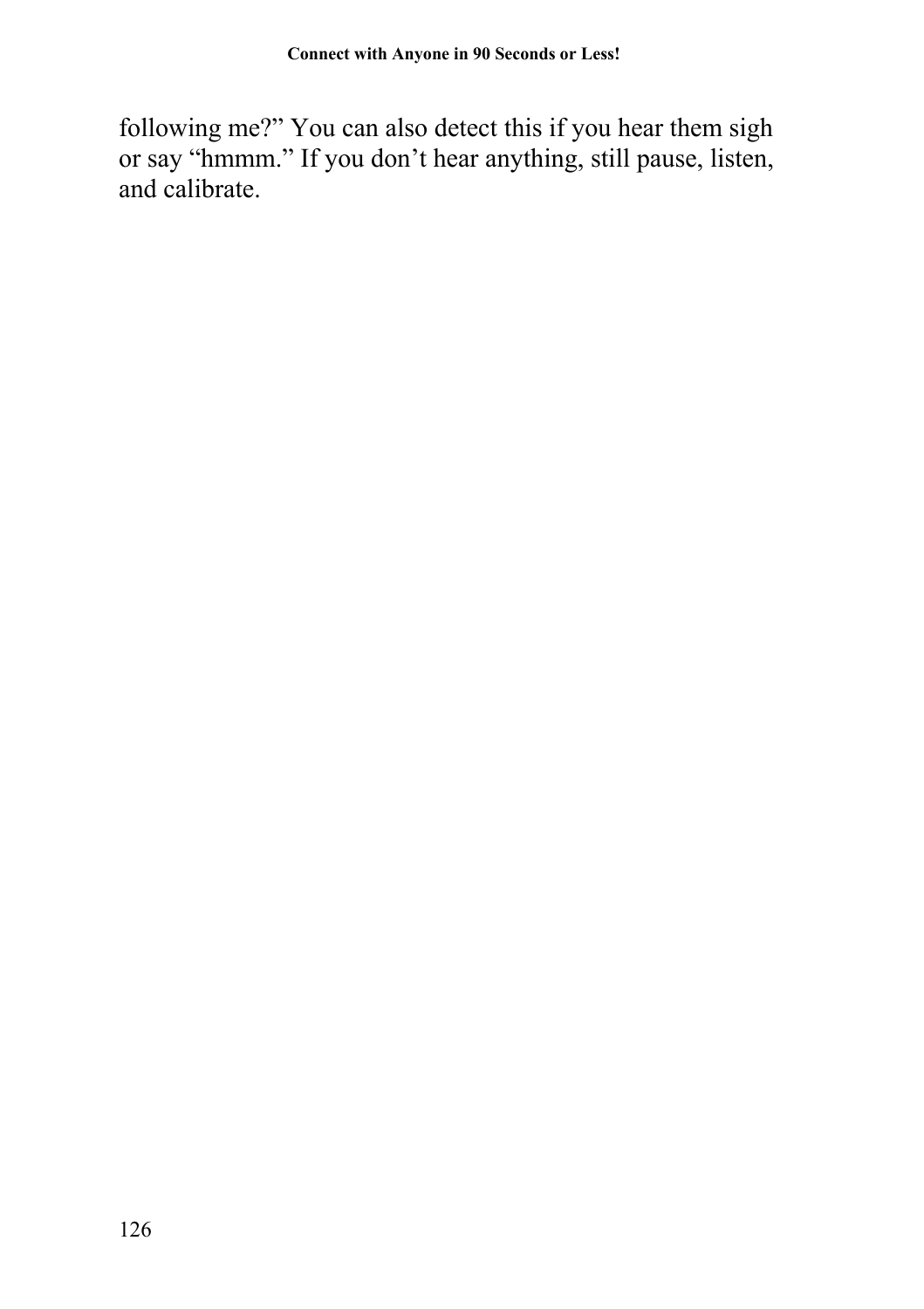following me?” You can also detect this if you hear them sigh or say “hmmm.” If you don’t hear anything, still pause, listen, and calibrate.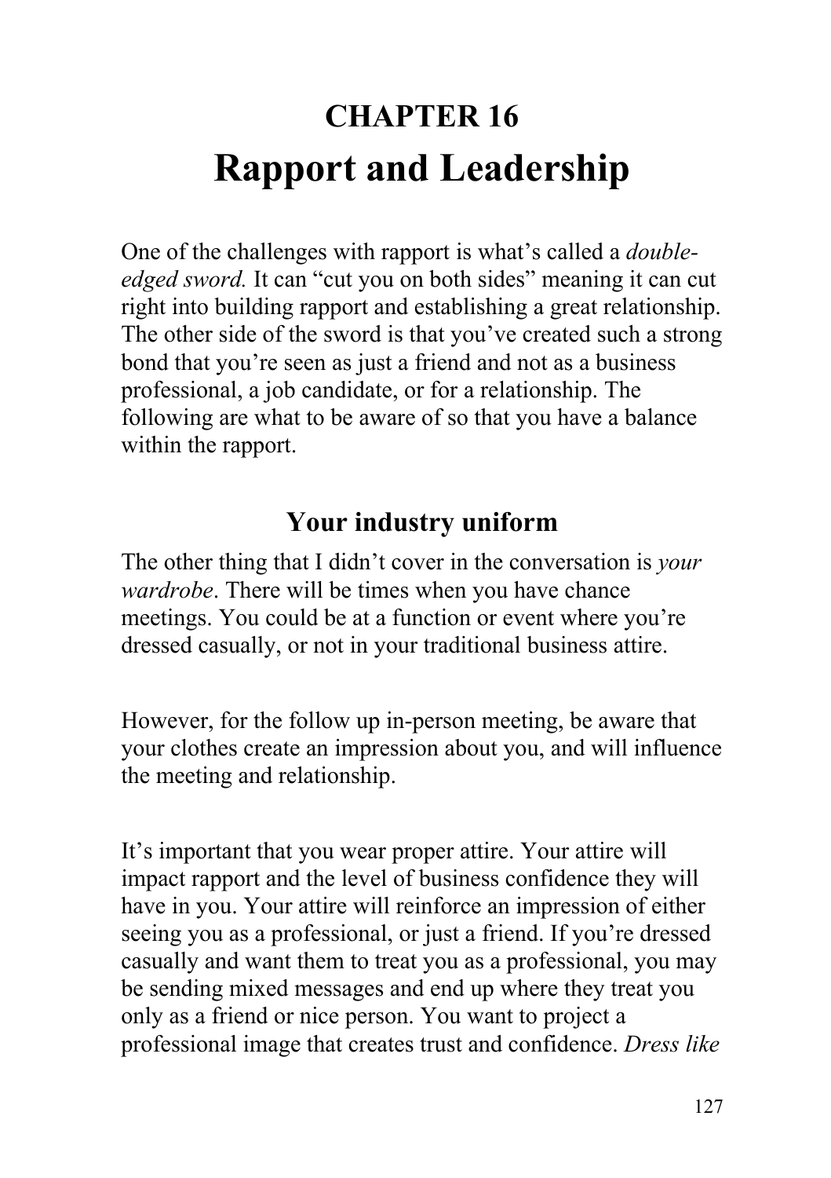# CHAPTER 16
# Rapport and Leadership

One of the challenges with rapport is what's called a *double-edged sword.* It can "cut you on both sides" meaning it can cut right into building rapport and establishing a great relationship. The other side of the sword is that you've created such a strong bond that you're seen as just a friend and not as a business professional, a job candidate, or for a relationship. The following are what to be aware of so that you have a balance within the rapport.

## Your industry uniform

The other thing that I didn't cover in the conversation is *your wardrobe*. There will be times when you have chance meetings. You could be at a function or event where you're dressed casually, or not in your traditional business attire.

However, for the follow up in-person meeting, be aware that your clothes create an impression about you, and will influence the meeting and relationship.

It's important that you wear proper attire. Your attire will impact rapport and the level of business confidence they will have in you. Your attire will reinforce an impression of either seeing you as a professional, or just a friend. If you're dressed casually and want them to treat you as a professional, you may be sending mixed messages and end up where they treat you only as a friend or nice person. You want to project a professional image that creates trust and confidence. *Dress like*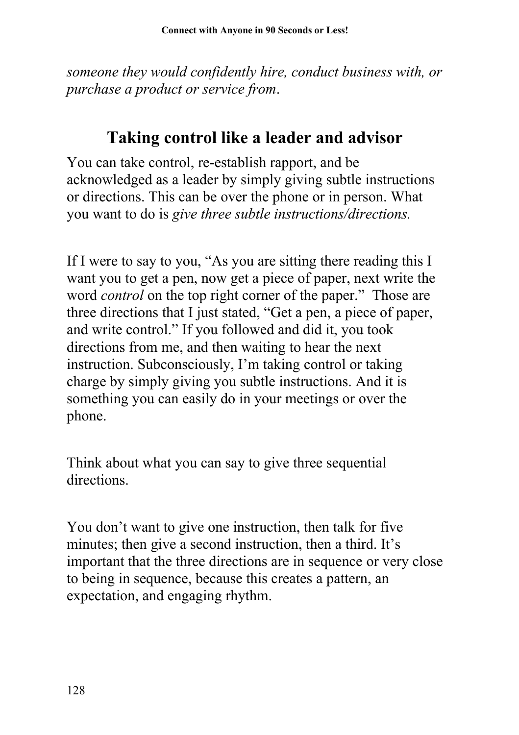*someone they would confidently hire, conduct business with, or purchase a product or service from*.

## Taking control like a leader and advisor

You can take control, re-establish rapport, and be acknowledged as a leader by simply giving subtle instructions or directions. This can be over the phone or in person. What you want to do is *give three subtle instructions/directions.*

If I were to say to you, "As you are sitting there reading this I want you to get a pen, now get a piece of paper, next write the word *control* on the top right corner of the paper." Those are three directions that I just stated, "Get a pen, a piece of paper, and write control." If you followed and did it, you took directions from me, and then waiting to hear the next instruction. Subconsciously, I'm taking control or taking charge by simply giving you subtle instructions. And it is something you can easily do in your meetings or over the phone.

Think about what you can say to give three sequential directions.

You don't want to give one instruction, then talk for five minutes; then give a second instruction, then a third. It's important that the three directions are in sequence or very close to being in sequence, because this creates a pattern, an expectation, and engaging rhythm.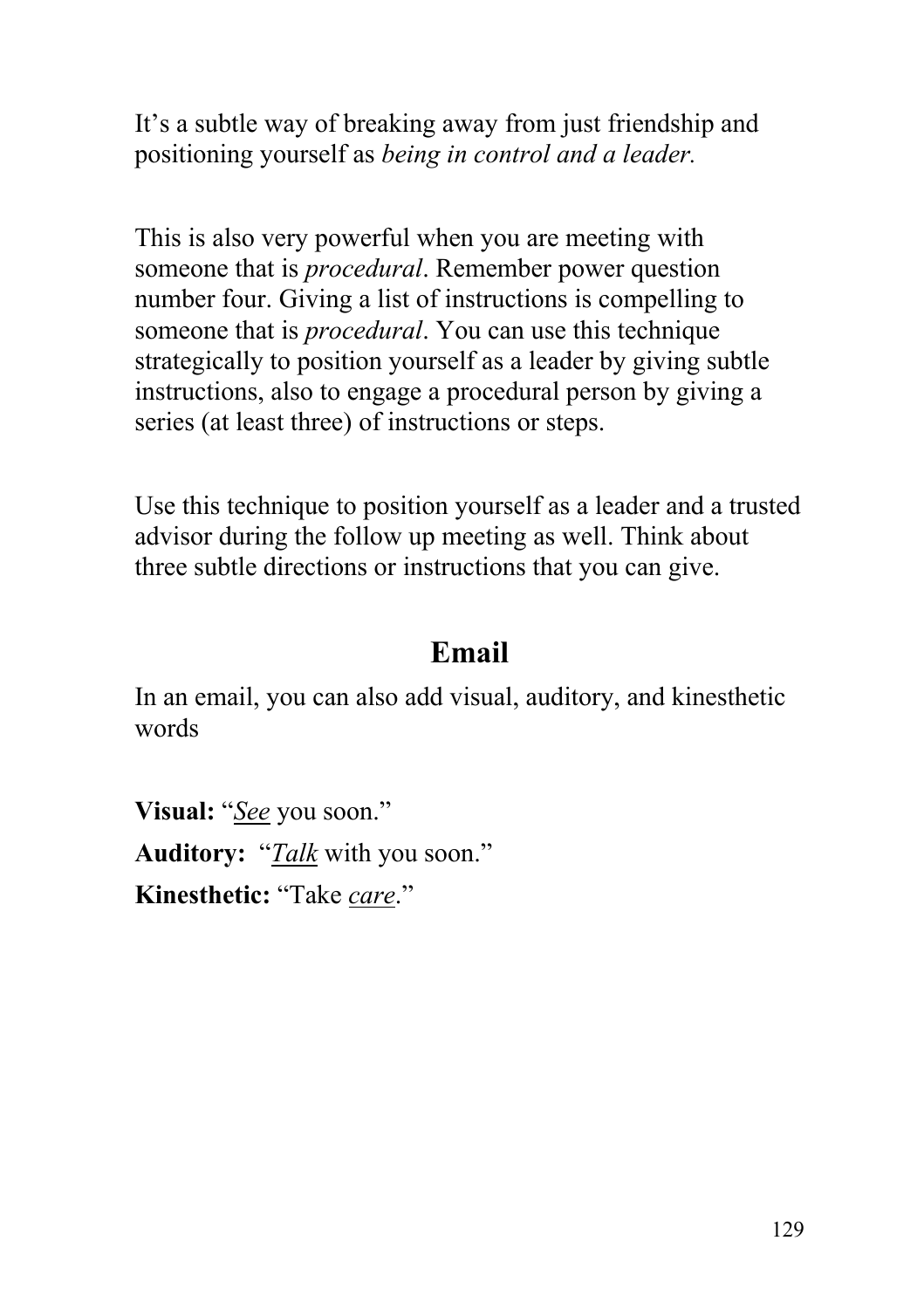It’s a subtle way of breaking away from just friendship and positioning yourself as *being in control and a leader.*

This is also very powerful when you are meeting with someone that is *procedural*. Remember power question number four. Giving a list of instructions is compelling to someone that is *procedural*. You can use this technique strategically to position yourself as a leader by giving subtle instructions, also to engage a procedural person by giving a series (at least three) of instructions or steps.

Use this technique to position yourself as a leader and a trusted advisor during the follow up meeting as well. Think about three subtle directions or instructions that you can give.

## Email

In an email, you can also add visual, auditory, and kinesthetic words

**Visual:** “*<u>See</u>* you soon.”

**Auditory:** “*<u>Talk</u>* with you soon.”

**Kinesthetic:** “Take *<u>care</u>*.”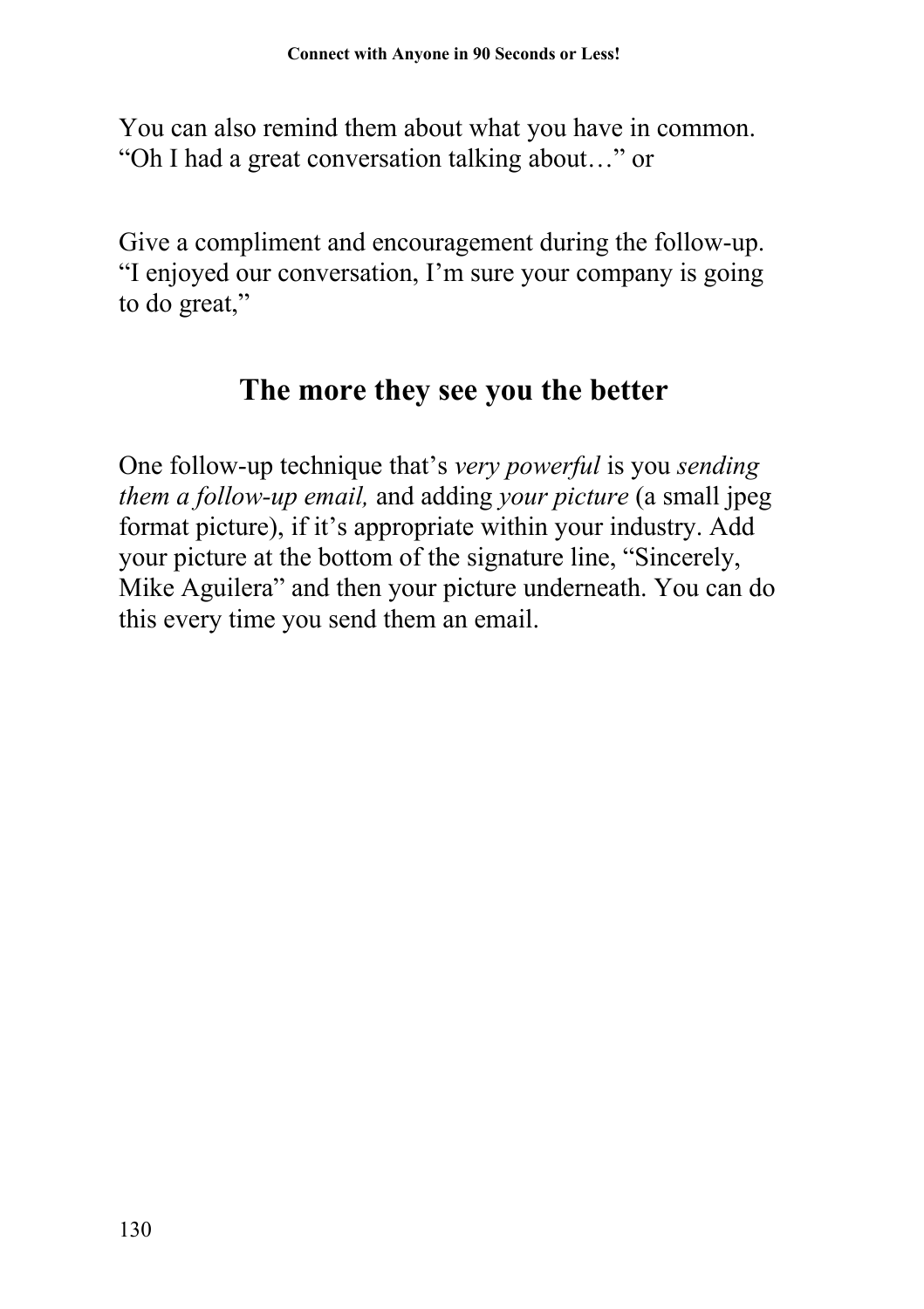You can also remind them about what you have in common. "Oh I had a great conversation talking about…" or

Give a compliment and encouragement during the follow-up. "I enjoyed our conversation, I'm sure your company is going to do great,"

## The more they see you the better

One follow-up technique that's *very powerful* is you *sending them a follow-up email,* and adding *your picture* (a small jpeg format picture), if it's appropriate within your industry. Add your picture at the bottom of the signature line, "Sincerely, Mike Aguilera" and then your picture underneath. You can do this every time you send them an email.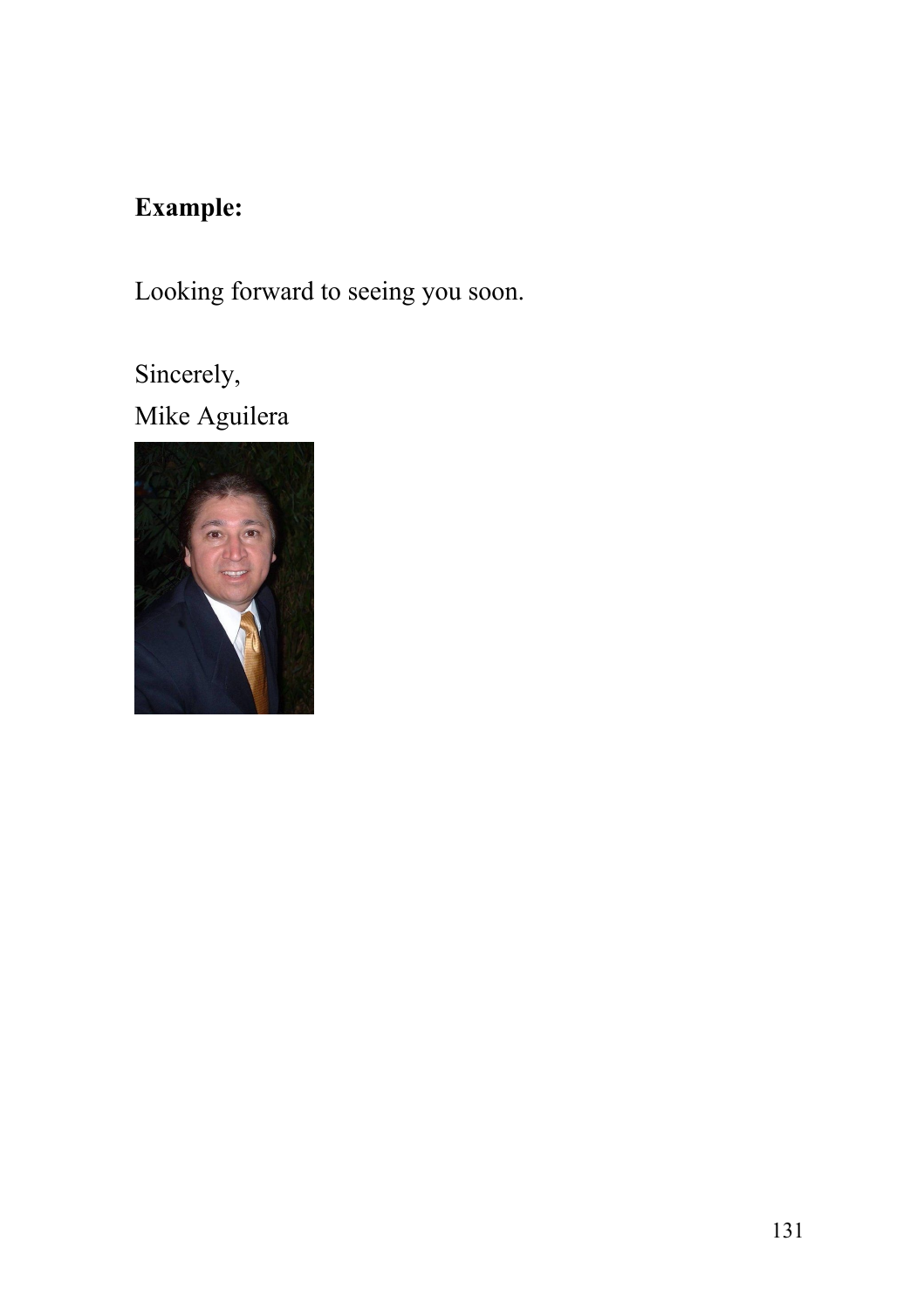**Example:**

Looking forward to seeing you soon.

Sincerely,
Mike Aguilera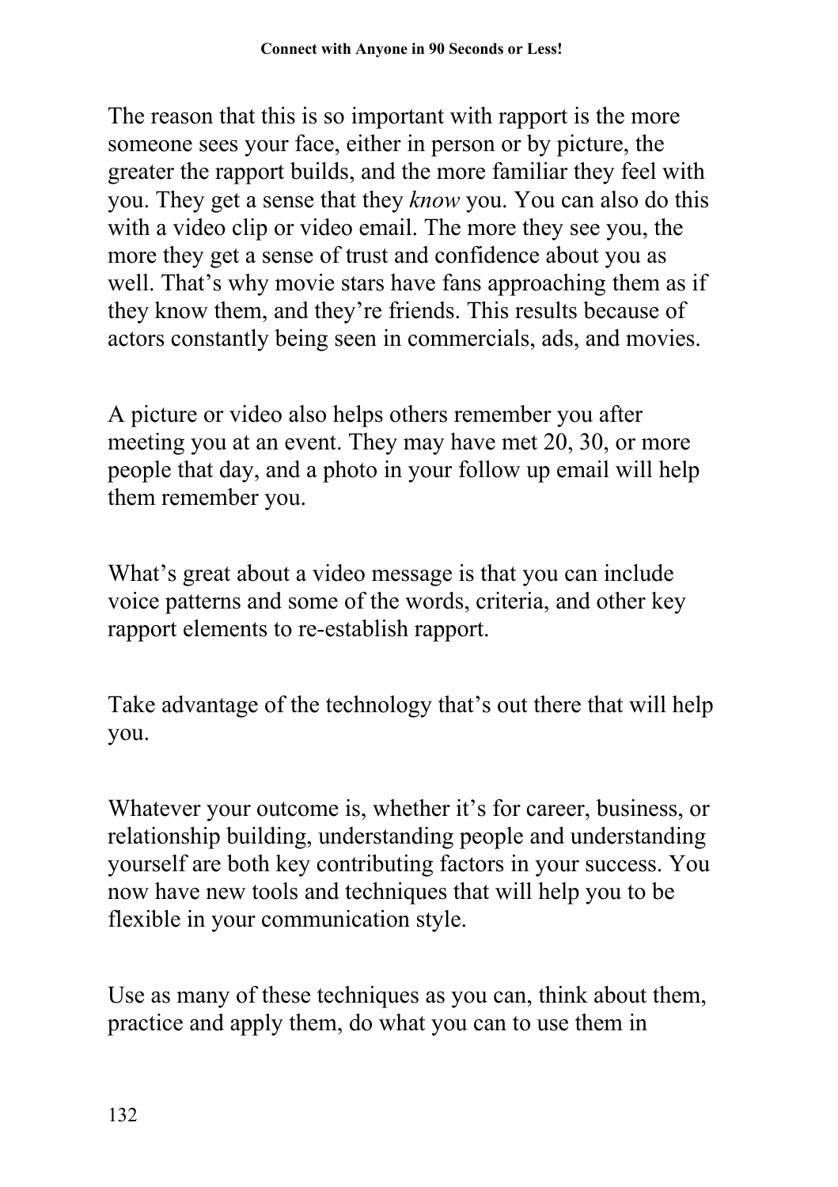The reason that this is so important with rapport is the more someone sees your face, either in person or by picture, the greater the rapport builds, and the more familiar they feel with you. They get a sense that they *know* you. You can also do this with a video clip or video email. The more they see you, the more they get a sense of trust and confidence about you as well. That's why movie stars have fans approaching them as if they know them, and they're friends. This results because of actors constantly being seen in commercials, ads, and movies.

A picture or video also helps others remember you after meeting you at an event. They may have met 20, 30, or more people that day, and a photo in your follow up email will help them remember you.

What's great about a video message is that you can include voice patterns and some of the words, criteria, and other key rapport elements to re-establish rapport.

Take advantage of the technology that's out there that will help you.

Whatever your outcome is, whether it's for career, business, or relationship building, understanding people and understanding yourself are both key contributing factors in your success. You now have new tools and techniques that will help you to be flexible in your communication style.

Use as many of these techniques as you can, think about them, practice and apply them, do what you can to use them in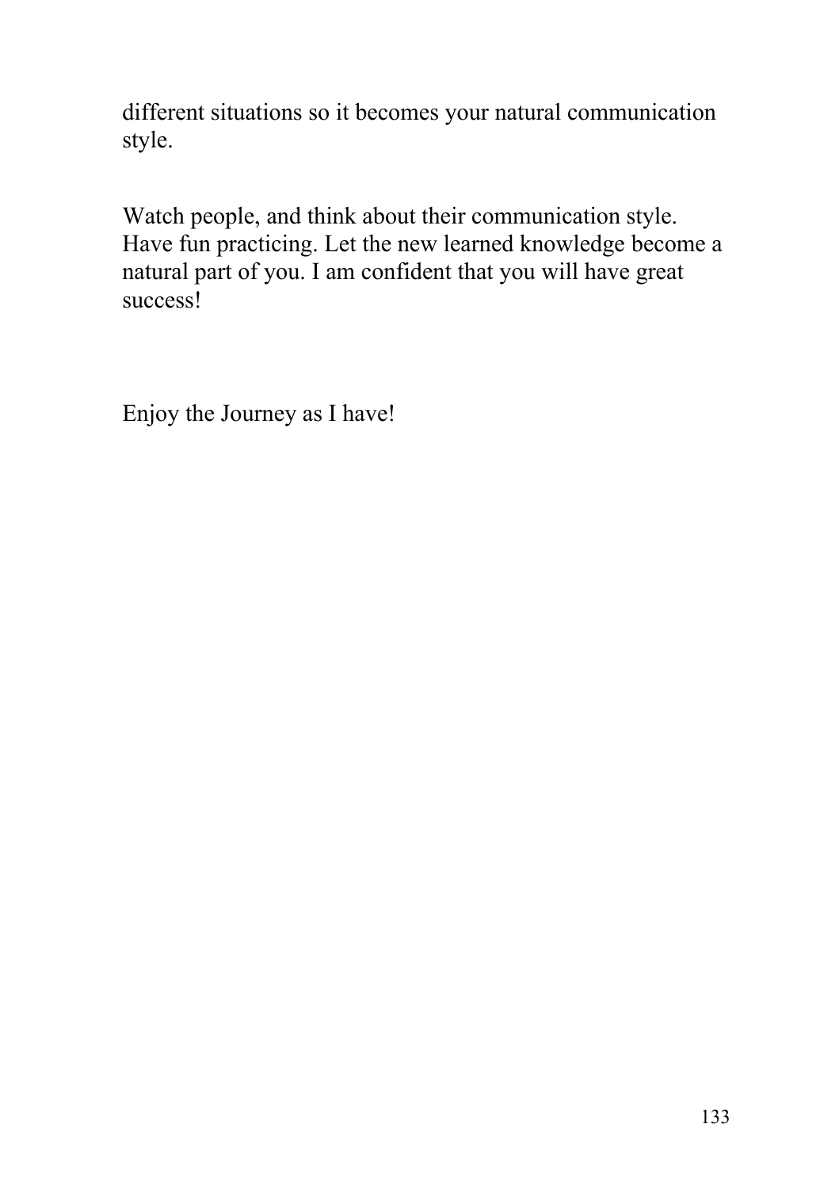different situations so it becomes your natural communication style.

Watch people, and think about their communication style. Have fun practicing. Let the new learned knowledge become a natural part of you. I am confident that you will have great success!

Enjoy the Journey as I have!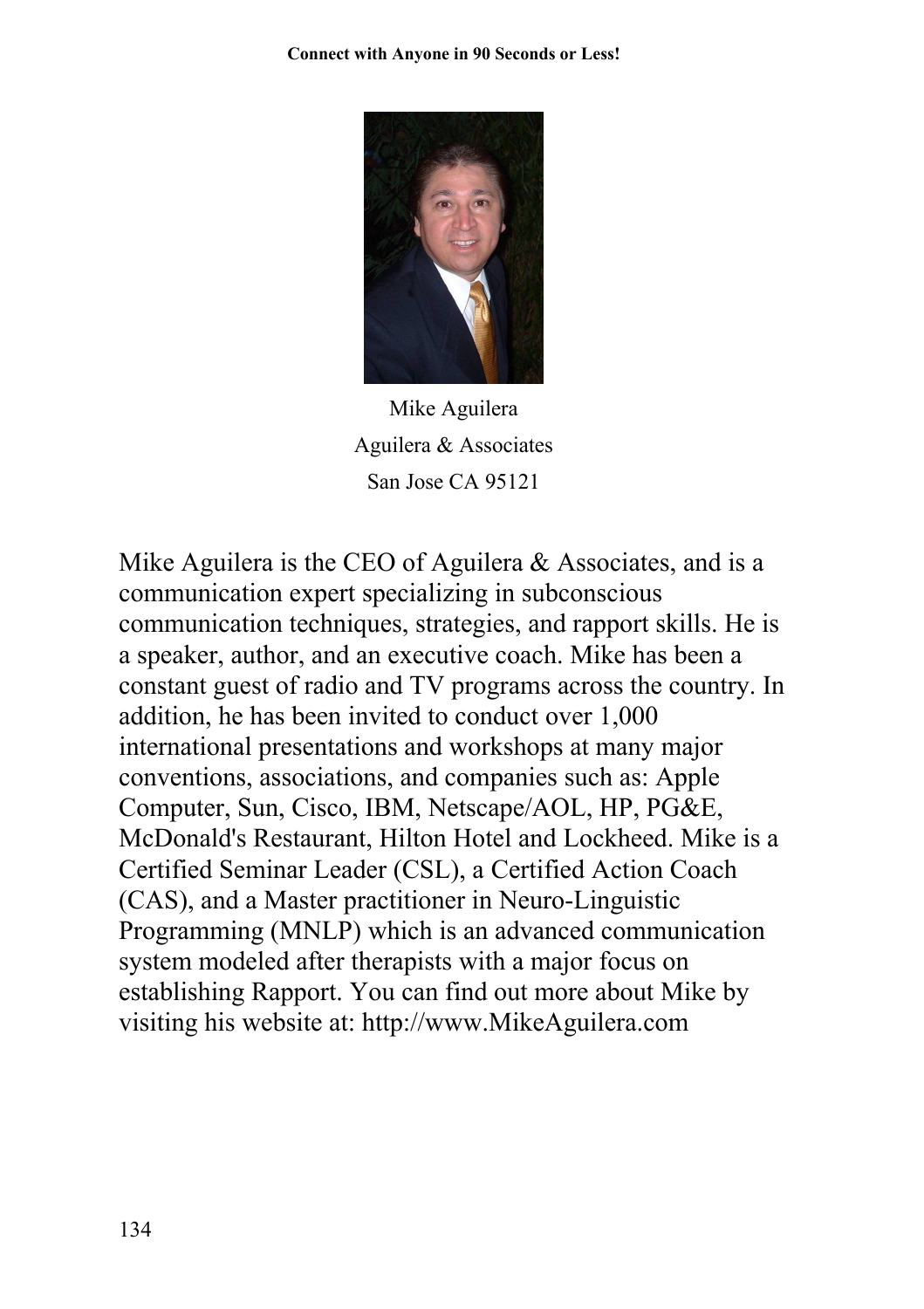Mike Aguilera
Aguilera & Associates
San Jose CA 95121

Mike Aguilera is the CEO of Aguilera & Associates, and is a communication expert specializing in subconscious communication techniques, strategies, and rapport skills. He is a speaker, author, and an executive coach. Mike has been a constant guest of radio and TV programs across the country. In addition, he has been invited to conduct over 1,000 international presentations and workshops at many major conventions, associations, and companies such as: Apple Computer, Sun, Cisco, IBM, Netscape/AOL, HP, PG&E, McDonald's Restaurant, Hilton Hotel and Lockheed. Mike is a Certified Seminar Leader (CSL), a Certified Action Coach (CAS), and a Master practitioner in Neuro-Linguistic Programming (MNLP) which is an advanced communication system modeled after therapists with a major focus on establishing Rapport. You can find out more about Mike by visiting his website at: http://www.MikeAguilera.com